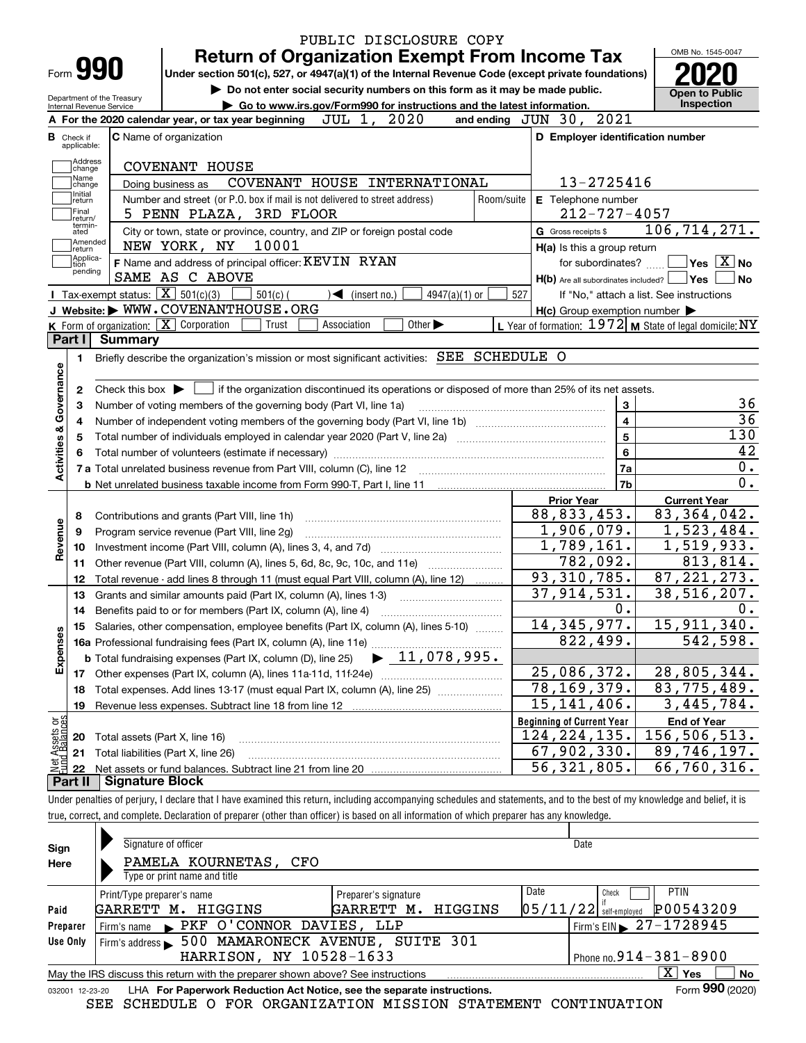PUBLIC DISCLOSURE COPY

# Form 990 — Return of Organization Exempt From Income Tax

Under section 501(c), 527, or 4947(a)(1) of the Internal Revenue Code (except private foundations)

▶ Do not enter social security numbers on this form as it may be made public.

▶ Go to www.irs.gov/Form990 for instructions and the latest information.

Department of the Treasury
Internal Revenue Service

OMB No. 1545-0047

**2020**

Open to Public Inspection

**A** For the 2020 calendar year, or tax year beginning JUL 1, 2020 and ending JUN 30, 2021

**B** Check if applicable: Address change, Name change, Initial return, Final return/terminated, Amended return, Application pending

**C** Name of organization: COVENANT HOUSE

Doing business as: COVENANT HOUSE INTERNATIONAL

Number and street (or P.O. box if mail is not delivered to street address): 5 PENN PLAZA, 3RD FLOOR — Room/suite

City or town, state or province, country, and ZIP or foreign postal code: NEW YORK, NY 10001

**D** Employer identification number: 13-2725416

**E** Telephone number: 212-727-4057

**G** Gross receipts $ 106,714,271.

**F** Name and address of principal officer: KEVIN RYAN
SAME AS C ABOVE

**H(a)** Is this a group return for subordinates? ☐ Yes ☒ No

**H(b)** Are all subordinates included? ☐ Yes ☐ No
If "No," attach a list. See instructions

**H(c)** Group exemption number ▶

**I** Tax-exempt status: ☒ 501(c)(3) ☐ 501(c) ( ) ◀ (insert no.) ☐ 4947(a)(1) or ☐ 527

**J** Website: ▶ WWW.COVENANTHOUSE.ORG

**K** Form of organization: ☒ Corporation ☐ Trust ☐ Association ☐ Other ▶

**L** Year of formation: 1972 **M** State of legal domicile: NY

## Part I Summary

**Activities & Governance**

1 Briefly describe the organization's mission or most significant activities: SEE SCHEDULE O

2 Check this box ▶ ☐ if the organization discontinued its operations or disposed of more than 25% of its net assets.

| Line | Description | No. | Value |
|---|---|---|---|
| 3 | Number of voting members of the governing body (Part VI, line 1a) | 3 | 36 |
| 4 | Number of independent voting members of the governing body (Part VI, line 1b) | 4 | 36 |
| 5 | Total number of individuals employed in calendar year 2020 (Part V, line 2a) | 5 | 130 |
| 6 | Total number of volunteers (estimate if necessary) | 6 | 42 |
| 7a | Total unrelated business revenue from Part VIII, column (C), line 12 | 7a | 0. |
| 7b | Net unrelated business taxable income from Form 990-T, Part I, line 11 | 7b | 0. |

| Line | Description | Prior Year | Current Year |
|---|---|---|---|
| **Revenue** | | | |
| 8 | Contributions and grants (Part VIII, line 1h) | 88,833,453. | 83,364,042. |
| 9 | Program service revenue (Part VIII, line 2g) | 1,906,079. | 1,523,484. |
| 10 | Investment income (Part VIII, column (A), lines 3, 4, and 7d) | 1,789,161. | 1,519,933. |
| 11 | Other revenue (Part VIII, column (A), lines 5, 6d, 8c, 9c, 10c, and 11e) | 782,092. | 813,814. |
| 12 | Total revenue - add lines 8 through 11 (must equal Part VIII, column (A), line 12) | 93,310,785. | 87,221,273. |
| **Expenses** | | | |
| 13 | Grants and similar amounts paid (Part IX, column (A), lines 1-3) | 37,914,531. | 38,516,207. |
| 14 | Benefits paid to or for members (Part IX, column (A), line 4) | 0. | 0. |
| 15 | Salaries, other compensation, employee benefits (Part IX, column (A), lines 5-10) | 14,345,977. | 15,911,340. |
| 16a | Professional fundraising fees (Part IX, column (A), line 11e) | 822,499. | 542,598. |
| b | Total fundraising expenses (Part IX, column (D), line 25) ▶ 11,078,995. | | |
| 17 | Other expenses (Part IX, column (A), lines 11a-11d, 11f-24e) | 25,086,372. | 28,805,344. |
| 18 | Total expenses. Add lines 13-17 (must equal Part IX, column (A), line 25) | 78,169,379. | 83,775,489. |
| 19 | Revenue less expenses. Subtract line 18 from line 12 | 15,141,406. | 3,445,784. |

| Line | Net Assets or Fund Balances | Beginning of Current Year | End of Year |
|---|---|---|---|
| 20 | Total assets (Part X, line 16) | 124,224,135. | 156,506,513. |
| 21 | Total liabilities (Part X, line 26) | 67,902,330. | 89,746,197. |
| 22 | Net assets or fund balances. Subtract line 21 from line 20 | 56,321,805. | 66,760,316. |

## Part II Signature Block

Under penalties of perjury, I declare that I have examined this return, including accompanying schedules and statements, and to the best of my knowledge and belief, it is true, correct, and complete. Declaration of preparer (other than officer) is based on all information of which preparer has any knowledge.

**Sign Here**

Signature of officer — Date

PAMELA KOURNETAS, CFO
Type or print name and title

**Paid Preparer Use Only**

| Print/Type preparer's name | Preparer's signature | Date | Check ☐ if self-employed | PTIN |
|---|---|---|---|---|
| GARRETT M. HIGGINS | GARRETT M. HIGGINS | 05/11/22 | | P00543209 |

Firm's name ▶ PKF O'CONNOR DAVIES, LLP — Firm's EIN ▶ 27-1728945

Firm's address ▶ 500 MAMARONECK AVENUE, SUITE 301, HARRISON, NY 10528-1633 — Phone no. 914-381-8900

May the IRS discuss this return with the preparer shown above? See instructions ☒ Yes ☐ No

032001 12-23-20 LHA For Paperwork Reduction Act Notice, see the separate instructions. Form **990** (2020)

SEE SCHEDULE O FOR ORGANIZATION MISSION STATEMENT CONTINUATION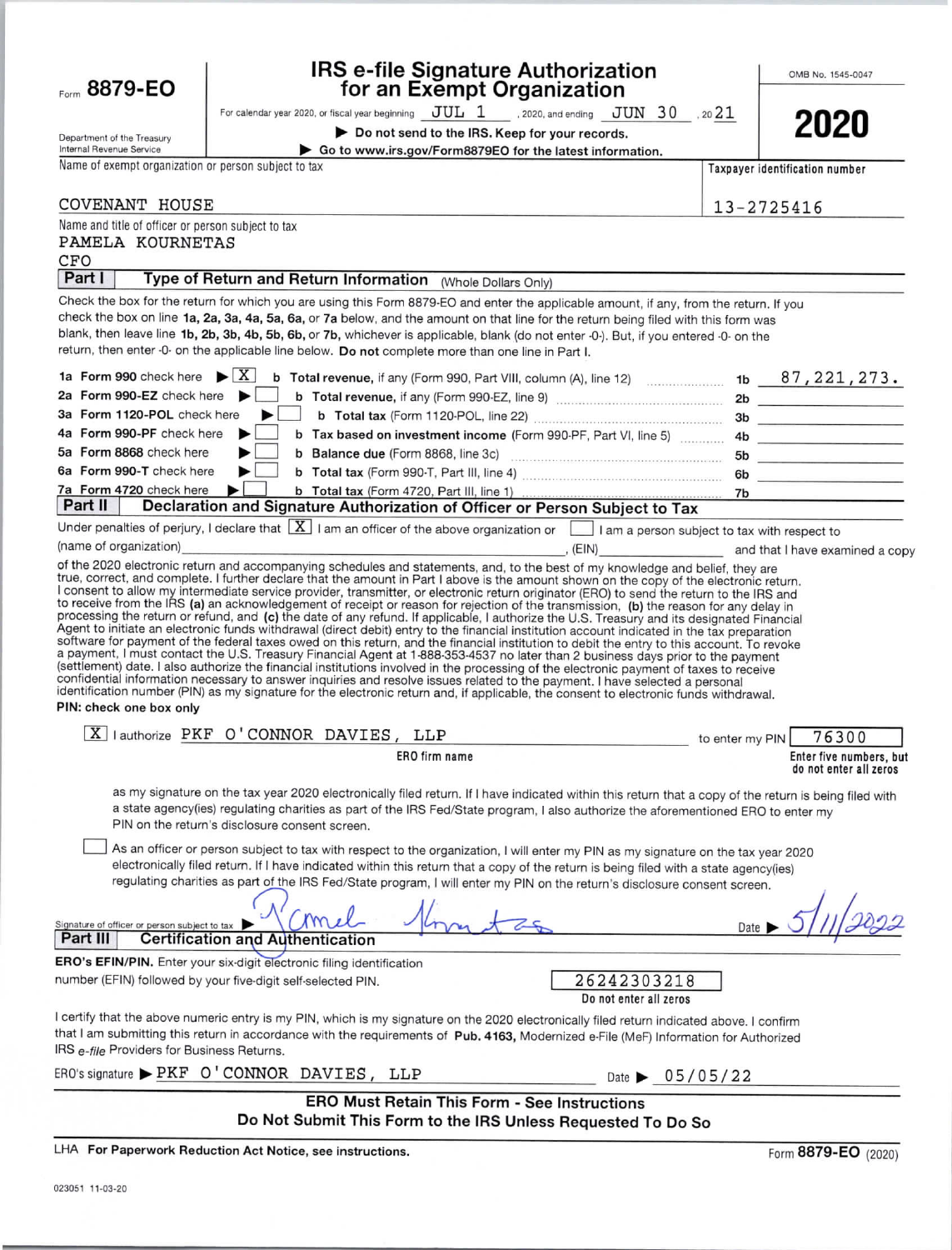Form **8879-EO**

Department of the Treasury
Internal Revenue Service

# IRS e-file Signature Authorization for an Exempt Organization

For calendar year 2020, or fiscal year beginning JUL 1, 2020, and ending JUN 30, 20 21

▶ **Do not send to the IRS. Keep for your records.**

▶ **Go to www.irs.gov/Form8879EO for the latest information.**

OMB No. 1545-0047

**2020**

Name of exempt organization or person subject to tax: COVENANT HOUSE

Taxpayer identification number: 13-2725416

Name and title of officer or person subject to tax:
PAMELA KOURNETAS
CFO

## Part I — Type of Return and Return Information (Whole Dollars Only)

Check the box for the return for which you are using this Form 8879-EO and enter the applicable amount, if any, from the return. If you check the box on line **1a, 2a, 3a, 4a, 5a, 6a,** or **7a** below, and the amount on that line for the return being filed with this form was blank, then leave line **1b, 2b, 3b, 4b, 5b, 6b,** or **7b,** whichever is applicable, blank (do not enter -0-). But, if you entered -0- on the return, then enter -0- on the applicable line below. **Do not** complete more than one line in Part I.

| | | | | |
|---|---|---|---|---|
| **1a Form 990** check here ▶ [X] | **b Total revenue,** if any (Form 990, Part VIII, column (A), line 12) | | 1b | 87,221,273. |
| **2a Form 990-EZ** check here ▶ [ ] | **b Total revenue,** if any (Form 990-EZ, line 9) | | 2b | |
| **3a Form 1120-POL** check here ▶ [ ] | **b Total tax** (Form 1120-POL, line 22) | | 3b | |
| **4a Form 990-PF** check here ▶ [ ] | **b Tax based on investment income** (Form 990-PF, Part VI, line 5) | | 4b | |
| **5a Form 8868** check here ▶ [ ] | **b Balance due** (Form 8868, line 3c) | | 5b | |
| **6a Form 990-T** check here ▶ [ ] | **b Total tax** (Form 990-T, Part III, line 4) | | 6b | |
| **7a Form 4720** check here ▶ [ ] | **b Total tax** (Form 4720, Part III, line 1) | | 7b | |

## Part II — Declaration and Signature Authorization of Officer or Person Subject to Tax

Under penalties of perjury, I declare that [X] I am an officer of the above organization or [ ] I am a person subject to tax with respect to (name of organization) ______________________, (EIN) __________ and that I have examined a copy of the 2020 electronic return and accompanying schedules and statements, and, to the best of my knowledge and belief, they are true, correct, and complete. I further declare that the amount in Part I above is the amount shown on the copy of the electronic return. I consent to allow my intermediate service provider, transmitter, or electronic return originator (ERO) to send the return to the IRS and to receive from the IRS **(a)** an acknowledgement of receipt or reason for rejection of the transmission, **(b)** the reason for any delay in processing the return or refund, and **(c)** the date of any refund. If applicable, I authorize the U.S. Treasury and its designated Financial Agent to initiate an electronic funds withdrawal (direct debit) entry to the financial institution account indicated in the tax preparation software for payment of the federal taxes owed on this return, and the financial institution to debit the entry to this account. To revoke a payment, I must contact the U.S. Treasury Financial Agent at 1-888-353-4537 no later than 2 business days prior to the payment (settlement) date. I also authorize the financial institutions involved in the processing of the electronic payment of taxes to receive confidential information necessary to answer inquiries and resolve issues related to the payment. I have selected a personal identification number (PIN) as my signature for the electronic return and, if applicable, the consent to electronic funds withdrawal.

**PIN: check one box only**

[X] I authorize PKF O'CONNOR DAVIES, LLP (ERO firm name) to enter my PIN 76300 (Enter five numbers, but do not enter all zeros)

as my signature on the tax year 2020 electronically filed return. If I have indicated within this return that a copy of the return is being filed with a state agency(ies) regulating charities as part of the IRS Fed/State program, I also authorize the aforementioned ERO to enter my PIN on the return's disclosure consent screen.

[ ] As an officer or person subject to tax with respect to the organization, I will enter my PIN as my signature on the tax year 2020 electronically filed return. If I have indicated within this return that a copy of the return is being filed with a state agency(ies) regulating charities as part of the IRS Fed/State program, I will enter my PIN on the return's disclosure consent screen.

Signature of officer or person subject to tax ▶ Pamela Kournetas    Date ▶ 5/11/2022

## Part III — Certification and Authentication

**ERO's EFIN/PIN.** Enter your six-digit electronic filing identification number (EFIN) followed by your five-digit self-selected PIN. 26242303218 (Do not enter all zeros)

I certify that the above numeric entry is my PIN, which is my signature on the 2020 electronically filed return indicated above. I confirm that I am submitting this return in accordance with the requirements of **Pub. 4163,** Modernized e-File (MeF) Information for Authorized IRS *e-file* Providers for Business Returns.

ERO's signature ▶ PKF O'CONNOR DAVIES, LLP    Date ▶ 05/05/22

**ERO Must Retain This Form - See Instructions**
**Do Not Submit This Form to the IRS Unless Requested To Do So**

LHA **For Paperwork Reduction Act Notice, see instructions.**    Form **8879-EO** (2020)

023051 11-03-20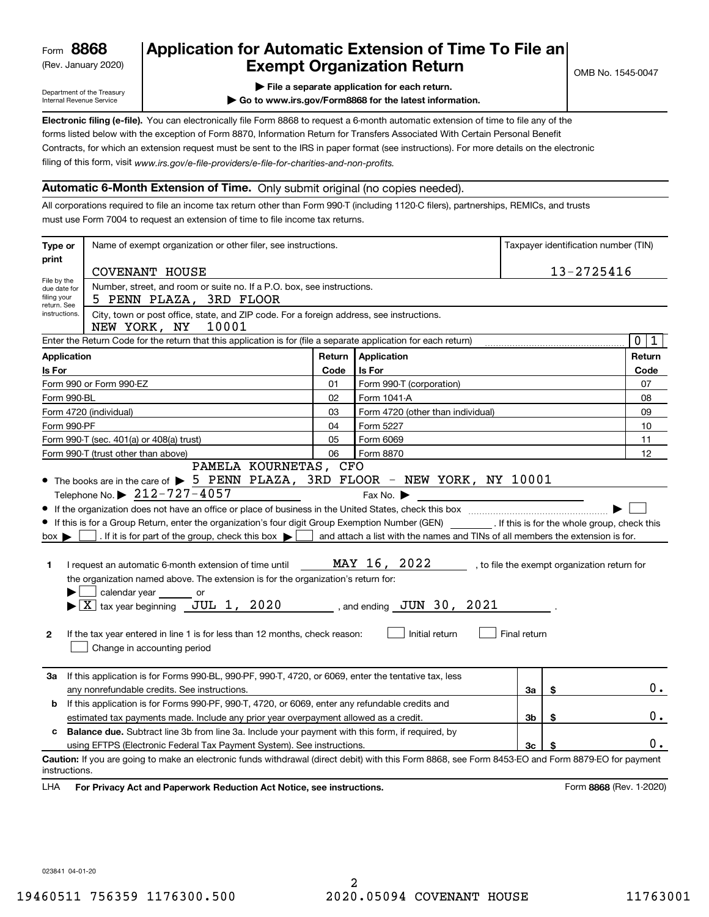Form **8868**
(Rev. January 2020)

Department of the Treasury
Internal Revenue Service

# Application for Automatic Extension of Time To File an Exempt Organization Return

▶ File a separate application for each return.
▶ Go to www.irs.gov/Form8868 for the latest information.

OMB No. 1545-0047

**Electronic filing (e-file).** You can electronically file Form 8868 to request a 6-month automatic extension of time to file any of the forms listed below with the exception of Form 8870, Information Return for Transfers Associated With Certain Personal Benefit Contracts, for which an extension request must be sent to the IRS in paper format (see instructions). For more details on the electronic filing of this form, visit *www.irs.gov/e-file-providers/e-file-for-charities-and-non-profits.*

## Automatic 6-Month Extension of Time. Only submit original (no copies needed).

All corporations required to file an income tax return other than Form 990-T (including 1120-C filers), partnerships, REMICs, and trusts must use Form 7004 to request an extension of time to file income tax returns.

| Type or print | Name of exempt organization or other filer, see instructions. | Taxpayer identification number (TIN) |
|---|---|---|
| File by the due date for filing your return. See instructions. | COVENANT HOUSE | 13-2725416 |
| | Number, street, and room or suite no. If a P.O. box, see instructions. 5 PENN PLAZA, 3RD FLOOR | |
| | City, town or post office, state, and ZIP code. For a foreign address, see instructions. NEW YORK, NY 10001 | |

Enter the Return Code for the return that this application is for (file a separate application for each return) .......... 0 1

| Application Is For | Return Code | Application Is For | Return Code |
|---|---|---|---|
| Form 990 or Form 990-EZ | 01 | Form 990-T (corporation) | 07 |
| Form 990-BL | 02 | Form 1041-A | 08 |
| Form 4720 (individual) | 03 | Form 4720 (other than individual) | 09 |
| Form 990-PF | 04 | Form 5227 | 10 |
| Form 990-T (sec. 401(a) or 408(a) trust) | 05 | Form 6069 | 11 |
| Form 990-T (trust other than above) | 06 | Form 8870 | 12 |

- The books are in the care of ▶ PAMELA KOURNETAS, CFO 5 PENN PLAZA, 3RD FLOOR - NEW YORK, NY 10001
  Telephone No. ▶ 212-727-4057 Fax No. ▶
- If the organization does not have an office or place of business in the United States, check this box .......... ▶ ☐
- If this is for a Group Return, enter the organization's four digit Group Exemption Number (GEN) ________ . If this is for the whole group, check this box ▶ ☐ . If it is for part of the group, check this box ▶ ☐ and attach a list with the names and TINs of all members the extension is for.

**1** I request an automatic 6-month extension of time until MAY 16, 2022 , to file the exempt organization return for the organization named above. The extension is for the organization's return for:
▶ ☐ calendar year ______ or
▶ ☒ tax year beginning JUL 1, 2020 , and ending JUN 30, 2021 .

**2** If the tax year entered in line 1 is for less than 12 months, check reason: ☐ Initial return ☐ Final return
☐ Change in accounting period

| | | | |
|---|---|---|---|
| **3a** | If this application is for Forms 990-BL, 990-PF, 990-T, 4720, or 6069, enter the tentative tax, less any nonrefundable credits. See instructions. | 3a | $ 0. |
| **b** | If this application is for Forms 990-PF, 990-T, 4720, or 6069, enter any refundable credits and estimated tax payments made. Include any prior year overpayment allowed as a credit. | 3b | $ 0. |
| **c** | **Balance due.** Subtract line 3b from line 3a. Include your payment with this form, if required, by using EFTPS (Electronic Federal Tax Payment System). See instructions. | 3c | $ 0. |

**Caution:** If you are going to make an electronic funds withdrawal (direct debit) with this Form 8868, see Form 8453-EO and Form 8879-EO for payment instructions.

LHA **For Privacy Act and Paperwork Reduction Act Notice, see instructions.** Form **8868** (Rev. 1-2020)

023841 04-01-20

19460511 756359 1176300.500 2020.05094 COVENANT HOUSE 11763001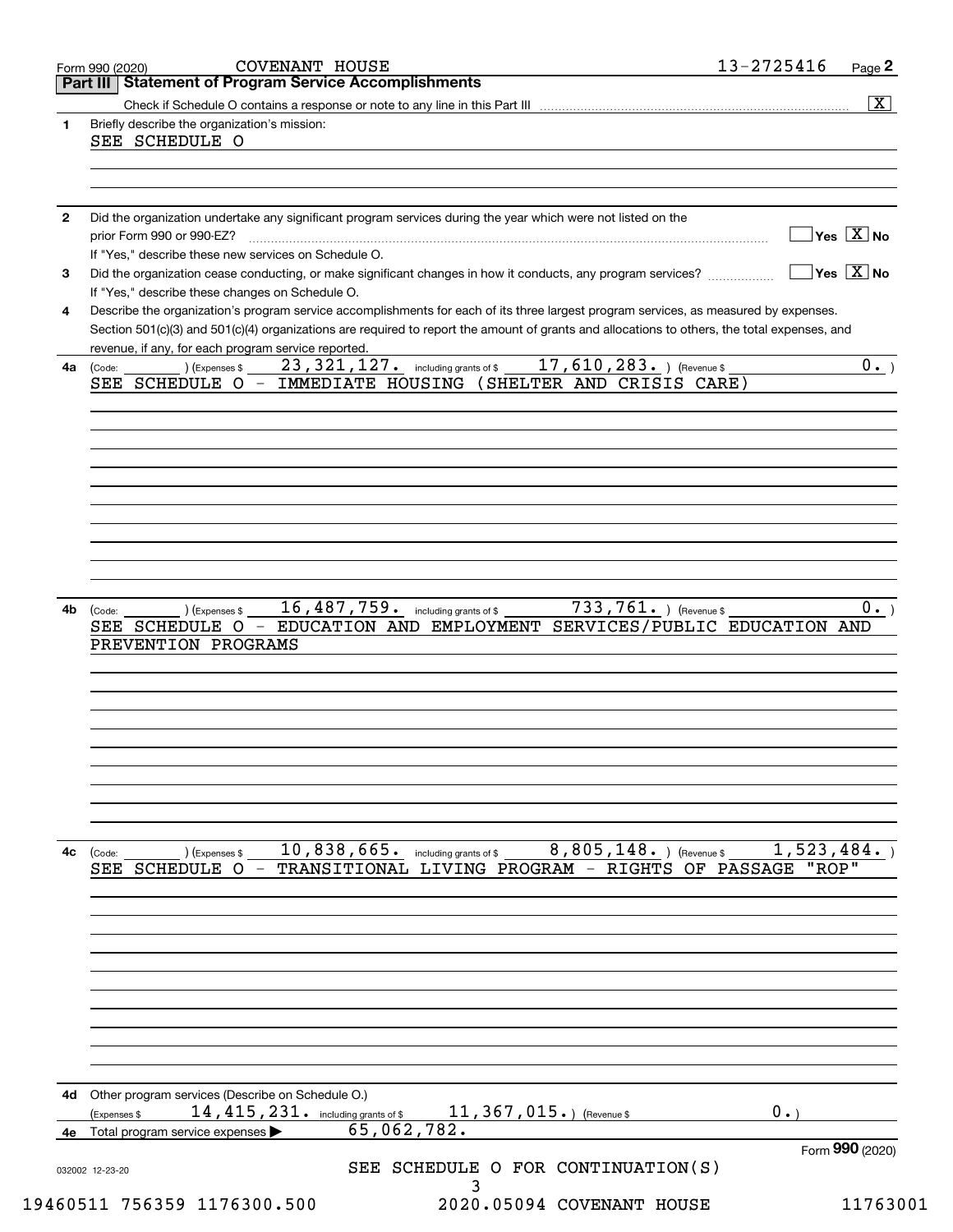Form 990 (2020) COVENANT HOUSE 13-2725416

## Part III Statement of Program Service Accomplishments

Check if Schedule O contains a response or note to any line in this Part III [X]

**1** Briefly describe the organization's mission:

SEE SCHEDULE O

**2** Did the organization undertake any significant program services during the year which were not listed on the prior Form 990 or 990-EZ? [ ] Yes [X] No

If "Yes," describe these new services on Schedule O.

**3** Did the organization cease conducting, or make significant changes in how it conducts, any program services? [ ] Yes [X] No

If "Yes," describe these changes on Schedule O.

**4** Describe the organization's program service accomplishments for each of its three largest program services, as measured by expenses. Section 501(c)(3) and 501(c)(4) organizations are required to report the amount of grants and allocations to others, the total expenses, and revenue, if any, for each program service reported.

**4a** (Code: ) (Expenses $ 23,321,127. including grants of $ 17,610,283. ) (Revenue $ 0. )

SEE SCHEDULE O - IMMEDIATE HOUSING (SHELTER AND CRISIS CARE)

**4b** (Code: ) (Expenses $ 16,487,759. including grants of $ 733,761. ) (Revenue $ 0. )

SEE SCHEDULE O - EDUCATION AND EMPLOYMENT SERVICES/PUBLIC EDUCATION AND PREVENTION PROGRAMS

**4c** (Code: ) (Expenses $ 10,838,665. including grants of $ 8,805,148. ) (Revenue $ 1,523,484. )

SEE SCHEDULE O - TRANSITIONAL LIVING PROGRAM - RIGHTS OF PASSAGE "ROP"

**4d** Other program services (Describe on Schedule O.)

(Expenses $ 14,415,231. including grants of $ 11,367,015. ) (Revenue $ 0. )

**4e** Total program service expenses ▶ 65,062,782.

SEE SCHEDULE O FOR CONTINUATION(S)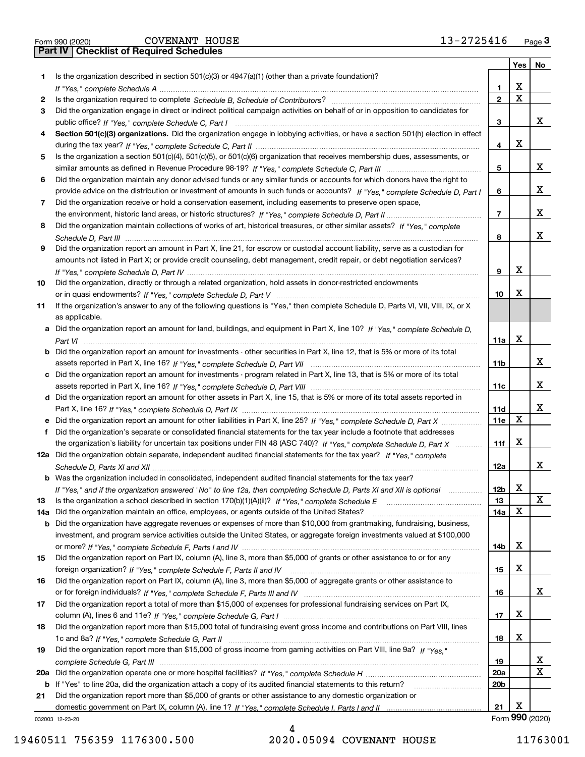Form 990 (2020) COVENANT HOUSE 13-2725416 Page 3

## Part IV | Checklist of Required Schedules

| | | | Yes | No |
|---|---|---|---|---|
| 1 | Is the organization described in section 501(c)(3) or 4947(a)(1) (other than a private foundation)? *If "Yes," complete Schedule A* | 1 | X | |
| 2 | Is the organization required to complete *Schedule B, Schedule of Contributors*? | 2 | X | |
| 3 | Did the organization engage in direct or indirect political campaign activities on behalf of or in opposition to candidates for public office? *If "Yes," complete Schedule C, Part I* | 3 | | X |
| 4 | **Section 501(c)(3) organizations.** Did the organization engage in lobbying activities, or have a section 501(h) election in effect during the tax year? *If "Yes," complete Schedule C, Part II* | 4 | X | |
| 5 | Is the organization a section 501(c)(4), 501(c)(5), or 501(c)(6) organization that receives membership dues, assessments, or similar amounts as defined in Revenue Procedure 98-19? *If "Yes," complete Schedule C, Part III* | 5 | | X |
| 6 | Did the organization maintain any donor advised funds or any similar funds or accounts for which donors have the right to provide advice on the distribution or investment of amounts in such funds or accounts? *If "Yes," complete Schedule D, Part I* | 6 | | X |
| 7 | Did the organization receive or hold a conservation easement, including easements to preserve open space, the environment, historic land areas, or historic structures? *If "Yes," complete Schedule D, Part II* | 7 | | X |
| 8 | Did the organization maintain collections of works of art, historical treasures, or other similar assets? *If "Yes," complete Schedule D, Part III* | 8 | | X |
| 9 | Did the organization report an amount in Part X, line 21, for escrow or custodial account liability, serve as a custodian for amounts not listed in Part X; or provide credit counseling, debt management, credit repair, or debt negotiation services? *If "Yes," complete Schedule D, Part IV* | 9 | X | |
| 10 | Did the organization, directly or through a related organization, hold assets in donor-restricted endowments or in quasi endowments? *If "Yes," complete Schedule D, Part V* | 10 | X | |
| 11 | If the organization's answer to any of the following questions is "Yes," then complete Schedule D, Parts VI, VII, VIII, IX, or X as applicable. | | | |
| a | Did the organization report an amount for land, buildings, and equipment in Part X, line 10? *If "Yes," complete Schedule D, Part VI* | 11a | X | |
| b | Did the organization report an amount for investments - other securities in Part X, line 12, that is 5% or more of its total assets reported in Part X, line 16? *If "Yes," complete Schedule D, Part VII* | 11b | | X |
| c | Did the organization report an amount for investments - program related in Part X, line 13, that is 5% or more of its total assets reported in Part X, line 16? *If "Yes," complete Schedule D, Part VIII* | 11c | | X |
| d | Did the organization report an amount for other assets in Part X, line 15, that is 5% or more of its total assets reported in Part X, line 16? *If "Yes," complete Schedule D, Part IX* | 11d | | X |
| e | Did the organization report an amount for other liabilities in Part X, line 25? *If "Yes," complete Schedule D, Part X* | 11e | X | |
| f | Did the organization's separate or consolidated financial statements for the tax year include a footnote that addresses the organization's liability for uncertain tax positions under FIN 48 (ASC 740)? *If "Yes," complete Schedule D, Part X* | 11f | X | |
| 12a | Did the organization obtain separate, independent audited financial statements for the tax year? *If "Yes," complete Schedule D, Parts XI and XII* | 12a | | X |
| b | Was the organization included in consolidated, independent audited financial statements for the tax year? *If "Yes," and if the organization answered "No" to line 12a, then completing Schedule D, Parts XI and XII is optional* | 12b | X | |
| 13 | Is the organization a school described in section 170(b)(1)(A)(ii)? *If "Yes," complete Schedule E* | 13 | | X |
| 14a | Did the organization maintain an office, employees, or agents outside of the United States? | 14a | X | |
| b | Did the organization have aggregate revenues or expenses of more than $10,000 from grantmaking, fundraising, business, investment, and program service activities outside the United States, or aggregate foreign investments valued at $100,000 or more? *If "Yes," complete Schedule F, Parts I and IV* | 14b | X | |
| 15 | Did the organization report on Part IX, column (A), line 3, more than $5,000 of grants or other assistance to or for any foreign organization? *If "Yes," complete Schedule F, Parts II and IV* | 15 | X | |
| 16 | Did the organization report on Part IX, column (A), line 3, more than $5,000 of aggregate grants or other assistance to or for foreign individuals? *If "Yes," complete Schedule F, Parts III and IV* | 16 | | X |
| 17 | Did the organization report a total of more than $15,000 of expenses for professional fundraising services on Part IX, column (A), lines 6 and 11e? *If "Yes," complete Schedule G, Part I* | 17 | X | |
| 18 | Did the organization report more than $15,000 total of fundraising event gross income and contributions on Part VIII, lines 1c and 8a? *If "Yes," complete Schedule G, Part II* | 18 | X | |
| 19 | Did the organization report more than $15,000 of gross income from gaming activities on Part VIII, line 9a? *If "Yes," complete Schedule G, Part III* | 19 | | X |
| 20a | Did the organization operate one or more hospital facilities? *If "Yes," complete Schedule H* | 20a | | X |
| b | If "Yes" to line 20a, did the organization attach a copy of its audited financial statements to this return? | 20b | | |
| 21 | Did the organization report more than $5,000 of grants or other assistance to any domestic organization or domestic government on Part IX, column (A), line 1? *If "Yes," complete Schedule I, Parts I and II* | 21 | X | |

032003 12-23-20 Form **990** (2020)

19460511 756359 1176300.500 2020.05094 COVENANT HOUSE 11763001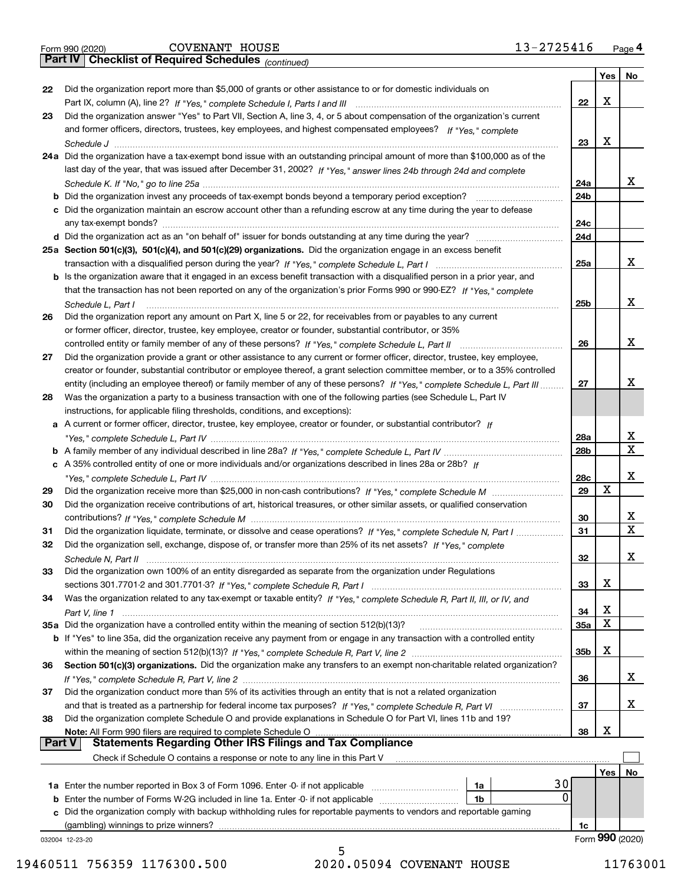Form 990 (2020) COVENANT HOUSE 13-2725416 Page **4**

**Part IV | Checklist of Required Schedules** *(continued)*

| | | | Yes | No |
|---|---|---|---|---|
| **22** | Did the organization report more than $5,000 of grants or other assistance to or for domestic individuals on Part IX, column (A), line 2? *If "Yes," complete Schedule I, Parts I and III* | 22 | X | |
| **23** | Did the organization answer "Yes" to Part VII, Section A, line 3, 4, or 5 about compensation of the organization's current and former officers, directors, trustees, key employees, and highest compensated employees? *If "Yes," complete Schedule J* | 23 | X | |
| **24a** | Did the organization have a tax-exempt bond issue with an outstanding principal amount of more than $100,000 as of the last day of the year, that was issued after December 31, 2002? *If "Yes," answer lines 24b through 24d and complete Schedule K. If "No," go to line 25a* | 24a | | X |
| **b** | Did the organization invest any proceeds of tax-exempt bonds beyond a temporary period exception? | 24b | | |
| **c** | Did the organization maintain an escrow account other than a refunding escrow at any time during the year to defease any tax-exempt bonds? | 24c | | |
| **d** | Did the organization act as an "on behalf of" issuer for bonds outstanding at any time during the year? | 24d | | |
| **25a** | **Section 501(c)(3), 501(c)(4), and 501(c)(29) organizations.** Did the organization engage in an excess benefit transaction with a disqualified person during the year? *If "Yes," complete Schedule L, Part I* | 25a | | X |
| **b** | Is the organization aware that it engaged in an excess benefit transaction with a disqualified person in a prior year, and that the transaction has not been reported on any of the organization's prior Forms 990 or 990-EZ? *If "Yes," complete Schedule L, Part I* | 25b | | X |
| **26** | Did the organization report any amount on Part X, line 5 or 22, for receivables from or payables to any current or former officer, director, trustee, key employee, creator or founder, substantial contributor, or 35% controlled entity or family member of any of these persons? *If "Yes," complete Schedule L, Part II* | 26 | | X |
| **27** | Did the organization provide a grant or other assistance to any current or former officer, director, trustee, key employee, creator or founder, substantial contributor or employee thereof, a grant selection committee member, or to a 35% controlled entity (including an employee thereof) or family member of any of these persons? *If "Yes," complete Schedule L, Part III* | 27 | | X |
| **28** | Was the organization a party to a business transaction with one of the following parties (see Schedule L, Part IV instructions, for applicable filing thresholds, conditions, and exceptions): | | | |
| **a** | A current or former officer, director, trustee, key employee, creator or founder, or substantial contributor? *If "Yes," complete Schedule L, Part IV* | 28a | | X |
| **b** | A family member of any individual described in line 28a? *If "Yes," complete Schedule L, Part IV* | 28b | | X |
| **c** | A 35% controlled entity of one or more individuals and/or organizations described in lines 28a or 28b? *If "Yes," complete Schedule L, Part IV* | 28c | | X |
| **29** | Did the organization receive more than $25,000 in non-cash contributions? *If "Yes," complete Schedule M* | 29 | X | |
| **30** | Did the organization receive contributions of art, historical treasures, or other similar assets, or qualified conservation contributions? *If "Yes," complete Schedule M* | 30 | | X |
| **31** | Did the organization liquidate, terminate, or dissolve and cease operations? *If "Yes," complete Schedule N, Part I* | 31 | | X |
| **32** | Did the organization sell, exchange, dispose of, or transfer more than 25% of its net assets? *If "Yes," complete Schedule N, Part II* | 32 | | X |
| **33** | Did the organization own 100% of an entity disregarded as separate from the organization under Regulations sections 301.7701-2 and 301.7701-3? *If "Yes," complete Schedule R, Part I* | 33 | X | |
| **34** | Was the organization related to any tax-exempt or taxable entity? *If "Yes," complete Schedule R, Part II, III, or IV, and Part V, line 1* | 34 | X | |
| **35a** | Did the organization have a controlled entity within the meaning of section 512(b)(13)? | 35a | X | |
| **b** | If "Yes" to line 35a, did the organization receive any payment from or engage in any transaction with a controlled entity within the meaning of section 512(b)(13)? *If "Yes," complete Schedule R, Part V, line 2* | 35b | X | |
| **36** | **Section 501(c)(3) organizations.** Did the organization make any transfers to an exempt non-charitable related organization? *If "Yes," complete Schedule R, Part V, line 2* | 36 | | X |
| **37** | Did the organization conduct more than 5% of its activities through an entity that is not a related organization and that is treated as a partnership for federal income tax purposes? *If "Yes," complete Schedule R, Part VI* | 37 | | X |
| **38** | Did the organization complete Schedule O and provide explanations in Schedule O for Part VI, lines 11b and 19? **Note:** All Form 990 filers are required to complete Schedule O | 38 | X | |

**Part V | Statements Regarding Other IRS Filings and Tax Compliance**

Check if Schedule O contains a response or note to any line in this Part V ☐

| | | | | | Yes | No |
|---|---|---|---|---|---|---|
| **1a** | Enter the number reported in Box 3 of Form 1096. Enter -0- if not applicable | 1a | 30 | | | |
| **b** | Enter the number of Forms W-2G included in line 1a. Enter -0- if not applicable | 1b | 0 | | | |
| **c** | Did the organization comply with backup withholding rules for reportable payments to vendors and reportable gaming (gambling) winnings to prize winners? | | | 1c | | |

032004 12-23-20 Form **990** (2020)

19460511 756359 1176300.500 2020.05094 COVENANT HOUSE 11763001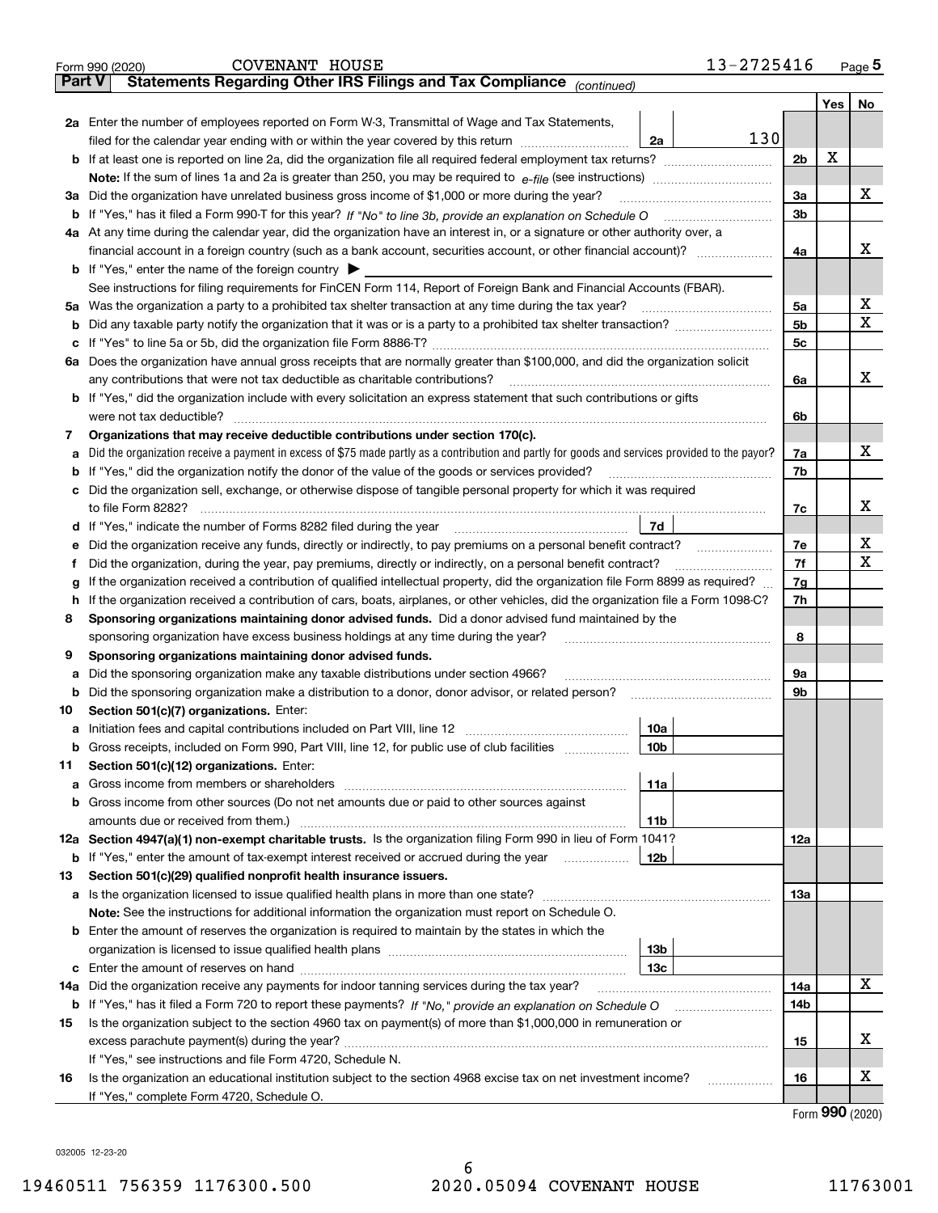Form 990 (2020) COVENANT HOUSE 13-2725416 Page 5

## Part V Statements Regarding Other IRS Filings and Tax Compliance *(continued)*

| | | | | | Yes | No |
|---|---|---|---|---|---|---|
| **2a** | Enter the number of employees reported on Form W-3, Transmittal of Wage and Tax Statements, filed for the calendar year ending with or within the year covered by this return | 2a | 130 | | | |
| **b** | If at least one is reported on line 2a, did the organization file all required federal employment tax returns? | | | 2b | X | |
| | **Note:** If the sum of lines 1a and 2a is greater than 250, you may be required to *e-file* (see instructions) | | | | | |
| **3a** | Did the organization have unrelated business gross income of $1,000 or more during the year? | | | 3a | | X |
| **b** | If "Yes," has it filed a Form 990-T for this year? *If "No" to line 3b, provide an explanation on Schedule O* | | | 3b | | |
| **4a** | At any time during the calendar year, did the organization have an interest in, or a signature or other authority over, a financial account in a foreign country (such as a bank account, securities account, or other financial account)? | | | 4a | | X |
| **b** | If "Yes," enter the name of the foreign country ▶ | | | | | |
| | See instructions for filing requirements for FinCEN Form 114, Report of Foreign Bank and Financial Accounts (FBAR). | | | | | |
| **5a** | Was the organization a party to a prohibited tax shelter transaction at any time during the tax year? | | | 5a | | X |
| **b** | Did any taxable party notify the organization that it was or is a party to a prohibited tax shelter transaction? | | | 5b | | X |
| **c** | If "Yes" to line 5a or 5b, did the organization file Form 8886-T? | | | 5c | | |
| **6a** | Does the organization have annual gross receipts that are normally greater than $100,000, and did the organization solicit any contributions that were not tax deductible as charitable contributions? | | | 6a | | X |
| **b** | If "Yes," did the organization include with every solicitation an express statement that such contributions or gifts were not tax deductible? | | | 6b | | |
| **7** | **Organizations that may receive deductible contributions under section 170(c).** | | | | | |
| **a** | Did the organization receive a payment in excess of $75 made partly as a contribution and partly for goods and services provided to the payor? | | | 7a | | X |
| **b** | If "Yes," did the organization notify the donor of the value of the goods or services provided? | | | 7b | | |
| **c** | Did the organization sell, exchange, or otherwise dispose of tangible personal property for which it was required to file Form 8282? | | | 7c | | X |
| **d** | If "Yes," indicate the number of Forms 8282 filed during the year | 7d | | | | |
| **e** | Did the organization receive any funds, directly or indirectly, to pay premiums on a personal benefit contract? | | | 7e | | X |
| **f** | Did the organization, during the year, pay premiums, directly or indirectly, on a personal benefit contract? | | | 7f | | X |
| **g** | If the organization received a contribution of qualified intellectual property, did the organization file Form 8899 as required? | | | 7g | | |
| **h** | If the organization received a contribution of cars, boats, airplanes, or other vehicles, did the organization file a Form 1098-C? | | | 7h | | |
| **8** | **Sponsoring organizations maintaining donor advised funds.** Did a donor advised fund maintained by the sponsoring organization have excess business holdings at any time during the year? | | | 8 | | |
| **9** | **Sponsoring organizations maintaining donor advised funds.** | | | | | |
| **a** | Did the sponsoring organization make any taxable distributions under section 4966? | | | 9a | | |
| **b** | Did the sponsoring organization make a distribution to a donor, donor advisor, or related person? | | | 9b | | |
| **10** | **Section 501(c)(7) organizations.** Enter: | | | | | |
| **a** | Initiation fees and capital contributions included on Part VIII, line 12 | 10a | | | | |
| **b** | Gross receipts, included on Form 990, Part VIII, line 12, for public use of club facilities | 10b | | | | |
| **11** | **Section 501(c)(12) organizations.** Enter: | | | | | |
| **a** | Gross income from members or shareholders | 11a | | | | |
| **b** | Gross income from other sources (Do not net amounts due or paid to other sources against amounts due or received from them.) | 11b | | | | |
| **12a** | **Section 4947(a)(1) non-exempt charitable trusts.** Is the organization filing Form 990 in lieu of Form 1041? | | | 12a | | |
| **b** | If "Yes," enter the amount of tax-exempt interest received or accrued during the year | 12b | | | | |
| **13** | **Section 501(c)(29) qualified nonprofit health insurance issuers.** | | | | | |
| **a** | Is the organization licensed to issue qualified health plans in more than one state? | | | 13a | | |
| | **Note:** See the instructions for additional information the organization must report on Schedule O. | | | | | |
| **b** | Enter the amount of reserves the organization is required to maintain by the states in which the organization is licensed to issue qualified health plans | 13b | | | | |
| **c** | Enter the amount of reserves on hand | 13c | | | | |
| **14a** | Did the organization receive any payments for indoor tanning services during the tax year? | | | 14a | | X |
| **b** | If "Yes," has it filed a Form 720 to report these payments? *If "No," provide an explanation on Schedule O* | | | 14b | | |
| **15** | Is the organization subject to the section 4960 tax on payment(s) of more than $1,000,000 in remuneration or excess parachute payment(s) during the year? | | | 15 | | X |
| | If "Yes," see instructions and file Form 4720, Schedule N. | | | | | |
| **16** | Is the organization an educational institution subject to the section 4968 excise tax on net investment income? | | | 16 | | X |
| | If "Yes," complete Form 4720, Schedule O. | | | | | |

Form **990** (2020)

032005 12-23-20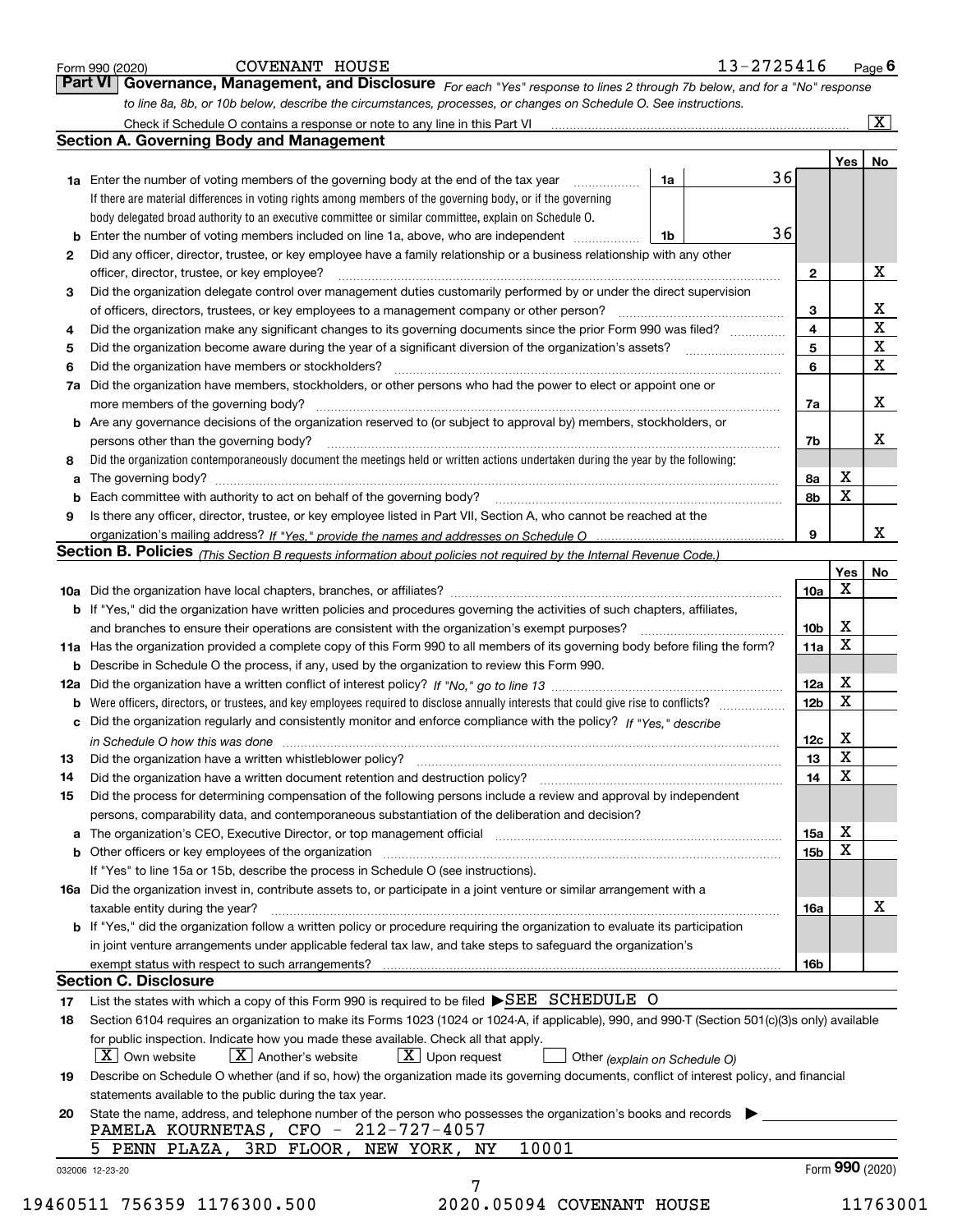Form 990 (2020) COVENANT HOUSE 13-2725416

## Part VI Governance, Management, and Disclosure

*For each "Yes" response to lines 2 through 7b below, and for a "No" response to line 8a, 8b, or 10b below, describe the circumstances, processes, or changes on Schedule O. See instructions.*

Check if Schedule O contains a response or note to any line in this Part VI [X]

### Section A. Governing Body and Management

| | | | | | Yes | No |
|---|---|---|---|---|---|---|
| **1a** | Enter the number of voting members of the governing body at the end of the tax year. If there are material differences in voting rights among members of the governing body, or if the governing body delegated broad authority to an executive committee or similar committee, explain on Schedule O. | 1a | 36 | | | |
| **b** | Enter the number of voting members included on line 1a, above, who are independent | 1b | 36 | | | |
| **2** | Did any officer, director, trustee, or key employee have a family relationship or a business relationship with any other officer, director, trustee, or key employee? | | | 2 | | X |
| **3** | Did the organization delegate control over management duties customarily performed by or under the direct supervision of officers, directors, trustees, or key employees to a management company or other person? | | | 3 | | X |
| **4** | Did the organization make any significant changes to its governing documents since the prior Form 990 was filed? | | | 4 | | X |
| **5** | Did the organization become aware during the year of a significant diversion of the organization's assets? | | | 5 | | X |
| **6** | Did the organization have members or stockholders? | | | 6 | | X |
| **7a** | Did the organization have members, stockholders, or other persons who had the power to elect or appoint one or more members of the governing body? | | | 7a | | X |
| **b** | Are any governance decisions of the organization reserved to (or subject to approval by) members, stockholders, or persons other than the governing body? | | | 7b | | X |
| **8** | Did the organization contemporaneously document the meetings held or written actions undertaken during the year by the following: | | | | | |
| **a** | The governing body? | | | 8a | X | |
| **b** | Each committee with authority to act on behalf of the governing body? | | | 8b | X | |
| **9** | Is there any officer, director, trustee, or key employee listed in Part VII, Section A, who cannot be reached at the organization's mailing address? *If "Yes," provide the names and addresses on Schedule O* | | | 9 | | X |

### Section B. Policies *(This Section B requests information about policies not required by the Internal Revenue Code.)*

| | | | Yes | No |
|---|---|---|---|---|
| **10a** | Did the organization have local chapters, branches, or affiliates? | 10a | X | |
| **b** | If "Yes," did the organization have written policies and procedures governing the activities of such chapters, affiliates, and branches to ensure their operations are consistent with the organization's exempt purposes? | 10b | X | |
| **11a** | Has the organization provided a complete copy of this Form 990 to all members of its governing body before filing the form? | 11a | X | |
| **b** | Describe in Schedule O the process, if any, used by the organization to review this Form 990. | | | |
| **12a** | Did the organization have a written conflict of interest policy? *If "No," go to line 13* | 12a | X | |
| **b** | Were officers, directors, or trustees, and key employees required to disclose annually interests that could give rise to conflicts? | 12b | X | |
| **c** | Did the organization regularly and consistently monitor and enforce compliance with the policy? *If "Yes," describe in Schedule O how this was done* | 12c | X | |
| **13** | Did the organization have a written whistleblower policy? | 13 | X | |
| **14** | Did the organization have a written document retention and destruction policy? | 14 | X | |
| **15** | Did the process for determining compensation of the following persons include a review and approval by independent persons, comparability data, and contemporaneous substantiation of the deliberation and decision? | | | |
| **a** | The organization's CEO, Executive Director, or top management official | 15a | X | |
| **b** | Other officers or key employees of the organization | 15b | X | |
| | If "Yes" to line 15a or 15b, describe the process in Schedule O (see instructions). | | | |
| **16a** | Did the organization invest in, contribute assets to, or participate in a joint venture or similar arrangement with a taxable entity during the year? | 16a | | X |
| **b** | If "Yes," did the organization follow a written policy or procedure requiring the organization to evaluate its participation in joint venture arrangements under applicable federal tax law, and take steps to safeguard the organization's exempt status with respect to such arrangements? | 16b | | |

### Section C. Disclosure

**17** List the states with which a copy of this Form 990 is required to be filed ▶SEE SCHEDULE O

**18** Section 6104 requires an organization to make its Forms 1023 (1024 or 1024-A, if applicable), 990, and 990-T (Section 501(c)(3)s only) available for public inspection. Indicate how you made these available. Check all that apply.

[X] Own website [X] Another's website [X] Upon request [ ] Other *(explain on Schedule O)*

**19** Describe on Schedule O whether (and if so, how) the organization made its governing documents, conflict of interest policy, and financial statements available to the public during the tax year.

**20** State the name, address, and telephone number of the person who possesses the organization's books and records ▶

PAMELA KOURNETAS, CFO - 212-727-4057

5 PENN PLAZA, 3RD FLOOR, NEW YORK, NY 10001

032006 12-23-20 Form 990 (2020)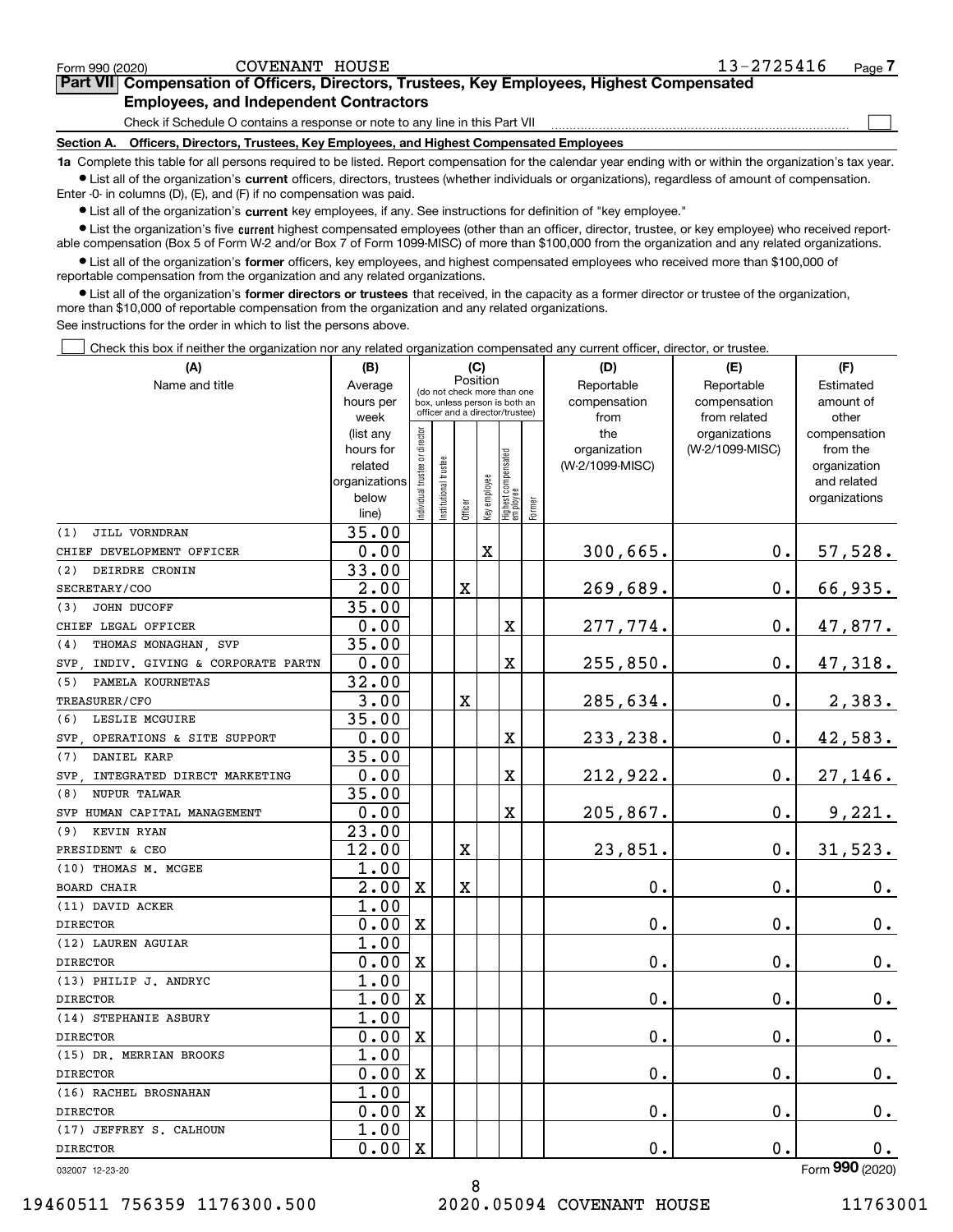Form 990 (2020) COVENANT HOUSE 13-2725416

## Part VII Compensation of Officers, Directors, Trustees, Key Employees, Highest Compensated Employees, and Independent Contractors

Check if Schedule O contains a response or note to any line in this Part VII

### Section A. Officers, Directors, Trustees, Key Employees, and Highest Compensated Employees

**1a** Complete this table for all persons required to be listed. Report compensation for the calendar year ending with or within the organization's tax year.

- List all of the organization's **current** officers, directors, trustees (whether individuals or organizations), regardless of amount of compensation. Enter -0- in columns (D), (E), and (F) if no compensation was paid.
- List all of the organization's **current** key employees, if any. See instructions for definition of "key employee."
- List the organization's five **current** highest compensated employees (other than an officer, director, trustee, or key employee) who received reportable compensation (Box 5 of Form W-2 and/or Box 7 of Form 1099-MISC) of more than $100,000 from the organization and any related organizations.
- List all of the organization's **former** officers, key employees, and highest compensated employees who received more than $100,000 of reportable compensation from the organization and any related organizations.
- List all of the organization's **former directors or trustees** that received, in the capacity as a former director or trustee of the organization, more than $10,000 of reportable compensation from the organization and any related organizations.

See instructions for the order in which to list the persons above.

Check this box if neither the organization nor any related organization compensated any current officer, director, or trustee.

| (A) Name and title | (B) Average hours per week (list any hours for related organizations below line) | (C) Position: Individual trustee or director | Institutional trustee | Officer | Key employee | Highest compensated employee | Former | (D) Reportable compensation from the organization (W-2/1099-MISC) | (E) Reportable compensation from related organizations (W-2/1099-MISC) | (F) Estimated amount of other compensation from the organization and related organizations |
|---|---|---|---|---|---|---|---|---|---|---|
| (1) JILL VORNDRAN | 35.00 | | | | | | | | | |
| CHIEF DEVELOPMENT OFFICER | 0.00 | | | | X | | | 300,665. | 0. | 57,528. |
| (2) DEIRDRE CRONIN | 33.00 | | | | | | | | | |
| SECRETARY/COO | 2.00 | | | X | | | | 269,689. | 0. | 66,935. |
| (3) JOHN DUCOFF | 35.00 | | | | | | | | | |
| CHIEF LEGAL OFFICER | 0.00 | | | | | X | | 277,774. | 0. | 47,877. |
| (4) THOMAS MONAGHAN, SVP | 35.00 | | | | | | | | | |
| SVP, INDIV. GIVING & CORPORATE PARTN | 0.00 | | | | | X | | 255,850. | 0. | 47,318. |
| (5) PAMELA KOURNETAS | 32.00 | | | | | | | | | |
| TREASURER/CFO | 3.00 | | | X | | | | 285,634. | 0. | 2,383. |
| (6) LESLIE MCGUIRE | 35.00 | | | | | | | | | |
| SVP, OPERATIONS & SITE SUPPORT | 0.00 | | | | | X | | 233,238. | 0. | 42,583. |
| (7) DANIEL KARP | 35.00 | | | | | | | | | |
| SVP, INTEGRATED DIRECT MARKETING | 0.00 | | | | | X | | 212,922. | 0. | 27,146. |
| (8) NUPUR TALWAR | 35.00 | | | | | | | | | |
| SVP HUMAN CAPITAL MANAGEMENT | 0.00 | | | | | X | | 205,867. | 0. | 9,221. |
| (9) KEVIN RYAN | 23.00 | | | | | | | | | |
| PRESIDENT & CEO | 12.00 | | | X | | | | 23,851. | 0. | 31,523. |
| (10) THOMAS M. MCGEE | 1.00 | | | | | | | | | |
| BOARD CHAIR | 2.00 | X | | X | | | | 0. | 0. | 0. |
| (11) DAVID ACKER | 1.00 | | | | | | | | | |
| DIRECTOR | 0.00 | X | | | | | | 0. | 0. | 0. |
| (12) LAUREN AGUIAR | 1.00 | | | | | | | | | |
| DIRECTOR | 0.00 | X | | | | | | 0. | 0. | 0. |
| (13) PHILIP J. ANDRYC | 1.00 | | | | | | | | | |
| DIRECTOR | 1.00 | X | | | | | | 0. | 0. | 0. |
| (14) STEPHANIE ASBURY | 1.00 | | | | | | | | | |
| DIRECTOR | 0.00 | X | | | | | | 0. | 0. | 0. |
| (15) DR. MERRIAN BROOKS | 1.00 | | | | | | | | | |
| DIRECTOR | 0.00 | X | | | | | | 0. | 0. | 0. |
| (16) RACHEL BROSNAHAN | 1.00 | | | | | | | | | |
| DIRECTOR | 0.00 | X | | | | | | 0. | 0. | 0. |
| (17) JEFFREY S. CALHOUN | 1.00 | | | | | | | | | |
| DIRECTOR | 0.00 | X | | | | | | 0. | 0. | 0. |

032007 12-23-20 Form **990** (2020)

19460511 756359 1176300.500 2020.05094 COVENANT HOUSE 11763001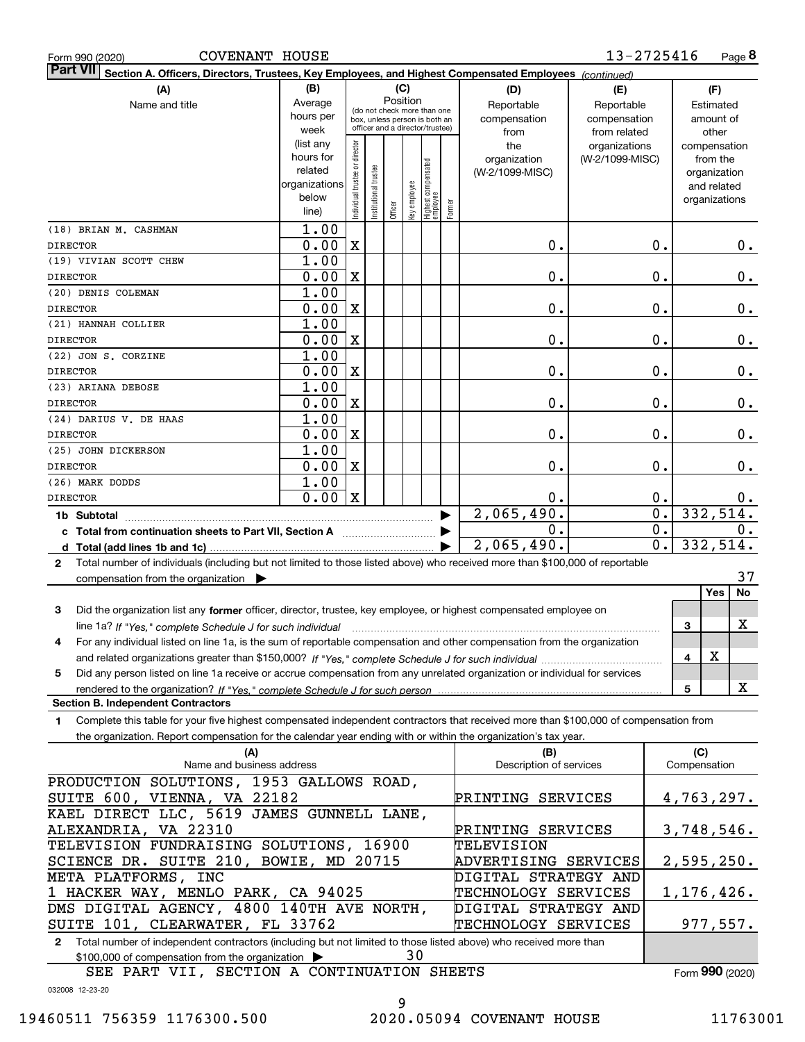Form 990 (2020) COVENANT HOUSE 13-2725416

**Part VII Section A. Officers, Directors, Trustees, Key Employees, and Highest Compensated Employees** *(continued)*

| (A) Name and title | (B) Average hours per week (list any hours for related organizations below line) | (C) Position: Individual trustee or director | Institutional trustee | Officer | Key employee | Highest compensated employee | Former | (D) Reportable compensation from the organization (W-2/1099-MISC) | (E) Reportable compensation from related organizations (W-2/1099-MISC) | (F) Estimated amount of other compensation from the organization and related organizations |
|---|---|---|---|---|---|---|---|---|---|---|
| (18) BRIAN M. CASHMAN<br>DIRECTOR | 1.00<br>0.00 | X | | | | | | 0. | 0. | 0. |
| (19) VIVIAN SCOTT CHEW<br>DIRECTOR | 1.00<br>0.00 | X | | | | | | 0. | 0. | 0. |
| (20) DENIS COLEMAN<br>DIRECTOR | 1.00<br>0.00 | X | | | | | | 0. | 0. | 0. |
| (21) HANNAH COLLIER<br>DIRECTOR | 1.00<br>0.00 | X | | | | | | 0. | 0. | 0. |
| (22) JON S. CORZINE<br>DIRECTOR | 1.00<br>0.00 | X | | | | | | 0. | 0. | 0. |
| (23) ARIANA DEBOSE<br>DIRECTOR | 1.00<br>0.00 | X | | | | | | 0. | 0. | 0. |
| (24) DARIUS V. DE HAAS<br>DIRECTOR | 1.00<br>0.00 | X | | | | | | 0. | 0. | 0. |
| (25) JOHN DICKERSON<br>DIRECTOR | 1.00<br>0.00 | X | | | | | | 0. | 0. | 0. |
| (26) MARK DODDS<br>DIRECTOR | 1.00<br>0.00 | X | | | | | | 0. | 0. | 0. |
| **1b Subtotal** | | | | | | | | 2,065,490. | 0. | 332,514. |
| **c Total from continuation sheets to Part VII, Section A** | | | | | | | | 0. | 0. | 0. |
| **d Total (add lines 1b and 1c)** | | | | | | | | 2,065,490. | 0. | 332,514. |

**2** Total number of individuals (including but not limited to those listed above) who received more than $100,000 of reportable compensation from the organization ▶ 37

| | | | Yes | No |
|---|---|---|---|---|
| **3** | Did the organization list any **former** officer, director, trustee, key employee, or highest compensated employee on line 1a? *If "Yes," complete Schedule J for such individual* | 3 | | X |
| **4** | For any individual listed on line 1a, is the sum of reportable compensation and other compensation from the organization and related organizations greater than $150,000? *If "Yes," complete Schedule J for such individual* | 4 | X | |
| **5** | Did any person listed on line 1a receive or accrue compensation from any unrelated organization or individual for services rendered to the organization? *If "Yes," complete Schedule J for such person* | 5 | | X |

**Section B. Independent Contractors**

**1** Complete this table for your five highest compensated independent contractors that received more than $100,000 of compensation from the organization. Report compensation for the calendar year ending with or within the organization's tax year.

| (A) Name and business address | (B) Description of services | (C) Compensation |
|---|---|---|
| PRODUCTION SOLUTIONS, 1953 GALLOWS ROAD, SUITE 600, VIENNA, VA 22182 | PRINTING SERVICES | 4,763,297. |
| KAEL DIRECT LLC, 5619 JAMES GUNNELL LANE, ALEXANDRIA, VA 22310 | PRINTING SERVICES | 3,748,546. |
| TELEVISION FUNDRAISING SOLUTIONS, 16900 SCIENCE DR. SUITE 210, BOWIE, MD 20715 | TELEVISION ADVERTISING SERVICES | 2,595,250. |
| META PLATFORMS, INC 1 HACKER WAY, MENLO PARK, CA 94025 | DIGITAL STRATEGY AND TECHNOLOGY SERVICES | 1,176,426. |
| DMS DIGITAL AGENCY, 4800 140TH AVE NORTH, SUITE 101, CLEARWATER, FL 33762 | DIGITAL STRATEGY AND TECHNOLOGY SERVICES | 977,557. |

**2** Total number of independent contractors (including but not limited to those listed above) who received more than $100,000 of compensation from the organization ▶ 30

SEE PART VII, SECTION A CONTINUATION SHEETS

Form **990** (2020)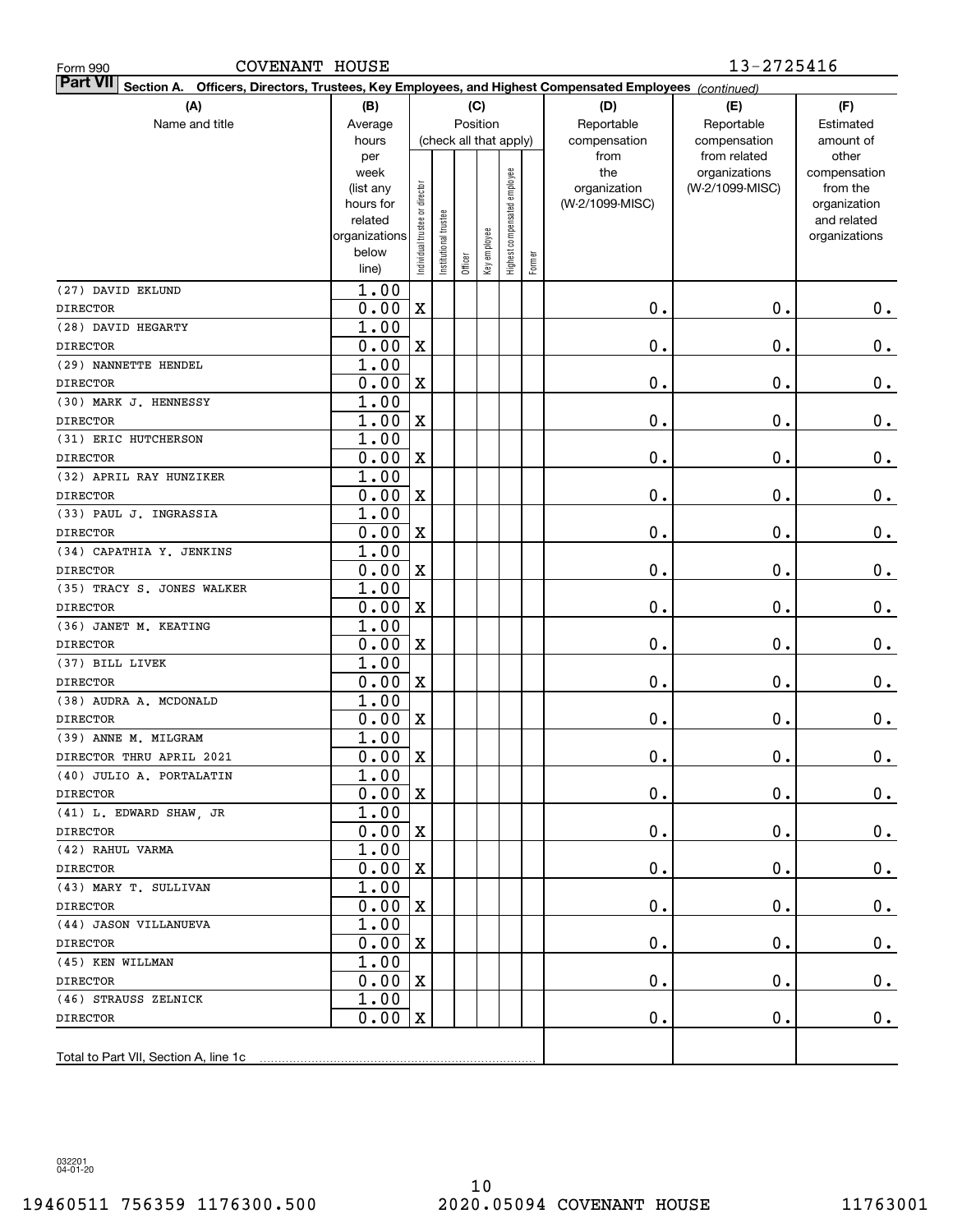Form 990 COVENANT HOUSE 13-2725416

**Part VII Section A. Officers, Directors, Trustees, Key Employees, and Highest Compensated Employees** *(continued)*

| (A) Name and title | (B) Average hours per week (list any hours for related organizations below line) | (C) Position (check all that apply): Individual trustee or director | Institutional trustee | Officer | Key employee | Highest compensated employee | Former | (D) Reportable compensation from the organization (W-2/1099-MISC) | (E) Reportable compensation from related organizations (W-2/1099-MISC) | (F) Estimated amount of other compensation from the organization and related organizations |
|---|---|---|---|---|---|---|---|---|---|---|
| (27) DAVID EKLUND<br>DIRECTOR | 1.00<br>0.00 | X | | | | | | 0. | 0. | 0. |
| (28) DAVID HEGARTY<br>DIRECTOR | 1.00<br>0.00 | X | | | | | | 0. | 0. | 0. |
| (29) NANNETTE HENDEL<br>DIRECTOR | 1.00<br>0.00 | X | | | | | | 0. | 0. | 0. |
| (30) MARK J. HENNESSY<br>DIRECTOR | 1.00<br>1.00 | X | | | | | | 0. | 0. | 0. |
| (31) ERIC HUTCHERSON<br>DIRECTOR | 1.00<br>0.00 | X | | | | | | 0. | 0. | 0. |
| (32) APRIL RAY HUNZIKER<br>DIRECTOR | 1.00<br>0.00 | X | | | | | | 0. | 0. | 0. |
| (33) PAUL J. INGRASSIA<br>DIRECTOR | 1.00<br>0.00 | X | | | | | | 0. | 0. | 0. |
| (34) CAPATHIA Y. JENKINS<br>DIRECTOR | 1.00<br>0.00 | X | | | | | | 0. | 0. | 0. |
| (35) TRACY S. JONES WALKER<br>DIRECTOR | 1.00<br>0.00 | X | | | | | | 0. | 0. | 0. |
| (36) JANET M. KEATING<br>DIRECTOR | 1.00<br>0.00 | X | | | | | | 0. | 0. | 0. |
| (37) BILL LIVEK<br>DIRECTOR | 1.00<br>0.00 | X | | | | | | 0. | 0. | 0. |
| (38) AUDRA A. MCDONALD<br>DIRECTOR | 1.00<br>0.00 | X | | | | | | 0. | 0. | 0. |
| (39) ANNE M. MILGRAM<br>DIRECTOR THRU APRIL 2021 | 1.00<br>0.00 | X | | | | | | 0. | 0. | 0. |
| (40) JULIO A. PORTALATIN<br>DIRECTOR | 1.00<br>0.00 | X | | | | | | 0. | 0. | 0. |
| (41) L. EDWARD SHAW, JR<br>DIRECTOR | 1.00<br>0.00 | X | | | | | | 0. | 0. | 0. |
| (42) RAHUL VARMA<br>DIRECTOR | 1.00<br>0.00 | X | | | | | | 0. | 0. | 0. |
| (43) MARY T. SULLIVAN<br>DIRECTOR | 1.00<br>0.00 | X | | | | | | 0. | 0. | 0. |
| (44) JASON VILLANUEVA<br>DIRECTOR | 1.00<br>0.00 | X | | | | | | 0. | 0. | 0. |
| (45) KEN WILLMAN<br>DIRECTOR | 1.00<br>0.00 | X | | | | | | 0. | 0. | 0. |
| (46) STRAUSS ZELNICK<br>DIRECTOR | 1.00<br>0.00 | X | | | | | | 0. | 0. | 0. |
| Total to Part VII, Section A, line 1c | | | | | | | | | | |

032201 04-01-20

19460511 756359 1176300.500 2020.05094 COVENANT HOUSE 11763001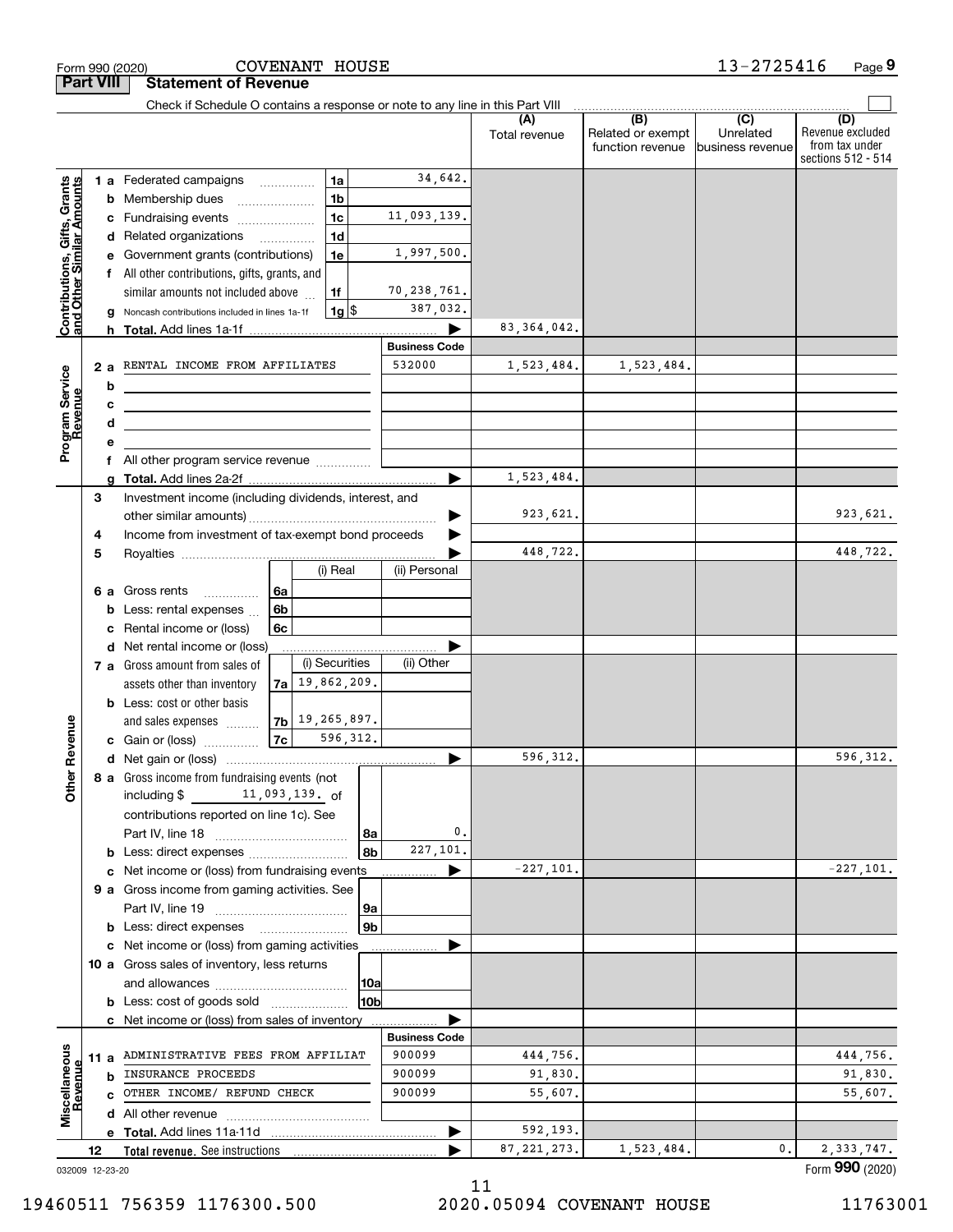Form 990 (2020) COVENANT HOUSE 13-2725416 Page **9**

**Part VIII Statement of Revenue**

Check if Schedule O contains a response or note to any line in this Part VIII

| | | | | (A) Total revenue | (B) Related or exempt function revenue | (C) Unrelated business revenue | (D) Revenue excluded from tax under sections 512 - 514 |
|---|---|---|---|---|---|---|---|
| **Contributions, Gifts, Grants and Other Similar Amounts** | 1 a Federated campaigns | 1a | 34,642. | | | | |
| | b Membership dues | 1b | | | | | |
| | c Fundraising events | 1c | 11,093,139. | | | | |
| | d Related organizations | 1d | | | | | |
| | e Government grants (contributions) | 1e | 1,997,500. | | | | |
| | f All other contributions, gifts, grants, and similar amounts not included above | 1f | 70,238,761. | | | | |
| | g Noncash contributions included in lines 1a-1f | 1g $ | 387,032. | | | | |
| | h **Total.** Add lines 1a-1f | | | 83,364,042. | | | |
| **Program Service Revenue** | | | **Business Code** | | | | |
| | 2 a RENTAL INCOME FROM AFFILIATES | | 532000 | 1,523,484. | 1,523,484. | | |
| | b | | | | | | |
| | c | | | | | | |
| | d | | | | | | |
| | e | | | | | | |
| | f All other program service revenue | | | | | | |
| | g **Total.** Add lines 2a-2f | | | 1,523,484. | | | |
| **Other Revenue** | 3 Investment income (including dividends, interest, and other similar amounts) | | | 923,621. | | | 923,621. |
| | 4 Income from investment of tax-exempt bond proceeds | | | | | | |
| | 5 Royalties | | | 448,722. | | | 448,722. |
| | | (i) Real | (ii) Personal | | | | |
| | 6 a Gross rents (6a) | | | | | | |
| | b Less: rental expenses (6b) | | | | | | |
| | c Rental income or (loss) (6c) | | | | | | |
| | d Net rental income or (loss) | | | | | | |
| | | (i) Securities | (ii) Other | | | | |
| | 7 a Gross amount from sales of assets other than inventory (7a) | 19,862,209. | | | | | |
| | b Less: cost or other basis and sales expenses (7b) | 19,265,897. | | | | | |
| | c Gain or (loss) (7c) | 596,312. | | | | | |
| | d Net gain or (loss) | | | 596,312. | | | 596,312. |
| | 8 a Gross income from fundraising events (not including $ 11,093,139. of contributions reported on line 1c). See Part IV, line 18 | 8a | 0. | | | | |
| | b Less: direct expenses | 8b | 227,101. | | | | |
| | c Net income or (loss) from fundraising events | | | -227,101. | | | -227,101. |
| | 9 a Gross income from gaming activities. See Part IV, line 19 | 9a | | | | | |
| | b Less: direct expenses | 9b | | | | | |
| | c Net income or (loss) from gaming activities | | | | | | |
| | 10 a Gross sales of inventory, less returns and allowances | 10a | | | | | |
| | b Less: cost of goods sold | 10b | | | | | |
| | c Net income or (loss) from sales of inventory | | | | | | |
| **Miscellaneous Revenue** | | | **Business Code** | | | | |
| | 11 a ADMINISTRATIVE FEES FROM AFFILIAT | | 900099 | 444,756. | | | 444,756. |
| | b INSURANCE PROCEEDS | | 900099 | 91,830. | | | 91,830. |
| | c OTHER INCOME/ REFUND CHECK | | 900099 | 55,607. | | | 55,607. |
| | d All other revenue | | | | | | |
| | e **Total.** Add lines 11a-11d | | | 592,193. | | | |
| | 12 **Total revenue.** See instructions | | | 87,221,273. | 1,523,484. | 0. | 2,333,747. |

032009 12-23-20

Form **990** (2020)

19460511 756359 1176300.500 2020.05094 COVENANT HOUSE 11763001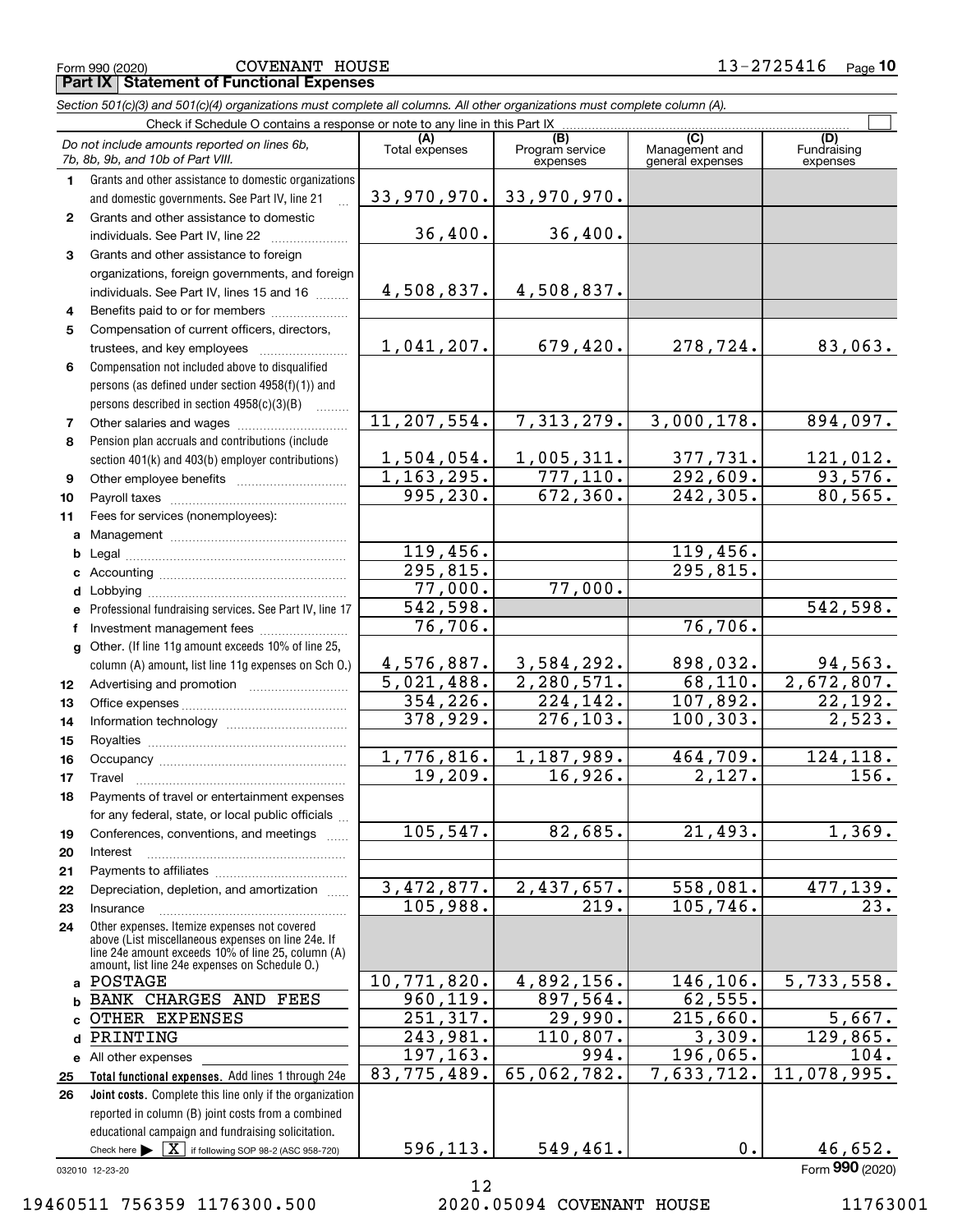Form 990 (2020) COVENANT HOUSE 13-2725416

## Part IX Statement of Functional Expenses

*Section 501(c)(3) and 501(c)(4) organizations must complete all columns. All other organizations must complete column (A).*

Check if Schedule O contains a response or note to any line in this Part IX

| *Do not include amounts reported on lines 6b, 7b, 8b, 9b, and 10b of Part VIII.* | (A) Total expenses | (B) Program service expenses | (C) Management and general expenses | (D) Fundraising expenses |
|---|---|---|---|---|
| **1** Grants and other assistance to domestic organizations and domestic governments. See Part IV, line 21 | 33,970,970. | 33,970,970. | | |
| **2** Grants and other assistance to domestic individuals. See Part IV, line 22 | 36,400. | 36,400. | | |
| **3** Grants and other assistance to foreign organizations, foreign governments, and foreign individuals. See Part IV, lines 15 and 16 | 4,508,837. | 4,508,837. | | |
| **4** Benefits paid to or for members | | | | |
| **5** Compensation of current officers, directors, trustees, and key employees | 1,041,207. | 679,420. | 278,724. | 83,063. |
| **6** Compensation not included above to disqualified persons (as defined under section 4958(f)(1)) and persons described in section 4958(c)(3)(B) | | | | |
| **7** Other salaries and wages | 11,207,554. | 7,313,279. | 3,000,178. | 894,097. |
| **8** Pension plan accruals and contributions (include section 401(k) and 403(b) employer contributions) | 1,504,054. | 1,005,311. | 377,731. | 121,012. |
| **9** Other employee benefits | 1,163,295. | 777,110. | 292,609. | 93,576. |
| **10** Payroll taxes | 995,230. | 672,360. | 242,305. | 80,565. |
| **11** Fees for services (nonemployees): | | | | |
| **a** Management | | | | |
| **b** Legal | 119,456. | | 119,456. | |
| **c** Accounting | 295,815. | | 295,815. | |
| **d** Lobbying | 77,000. | 77,000. | | |
| **e** Professional fundraising services. See Part IV, line 17 | 542,598. | | | 542,598. |
| **f** Investment management fees | 76,706. | | 76,706. | |
| **g** Other. (If line 11g amount exceeds 10% of line 25, column (A) amount, list line 11g expenses on Sch O.) | 4,576,887. | 3,584,292. | 898,032. | 94,563. |
| **12** Advertising and promotion | 5,021,488. | 2,280,571. | 68,110. | 2,672,807. |
| **13** Office expenses | 354,226. | 224,142. | 107,892. | 22,192. |
| **14** Information technology | 378,929. | 276,103. | 100,303. | 2,523. |
| **15** Royalties | | | | |
| **16** Occupancy | 1,776,816. | 1,187,989. | 464,709. | 124,118. |
| **17** Travel | 19,209. | 16,926. | 2,127. | 156. |
| **18** Payments of travel or entertainment expenses for any federal, state, or local public officials | | | | |
| **19** Conferences, conventions, and meetings | 105,547. | 82,685. | 21,493. | 1,369. |
| **20** Interest | | | | |
| **21** Payments to affiliates | | | | |
| **22** Depreciation, depletion, and amortization | 3,472,877. | 2,437,657. | 558,081. | 477,139. |
| **23** Insurance | 105,988. | 219. | 105,746. | 23. |
| **24** Other expenses. Itemize expenses not covered above (List miscellaneous expenses on line 24e. If line 24e amount exceeds 10% of line 25, column (A) amount, list line 24e expenses on Schedule O.) | | | | |
| **a** POSTAGE | 10,771,820. | 4,892,156. | 146,106. | 5,733,558. |
| **b** BANK CHARGES AND FEES | 960,119. | 897,564. | 62,555. | |
| **c** OTHER EXPENSES | 251,317. | 29,990. | 215,660. | 5,667. |
| **d** PRINTING | 243,981. | 110,807. | 3,309. | 129,865. |
| **e** All other expenses | 197,163. | 994. | 196,065. | 104. |
| **25 Total functional expenses.** Add lines 1 through 24e | 83,775,489. | 65,062,782. | 7,633,712. | 11,078,995. |
| **26 Joint costs.** Complete this line only if the organization reported in column (B) joint costs from a combined educational campaign and fundraising solicitation. Check here ▶ [X] if following SOP 98-2 (ASC 958-720) | 596,113. | 549,461. | 0. | 46,652. |

032010 12-23-20

Form **990** (2020)

19460511 756359 1176300.500 2020.05094 COVENANT HOUSE 11763001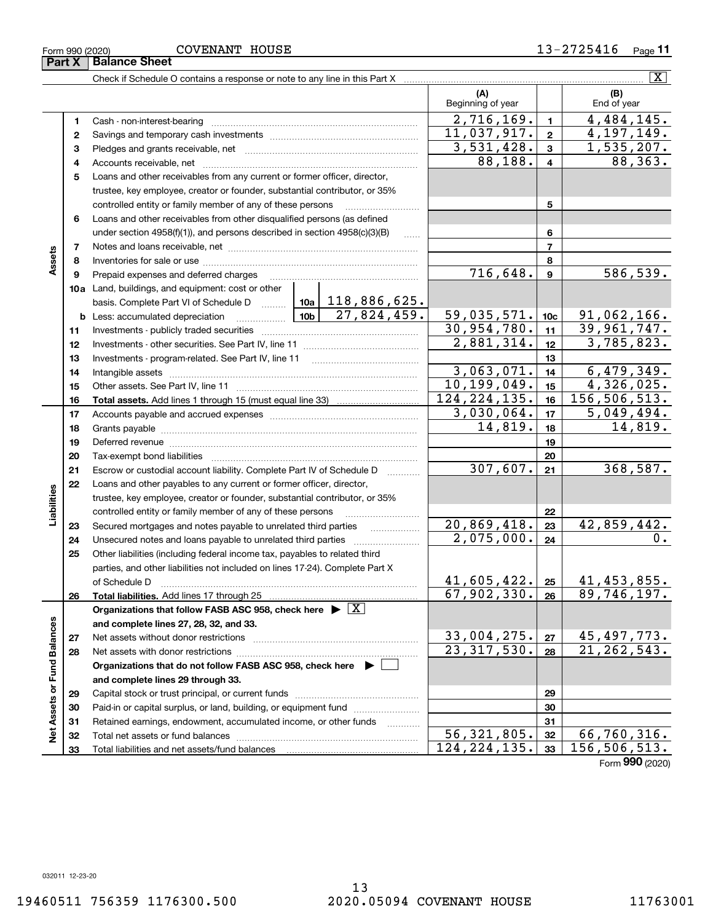Form 990 (2020) COVENANT HOUSE 13-2725416

## Part X Balance Sheet

Check if Schedule O contains a response or note to any line in this Part X [X]

| | | | | (A) Beginning of year | | (B) End of year |
|---|---|---|---|---|---|---|
| Assets | 1 | Cash - non-interest-bearing | | 2,716,169. | 1 | 4,484,145. |
| | 2 | Savings and temporary cash investments | | 11,037,917. | 2 | 4,197,149. |
| | 3 | Pledges and grants receivable, net | | 3,531,428. | 3 | 1,535,207. |
| | 4 | Accounts receivable, net | | 88,188. | 4 | 88,363. |
| | 5 | Loans and other receivables from any current or former officer, director, trustee, key employee, creator or founder, substantial contributor, or 35% controlled entity or family member of any of these persons | | | 5 | |
| | 6 | Loans and other receivables from other disqualified persons (as defined under section 4958(f)(1)), and persons described in section 4958(c)(3)(B) | | | 6 | |
| | 7 | Notes and loans receivable, net | | | 7 | |
| | 8 | Inventories for sale or use | | | 8 | |
| | 9 | Prepaid expenses and deferred charges | | 716,648. | 9 | 586,539. |
| | 10a | Land, buildings, and equipment: cost or other basis. Complete Part VI of Schedule D | 10a 118,886,625. | | | |
| | b | Less: accumulated depreciation | 10b 27,824,459. | 59,035,571. | 10c | 91,062,166. |
| | 11 | Investments - publicly traded securities | | 30,954,780. | 11 | 39,961,747. |
| | 12 | Investments - other securities. See Part IV, line 11 | | 2,881,314. | 12 | 3,785,823. |
| | 13 | Investments - program-related. See Part IV, line 11 | | | 13 | |
| | 14 | Intangible assets | | 3,063,071. | 14 | 6,479,349. |
| | 15 | Other assets. See Part IV, line 11 | | 10,199,049. | 15 | 4,326,025. |
| | 16 | **Total assets.** Add lines 1 through 15 (must equal line 33) | | 124,224,135. | 16 | 156,506,513. |
| Liabilities | 17 | Accounts payable and accrued expenses | | 3,030,064. | 17 | 5,049,494. |
| | 18 | Grants payable | | 14,819. | 18 | 14,819. |
| | 19 | Deferred revenue | | | 19 | |
| | 20 | Tax-exempt bond liabilities | | | 20 | |
| | 21 | Escrow or custodial account liability. Complete Part IV of Schedule D | | 307,607. | 21 | 368,587. |
| | 22 | Loans and other payables to any current or former officer, director, trustee, key employee, creator or founder, substantial contributor, or 35% controlled entity or family member of any of these persons | | | 22 | |
| | 23 | Secured mortgages and notes payable to unrelated third parties | | 20,869,418. | 23 | 42,859,442. |
| | 24 | Unsecured notes and loans payable to unrelated third parties | | 2,075,000. | 24 | 0. |
| | 25 | Other liabilities (including federal income tax, payables to related third parties, and other liabilities not included on lines 17-24). Complete Part X of Schedule D | | 41,605,422. | 25 | 41,453,855. |
| | 26 | **Total liabilities.** Add lines 17 through 25 | | 67,902,330. | 26 | 89,746,197. |
| Net Assets or Fund Balances | | **Organizations that follow FASB ASC 958, check here** [X] **and complete lines 27, 28, 32, and 33.** | | | | |
| | 27 | Net assets without donor restrictions | | 33,004,275. | 27 | 45,497,773. |
| | 28 | Net assets with donor restrictions | | 23,317,530. | 28 | 21,262,543. |
| | | **Organizations that do not follow FASB ASC 958, check here** [ ] **and complete lines 29 through 33.** | | | | |
| | 29 | Capital stock or trust principal, or current funds | | | 29 | |
| | 30 | Paid-in or capital surplus, or land, building, or equipment fund | | | 30 | |
| | 31 | Retained earnings, endowment, accumulated income, or other funds | | | 31 | |
| | 32 | Total net assets or fund balances | | 56,321,805. | 32 | 66,760,316. |
| | 33 | Total liabilities and net assets/fund balances | | 124,224,135. | 33 | 156,506,513. |

Form **990** (2020)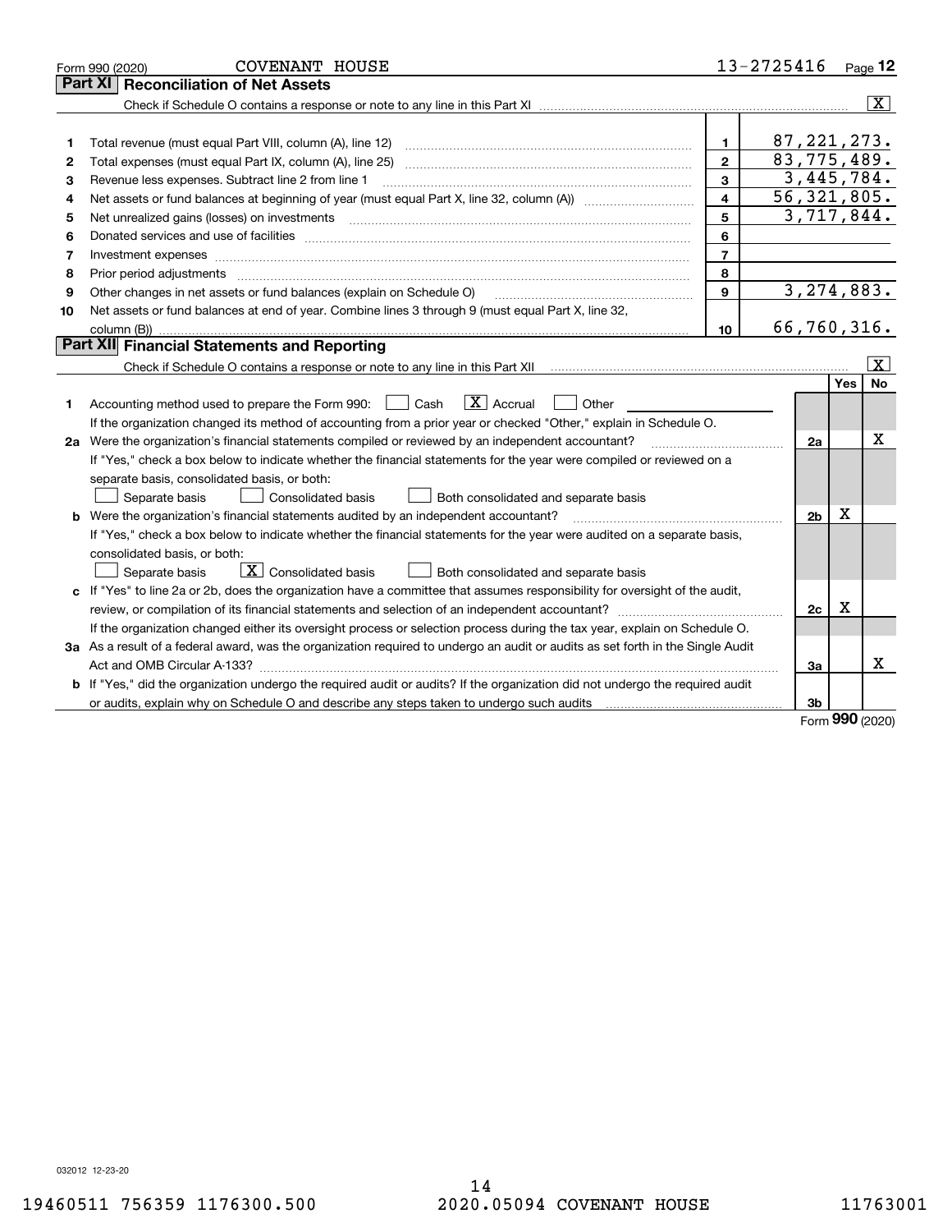Form 990 (2020) COVENANT HOUSE 13-2725416 Page **12**

## Part XI Reconciliation of Net Assets

Check if Schedule O contains a response or note to any line in this Part XI .......... [X]

| | | | |
|---|---|---|---|
| 1 | Total revenue (must equal Part VIII, column (A), line 12) | 1 | 87,221,273. |
| 2 | Total expenses (must equal Part IX, column (A), line 25) | 2 | 83,775,489. |
| 3 | Revenue less expenses. Subtract line 2 from line 1 | 3 | 3,445,784. |
| 4 | Net assets or fund balances at beginning of year (must equal Part X, line 32, column (A)) | 4 | 56,321,805. |
| 5 | Net unrealized gains (losses) on investments | 5 | 3,717,844. |
| 6 | Donated services and use of facilities | 6 | |
| 7 | Investment expenses | 7 | |
| 8 | Prior period adjustments | 8 | |
| 9 | Other changes in net assets or fund balances (explain on Schedule O) | 9 | 3,274,883. |
| 10 | Net assets or fund balances at end of year. Combine lines 3 through 9 (must equal Part X, line 32, column (B)) | 10 | 66,760,316. |

## Part XII Financial Statements and Reporting

Check if Schedule O contains a response or note to any line in this Part XII .......... [X]

| | | | Yes | No |
|---|---|---|---|---|
| 1 | Accounting method used to prepare the Form 990: [ ] Cash [X] Accrual [ ] Other<br>If the organization changed its method of accounting from a prior year or checked "Other," explain in Schedule O. | | | |
| 2a | Were the organization's financial statements compiled or reviewed by an independent accountant?<br>If "Yes," check a box below to indicate whether the financial statements for the year were compiled or reviewed on a separate basis, consolidated basis, or both:<br>[ ] Separate basis [ ] Consolidated basis [ ] Both consolidated and separate basis | 2a | | X |
| b | Were the organization's financial statements audited by an independent accountant?<br>If "Yes," check a box below to indicate whether the financial statements for the year were audited on a separate basis, consolidated basis, or both:<br>[ ] Separate basis [X] Consolidated basis [ ] Both consolidated and separate basis | 2b | X | |
| c | If "Yes" to line 2a or 2b, does the organization have a committee that assumes responsibility for oversight of the audit, review, or compilation of its financial statements and selection of an independent accountant?<br>If the organization changed either its oversight process or selection process during the tax year, explain on Schedule O. | 2c | X | |
| 3a | As a result of a federal award, was the organization required to undergo an audit or audits as set forth in the Single Audit Act and OMB Circular A-133? | 3a | | X |
| b | If "Yes," did the organization undergo the required audit or audits? If the organization did not undergo the required audit or audits, explain why on Schedule O and describe any steps taken to undergo such audits | 3b | | |

Form **990** (2020)

032012 12-23-20

19460511 756359 1176300.500 2020.05094 COVENANT HOUSE 11763001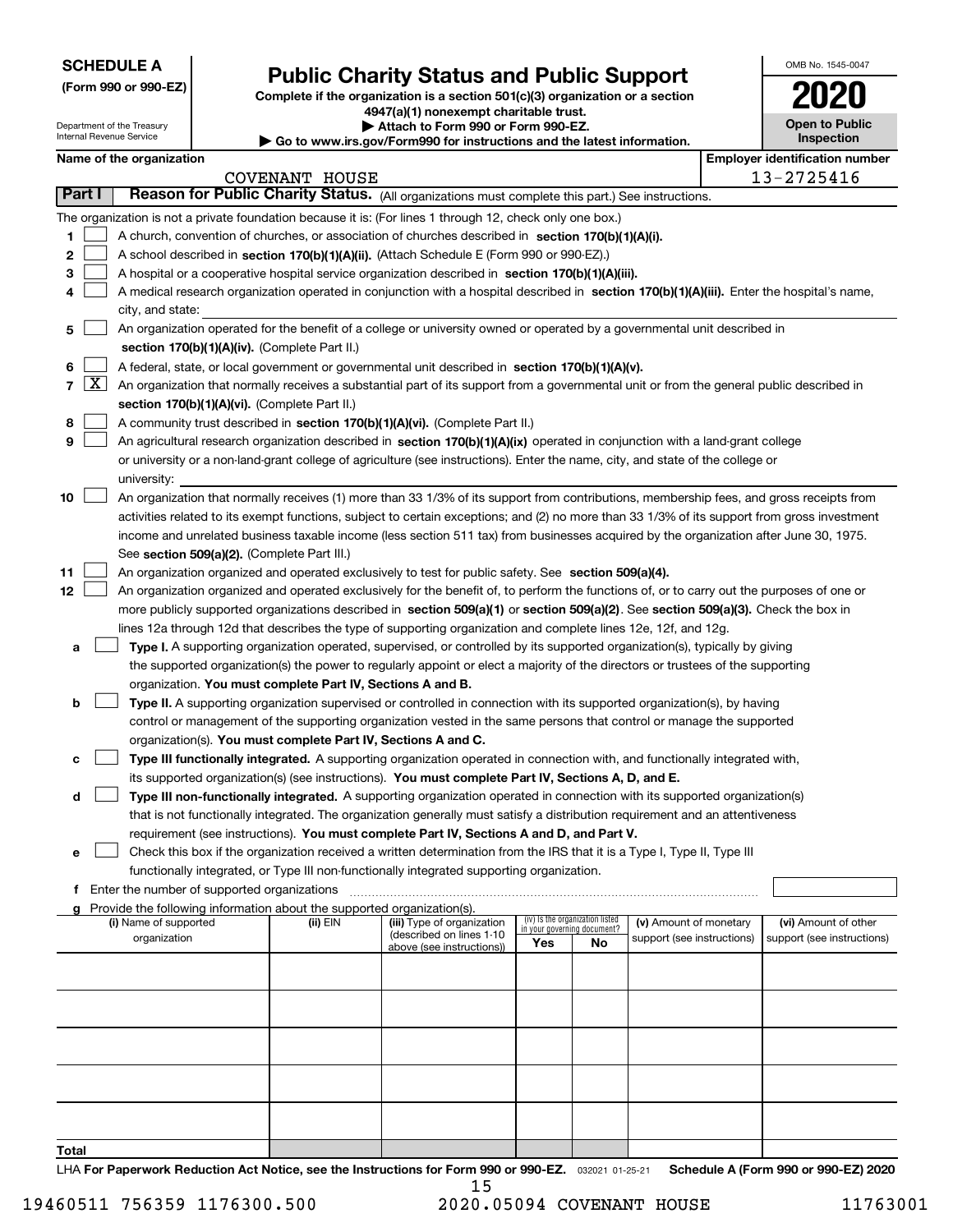**SCHEDULE A**
**(Form 990 or 990-EZ)**

Department of the Treasury
Internal Revenue Service

# Public Charity Status and Public Support

**Complete if the organization is a section 501(c)(3) organization or a section 4947(a)(1) nonexempt charitable trust.**
**▶ Attach to Form 990 or Form 990-EZ.**
**▶ Go to www.irs.gov/Form990 for instructions and the latest information.**

OMB No. 1545-0047
**2020**
**Open to Public Inspection**

**Name of the organization**: COVENANT HOUSE
**Employer identification number**: 13-2725416

## Part I Reason for Public Charity Status. (All organizations must complete this part.) See instructions.

The organization is not a private foundation because it is: (For lines 1 through 12, check only one box.)

1. ☐ A church, convention of churches, or association of churches described in **section 170(b)(1)(A)(i).**
2. ☐ A school described in **section 170(b)(1)(A)(ii).** (Attach Schedule E (Form 990 or 990-EZ).)
3. ☐ A hospital or a cooperative hospital service organization described in **section 170(b)(1)(A)(iii).**
4. ☐ A medical research organization operated in conjunction with a hospital described in **section 170(b)(1)(A)(iii).** Enter the hospital's name, city, and state: ______
5. ☐ An organization operated for the benefit of a college or university owned or operated by a governmental unit described in **section 170(b)(1)(A)(iv).** (Complete Part II.)
6. ☐ A federal, state, or local government or governmental unit described in **section 170(b)(1)(A)(v).**
7. ☒ An organization that normally receives a substantial part of its support from a governmental unit or from the general public described in **section 170(b)(1)(A)(vi).** (Complete Part II.)
8. ☐ A community trust described in **section 170(b)(1)(A)(vi).** (Complete Part II.)
9. ☐ An agricultural research organization described in **section 170(b)(1)(A)(ix)** operated in conjunction with a land-grant college or university or a non-land-grant college of agriculture (see instructions). Enter the name, city, and state of the college or university: ______
10. ☐ An organization that normally receives (1) more than 33 1/3% of its support from contributions, membership fees, and gross receipts from activities related to its exempt functions, subject to certain exceptions; and (2) no more than 33 1/3% of its support from gross investment income and unrelated business taxable income (less section 511 tax) from businesses acquired by the organization after June 30, 1975. See **section 509(a)(2).** (Complete Part III.)
11. ☐ An organization organized and operated exclusively to test for public safety. See **section 509(a)(4).**
12. ☐ An organization organized and operated exclusively for the benefit of, to perform the functions of, or to carry out the purposes of one or more publicly supported organizations described in **section 509(a)(1)** or **section 509(a)(2)**. See **section 509(a)(3).** Check the box in lines 12a through 12d that describes the type of supporting organization and complete lines 12e, 12f, and 12g.
   - **a** ☐ **Type I.** A supporting organization operated, supervised, or controlled by its supported organization(s), typically by giving the supported organization(s) the power to regularly appoint or elect a majority of the directors or trustees of the supporting organization. **You must complete Part IV, Sections A and B.**
   - **b** ☐ **Type II.** A supporting organization supervised or controlled in connection with its supported organization(s), by having control or management of the supporting organization vested in the same persons that control or manage the supported organization(s). **You must complete Part IV, Sections A and C.**
   - **c** ☐ **Type III functionally integrated.** A supporting organization operated in connection with, and functionally integrated with, its supported organization(s) (see instructions). **You must complete Part IV, Sections A, D, and E.**
   - **d** ☐ **Type III non-functionally integrated.** A supporting organization operated in connection with its supported organization(s) that is not functionally integrated. The organization generally must satisfy a distribution requirement and an attentiveness requirement (see instructions). **You must complete Part IV, Sections A and D, and Part V.**
   - **e** ☐ Check this box if the organization received a written determination from the IRS that it is a Type I, Type II, Type III functionally integrated, or Type III non-functionally integrated supporting organization.
   - **f** Enter the number of supported organizations ______
   - **g** Provide the following information about the supported organization(s).

| (i) Name of supported organization | (ii) EIN | (iii) Type of organization (described on lines 1-10 above (see instructions)) | (iv) Is the organization listed in your governing document? Yes | No | (v) Amount of monetary support (see instructions) | (vi) Amount of other support (see instructions) |
|---|---|---|---|---|---|---|
| | | | | | | |
| | | | | | | |
| | | | | | | |
| | | | | | | |
| | | | | | | |
| **Total** | | | | | | |

LHA **For Paperwork Reduction Act Notice, see the Instructions for Form 990 or 990-EZ.** 032021 01-25-21 **Schedule A (Form 990 or 990-EZ) 2020**

19460511 756359 1176300.500 2020.05094 COVENANT HOUSE 11763001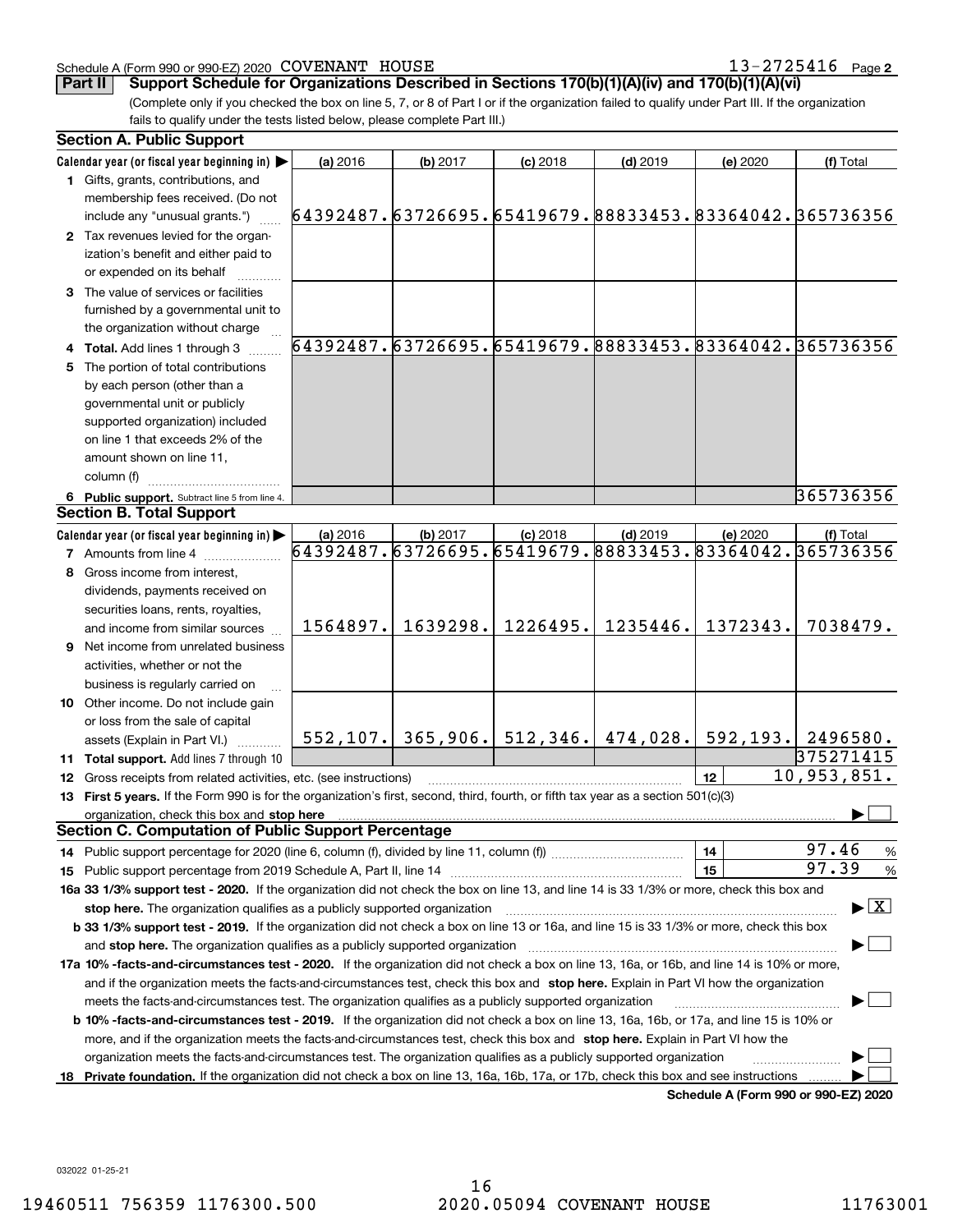Schedule A (Form 990 or 990-EZ) 2020 COVENANT HOUSE 13-2725416 Page 2

**Part II Support Schedule for Organizations Described in Sections 170(b)(1)(A)(iv) and 170(b)(1)(A)(vi)**

(Complete only if you checked the box on line 5, 7, or 8 of Part I or if the organization failed to qualify under Part III. If the organization fails to qualify under the tests listed below, please complete Part III.)

### Section A. Public Support

| Calendar year (or fiscal year beginning in) ▶ | (a) 2016 | (b) 2017 | (c) 2018 | (d) 2019 | (e) 2020 | (f) Total |
|---|---|---|---|---|---|---|
| 1 Gifts, grants, contributions, and membership fees received. (Do not include any "unusual grants.") | 64392487. | 63726695. | 65419679. | 88833453. | 83364042. | 365736356 |
| 2 Tax revenues levied for the organization's benefit and either paid to or expended on its behalf | | | | | | |
| 3 The value of services or facilities furnished by a governmental unit to the organization without charge | | | | | | |
| 4 Total. Add lines 1 through 3 | 64392487. | 63726695. | 65419679. | 88833453. | 83364042. | 365736356 |
| 5 The portion of total contributions by each person (other than a governmental unit or publicly supported organization) included on line 1 that exceeds 2% of the amount shown on line 11, column (f) | | | | | | |
| 6 Public support. Subtract line 5 from line 4. | | | | | | 365736356 |

### Section B. Total Support

| Calendar year (or fiscal year beginning in) ▶ | (a) 2016 | (b) 2017 | (c) 2018 | (d) 2019 | (e) 2020 | (f) Total |
|---|---|---|---|---|---|---|
| 7 Amounts from line 4 | 64392487. | 63726695. | 65419679. | 88833453. | 83364042. | 365736356 |
| 8 Gross income from interest, dividends, payments received on securities loans, rents, royalties, and income from similar sources | 1564897. | 1639298. | 1226495. | 1235446. | 1372343. | 7038479. |
| 9 Net income from unrelated business activities, whether or not the business is regularly carried on | | | | | | |
| 10 Other income. Do not include gain or loss from the sale of capital assets (Explain in Part VI.) | 552,107. | 365,906. | 512,346. | 474,028. | 592,193. | 2496580. |
| 11 Total support. Add lines 7 through 10 | | | | | | 375271415 |

12 Gross receipts from related activities, etc. (see instructions) | 12 | 10,953,851.

13 **First 5 years.** If the Form 990 is for the organization's first, second, third, fourth, or fifth tax year as a section 501(c)(3) organization, check this box and **stop here** ▶ ☐

### Section C. Computation of Public Support Percentage

14 Public support percentage for 2020 (line 6, column (f), divided by line 11, column (f)) | 14 | 97.46 %

15 Public support percentage from 2019 Schedule A, Part II, line 14 | 15 | 97.39 %

**16a 33 1/3% support test - 2020.** If the organization did not check the box on line 13, and line 14 is 33 1/3% or more, check this box and **stop here.** The organization qualifies as a publicly supported organization ▶ ☒

**b 33 1/3% support test - 2019.** If the organization did not check a box on line 13 or 16a, and line 15 is 33 1/3% or more, check this box and **stop here.** The organization qualifies as a publicly supported organization ▶ ☐

**17a 10% -facts-and-circumstances test - 2020.** If the organization did not check a box on line 13, 16a, or 16b, and line 14 is 10% or more, and if the organization meets the facts-and-circumstances test, check this box and **stop here.** Explain in Part VI how the organization meets the facts-and-circumstances test. The organization qualifies as a publicly supported organization ▶ ☐

**b 10% -facts-and-circumstances test - 2019.** If the organization did not check a box on line 13, 16a, 16b, or 17a, and line 15 is 10% or more, and if the organization meets the facts-and-circumstances test, check this box and **stop here.** Explain in Part VI how the organization meets the facts-and-circumstances test. The organization qualifies as a publicly supported organization ▶ ☐

**18 Private foundation.** If the organization did not check a box on line 13, 16a, 16b, 17a, or 17b, check this box and see instructions ▶ ☐

**Schedule A (Form 990 or 990-EZ) 2020**

032022 01-25-21

19460511 756359 1176300.500 2020.05094 COVENANT HOUSE 11763001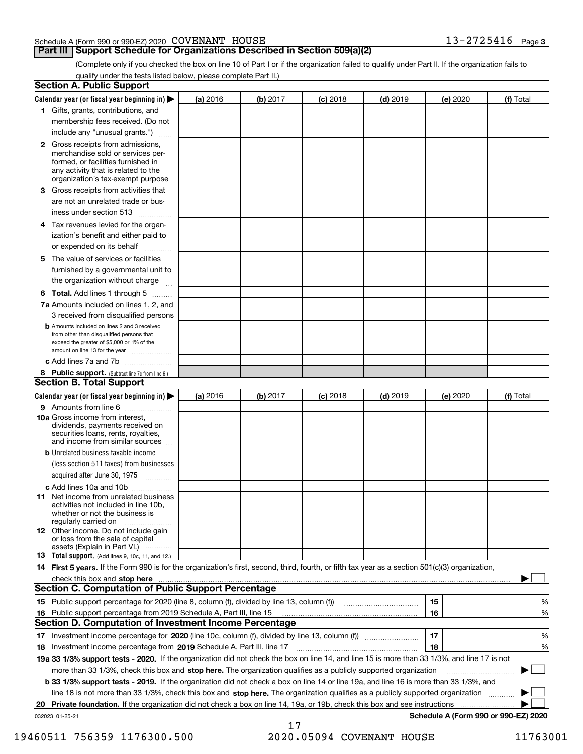Schedule A (Form 990 or 990-EZ) 2020 COVENANT HOUSE 13-2725416 Page 3

## Part III Support Schedule for Organizations Described in Section 509(a)(2)

(Complete only if you checked the box on line 10 of Part I or if the organization failed to qualify under Part II. If the organization fails to qualify under the tests listed below, please complete Part II.)

### Section A. Public Support

| Calendar year (or fiscal year beginning in) ▶ | (a) 2016 | (b) 2017 | (c) 2018 | (d) 2019 | (e) 2020 | (f) Total |
|---|---|---|---|---|---|---|
| 1 Gifts, grants, contributions, and membership fees received. (Do not include any "unusual grants.") | | | | | | |
| 2 Gross receipts from admissions, merchandise sold or services performed, or facilities furnished in any activity that is related to the organization's tax-exempt purpose | | | | | | |
| 3 Gross receipts from activities that are not an unrelated trade or business under section 513 | | | | | | |
| 4 Tax revenues levied for the organization's benefit and either paid to or expended on its behalf | | | | | | |
| 5 The value of services or facilities furnished by a governmental unit to the organization without charge | | | | | | |
| 6 **Total.** Add lines 1 through 5 | | | | | | |
| 7a Amounts included on lines 1, 2, and 3 received from disqualified persons | | | | | | |
| b Amounts included on lines 2 and 3 received from other than disqualified persons that exceed the greater of $5,000 or 1% of the amount on line 13 for the year | | | | | | |
| c Add lines 7a and 7b | | | | | | |
| 8 **Public support.** (Subtract line 7c from line 6.) | | | | | | |

### Section B. Total Support

| Calendar year (or fiscal year beginning in) ▶ | (a) 2016 | (b) 2017 | (c) 2018 | (d) 2019 | (e) 2020 | (f) Total |
|---|---|---|---|---|---|---|
| 9 Amounts from line 6 | | | | | | |
| 10a Gross income from interest, dividends, payments received on securities loans, rents, royalties, and income from similar sources | | | | | | |
| b Unrelated business taxable income (less section 511 taxes) from businesses acquired after June 30, 1975 | | | | | | |
| c Add lines 10a and 10b | | | | | | |
| 11 Net income from unrelated business activities not included in line 10b, whether or not the business is regularly carried on | | | | | | |
| 12 Other income. Do not include gain or loss from the sale of capital assets (Explain in Part VI.) | | | | | | |
| 13 **Total support.** (Add lines 9, 10c, 11, and 12.) | | | | | | |

14 **First 5 years.** If the Form 990 is for the organization's first, second, third, fourth, or fifth tax year as a section 501(c)(3) organization, check this box and **stop here** ▶ ☐

### Section C. Computation of Public Support Percentage

| | | | |
|---|---|---|---|
| 15 Public support percentage for 2020 (line 8, column (f), divided by line 13, column (f)) | 15 | | % |
| 16 Public support percentage from 2019 Schedule A, Part III, line 15 | 16 | | % |

### Section D. Computation of Investment Income Percentage

| | | | |
|---|---|---|---|
| 17 Investment income percentage for **2020** (line 10c, column (f), divided by line 13, column (f)) | 17 | | % |
| 18 Investment income percentage from **2019** Schedule A, Part III, line 17 | 18 | | % |

**19a 33 1/3% support tests - 2020.** If the organization did not check the box on line 14, and line 15 is more than 33 1/3%, and line 17 is not more than 33 1/3%, check this box and **stop here.** The organization qualifies as a publicly supported organization ▶ ☐

**b 33 1/3% support tests - 2019.** If the organization did not check a box on line 14 or line 19a, and line 16 is more than 33 1/3%, and line 18 is not more than 33 1/3%, check this box and **stop here.** The organization qualifies as a publicly supported organization ▶ ☐

**20 Private foundation.** If the organization did not check a box on line 14, 19a, or 19b, check this box and see instructions ▶ ☐

032023 01-25-21 **Schedule A (Form 990 or 990-EZ) 2020**

19460511 756359 1176300.500 2020.05094 COVENANT HOUSE 11763001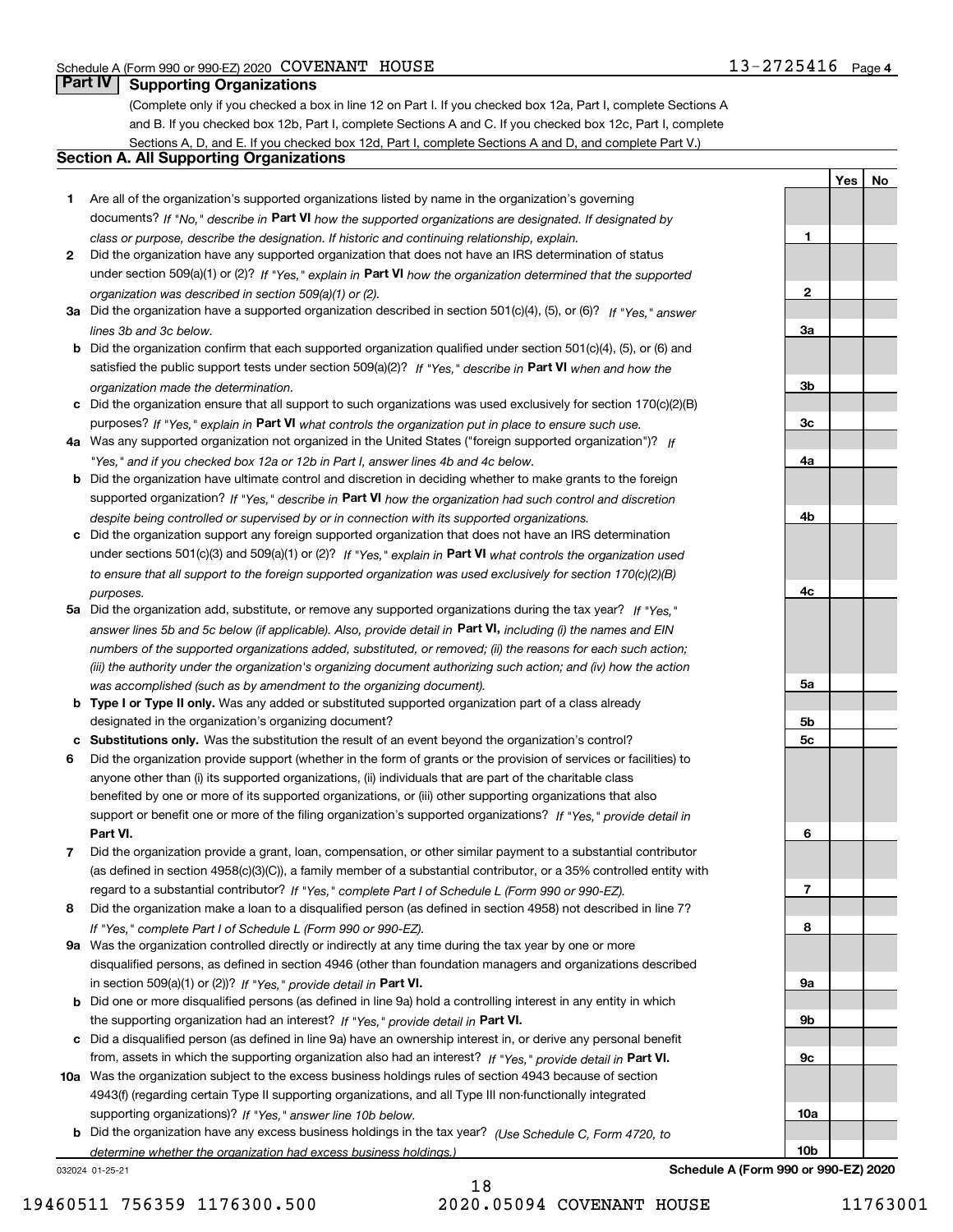Schedule A (Form 990 or 990-EZ) 2020 COVENANT HOUSE 13-2725416 Page 4

## Part IV Supporting Organizations

(Complete only if you checked a box in line 12 on Part I. If you checked box 12a, Part I, complete Sections A and B. If you checked box 12b, Part I, complete Sections A and C. If you checked box 12c, Part I, complete Sections A, D, and E. If you checked box 12d, Part I, complete Sections A and D, and complete Part V.)

### Section A. All Supporting Organizations

| | | | Yes | No |
|---|---|---|---|---|
| **1** | Are all of the organization's supported organizations listed by name in the organization's governing documents? *If "No," describe in* **Part VI** *how the supported organizations are designated. If designated by class or purpose, describe the designation. If historic and continuing relationship, explain.* | 1 | | |
| **2** | Did the organization have any supported organization that does not have an IRS determination of status under section 509(a)(1) or (2)? *If "Yes," explain in* **Part VI** *how the organization determined that the supported organization was described in section 509(a)(1) or (2).* | 2 | | |
| **3a** | Did the organization have a supported organization described in section 501(c)(4), (5), or (6)? *If "Yes," answer lines 3b and 3c below.* | 3a | | |
| **b** | Did the organization confirm that each supported organization qualified under section 501(c)(4), (5), or (6) and satisfied the public support tests under section 509(a)(2)? *If "Yes," describe in* **Part VI** *when and how the organization made the determination.* | 3b | | |
| **c** | Did the organization ensure that all support to such organizations was used exclusively for section 170(c)(2)(B) purposes? *If "Yes," explain in* **Part VI** *what controls the organization put in place to ensure such use.* | 3c | | |
| **4a** | Was any supported organization not organized in the United States ("foreign supported organization")? *If "Yes," and if you checked box 12a or 12b in Part I, answer lines 4b and 4c below.* | 4a | | |
| **b** | Did the organization have ultimate control and discretion in deciding whether to make grants to the foreign supported organization? *If "Yes," describe in* **Part VI** *how the organization had such control and discretion despite being controlled or supervised by or in connection with its supported organizations.* | 4b | | |
| **c** | Did the organization support any foreign supported organization that does not have an IRS determination under sections 501(c)(3) and 509(a)(1) or (2)? *If "Yes," explain in* **Part VI** *what controls the organization used to ensure that all support to the foreign supported organization was used exclusively for section 170(c)(2)(B) purposes.* | 4c | | |
| **5a** | Did the organization add, substitute, or remove any supported organizations during the tax year? *If "Yes," answer lines 5b and 5c below (if applicable). Also, provide detail in* **Part VI,** *including (i) the names and EIN numbers of the supported organizations added, substituted, or removed; (ii) the reasons for each such action; (iii) the authority under the organization's organizing document authorizing such action; and (iv) how the action was accomplished (such as by amendment to the organizing document).* | 5a | | |
| **b** | **Type I or Type II only.** Was any added or substituted supported organization part of a class already designated in the organization's organizing document? | 5b | | |
| **c** | **Substitutions only.** Was the substitution the result of an event beyond the organization's control? | 5c | | |
| **6** | Did the organization provide support (whether in the form of grants or the provision of services or facilities) to anyone other than (i) its supported organizations, (ii) individuals that are part of the charitable class benefited by one or more of its supported organizations, or (iii) other supporting organizations that also support or benefit one or more of the filing organization's supported organizations? *If "Yes," provide detail in* **Part VI.** | 6 | | |
| **7** | Did the organization provide a grant, loan, compensation, or other similar payment to a substantial contributor (as defined in section 4958(c)(3)(C)), a family member of a substantial contributor, or a 35% controlled entity with regard to a substantial contributor? *If "Yes," complete Part I of Schedule L (Form 990 or 990-EZ).* | 7 | | |
| **8** | Did the organization make a loan to a disqualified person (as defined in section 4958) not described in line 7? *If "Yes," complete Part I of Schedule L (Form 990 or 990-EZ).* | 8 | | |
| **9a** | Was the organization controlled directly or indirectly at any time during the tax year by one or more disqualified persons, as defined in section 4946 (other than foundation managers and organizations described in section 509(a)(1) or (2))? *If "Yes," provide detail in* **Part VI.** | 9a | | |
| **b** | Did one or more disqualified persons (as defined in line 9a) hold a controlling interest in any entity in which the supporting organization had an interest? *If "Yes," provide detail in* **Part VI.** | 9b | | |
| **c** | Did a disqualified person (as defined in line 9a) have an ownership interest in, or derive any personal benefit from, assets in which the supporting organization also had an interest? *If "Yes," provide detail in* **Part VI.** | 9c | | |
| **10a** | Was the organization subject to the excess business holdings rules of section 4943 because of section 4943(f) (regarding certain Type II supporting organizations, and all Type III non-functionally integrated supporting organizations)? *If "Yes," answer line 10b below.* | 10a | | |
| **b** | Did the organization have any excess business holdings in the tax year? *(Use Schedule C, Form 4720, to determine whether the organization had excess business holdings.)* | 10b | | |

032024 01-25-21 **Schedule A (Form 990 or 990-EZ) 2020**

18

19460511 756359 1176300.500 2020.05094 COVENANT HOUSE 11763001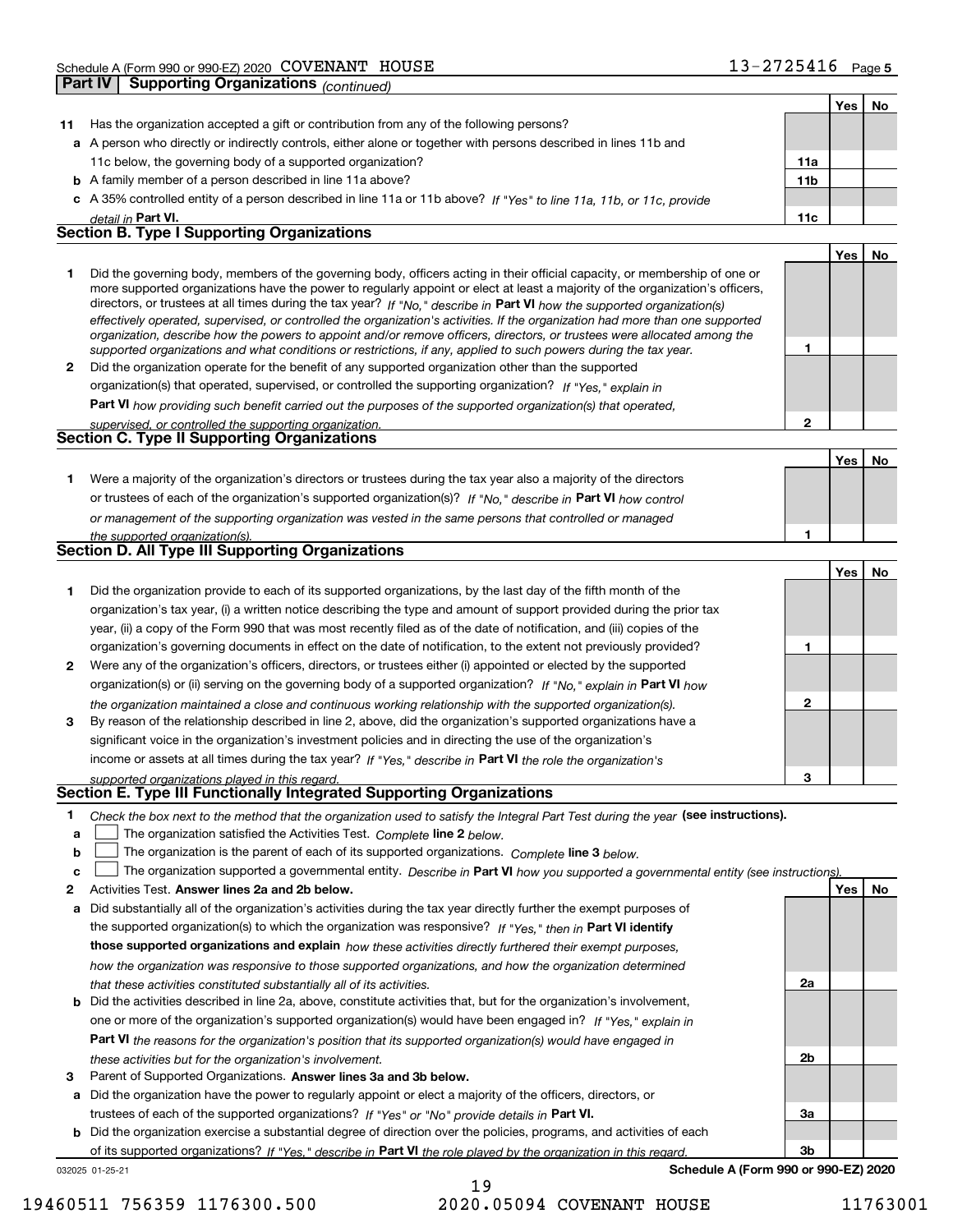Schedule A (Form 990 or 990-EZ) 2020 COVENANT HOUSE 13-2725416 Page 5

**Part IV Supporting Organizations** *(continued)*

| | | | Yes | No |
|---|---|---|---|---|
| **11** | Has the organization accepted a gift or contribution from any of the following persons? | | | |
| **a** | A person who directly or indirectly controls, either alone or together with persons described in lines 11b and 11c below, the governing body of a supported organization? | **11a** | | |
| **b** | A family member of a person described in line 11a above? | **11b** | | |
| **c** | A 35% controlled entity of a person described in line 11a or 11b above? *If "Yes" to line 11a, 11b, or 11c, provide detail in* **Part VI.** | **11c** | | |

## Section B. Type I Supporting Organizations

| | | | Yes | No |
|---|---|---|---|---|
| **1** | Did the governing body, members of the governing body, officers acting in their official capacity, or membership of one or more supported organizations have the power to regularly appoint or elect at least a majority of the organization's officers, directors, or trustees at all times during the tax year? *If "No," describe in* **Part VI** *how the supported organization(s) effectively operated, supervised, or controlled the organization's activities. If the organization had more than one supported organization, describe how the powers to appoint and/or remove officers, directors, or trustees were allocated among the supported organizations and what conditions or restrictions, if any, applied to such powers during the tax year.* | **1** | | |
| **2** | Did the organization operate for the benefit of any supported organization other than the supported organization(s) that operated, supervised, or controlled the supporting organization? *If "Yes," explain in* **Part VI** *how providing such benefit carried out the purposes of the supported organization(s) that operated, supervised, or controlled the supporting organization.* | **2** | | |

## Section C. Type II Supporting Organizations

| | | | Yes | No |
|---|---|---|---|---|
| **1** | Were a majority of the organization's directors or trustees during the tax year also a majority of the directors or trustees of each of the organization's supported organization(s)? *If "No," describe in* **Part VI** *how control or management of the supporting organization was vested in the same persons that controlled or managed the supported organization(s).* | **1** | | |

## Section D. All Type III Supporting Organizations

| | | | Yes | No |
|---|---|---|---|---|
| **1** | Did the organization provide to each of its supported organizations, by the last day of the fifth month of the organization's tax year, (i) a written notice describing the type and amount of support provided during the prior tax year, (ii) a copy of the Form 990 that was most recently filed as of the date of notification, and (iii) copies of the organization's governing documents in effect on the date of notification, to the extent not previously provided? | **1** | | |
| **2** | Were any of the organization's officers, directors, or trustees either (i) appointed or elected by the supported organization(s) or (ii) serving on the governing body of a supported organization? *If "No," explain in* **Part VI** *how the organization maintained a close and continuous working relationship with the supported organization(s).* | **2** | | |
| **3** | By reason of the relationship described in line 2, above, did the organization's supported organizations have a significant voice in the organization's investment policies and in directing the use of the organization's income or assets at all times during the tax year? *If "Yes," describe in* **Part VI** *the role the organization's supported organizations played in this regard.* | **3** | | |

## Section E. Type III Functionally Integrated Supporting Organizations

**1** *Check the box next to the method that the organization used to satisfy the Integral Part Test during the year* **(see instructions).**

- **a** ☐ The organization satisfied the Activities Test. *Complete* **line 2** *below.*
- **b** ☐ The organization is the parent of each of its supported organizations. *Complete* **line 3** *below.*
- **c** ☐ The organization supported a governmental entity. *Describe in* **Part VI** *how you supported a governmental entity (see instructions).*

| | | | Yes | No |
|---|---|---|---|---|
| **2** | Activities Test. **Answer lines 2a and 2b below.** | | | |
| **a** | Did substantially all of the organization's activities during the tax year directly further the exempt purposes of the supported organization(s) to which the organization was responsive? *If "Yes," then in* **Part VI identify those supported organizations and explain** *how these activities directly furthered their exempt purposes, how the organization was responsive to those supported organizations, and how the organization determined that these activities constituted substantially all of its activities.* | **2a** | | |
| **b** | Did the activities described in line 2a, above, constitute activities that, but for the organization's involvement, one or more of the organization's supported organization(s) would have been engaged in? *If "Yes," explain in* **Part VI** *the reasons for the organization's position that its supported organization(s) would have engaged in these activities but for the organization's involvement.* | **2b** | | |
| **3** | Parent of Supported Organizations. **Answer lines 3a and 3b below.** | | | |
| **a** | Did the organization have the power to regularly appoint or elect a majority of the officers, directors, or trustees of each of the supported organizations? *If "Yes" or "No" provide details in* **Part VI.** | **3a** | | |
| **b** | Did the organization exercise a substantial degree of direction over the policies, programs, and activities of each of its supported organizations? *If "Yes," describe in* **Part VI** *the role played by the organization in this regard.* | **3b** | | |

032025 01-25-21 **Schedule A (Form 990 or 990-EZ) 2020**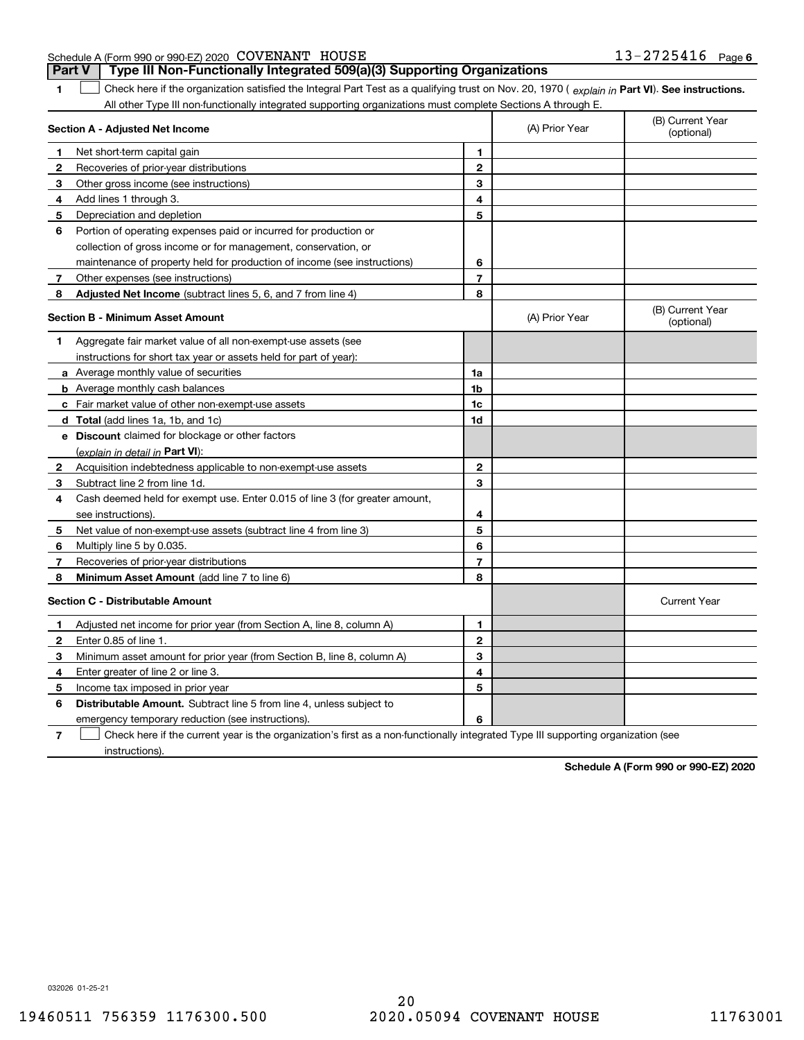Schedule A (Form 990 or 990-EZ) 2020 COVENANT HOUSE 13-2725416 Page 6

## Part V Type III Non-Functionally Integrated 509(a)(3) Supporting Organizations

**1** ☐ Check here if the organization satisfied the Integral Part Test as a qualifying trust on Nov. 20, 1970 ( *explain in* **Part VI**). **See instructions.** All other Type III non-functionally integrated supporting organizations must complete Sections A through E.

| **Section A - Adjusted Net Income** | | | (A) Prior Year | (B) Current Year (optional) |
|---|---|---|---|---|
| **1** | Net short-term capital gain | 1 | | |
| **2** | Recoveries of prior-year distributions | 2 | | |
| **3** | Other gross income (see instructions) | 3 | | |
| **4** | Add lines 1 through 3. | 4 | | |
| **5** | Depreciation and depletion | 5 | | |
| **6** | Portion of operating expenses paid or incurred for production or collection of gross income or for management, conservation, or maintenance of property held for production of income (see instructions) | 6 | | |
| **7** | Other expenses (see instructions) | 7 | | |
| **8** | **Adjusted Net Income** (subtract lines 5, 6, and 7 from line 4) | 8 | | |

| **Section B - Minimum Asset Amount** | | | (A) Prior Year | (B) Current Year (optional) |
|---|---|---|---|---|
| **1** | Aggregate fair market value of all non-exempt-use assets (see instructions for short tax year or assets held for part of year): | | | |
| **a** | Average monthly value of securities | 1a | | |
| **b** | Average monthly cash balances | 1b | | |
| **c** | Fair market value of other non-exempt-use assets | 1c | | |
| **d** | **Total** (add lines 1a, 1b, and 1c) | 1d | | |
| **e** | **Discount** claimed for blockage or other factors (*explain in detail in* **Part VI**): | | | |
| **2** | Acquisition indebtedness applicable to non-exempt-use assets | 2 | | |
| **3** | Subtract line 2 from line 1d. | 3 | | |
| **4** | Cash deemed held for exempt use. Enter 0.015 of line 3 (for greater amount, see instructions). | 4 | | |
| **5** | Net value of non-exempt-use assets (subtract line 4 from line 3) | 5 | | |
| **6** | Multiply line 5 by 0.035. | 6 | | |
| **7** | Recoveries of prior-year distributions | 7 | | |
| **8** | **Minimum Asset Amount** (add line 7 to line 6) | 8 | | |

| **Section C - Distributable Amount** | | | | Current Year |
|---|---|---|---|---|
| **1** | Adjusted net income for prior year (from Section A, line 8, column A) | 1 | | |
| **2** | Enter 0.85 of line 1. | 2 | | |
| **3** | Minimum asset amount for prior year (from Section B, line 8, column A) | 3 | | |
| **4** | Enter greater of line 2 or line 3. | 4 | | |
| **5** | Income tax imposed in prior year | 5 | | |
| **6** | **Distributable Amount.** Subtract line 5 from line 4, unless subject to emergency temporary reduction (see instructions). | 6 | | |

**7** ☐ Check here if the current year is the organization's first as a non-functionally integrated Type III supporting organization (see instructions).

**Schedule A (Form 990 or 990-EZ) 2020**

032026 01-25-21

19460511 756359 1176300.500 2020.05094 COVENANT HOUSE 11763001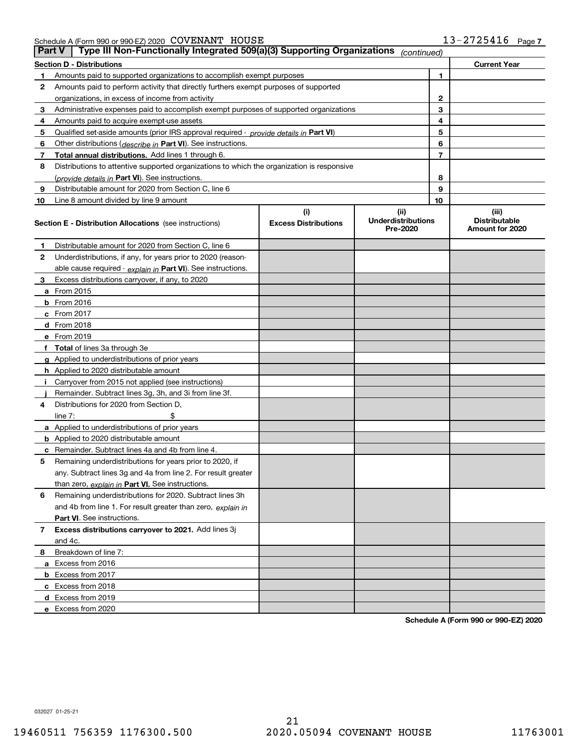Schedule A (Form 990 or 990-EZ) 2020 COVENANT HOUSE 13-2725416 Page 7

## Part V | Type III Non-Functionally Integrated 509(a)(3) Supporting Organizations *(continued)*

| Section D - Distributions | | | Current Year |
|---|---|---|---|
| 1 | Amounts paid to supported organizations to accomplish exempt purposes | 1 | |
| 2 | Amounts paid to perform activity that directly furthers exempt purposes of supported organizations, in excess of income from activity | 2 | |
| 3 | Administrative expenses paid to accomplish exempt purposes of supported organizations | 3 | |
| 4 | Amounts paid to acquire exempt-use assets | 4 | |
| 5 | Qualified set-aside amounts (prior IRS approval required - *provide details in* **Part VI**) | 5 | |
| 6 | Other distributions (*describe in* **Part VI**). See instructions. | 6 | |
| 7 | **Total annual distributions.** Add lines 1 through 6. | 7 | |
| 8 | Distributions to attentive supported organizations to which the organization is responsive (*provide details in* **Part VI**). See instructions. | 8 | |
| 9 | Distributable amount for 2020 from Section C, line 6 | 9 | |
| 10 | Line 8 amount divided by line 9 amount | 10 | |

| | **Section E - Distribution Allocations** (see instructions) | (i) Excess Distributions | (ii) Underdistributions Pre-2020 | (iii) Distributable Amount for 2020 |
|---|---|---|---|---|
| 1 | Distributable amount for 2020 from Section C, line 6 | | | |
| 2 | Underdistributions, if any, for years prior to 2020 (reasonable cause required - *explain in* **Part VI**). See instructions. | | | |
| 3 | Excess distributions carryover, if any, to 2020 | | | |
| a | From 2015 | | | |
| b | From 2016 | | | |
| c | From 2017 | | | |
| d | From 2018 | | | |
| e | From 2019 | | | |
| f | **Total** of lines 3a through 3e | | | |
| g | Applied to underdistributions of prior years | | | |
| h | Applied to 2020 distributable amount | | | |
| i | Carryover from 2015 not applied (see instructions) | | | |
| j | Remainder. Subtract lines 3g, 3h, and 3i from line 3f. | | | |
| 4 | Distributions for 2020 from Section D, line 7: $ | | | |
| a | Applied to underdistributions of prior years | | | |
| b | Applied to 2020 distributable amount | | | |
| c | Remainder. Subtract lines 4a and 4b from line 4. | | | |
| 5 | Remaining underdistributions for years prior to 2020, if any. Subtract lines 3g and 4a from line 2. For result greater than zero, *explain in* **Part VI.** See instructions. | | | |
| 6 | Remaining underdistributions for 2020. Subtract lines 3h and 4b from line 1. For result greater than zero, *explain in* **Part VI**. See instructions. | | | |
| 7 | **Excess distributions carryover to 2021.** Add lines 3j and 4c. | | | |
| 8 | Breakdown of line 7: | | | |
| a | Excess from 2016 | | | |
| b | Excess from 2017 | | | |
| c | Excess from 2018 | | | |
| d | Excess from 2019 | | | |
| e | Excess from 2020 | | | |

**Schedule A (Form 990 or 990-EZ) 2020**

032027 01-25-21

19460511 756359 1176300.500 2020.05094 COVENANT HOUSE 11763001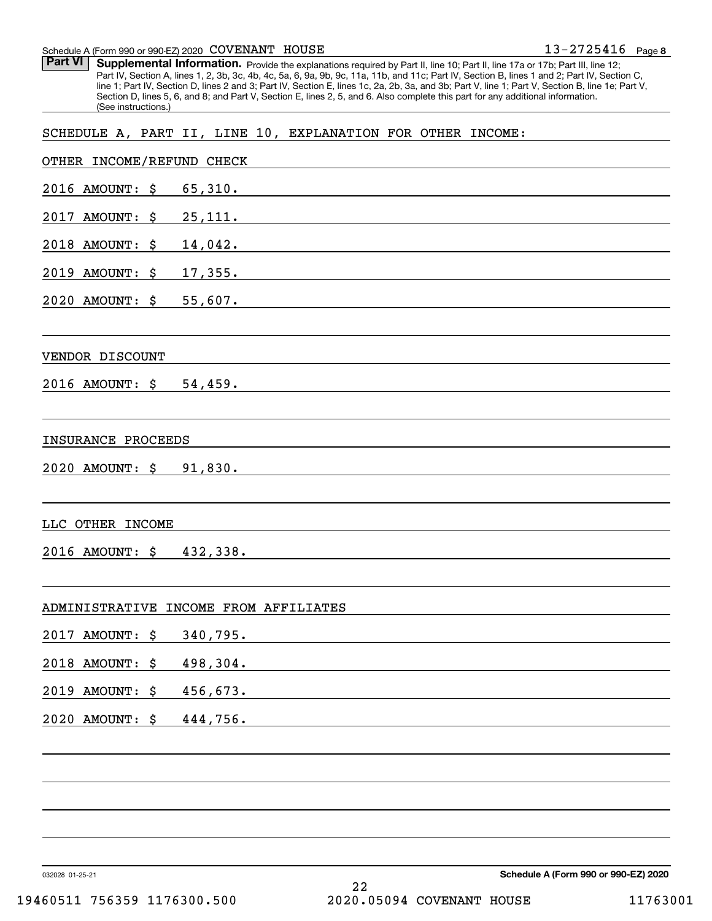Schedule A (Form 990 or 990-EZ) 2020 COVENANT HOUSE 13-2725416 Page 8

**Part VI** **Supplemental Information.** Provide the explanations required by Part II, line 10; Part II, line 17a or 17b; Part III, line 12; Part IV, Section A, lines 1, 2, 3b, 3c, 4b, 4c, 5a, 6, 9a, 9b, 9c, 11a, 11b, and 11c; Part IV, Section B, lines 1 and 2; Part IV, Section C, line 1; Part IV, Section D, lines 2 and 3; Part IV, Section E, lines 1c, 2a, 2b, 3a, and 3b; Part V, line 1; Part V, Section B, line 1e; Part V, Section D, lines 5, 6, and 8; and Part V, Section E, lines 2, 5, and 6. Also complete this part for any additional information. (See instructions.)

SCHEDULE A, PART II, LINE 10, EXPLANATION FOR OTHER INCOME:

OTHER INCOME/REFUND CHECK

2016 AMOUNT: $ 65,310.

2017 AMOUNT: $ 25,111.

2018 AMOUNT: $ 14,042.

2019 AMOUNT: $ 17,355.

2020 AMOUNT: $ 55,607.

VENDOR DISCOUNT

2016 AMOUNT: $ 54,459.

INSURANCE PROCEEDS

2020 AMOUNT: $ 91,830.

LLC OTHER INCOME

2016 AMOUNT: $ 432,338.

ADMINISTRATIVE INCOME FROM AFFILIATES

2017 AMOUNT: $ 340,795.

2018 AMOUNT: $ 498,304.

2019 AMOUNT: $ 456,673.

2020 AMOUNT: $ 444,756.

032028 01-25-21 **Schedule A (Form 990 or 990-EZ) 2020**

19460511 756359 1176300.500 2020.05094 COVENANT HOUSE 11763001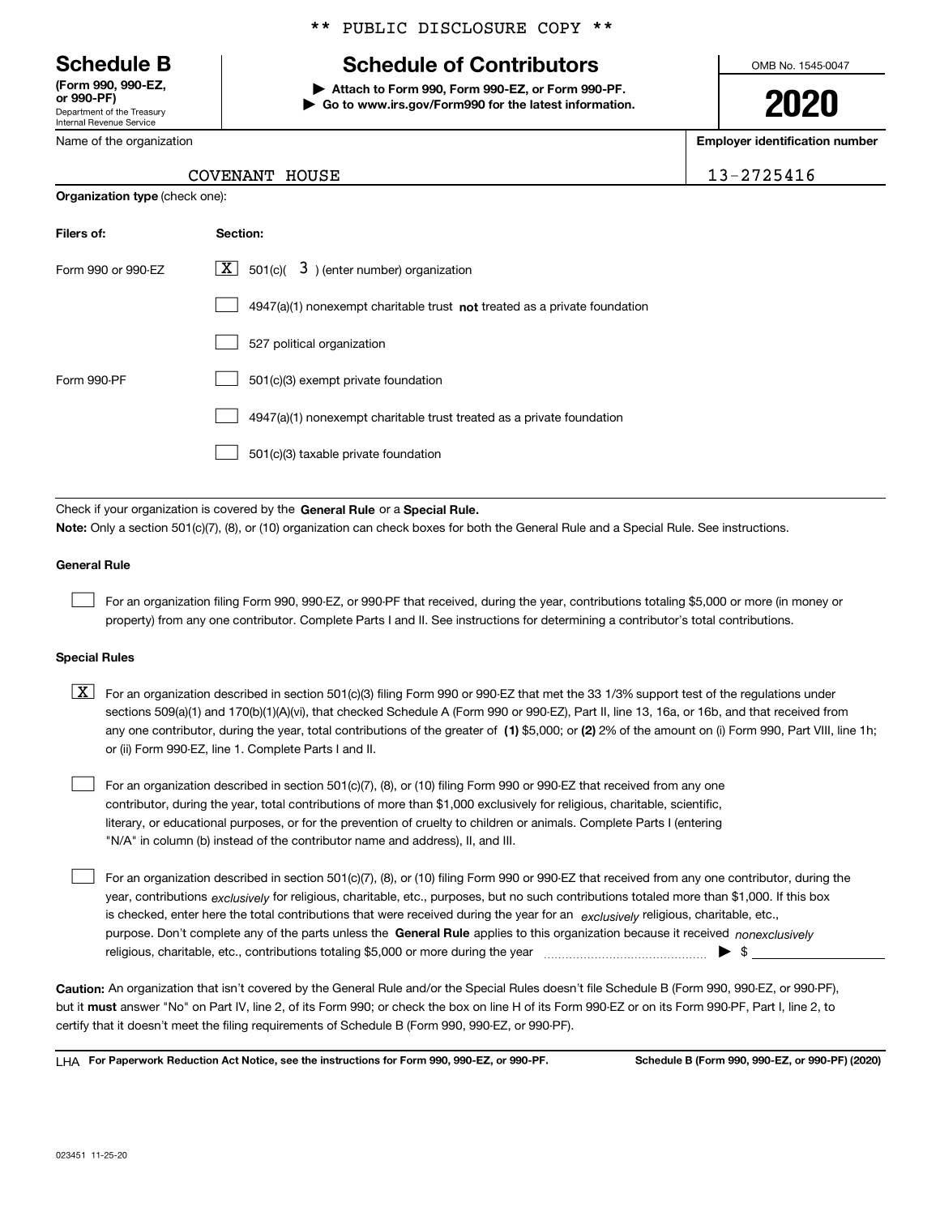** PUBLIC DISCLOSURE COPY **

**Schedule B**
**(Form 990, 990-EZ, or 990-PF)**
Department of the Treasury
Internal Revenue Service

# Schedule of Contributors

▶ **Attach to Form 990, Form 990-EZ, or Form 990-PF.**
▶ **Go to www.irs.gov/Form990 for the latest information.**

OMB No. 1545-0047

**2020**

Name of the organization: COVENANT HOUSE

**Employer identification number:** 13-2725416

**Organization type** (check one):

| Filers of: | Section: |
|---|---|
| Form 990 or 990-EZ | [X] 501(c)( 3 ) (enter number) organization |
| | [ ] 4947(a)(1) nonexempt charitable trust **not** treated as a private foundation |
| | [ ] 527 political organization |
| Form 990-PF | [ ] 501(c)(3) exempt private foundation |
| | [ ] 4947(a)(1) nonexempt charitable trust treated as a private foundation |
| | [ ] 501(c)(3) taxable private foundation |

Check if your organization is covered by the **General Rule** or a **Special Rule.**
**Note:** Only a section 501(c)(7), (8), or (10) organization can check boxes for both the General Rule and a Special Rule. See instructions.

**General Rule**

[ ] For an organization filing Form 990, 990-EZ, or 990-PF that received, during the year, contributions totaling $5,000 or more (in money or property) from any one contributor. Complete Parts I and II. See instructions for determining a contributor's total contributions.

**Special Rules**

[X] For an organization described in section 501(c)(3) filing Form 990 or 990-EZ that met the 33 1/3% support test of the regulations under sections 509(a)(1) and 170(b)(1)(A)(vi), that checked Schedule A (Form 990 or 990-EZ), Part II, line 13, 16a, or 16b, and that received from any one contributor, during the year, total contributions of the greater of **(1)** $5,000; or **(2)** 2% of the amount on (i) Form 990, Part VIII, line 1h; or (ii) Form 990-EZ, line 1. Complete Parts I and II.

[ ] For an organization described in section 501(c)(7), (8), or (10) filing Form 990 or 990-EZ that received from any one contributor, during the year, total contributions of more than $1,000 exclusively for religious, charitable, scientific, literary, or educational purposes, or for the prevention of cruelty to children or animals. Complete Parts I (entering "N/A" in column (b) instead of the contributor name and address), II, and III.

[ ] For an organization described in section 501(c)(7), (8), or (10) filing Form 990 or 990-EZ that received from any one contributor, during the year, contributions *exclusively* for religious, charitable, etc., purposes, but no such contributions totaled more than $1,000. If this box is checked, enter here the total contributions that were received during the year for an *exclusively* religious, charitable, etc., purpose. Don't complete any of the parts unless the **General Rule** applies to this organization because it received *nonexclusively* religious, charitable, etc., contributions totaling $5,000 or more during the year ▶ $

**Caution:** An organization that isn't covered by the General Rule and/or the Special Rules doesn't file Schedule B (Form 990, 990-EZ, or 990-PF), but it **must** answer "No" on Part IV, line 2, of its Form 990; or check the box on line H of its Form 990-EZ or on its Form 990-PF, Part I, line 2, to certify that it doesn't meet the filing requirements of Schedule B (Form 990, 990-EZ, or 990-PF).

LHA **For Paperwork Reduction Act Notice, see the instructions for Form 990, 990-EZ, or 990-PF.** **Schedule B (Form 990, 990-EZ, or 990-PF) (2020)**

023451 11-25-20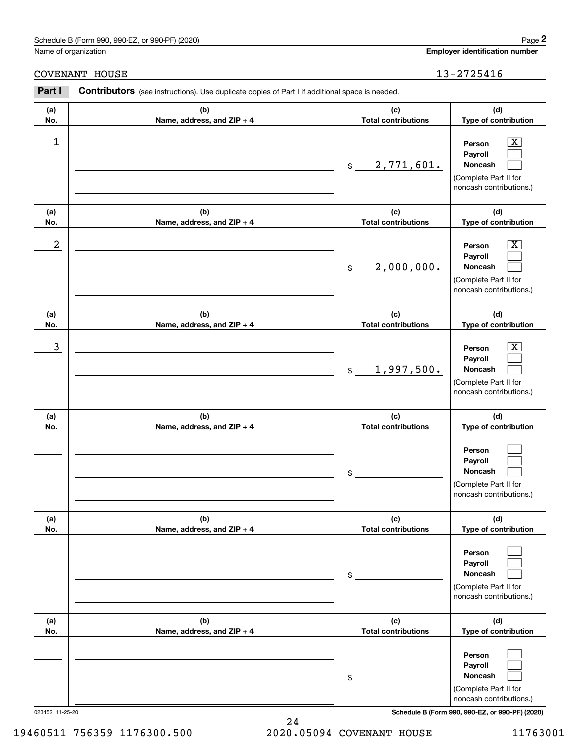Name of organization

COVENANT HOUSE

**Employer identification number**

13-2725416

**Part I** **Contributors** (see instructions). Use duplicate copies of Part I if additional space is needed.

| (a) No. | (b) Name, address, and ZIP + 4 | (c) Total contributions | (d) Type of contribution |
|---|---|---|---|
| 1 | | $ 2,771,601. | Person [X] Payroll [ ] Noncash [ ] (Complete Part II for noncash contributions.) |
| 2 | | $ 2,000,000. | Person [X] Payroll [ ] Noncash [ ] (Complete Part II for noncash contributions.) |
| 3 | | $ 1,997,500. | Person [X] Payroll [ ] Noncash [ ] (Complete Part II for noncash contributions.) |
| | | $ | Person [ ] Payroll [ ] Noncash [ ] (Complete Part II for noncash contributions.) |
| | | $ | Person [ ] Payroll [ ] Noncash [ ] (Complete Part II for noncash contributions.) |
| | | $ | Person [ ] Payroll [ ] Noncash [ ] (Complete Part II for noncash contributions.) |

023452 11-25-20

19460511 756359 1176300.500 2020.05094 COVENANT HOUSE 11763001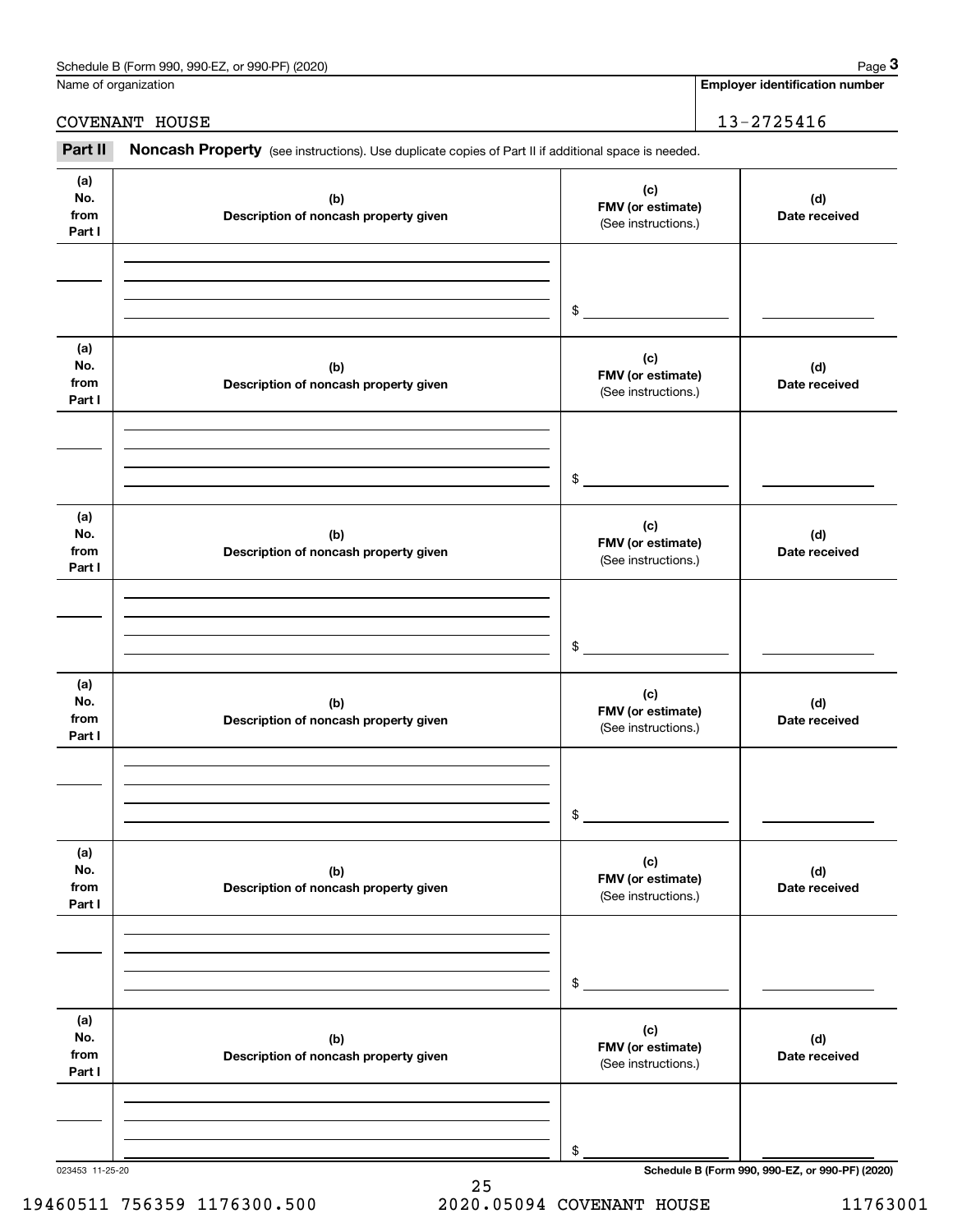Schedule B (Form 990, 990-EZ, or 990-PF) (2020)

Name of organization: COVENANT HOUSE

Employer identification number: 13-2725416

**Part II** **Noncash Property** (see instructions). Use duplicate copies of Part II if additional space is needed.

| (a) No. from Part I | (b) Description of noncash property given | (c) FMV (or estimate) (See instructions.) | (d) Date received |
|---|---|---|---|
| | | $ | |

| (a) No. from Part I | (b) Description of noncash property given | (c) FMV (or estimate) (See instructions.) | (d) Date received |
|---|---|---|---|
| | | $ | |

| (a) No. from Part I | (b) Description of noncash property given | (c) FMV (or estimate) (See instructions.) | (d) Date received |
|---|---|---|---|
| | | $ | |

| (a) No. from Part I | (b) Description of noncash property given | (c) FMV (or estimate) (See instructions.) | (d) Date received |
|---|---|---|---|
| | | $ | |

| (a) No. from Part I | (b) Description of noncash property given | (c) FMV (or estimate) (See instructions.) | (d) Date received |
|---|---|---|---|
| | | $ | |

| (a) No. from Part I | (b) Description of noncash property given | (c) FMV (or estimate) (See instructions.) | (d) Date received |
|---|---|---|---|
| | | $ | |

023453 11-25-20

Schedule B (Form 990, 990-EZ, or 990-PF) (2020)

19460511 756359 1176300.500 2020.05094 COVENANT HOUSE 11763001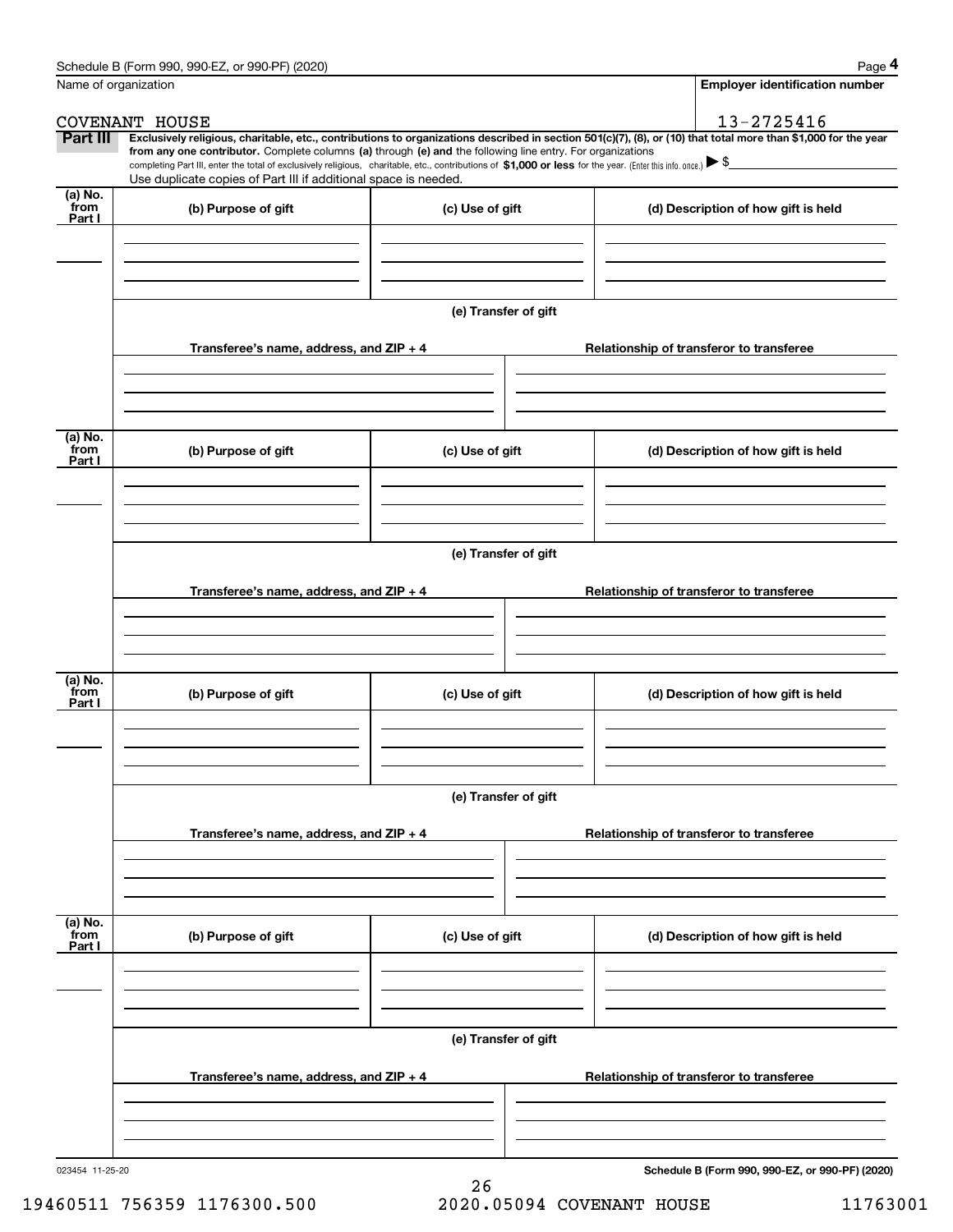Name of organization

COVENANT HOUSE

**Employer identification number**

13-2725416

**Part III** **Exclusively religious, charitable, etc., contributions to organizations described in section 501(c)(7), (8), or (10) that total more than $1,000 for the year from any one contributor.** Complete columns **(a)** through **(e)** and the following line entry. For organizations completing Part III, enter the total of exclusively religious, charitable, etc., contributions of **$1,000 or less** for the year. (Enter this info. once.) ▶ $

Use duplicate copies of Part III if additional space is needed.

| (a) No. from Part I | (b) Purpose of gift | (c) Use of gift | (d) Description of how gift is held |
|---|---|---|---|
| | | | |

**(e) Transfer of gift**

| Transferee's name, address, and ZIP + 4 | Relationship of transferor to transferee |
|---|---|
| | |

| (a) No. from Part I | (b) Purpose of gift | (c) Use of gift | (d) Description of how gift is held |
|---|---|---|---|
| | | | |

**(e) Transfer of gift**

| Transferee's name, address, and ZIP + 4 | Relationship of transferor to transferee |
|---|---|
| | |

| (a) No. from Part I | (b) Purpose of gift | (c) Use of gift | (d) Description of how gift is held |
|---|---|---|---|
| | | | |

**(e) Transfer of gift**

| Transferee's name, address, and ZIP + 4 | Relationship of transferor to transferee |
|---|---|
| | |

| (a) No. from Part I | (b) Purpose of gift | (c) Use of gift | (d) Description of how gift is held |
|---|---|---|---|
| | | | |

**(e) Transfer of gift**

| Transferee's name, address, and ZIP + 4 | Relationship of transferor to transferee |
|---|---|
| | |

023454 11-25-20

19460511 756359 1176300.500 2020.05094 COVENANT HOUSE 11763001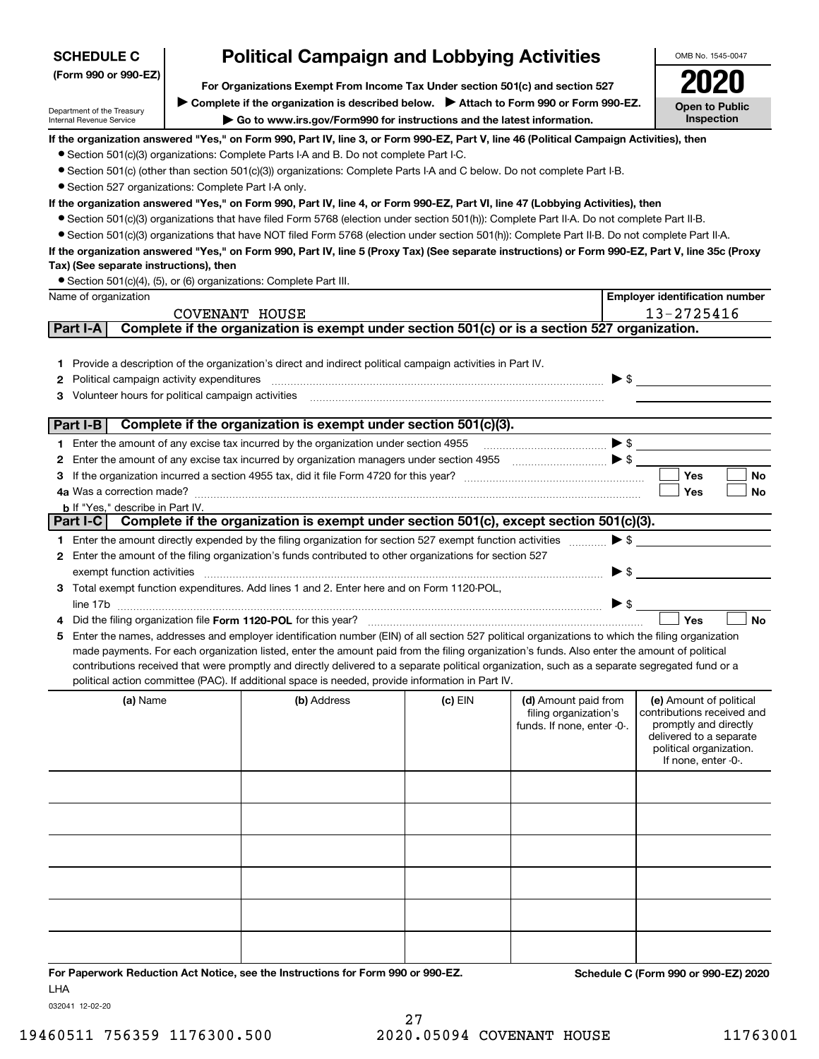**SCHEDULE C**
**(Form 990 or 990-EZ)**

Department of the Treasury
Internal Revenue Service

# Political Campaign and Lobbying Activities

**For Organizations Exempt From Income Tax Under section 501(c) and section 527**

▶ **Complete if the organization is described below.** ▶ **Attach to Form 990 or Form 990-EZ.**

▶ **Go to www.irs.gov/Form990 for instructions and the latest information.**

OMB No. 1545-0047

**2020**

**Open to Public Inspection**

**If the organization answered "Yes," on Form 990, Part IV, line 3, or Form 990-EZ, Part V, line 46 (Political Campaign Activities), then**

- Section 501(c)(3) organizations: Complete Parts I-A and B. Do not complete Part I-C.
- Section 501(c) (other than section 501(c)(3)) organizations: Complete Parts I-A and C below. Do not complete Part I-B.
- Section 527 organizations: Complete Part I-A only.

**If the organization answered "Yes," on Form 990, Part IV, line 4, or Form 990-EZ, Part VI, line 47 (Lobbying Activities), then**

- Section 501(c)(3) organizations that have filed Form 5768 (election under section 501(h)): Complete Part II-A. Do not complete Part II-B.
- Section 501(c)(3) organizations that have NOT filed Form 5768 (election under section 501(h)): Complete Part II-B. Do not complete Part II-A.

**If the organization answered "Yes," on Form 990, Part IV, line 5 (Proxy Tax) (See separate instructions) or Form 990-EZ, Part V, line 35c (Proxy Tax) (See separate instructions), then**

- Section 501(c)(4), (5), or (6) organizations: Complete Part III.

| Name of organization | Employer identification number |
|---|---|
| COVENANT HOUSE | 13-2725416 |

## Part I-A Complete if the organization is exempt under section 501(c) or is a section 527 organization.

1 Provide a description of the organization's direct and indirect political campaign activities in Part IV.

2 Political campaign activity expenditures ▶ $

3 Volunteer hours for political campaign activities

## Part I-B Complete if the organization is exempt under section 501(c)(3).

1 Enter the amount of any excise tax incurred by the organization under section 4955 ▶ $

2 Enter the amount of any excise tax incurred by organization managers under section 4955 ▶ $

3 If the organization incurred a section 4955 tax, did it file Form 4720 for this year? ☐ Yes ☐ No

4a Was a correction made? ☐ Yes ☐ No

b If "Yes," describe in Part IV.

## Part I-C Complete if the organization is exempt under section 501(c), except section 501(c)(3).

1 Enter the amount directly expended by the filing organization for section 527 exempt function activities ▶ $

2 Enter the amount of the filing organization's funds contributed to other organizations for section 527 exempt function activities ▶ $

3 Total exempt function expenditures. Add lines 1 and 2. Enter here and on Form 1120-POL, line 17b ▶ $

4 Did the filing organization file **Form 1120-POL** for this year? ☐ Yes ☐ No

5 Enter the names, addresses and employer identification number (EIN) of all section 527 political organizations to which the filing organization made payments. For each organization listed, enter the amount paid from the filing organization's funds. Also enter the amount of political contributions received that were promptly and directly delivered to a separate political organization, such as a separate segregated fund or a political action committee (PAC). If additional space is needed, provide information in Part IV.

| (a) Name | (b) Address | (c) EIN | (d) Amount paid from filing organization's funds. If none, enter -0-. | (e) Amount of political contributions received and promptly and directly delivered to a separate political organization. If none, enter -0-. |
|---|---|---|---|---|
| | | | | |
| | | | | |
| | | | | |
| | | | | |
| | | | | |
| | | | | |

**For Paperwork Reduction Act Notice, see the Instructions for Form 990 or 990-EZ.** **Schedule C (Form 990 or 990-EZ) 2020**

LHA

032041 12-02-20

19460511 756359 1176300.500 2020.05094 COVENANT HOUSE 11763001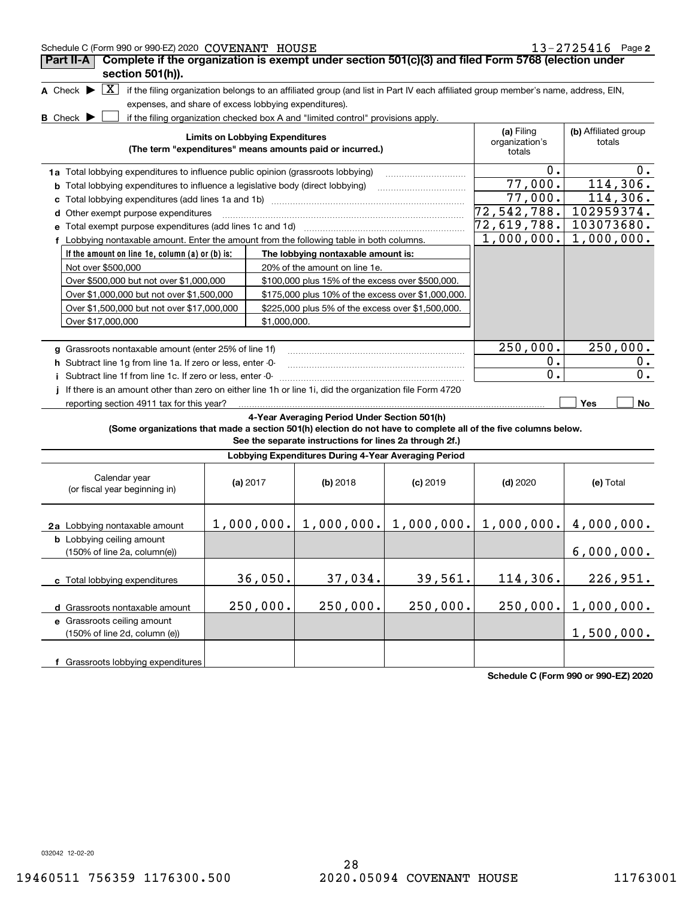Schedule C (Form 990 or 990-EZ) 2020 COVENANT HOUSE 13-2725416 Page 2

## Part II-A Complete if the organization is exempt under section 501(c)(3) and filed Form 5768 (election under section 501(h)).

**A** Check ▶ [X] if the filing organization belongs to an affiliated group (and list in Part IV each affiliated group member's name, address, EIN, expenses, and share of excess lobbying expenditures).

**B** Check ▶ [ ] if the filing organization checked box A and "limited control" provisions apply.

| Limits on Lobbying Expenditures (The term "expenditures" means amounts paid or incurred.) | (a) Filing organization's totals | (b) Affiliated group totals |
|---|---|---|
| **1a** Total lobbying expenditures to influence public opinion (grassroots lobbying) | 0. | 0. |
| **b** Total lobbying expenditures to influence a legislative body (direct lobbying) | 77,000. | 114,306. |
| **c** Total lobbying expenditures (add lines 1a and 1b) | 77,000. | 114,306. |
| **d** Other exempt purpose expenditures | 72,542,788. | 102959374. |
| **e** Total exempt purpose expenditures (add lines 1c and 1d) | 72,619,788. | 103073680. |
| **f** Lobbying nontaxable amount. Enter the amount from the following table in both columns. | 1,000,000. | 1,000,000. |

| If the amount on line 1e, column (a) or (b) is: | The lobbying nontaxable amount is: |
|---|---|
| Not over $500,000 | 20% of the amount on line 1e. |
| Over $500,000 but not over $1,000,000 | $100,000 plus 15% of the excess over $500,000. |
| Over $1,000,000 but not over $1,500,000 | $175,000 plus 10% of the excess over $1,000,000. |
| Over $1,500,000 but not over $17,000,000 | $225,000 plus 5% of the excess over $1,500,000. |
| Over $17,000,000 | $1,000,000. |

| | (a) Filing organization's totals | (b) Affiliated group totals |
|---|---|---|
| **g** Grassroots nontaxable amount (enter 25% of line 1f) | 250,000. | 250,000. |
| **h** Subtract line 1g from line 1a. If zero or less, enter -0- | 0. | 0. |
| **i** Subtract line 1f from line 1c. If zero or less, enter -0- | 0. | 0. |

**j** If there is an amount other than zero on either line 1h or line 1i, did the organization file Form 4720 reporting section 4911 tax for this year? [ ] Yes [ ] No

### 4-Year Averaging Period Under Section 501(h)

**(Some organizations that made a section 501(h) election do not have to complete all of the five columns below. See the separate instructions for lines 2a through 2f.)**

**Lobbying Expenditures During 4-Year Averaging Period**

| Calendar year (or fiscal year beginning in) | (a) 2017 | (b) 2018 | (c) 2019 | (d) 2020 | (e) Total |
|---|---|---|---|---|---|
| **2a** Lobbying nontaxable amount | 1,000,000. | 1,000,000. | 1,000,000. | 1,000,000. | 4,000,000. |
| **b** Lobbying ceiling amount (150% of line 2a, column(e)) | | | | | 6,000,000. |
| **c** Total lobbying expenditures | 36,050. | 37,034. | 39,561. | 114,306. | 226,951. |
| **d** Grassroots nontaxable amount | 250,000. | 250,000. | 250,000. | 250,000. | 1,000,000. |
| **e** Grassroots ceiling amount (150% of line 2d, column (e)) | | | | | 1,500,000. |
| **f** Grassroots lobbying expenditures | | | | | |

Schedule C (Form 990 or 990-EZ) 2020

032042 12-02-20

19460511 756359 1176300.500 2020.05094 COVENANT HOUSE 11763001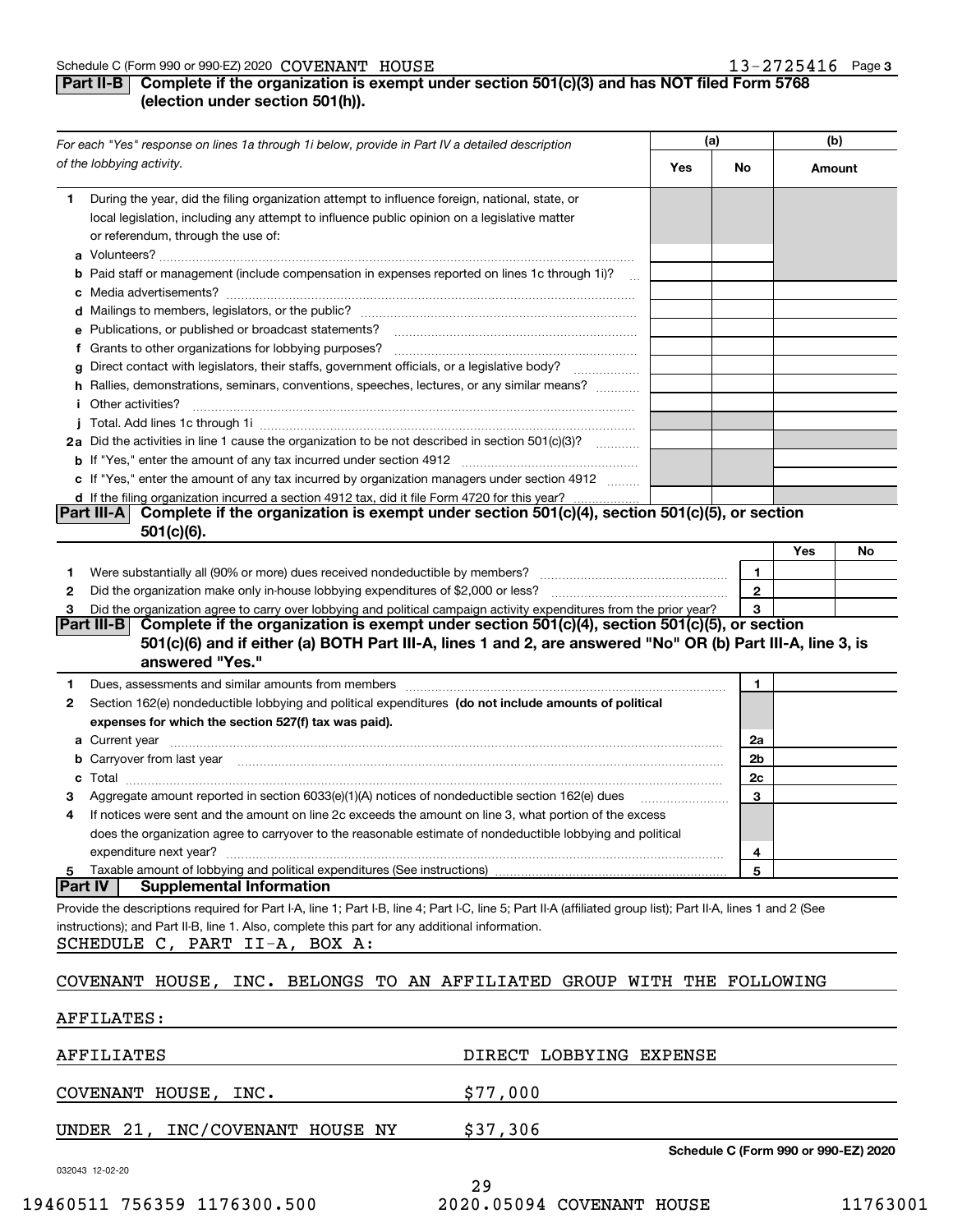Schedule C (Form 990 or 990-EZ) 2020 COVENANT HOUSE 13-2725416 Page 3

## Part II-B Complete if the organization is exempt under section 501(c)(3) and has NOT filed Form 5768 (election under section 501(h)).

| For each "Yes" response on lines 1a through 1i below, provide in Part IV a detailed description of the lobbying activity. | (a) Yes | (a) No | (b) Amount |
|---|---|---|---|
| **1** During the year, did the filing organization attempt to influence foreign, national, state, or local legislation, including any attempt to influence public opinion on a legislative matter or referendum, through the use of: | | | |
| **a** Volunteers? | | | |
| **b** Paid staff or management (include compensation in expenses reported on lines 1c through 1i)? | | | |
| **c** Media advertisements? | | | |
| **d** Mailings to members, legislators, or the public? | | | |
| **e** Publications, or published or broadcast statements? | | | |
| **f** Grants to other organizations for lobbying purposes? | | | |
| **g** Direct contact with legislators, their staffs, government officials, or a legislative body? | | | |
| **h** Rallies, demonstrations, seminars, conventions, speeches, lectures, or any similar means? | | | |
| **i** Other activities? | | | |
| **j** Total. Add lines 1c through 1i | | | |
| **2a** Did the activities in line 1 cause the organization to be not described in section 501(c)(3)? | | | |
| **b** If "Yes," enter the amount of any tax incurred under section 4912 | | | |
| **c** If "Yes," enter the amount of any tax incurred by organization managers under section 4912 | | | |
| **d** If the filing organization incurred a section 4912 tax, did it file Form 4720 for this year? | | | |

## Part III-A Complete if the organization is exempt under section 501(c)(4), section 501(c)(5), or section 501(c)(6).

| | | Yes | No |
|---|---|---|---|
| **1** Were substantially all (90% or more) dues received nondeductible by members? | 1 | | |
| **2** Did the organization make only in-house lobbying expenditures of $2,000 or less? | 2 | | |
| **3** Did the organization agree to carry over lobbying and political campaign activity expenditures from the prior year? | 3 | | |

## Part III-B Complete if the organization is exempt under section 501(c)(4), section 501(c)(5), or section 501(c)(6) and if either (a) BOTH Part III-A, lines 1 and 2, are answered "No" OR (b) Part III-A, line 3, is answered "Yes."

| | | |
|---|---|---|
| **1** Dues, assessments and similar amounts from members | 1 | |
| **2** Section 162(e) nondeductible lobbying and political expenditures **(do not include amounts of political expenses for which the section 527(f) tax was paid).** | | |
| **a** Current year | 2a | |
| **b** Carryover from last year | 2b | |
| **c** Total | 2c | |
| **3** Aggregate amount reported in section 6033(e)(1)(A) notices of nondeductible section 162(e) dues | 3 | |
| **4** If notices were sent and the amount on line 2c exceeds the amount on line 3, what portion of the excess does the organization agree to carryover to the reasonable estimate of nondeductible lobbying and political expenditure next year? | 4 | |
| **5** Taxable amount of lobbying and political expenditures (See instructions) | 5 | |

## Part IV Supplemental Information

Provide the descriptions required for Part I-A, line 1; Part I-B, line 4; Part I-C, line 5; Part II-A (affiliated group list); Part II-A, lines 1 and 2 (See instructions); and Part II-B, line 1. Also, complete this part for any additional information.

SCHEDULE C, PART II-A, BOX A:

COVENANT HOUSE, INC. BELONGS TO AN AFFILIATED GROUP WITH THE FOLLOWING AFFILIATES:

| AFFILIATES | DIRECT LOBBYING EXPENSE |
|---|---|
| COVENANT HOUSE, INC. | $77,000 |
| UNDER 21, INC/COVENANT HOUSE NY | $37,306 |

Schedule C (Form 990 or 990-EZ) 2020

032043 12-02-20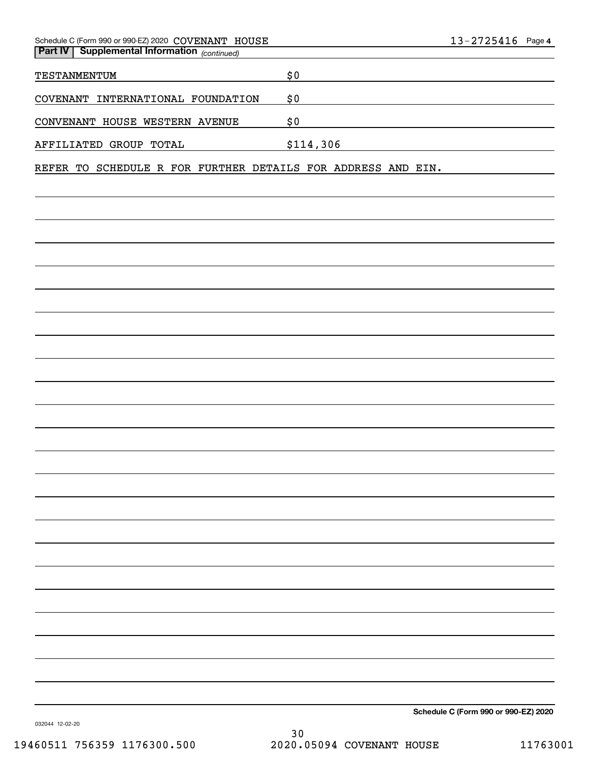## Part IV | Supplemental Information *(continued)*

| | |
|---|---|
| TESTANMENTUM | $0 |
| COVENANT INTERNATIONAL FOUNDATION | $0 |
| CONVENANT HOUSE WESTERN AVENUE | $0 |
| AFFILIATED GROUP TOTAL | $114,306 |

REFER TO SCHEDULE R FOR FURTHER DETAILS FOR ADDRESS AND EIN.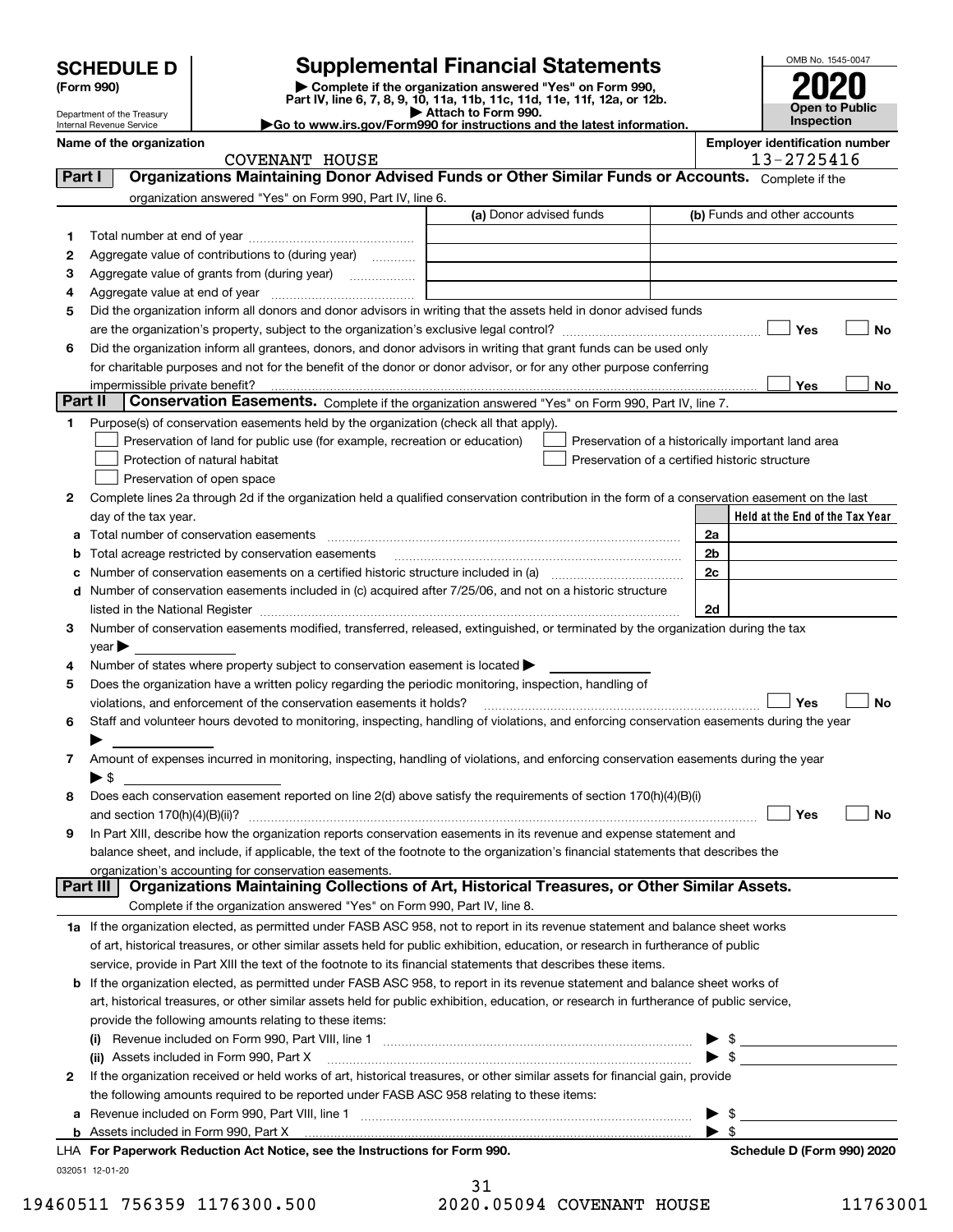# SCHEDULE D (Form 990)

Department of the Treasury
Internal Revenue Service

## Supplemental Financial Statements

▶ Complete if the organization answered "Yes" on Form 990, Part IV, line 6, 7, 8, 9, 10, 11a, 11b, 11c, 11d, 11e, 11f, 12a, or 12b.
▶ Attach to Form 990.
▶Go to www.irs.gov/Form990 for instructions and the latest information.

OMB No. 1545-0047
**2020**
**Open to Public Inspection**

**Name of the organization** COVENANT HOUSE
**Employer identification number** 13-2725416

### Part I Organizations Maintaining Donor Advised Funds or Other Similar Funds or Accounts.

Complete if the organization answered "Yes" on Form 990, Part IV, line 6.

| | | (a) Donor advised funds | (b) Funds and other accounts |
|---|---|---|---|
| 1 | Total number at end of year | | |
| 2 | Aggregate value of contributions to (during year) | | |
| 3 | Aggregate value of grants from (during year) | | |
| 4 | Aggregate value at end of year | | |

5 Did the organization inform all donors and donor advisors in writing that the assets held in donor advised funds are the organization's property, subject to the organization's exclusive legal control? ☐ Yes ☐ No

6 Did the organization inform all grantees, donors, and donor advisors in writing that grant funds can be used only for charitable purposes and not for the benefit of the donor or donor advisor, or for any other purpose conferring impermissible private benefit? ☐ Yes ☐ No

### Part II Conservation Easements.

Complete if the organization answered "Yes" on Form 990, Part IV, line 7.

1 Purpose(s) of conservation easements held by the organization (check all that apply).
- ☐ Preservation of land for public use (for example, recreation or education)
- ☐ Protection of natural habitat
- ☐ Preservation of open space
- ☐ Preservation of a historically important land area
- ☐ Preservation of a certified historic structure

2 Complete lines 2a through 2d if the organization held a qualified conservation contribution in the form of a conservation easement on the last day of the tax year.

| | | | Held at the End of the Tax Year |
|---|---|---|---|
| a | Total number of conservation easements | 2a | |
| b | Total acreage restricted by conservation easements | 2b | |
| c | Number of conservation easements on a certified historic structure included in (a) | 2c | |
| d | Number of conservation easements included in (c) acquired after 7/25/06, and not on a historic structure listed in the National Register | 2d | |

3 Number of conservation easements modified, transferred, released, extinguished, or terminated by the organization during the tax year ▶

4 Number of states where property subject to conservation easement is located ▶

5 Does the organization have a written policy regarding the periodic monitoring, inspection, handling of violations, and enforcement of the conservation easements it holds? ☐ Yes ☐ No

6 Staff and volunteer hours devoted to monitoring, inspecting, handling of violations, and enforcing conservation easements during the year ▶

7 Amount of expenses incurred in monitoring, inspecting, handling of violations, and enforcing conservation easements during the year ▶ $

8 Does each conservation easement reported on line 2(d) above satisfy the requirements of section 170(h)(4)(B)(i) and section 170(h)(4)(B)(ii)? ☐ Yes ☐ No

9 In Part XIII, describe how the organization reports conservation easements in its revenue and expense statement and balance sheet, and include, if applicable, the text of the footnote to the organization's financial statements that describes the organization's accounting for conservation easements.

### Part III Organizations Maintaining Collections of Art, Historical Treasures, or Other Similar Assets.

Complete if the organization answered "Yes" on Form 990, Part IV, line 8.

1a If the organization elected, as permitted under FASB ASC 958, not to report in its revenue statement and balance sheet works of art, historical treasures, or other similar assets held for public exhibition, education, or research in furtherance of public service, provide in Part XIII the text of the footnote to its financial statements that describes these items.

b If the organization elected, as permitted under FASB ASC 958, to report in its revenue statement and balance sheet works of art, historical treasures, or other similar assets held for public exhibition, education, or research in furtherance of public service, provide the following amounts relating to these items:

(i) Revenue included on Form 990, Part VIII, line 1 ▶ $

(ii) Assets included in Form 990, Part X ▶ $

2 If the organization received or held works of art, historical treasures, or other similar assets for financial gain, provide the following amounts required to be reported under FASB ASC 958 relating to these items:

a Revenue included on Form 990, Part VIII, line 1 ▶ $

b Assets included in Form 990, Part X ▶ $

LHA For Paperwork Reduction Act Notice, see the Instructions for Form 990. **Schedule D (Form 990) 2020**

032051 12-01-20

19460511 756359 1176300.500 2020.05094 COVENANT HOUSE 11763001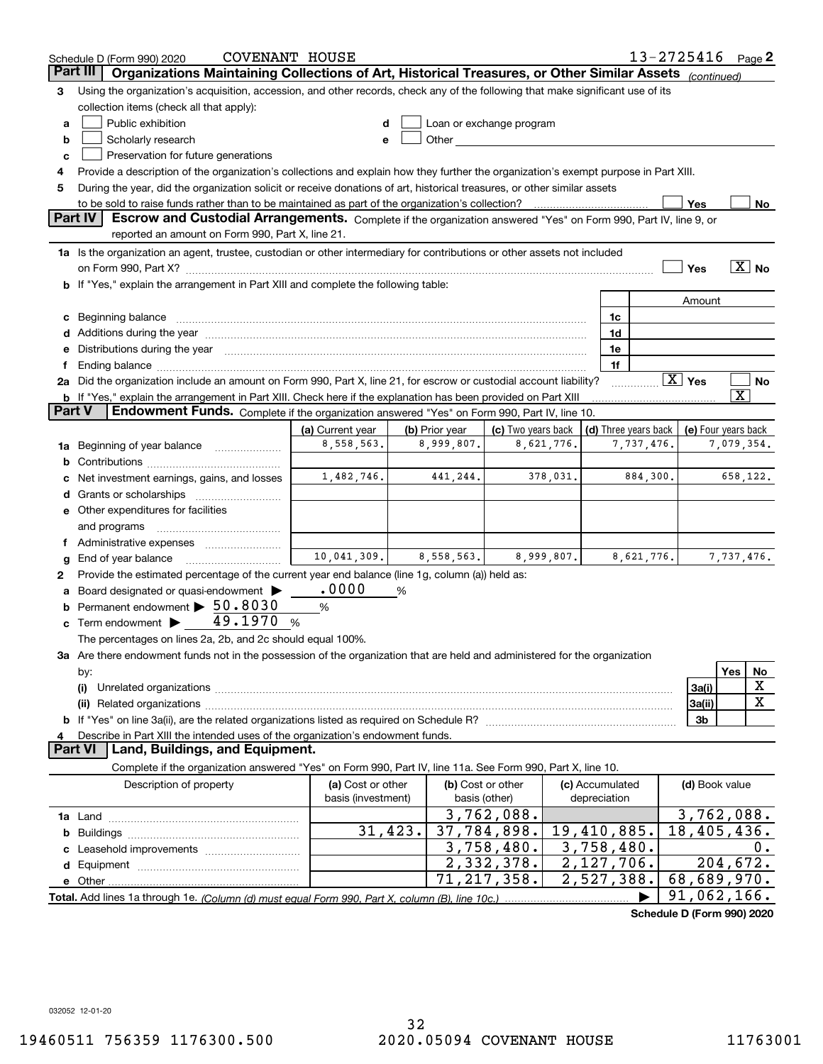Schedule D (Form 990) 2020 COVENANT HOUSE 13-2725416 Page 2

## Part III Organizations Maintaining Collections of Art, Historical Treasures, or Other Similar Assets *(continued)*

3 Using the organization's acquisition, accession, and other records, check any of the following that make significant use of its collection items (check all that apply):

- a ☐ Public exhibition
- b ☐ Scholarly research
- c ☐ Preservation for future generations
- d ☐ Loan or exchange program
- e ☐ Other

4 Provide a description of the organization's collections and explain how they further the organization's exempt purpose in Part XIII.

5 During the year, did the organization solicit or receive donations of art, historical treasures, or other similar assets to be sold to raise funds rather than to be maintained as part of the organization's collection? ☐ Yes ☐ No

## Part IV Escrow and Custodial Arrangements.

Complete if the organization answered "Yes" on Form 990, Part IV, line 9, or reported an amount on Form 990, Part X, line 21.

1a Is the organization an agent, trustee, custodian or other intermediary for contributions or other assets not included on Form 990, Part X? ☐ Yes ☒ No

b If "Yes," explain the arrangement in Part XIII and complete the following table:

| | | Amount |
|---|---|---|
| c Beginning balance | 1c | |
| d Additions during the year | 1d | |
| e Distributions during the year | 1e | |
| f Ending balance | 1f | |

2a Did the organization include an amount on Form 990, Part X, line 21, for escrow or custodial account liability? ☒ Yes ☐ No

b If "Yes," explain the arrangement in Part XIII. Check here if the explanation has been provided on Part XIII ☒

## Part V Endowment Funds.

Complete if the organization answered "Yes" on Form 990, Part IV, line 10.

| | (a) Current year | (b) Prior year | (c) Two years back | (d) Three years back | (e) Four years back |
|---|---|---|---|---|---|
| 1a Beginning of year balance | 8,558,563. | 8,999,807. | 8,621,776. | 7,737,476. | 7,079,354. |
| b Contributions | | | | | |
| c Net investment earnings, gains, and losses | 1,482,746. | 441,244. | 378,031. | 884,300. | 658,122. |
| d Grants or scholarships | | | | | |
| e Other expenditures for facilities and programs | | | | | |
| f Administrative expenses | | | | | |
| g End of year balance | 10,041,309. | 8,558,563. | 8,999,807. | 8,621,776. | 7,737,476. |

2 Provide the estimated percentage of the current year end balance (line 1g, column (a)) held as:

- a Board designated or quasi-endowment ▶ .0000 %
- b Permanent endowment ▶ 50.8030 %
- c Term endowment ▶ 49.1970 %

The percentages on lines 2a, 2b, and 2c should equal 100%.

3a Are there endowment funds not in the possession of the organization that are held and administered for the organization by:

| | | Yes | No |
|---|---|---|---|
| (i) Unrelated organizations | 3a(i) | | X |
| (ii) Related organizations | 3a(ii) | | X |
| b If "Yes" on line 3a(ii), are the related organizations listed as required on Schedule R? | 3b | | |

4 Describe in Part XIII the intended uses of the organization's endowment funds.

## Part VI Land, Buildings, and Equipment.

Complete if the organization answered "Yes" on Form 990, Part IV, line 11a. See Form 990, Part X, line 10.

| Description of property | (a) Cost or other basis (investment) | (b) Cost or other basis (other) | (c) Accumulated depreciation | (d) Book value |
|---|---|---|---|---|
| 1a Land | | 3,762,088. | | 3,762,088. |
| b Buildings | 31,423. | 37,784,898. | 19,410,885. | 18,405,436. |
| c Leasehold improvements | | 3,758,480. | 3,758,480. | 0. |
| d Equipment | | 2,332,378. | 2,127,706. | 204,672. |
| e Other | | 71,217,358. | 2,527,388. | 68,689,970. |
| Total. Add lines 1a through 1e. *(Column (d) must equal Form 990, Part X, column (B), line 10c.)* | | | ▶ | 91,062,166. |

Schedule D (Form 990) 2020

032052 12-01-20

19460511 756359 1176300.500 2020.05094 COVENANT HOUSE 11763001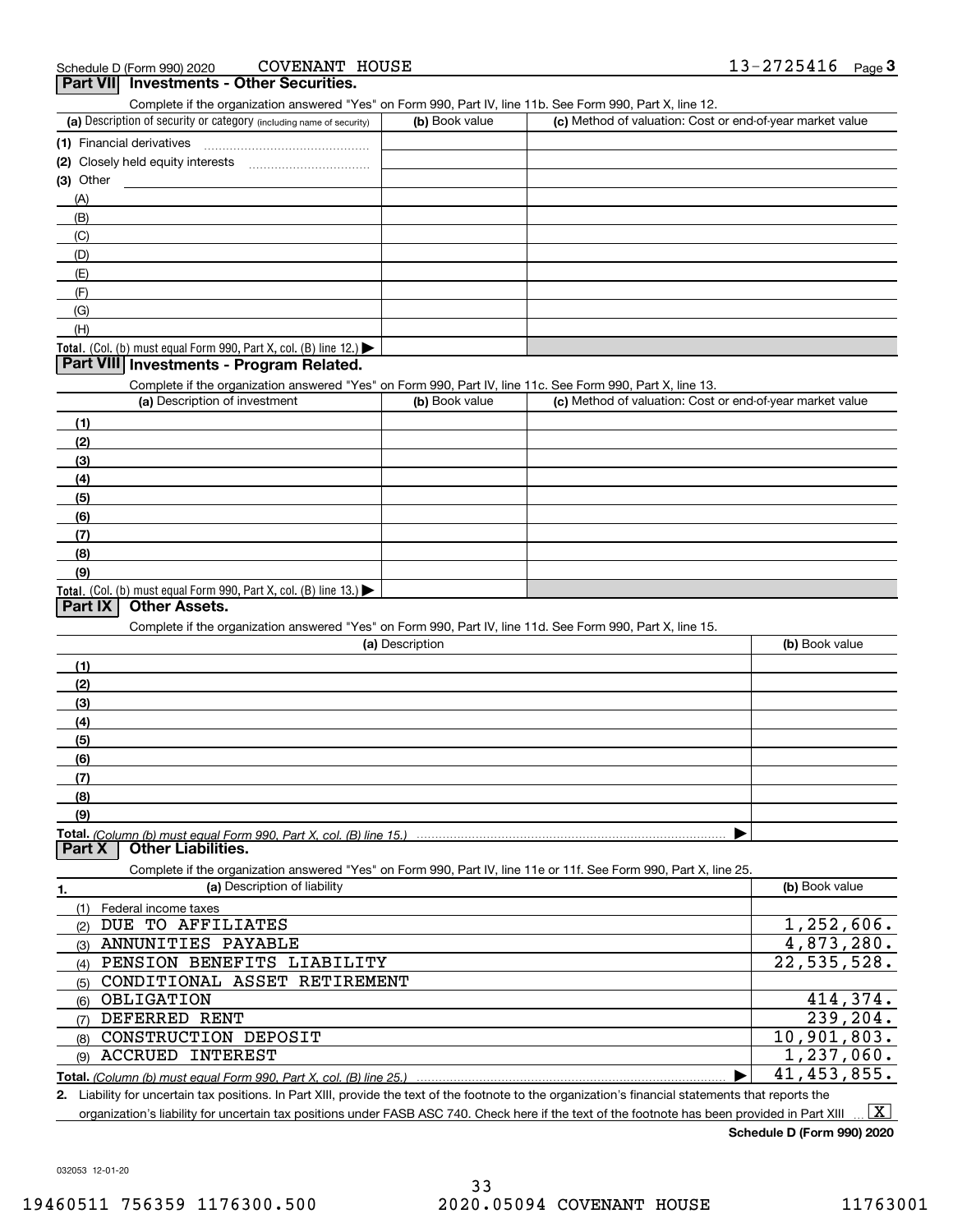Schedule D (Form 990) 2020 COVENANT HOUSE 13-2725416

## Part VII Investments - Other Securities.

Complete if the organization answered "Yes" on Form 990, Part IV, line 11b. See Form 990, Part X, line 12.

| (a) Description of security or category (including name of security) | (b) Book value | (c) Method of valuation: Cost or end-of-year market value |
|---|---|---|
| (1) Financial derivatives | | |
| (2) Closely held equity interests | | |
| (3) Other | | |
| (A) | | |
| (B) | | |
| (C) | | |
| (D) | | |
| (E) | | |
| (F) | | |
| (G) | | |
| (H) | | |
| **Total.** (Col. (b) must equal Form 990, Part X, col. (B) line 12.) ▶ | | |

## Part VIII Investments - Program Related.

Complete if the organization answered "Yes" on Form 990, Part IV, line 11c. See Form 990, Part X, line 13.

| (a) Description of investment | (b) Book value | (c) Method of valuation: Cost or end-of-year market value |
|---|---|---|
| (1) | | |
| (2) | | |
| (3) | | |
| (4) | | |
| (5) | | |
| (6) | | |
| (7) | | |
| (8) | | |
| (9) | | |
| **Total.** (Col. (b) must equal Form 990, Part X, col. (B) line 13.) ▶ | | |

## Part IX Other Assets.

Complete if the organization answered "Yes" on Form 990, Part IV, line 11d. See Form 990, Part X, line 15.

| (a) Description | (b) Book value |
|---|---|
| (1) | |
| (2) | |
| (3) | |
| (4) | |
| (5) | |
| (6) | |
| (7) | |
| (8) | |
| (9) | |
| **Total.** *(Column (b) must equal Form 990, Part X, col. (B) line 15.)* ▶ | |

## Part X Other Liabilities.

Complete if the organization answered "Yes" on Form 990, Part IV, line 11e or 11f. See Form 990, Part X, line 25.

| 1. (a) Description of liability | (b) Book value |
|---|---|
| (1) Federal income taxes | |
| (2) DUE TO AFFILIATES | 1,252,606. |
| (3) ANNUNITIES PAYABLE | 4,873,280. |
| (4) PENSION BENEFITS LIABILITY | 22,535,528. |
| (5) CONDITIONAL ASSET RETIREMENT | |
| (6) OBLIGATION | 414,374. |
| (7) DEFERRED RENT | 239,204. |
| (8) CONSTRUCTION DEPOSIT | 10,901,803. |
| (9) ACCRUED INTEREST | 1,237,060. |
| **Total.** *(Column (b) must equal Form 990, Part X, col. (B) line 25.)* ▶ | 41,453,855. |

2. Liability for uncertain tax positions. In Part XIII, provide the text of the footnote to the organization's financial statements that reports the organization's liability for uncertain tax positions under FASB ASC 740. Check here if the text of the footnote has been provided in Part XIII ... [X]

**Schedule D (Form 990) 2020**

032053 12-01-20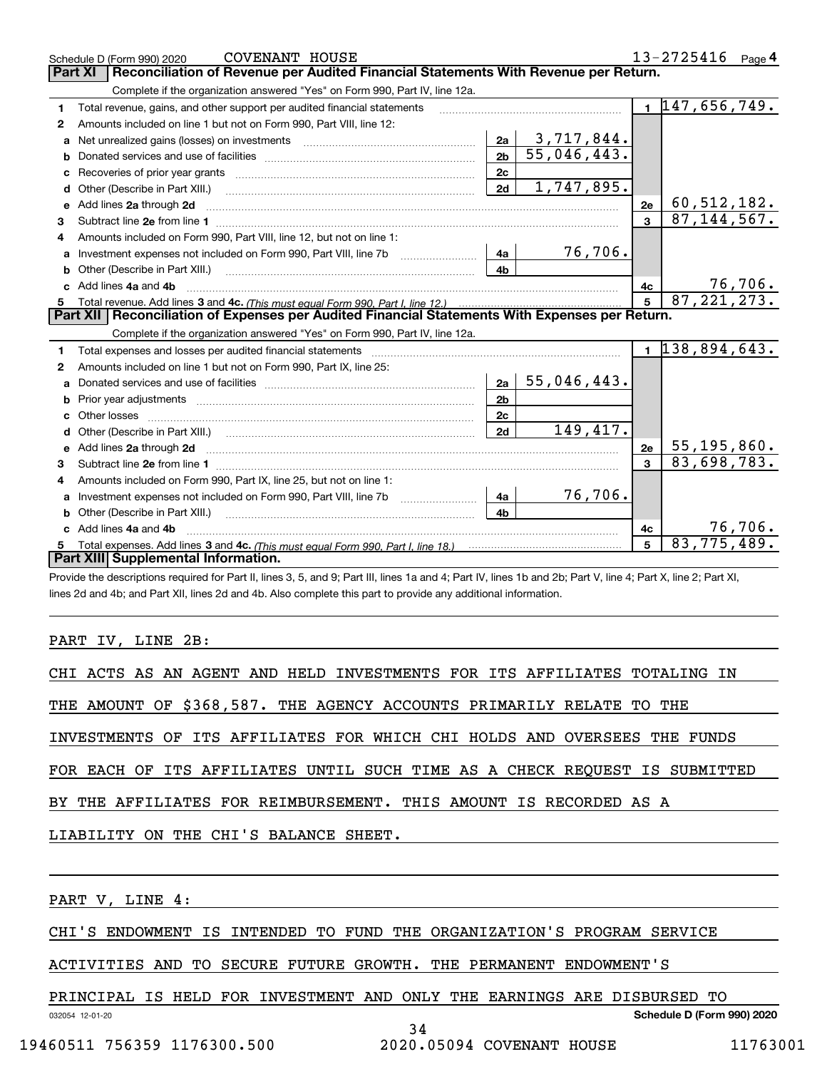Schedule D (Form 990) 2020 COVENANT HOUSE 13-2725416 Page 4

## Part XI Reconciliation of Revenue per Audited Financial Statements With Revenue per Return.

Complete if the organization answered "Yes" on Form 990, Part IV, line 12a.

| | | | | | |
|---|---|---|---|---|---|
| 1 | Total revenue, gains, and other support per audited financial statements | | | 1 | 147,656,749. |
| 2 | Amounts included on line 1 but not on Form 990, Part VIII, line 12: | | | | |
| a | Net unrealized gains (losses) on investments | 2a | 3,717,844. | | |
| b | Donated services and use of facilities | 2b | 55,046,443. | | |
| c | Recoveries of prior year grants | 2c | | | |
| d | Other (Describe in Part XIII.) | 2d | 1,747,895. | | |
| e | Add lines 2a through 2d | | | 2e | 60,512,182. |
| 3 | Subtract line 2e from line 1 | | | 3 | 87,144,567. |
| 4 | Amounts included on Form 990, Part VIII, line 12, but not on line 1: | | | | |
| a | Investment expenses not included on Form 990, Part VIII, line 7b | 4a | 76,706. | | |
| b | Other (Describe in Part XIII.) | 4b | | | |
| c | Add lines 4a and 4b | | | 4c | 76,706. |
| 5 | Total revenue. Add lines 3 and 4c. *(This must equal Form 990, Part I, line 12.)* | | | 5 | 87,221,273. |

## Part XII Reconciliation of Expenses per Audited Financial Statements With Expenses per Return.

Complete if the organization answered "Yes" on Form 990, Part IV, line 12a.

| | | | | | |
|---|---|---|---|---|---|
| 1 | Total expenses and losses per audited financial statements | | | 1 | 138,894,643. |
| 2 | Amounts included on line 1 but not on Form 990, Part IX, line 25: | | | | |
| a | Donated services and use of facilities | 2a | 55,046,443. | | |
| b | Prior year adjustments | 2b | | | |
| c | Other losses | 2c | | | |
| d | Other (Describe in Part XIII.) | 2d | 149,417. | | |
| e | Add lines 2a through 2d | | | 2e | 55,195,860. |
| 3 | Subtract line 2e from line 1 | | | 3 | 83,698,783. |
| 4 | Amounts included on Form 990, Part IX, line 25, but not on line 1: | | | | |
| a | Investment expenses not included on Form 990, Part VIII, line 7b | 4a | 76,706. | | |
| b | Other (Describe in Part XIII.) | 4b | | | |
| c | Add lines 4a and 4b | | | 4c | 76,706. |
| 5 | Total expenses. Add lines 3 and 4c. *(This must equal Form 990, Part I, line 18.)* | | | 5 | 83,775,489. |

## Part XIII Supplemental Information.

Provide the descriptions required for Part II, lines 3, 5, and 9; Part III, lines 1a and 4; Part IV, lines 1b and 2b; Part V, line 4; Part X, line 2; Part XI, lines 2d and 4b; and Part XII, lines 2d and 4b. Also complete this part to provide any additional information.

PART IV, LINE 2B:

CHI ACTS AS AN AGENT AND HELD INVESTMENTS FOR ITS AFFILIATES TOTALING IN THE AMOUNT OF $368,587. THE AGENCY ACCOUNTS PRIMARILY RELATE TO THE INVESTMENTS OF ITS AFFILIATES FOR WHICH CHI HOLDS AND OVERSEES THE FUNDS FOR EACH OF ITS AFFILIATES UNTIL SUCH TIME AS A CHECK REQUEST IS SUBMITTED BY THE AFFILIATES FOR REIMBURSEMENT. THIS AMOUNT IS RECORDED AS A LIABILITY ON THE CHI'S BALANCE SHEET.

PART V, LINE 4:

CHI'S ENDOWMENT IS INTENDED TO FUND THE ORGANIZATION'S PROGRAM SERVICE ACTIVITIES AND TO SECURE FUTURE GROWTH. THE PERMANENT ENDOWMENT'S PRINCIPAL IS HELD FOR INVESTMENT AND ONLY THE EARNINGS ARE DISBURSED TO

032054 12-01-20 Schedule D (Form 990) 2020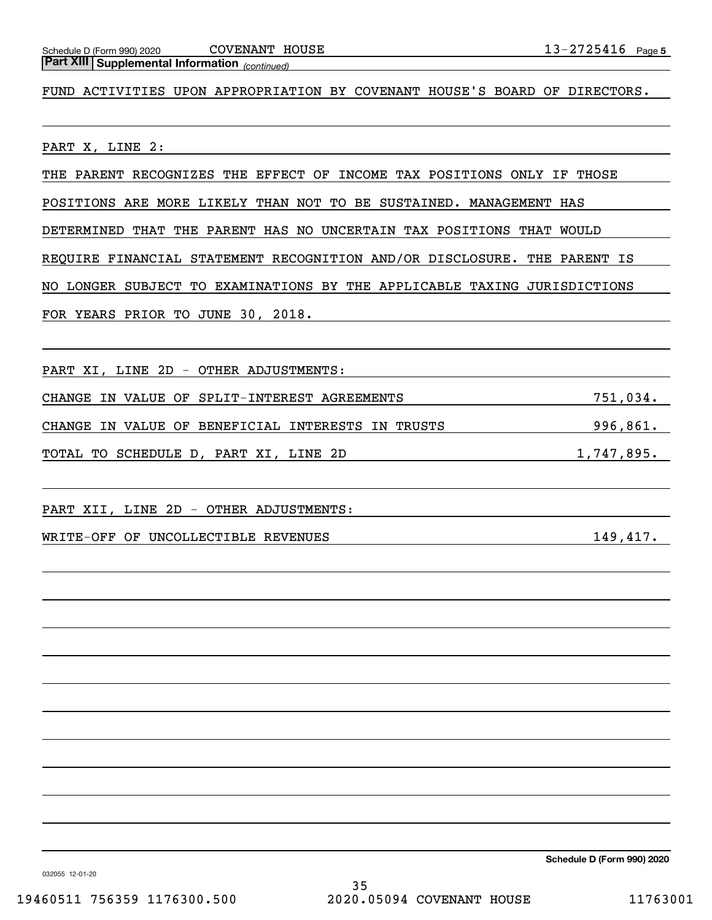**Part XIII Supplemental Information** *(continued)*

FUND ACTIVITIES UPON APPROPRIATION BY COVENANT HOUSE'S BOARD OF DIRECTORS.

PART X, LINE 2:

THE PARENT RECOGNIZES THE EFFECT OF INCOME TAX POSITIONS ONLY IF THOSE POSITIONS ARE MORE LIKELY THAN NOT TO BE SUSTAINED. MANAGEMENT HAS DETERMINED THAT THE PARENT HAS NO UNCERTAIN TAX POSITIONS THAT WOULD REQUIRE FINANCIAL STATEMENT RECOGNITION AND/OR DISCLOSURE. THE PARENT IS NO LONGER SUBJECT TO EXAMINATIONS BY THE APPLICABLE TAXING JURISDICTIONS FOR YEARS PRIOR TO JUNE 30, 2018.

PART XI, LINE 2D - OTHER ADJUSTMENTS:

| | |
|---|---|
| CHANGE IN VALUE OF SPLIT-INTEREST AGREEMENTS | 751,034. |
| CHANGE IN VALUE OF BENEFICIAL INTERESTS IN TRUSTS | 996,861. |
| TOTAL TO SCHEDULE D, PART XI, LINE 2D | 1,747,895. |

PART XII, LINE 2D - OTHER ADJUSTMENTS:

| | |
|---|---|
| WRITE-OFF OF UNCOLLECTIBLE REVENUES | 149,417. |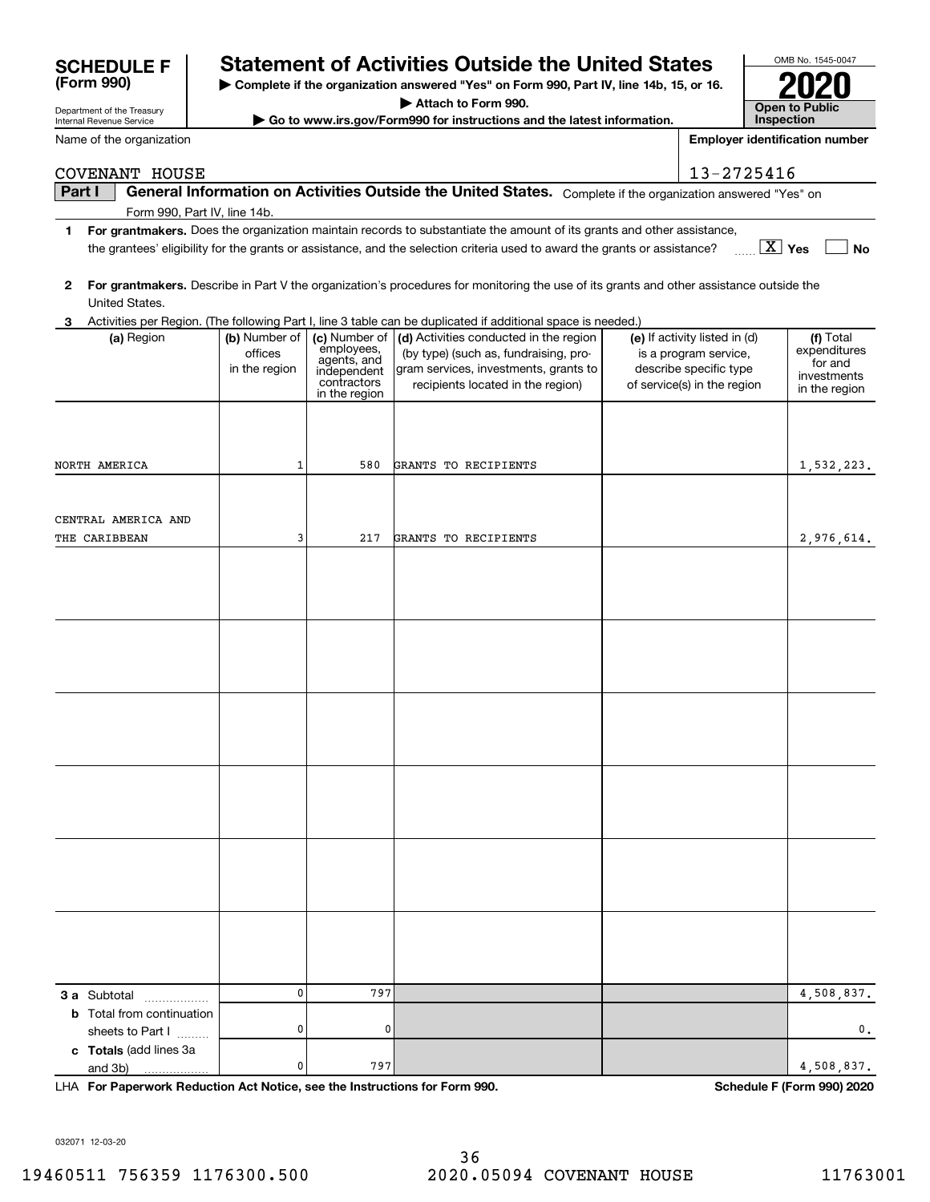# SCHEDULE F (Form 990)

Department of the Treasury
Internal Revenue Service

## Statement of Activities Outside the United States

▶ Complete if the organization answered "Yes" on Form 990, Part IV, line 14b, 15, or 16.
▶ Attach to Form 990.
▶ Go to www.irs.gov/Form990 for instructions and the latest information.

OMB No. 1545-0047
**2020**
**Open to Public Inspection**

Name of the organization: COVENANT HOUSE

Employer identification number: 13-2725416

**Part I** **General Information on Activities Outside the United States.** Complete if the organization answered "Yes" on Form 990, Part IV, line 14b.

**1** **For grantmakers.** Does the organization maintain records to substantiate the amount of its grants and other assistance, the grantees' eligibility for the grants or assistance, and the selection criteria used to award the grants or assistance? [X] Yes [ ] No

**2** **For grantmakers.** Describe in Part V the organization's procedures for monitoring the use of its grants and other assistance outside the United States.

**3** Activities per Region. (The following Part I, line 3 table can be duplicated if additional space is needed.)

| (a) Region | (b) Number of offices in the region | (c) Number of employees, agents, and independent contractors in the region | (d) Activities conducted in the region (by type) (such as, fundraising, program services, investments, grants to recipients located in the region) | (e) If activity listed in (d) is a program service, describe specific type of service(s) in the region | (f) Total expenditures for and investments in the region |
|---|---|---|---|---|---|
| NORTH AMERICA | 1 | 580 | GRANTS TO RECIPIENTS | | 1,532,223. |
| CENTRAL AMERICA AND THE CARIBBEAN | 3 | 217 | GRANTS TO RECIPIENTS | | 2,976,614. |
| | | | | | |
| | | | | | |
| | | | | | |
| | | | | | |
| | | | | | |
| | | | | | |
| **3 a** Subtotal | 0 | 797 | | | 4,508,837. |
| **b** Total from continuation sheets to Part I | 0 | 0 | | | 0. |
| **c Totals** (add lines 3a and 3b) | 0 | 797 | | | 4,508,837. |

LHA **For Paperwork Reduction Act Notice, see the Instructions for Form 990.** **Schedule F (Form 990) 2020**

032071 12-03-20

19460511 756359 1176300.500 2020.05094 COVENANT HOUSE 11763001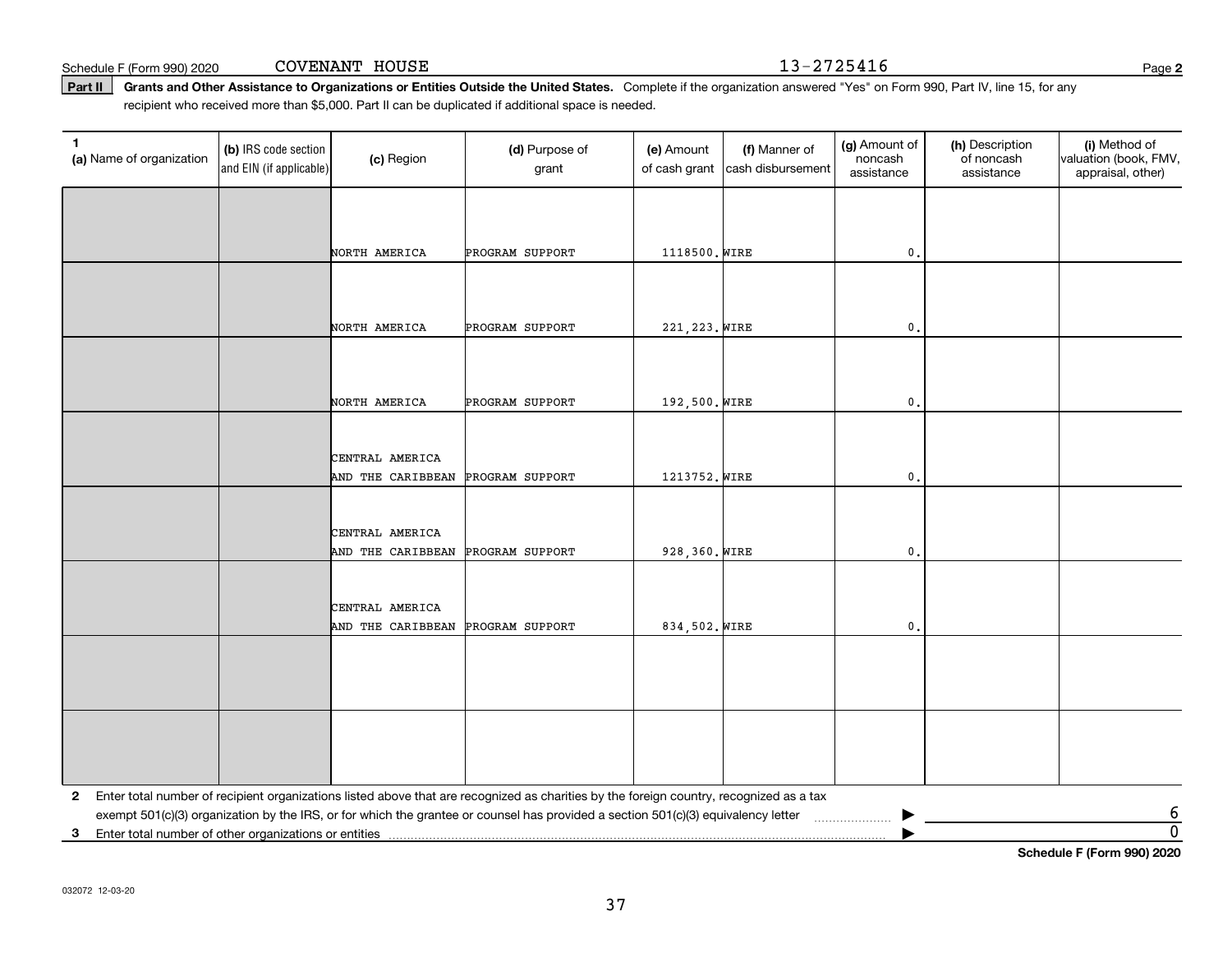Schedule F (Form 990) 2020 COVENANT HOUSE 13-2725416

**Part II** **Grants and Other Assistance to Organizations or Entities Outside the United States.** Complete if the organization answered "Yes" on Form 990, Part IV, line 15, for any recipient who received more than $5,000. Part II can be duplicated if additional space is needed.

| 1 (a) Name of organization | (b) IRS code section and EIN (if applicable) | (c) Region | (d) Purpose of grant | (e) Amount of cash grant | (f) Manner of cash disbursement | (g) Amount of noncash assistance | (h) Description of noncash assistance | (i) Method of valuation (book, FMV, appraisal, other) |
|---|---|---|---|---|---|---|---|---|
| | | NORTH AMERICA | PROGRAM SUPPORT | 1118500. | WIRE | 0. | | |
| | | NORTH AMERICA | PROGRAM SUPPORT | 221,223. | WIRE | 0. | | |
| | | NORTH AMERICA | PROGRAM SUPPORT | 192,500. | WIRE | 0. | | |
| | | CENTRAL AMERICA AND THE CARIBBEAN | PROGRAM SUPPORT | 1213752. | WIRE | 0. | | |
| | | CENTRAL AMERICA AND THE CARIBBEAN | PROGRAM SUPPORT | 928,360. | WIRE | 0. | | |
| | | CENTRAL AMERICA AND THE CARIBBEAN | PROGRAM SUPPORT | 834,502. | WIRE | 0. | | |
| | | | | | | | | |
| | | | | | | | | |

**2** Enter total number of recipient organizations listed above that are recognized as charities by the foreign country, recognized as a tax exempt 501(c)(3) organization by the IRS, or for which the grantee or counsel has provided a section 501(c)(3) equivalency letter ▶ 6

**3** Enter total number of other organizations or entities ▶ 0

**Schedule F (Form 990) 2020**

032072 12-03-20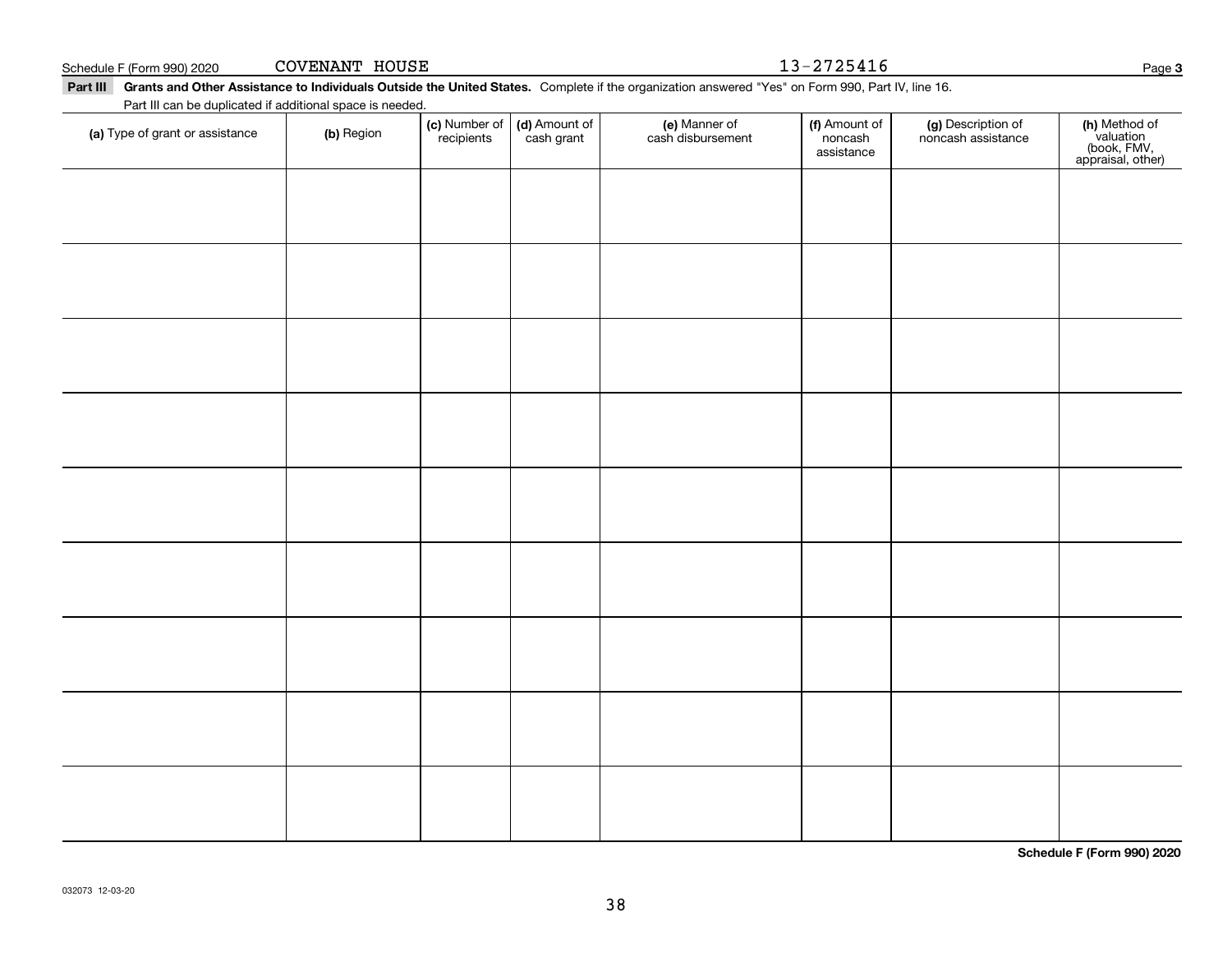Schedule F (Form 990) 2020 COVENANT HOUSE 13-2725416 Page 3

**Part III** **Grants and Other Assistance to Individuals Outside the United States.** Complete if the organization answered "Yes" on Form 990, Part IV, line 16.

Part III can be duplicated if additional space is needed.

| (a) Type of grant or assistance | (b) Region | (c) Number of recipients | (d) Amount of cash grant | (e) Manner of cash disbursement | (f) Amount of noncash assistance | (g) Description of noncash assistance | (h) Method of valuation (book, FMV, appraisal, other) |
|---|---|---|---|---|---|---|---|
| | | | | | | | |
| | | | | | | | |
| | | | | | | | |
| | | | | | | | |
| | | | | | | | |
| | | | | | | | |
| | | | | | | | |
| | | | | | | | |
| | | | | | | | |

**Schedule F (Form 990) 2020**

032073 12-03-20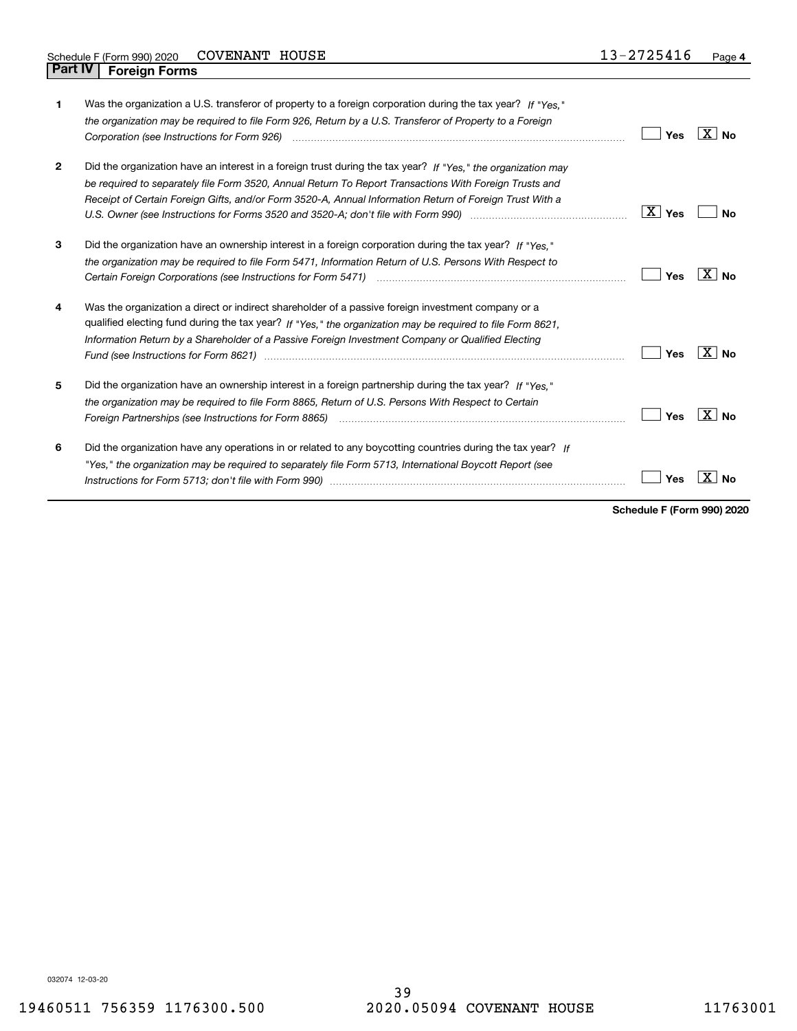Schedule F (Form 990) 2020 COVENANT HOUSE 13-2725416

## Part IV Foreign Forms

| | | | |
|---|---|---|---|
| **1** | Was the organization a U.S. transferor of property to a foreign corporation during the tax year? *If "Yes," the organization may be required to file Form 926, Return by a U.S. Transferor of Property to a Foreign Corporation (see Instructions for Form 926)* | Yes | [X] No |
| **2** | Did the organization have an interest in a foreign trust during the tax year? *If "Yes," the organization may be required to separately file Form 3520, Annual Return To Report Transactions With Foreign Trusts and Receipt of Certain Foreign Gifts, and/or Form 3520-A, Annual Information Return of Foreign Trust With a U.S. Owner (see Instructions for Forms 3520 and 3520-A; don't file with Form 990)* | [X] Yes | No |
| **3** | Did the organization have an ownership interest in a foreign corporation during the tax year? *If "Yes," the organization may be required to file Form 5471, Information Return of U.S. Persons With Respect to Certain Foreign Corporations (see Instructions for Form 5471)* | Yes | [X] No |
| **4** | Was the organization a direct or indirect shareholder of a passive foreign investment company or a qualified electing fund during the tax year? *If "Yes," the organization may be required to file Form 8621, Information Return by a Shareholder of a Passive Foreign Investment Company or Qualified Electing Fund (see Instructions for Form 8621)* | Yes | [X] No |
| **5** | Did the organization have an ownership interest in a foreign partnership during the tax year? *If "Yes," the organization may be required to file Form 8865, Return of U.S. Persons With Respect to Certain Foreign Partnerships (see Instructions for Form 8865)* | Yes | [X] No |
| **6** | Did the organization have any operations in or related to any boycotting countries during the tax year? *If "Yes," the organization may be required to separately file Form 5713, International Boycott Report (see Instructions for Form 5713; don't file with Form 990)* | Yes | [X] No |

**Schedule F (Form 990) 2020**

032074 12-03-20

19460511 756359 1176300.500 2020.05094 COVENANT HOUSE 11763001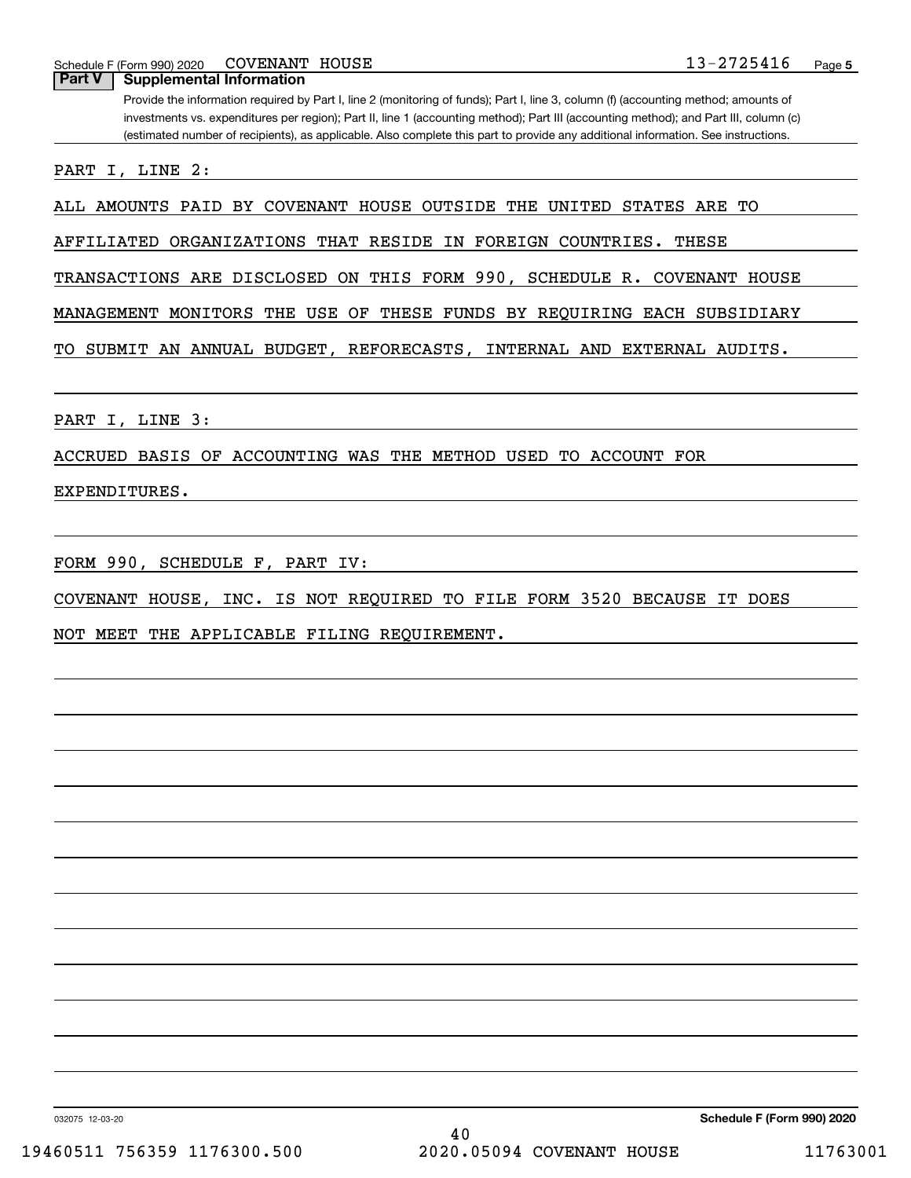Schedule F (Form 990) 2020 COVENANT HOUSE 13-2725416

## Part V Supplemental Information

Provide the information required by Part I, line 2 (monitoring of funds); Part I, line 3, column (f) (accounting method; amounts of investments vs. expenditures per region); Part II, line 1 (accounting method); Part III (accounting method); and Part III, column (c) (estimated number of recipients), as applicable. Also complete this part to provide any additional information. See instructions.

PART I, LINE 2:

ALL AMOUNTS PAID BY COVENANT HOUSE OUTSIDE THE UNITED STATES ARE TO AFFILIATED ORGANIZATIONS THAT RESIDE IN FOREIGN COUNTRIES. THESE TRANSACTIONS ARE DISCLOSED ON THIS FORM 990, SCHEDULE R. COVENANT HOUSE MANAGEMENT MONITORS THE USE OF THESE FUNDS BY REQUIRING EACH SUBSIDIARY TO SUBMIT AN ANNUAL BUDGET, REFORECASTS, INTERNAL AND EXTERNAL AUDITS.

PART I, LINE 3:

ACCRUED BASIS OF ACCOUNTING WAS THE METHOD USED TO ACCOUNT FOR EXPENDITURES.

FORM 990, SCHEDULE F, PART IV:

COVENANT HOUSE, INC. IS NOT REQUIRED TO FILE FORM 3520 BECAUSE IT DOES NOT MEET THE APPLICABLE FILING REQUIREMENT.

032075 12-03-20 **Schedule F (Form 990) 2020**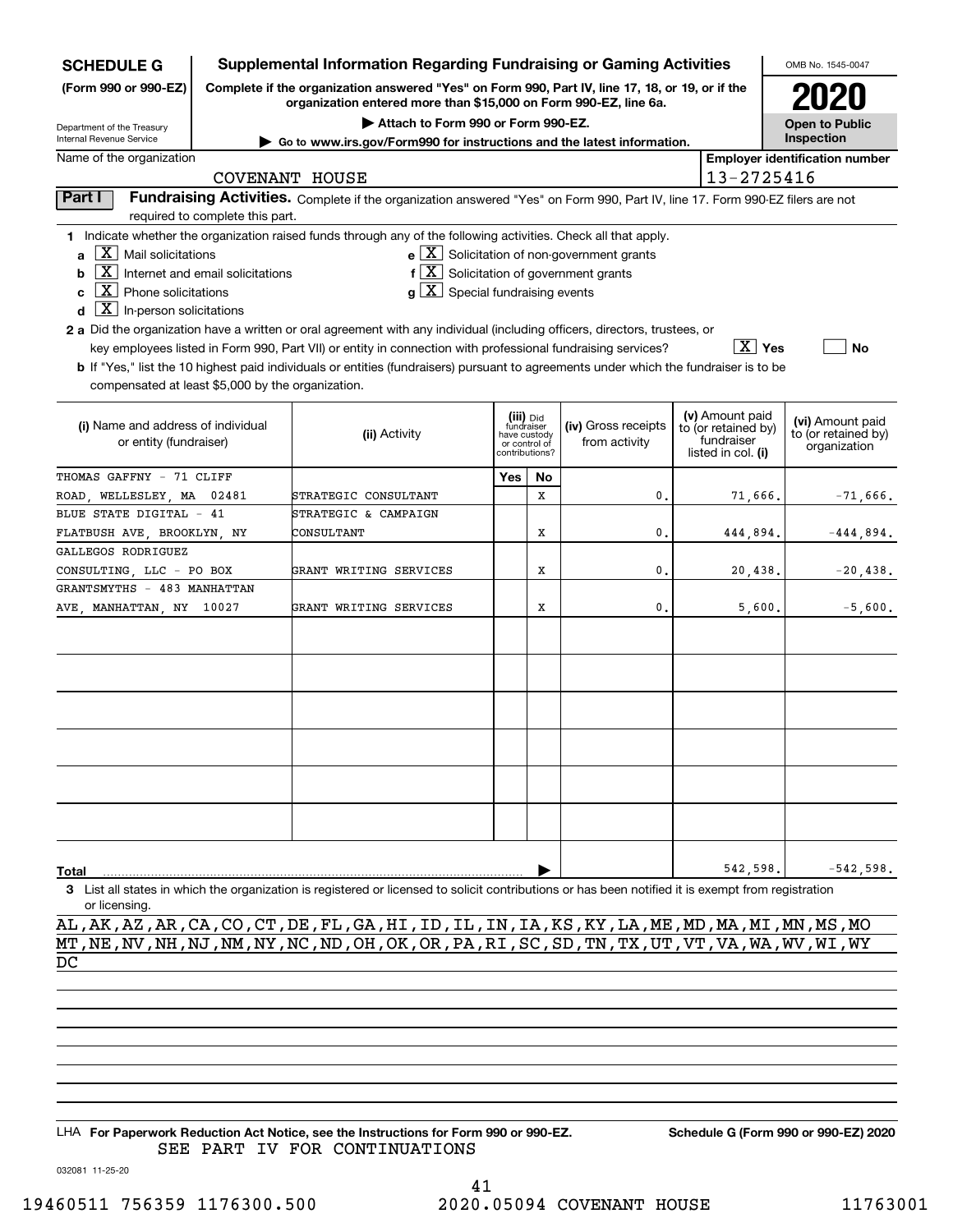**SCHEDULE G**
**(Form 990 or 990-EZ)**

Department of the Treasury
Internal Revenue Service

# Supplemental Information Regarding Fundraising or Gaming Activities

**Complete if the organization answered "Yes" on Form 990, Part IV, line 17, 18, or 19, or if the organization entered more than $15,000 on Form 990-EZ, line 6a.**

**▶ Attach to Form 990 or Form 990-EZ.**

**▶ Go to www.irs.gov/Form990 for instructions and the latest information.**

OMB No. 1545-0047

**2020**

**Open to Public Inspection**

Name of the organization: COVENANT HOUSE

Employer identification number: 13-2725416

**Part I** **Fundraising Activities.** Complete if the organization answered "Yes" on Form 990, Part IV, line 17. Form 990-EZ filers are not required to complete this part.

**1** Indicate whether the organization raised funds through any of the following activities. Check all that apply.

- **a** [X] Mail solicitations
- **b** [X] Internet and email solicitations
- **c** [X] Phone solicitations
- **d** [X] In-person solicitations
- **e** [X] Solicitation of non-government grants
- **f** [X] Solicitation of government grants
- **g** [X] Special fundraising events

**2 a** Did the organization have a written or oral agreement with any individual (including officers, directors, trustees, or key employees listed in Form 990, Part VII) or entity in connection with professional fundraising services? [X] **Yes** [ ] **No**

**b** If "Yes," list the 10 highest paid individuals or entities (fundraisers) pursuant to agreements under which the fundraiser is to be compensated at least $5,000 by the organization.

| (i) Name and address of individual or entity (fundraiser) | (ii) Activity | (iii) Did fundraiser have custody or control of contributions? Yes | No | (iv) Gross receipts from activity | (v) Amount paid to (or retained by) fundraiser listed in col. (i) | (vi) Amount paid to (or retained by) organization |
|---|---|---|---|---|---|---|
| THOMAS GAFFNY - 71 CLIFF ROAD, WELLESLEY, MA 02481 | STRATEGIC CONSULTANT | | X | 0. | 71,666. | -71,666. |
| BLUE STATE DIGITAL - 41 FLATBUSH AVE, BROOKLYN, NY | STRATEGIC & CAMPAIGN CONSULTANT | | X | 0. | 444,894. | -444,894. |
| GALLEGOS RODRIGUEZ CONSULTING, LLC - PO BOX | GRANT WRITING SERVICES | | X | 0. | 20,438. | -20,438. |
| GRANTSMYTHS - 483 MANHATTAN AVE, MANHATTAN, NY 10027 | GRANT WRITING SERVICES | | X | 0. | 5,600. | -5,600. |
| | | | | | | |
| | | | | | | |
| | | | | | | |
| | | | | | | |
| | | | | | | |
| | | | | | | |
| **Total** | | | | | 542,598. | -542,598. |

**3** List all states in which the organization is registered or licensed to solicit contributions or has been notified it is exempt from registration or licensing.

AL,AK,AZ,AR,CA,CO,CT,DE,FL,GA,HI,ID,IL,IN,IA,KS,KY,LA,ME,MD,MA,MI,MN,MS,MO
MT,NE,NV,NH,NJ,NM,NY,NC,ND,OH,OK,OR,PA,RI,SC,SD,TN,TX,UT,VT,VA,WA,WV,WI,WY
DC

LHA **For Paperwork Reduction Act Notice, see the Instructions for Form 990 or 990-EZ.** **Schedule G (Form 990 or 990-EZ) 2020**

SEE PART IV FOR CONTINUATIONS

032081 11-25-20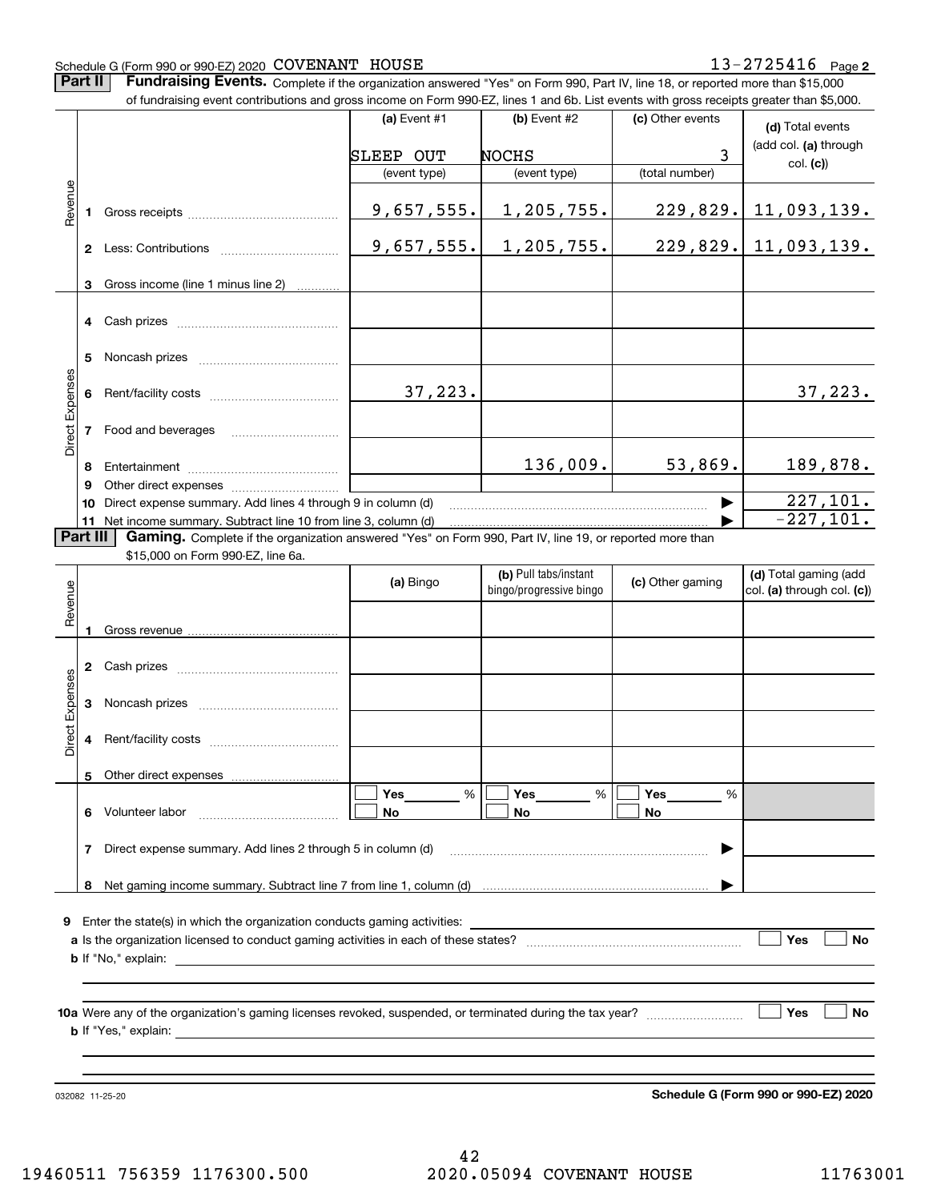Schedule G (Form 990 or 990-EZ) 2020 COVENANT HOUSE 13-2725416 Page **2**

**Part II** **Fundraising Events.** Complete if the organization answered "Yes" on Form 990, Part IV, line 18, or reported more than $15,000 of fundraising event contributions and gross income on Form 990-EZ, lines 1 and 6b. List events with gross receipts greater than $5,000.

| | | | (a) Event #1 | (b) Event #2 | (c) Other events | (d) Total events (add col. (a) through col. (c)) |
|---|---|---|---|---|---|---|
| | | | SLEEP OUT | NOCHS | 3 | |
| | | | (event type) | (event type) | (total number) | |
| Revenue | 1 | Gross receipts | 9,657,555. | 1,205,755. | 229,829. | 11,093,139. |
| | 2 | Less: Contributions | 9,657,555. | 1,205,755. | 229,829. | 11,093,139. |
| | 3 | Gross income (line 1 minus line 2) | | | | |
| Direct Expenses | 4 | Cash prizes | | | | |
| | 5 | Noncash prizes | | | | |
| | 6 | Rent/facility costs | 37,223. | | | 37,223. |
| | 7 | Food and beverages | | | | |
| | 8 | Entertainment | | 136,009. | 53,869. | 189,878. |
| | 9 | Other direct expenses | | | | |
| | 10 | Direct expense summary. Add lines 4 through 9 in column (d) | | | ▶ | 227,101. |
| | 11 | Net income summary. Subtract line 10 from line 3, column (d) | | | ▶ | -227,101. |

**Part III** **Gaming.** Complete if the organization answered "Yes" on Form 990, Part IV, line 19, or reported more than $15,000 on Form 990-EZ, line 6a.

| | | | (a) Bingo | (b) Pull tabs/instant bingo/progressive bingo | (c) Other gaming | (d) Total gaming (add col. (a) through col. (c)) |
|---|---|---|---|---|---|---|
| Revenue | 1 | Gross revenue | | | | |
| Direct Expenses | 2 | Cash prizes | | | | |
| | 3 | Noncash prizes | | | | |
| | 4 | Rent/facility costs | | | | |
| | 5 | Other direct expenses | | | | |
| | 6 | Volunteer labor | ☐ Yes ___ % ☐ No | ☐ Yes ___ % ☐ No | ☐ Yes ___ % ☐ No | |
| | 7 | Direct expense summary. Add lines 2 through 5 in column (d) | | | ▶ | |
| | 8 | Net gaming income summary. Subtract line 7 from line 1, column (d) | | | ▶ | |

**9** Enter the state(s) in which the organization conducts gaming activities: ____________

**a** Is the organization licensed to conduct gaming activities in each of these states? ☐ Yes ☐ No

**b** If "No," explain: ____________

**10a** Were any of the organization's gaming licenses revoked, suspended, or terminated during the tax year? ☐ Yes ☐ No

**b** If "Yes," explain: ____________

032082 11-25-20 **Schedule G (Form 990 or 990-EZ) 2020**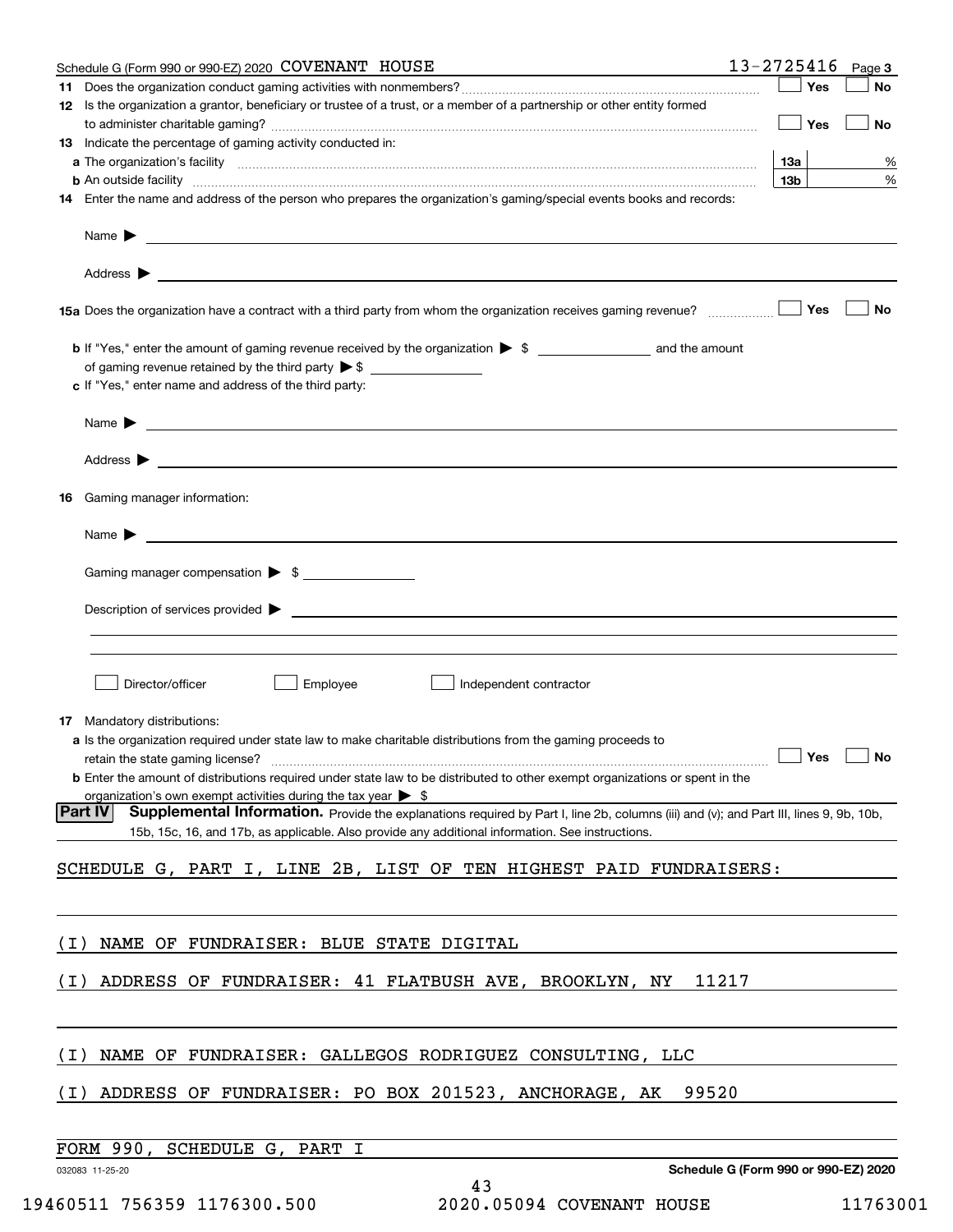Schedule G (Form 990 or 990-EZ) 2020 COVENANT HOUSE 13-2725416 Page 3

11 Does the organization conduct gaming activities with nonmembers? ☐ Yes ☐ No

12 Is the organization a grantor, beneficiary or trustee of a trust, or a member of a partnership or other entity formed to administer charitable gaming? ☐ Yes ☐ No

13 Indicate the percentage of gaming activity conducted in:

a The organization's facility 13a %

b An outside facility 13b %

14 Enter the name and address of the person who prepares the organization's gaming/special events books and records:

Name ▶

Address ▶

15a Does the organization have a contract with a third party from whom the organization receives gaming revenue? ☐ Yes ☐ No

b If "Yes," enter the amount of gaming revenue received by the organization ▶ $ and the amount of gaming revenue retained by the third party ▶ $

c If "Yes," enter name and address of the third party:

Name ▶

Address ▶

16 Gaming manager information:

Name ▶

Gaming manager compensation ▶ $

Description of services provided ▶

☐ Director/officer ☐ Employee ☐ Independent contractor

17 Mandatory distributions:

a Is the organization required under state law to make charitable distributions from the gaming proceeds to retain the state gaming license? ☐ Yes ☐ No

b Enter the amount of distributions required under state law to be distributed to other exempt organizations or spent in the organization's own exempt activities during the tax year ▶ $

**Part IV Supplemental Information.** Provide the explanations required by Part I, line 2b, columns (iii) and (v); and Part III, lines 9, 9b, 10b, 15b, 15c, 16, and 17b, as applicable. Also provide any additional information. See instructions.

SCHEDULE G, PART I, LINE 2B, LIST OF TEN HIGHEST PAID FUNDRAISERS:

(I) NAME OF FUNDRAISER: BLUE STATE DIGITAL

(I) ADDRESS OF FUNDRAISER: 41 FLATBUSH AVE, BROOKLYN, NY 11217

(I) NAME OF FUNDRAISER: GALLEGOS RODRIGUEZ CONSULTING, LLC

(I) ADDRESS OF FUNDRAISER: PO BOX 201523, ANCHORAGE, AK 99520

FORM 990, SCHEDULE G, PART I

032083 11-25-20 Schedule G (Form 990 or 990-EZ) 2020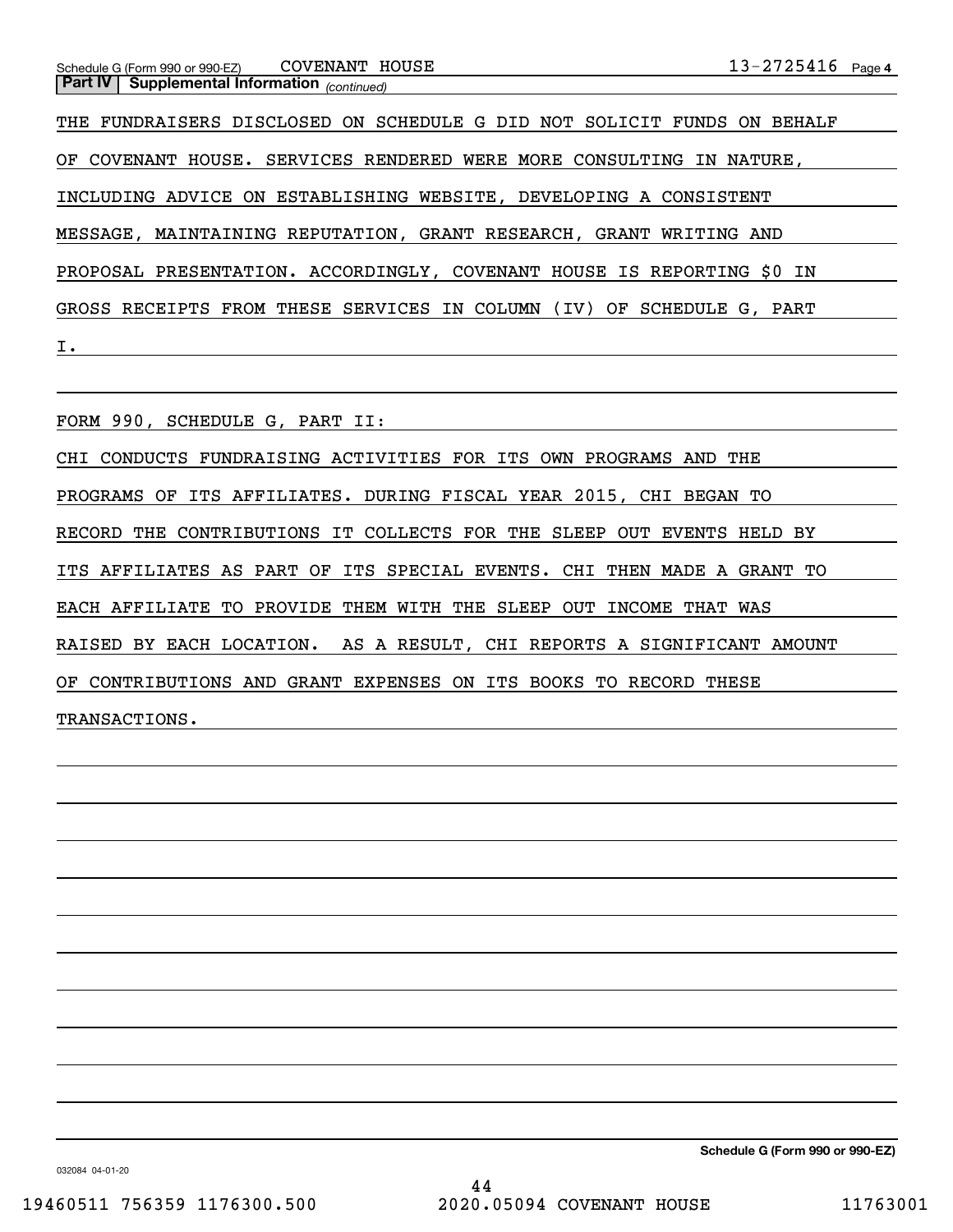Schedule G (Form 990 or 990-EZ) COVENANT HOUSE 13-2725416 Page 4

**Part IV | Supplemental Information** *(continued)*

THE FUNDRAISERS DISCLOSED ON SCHEDULE G DID NOT SOLICIT FUNDS ON BEHALF OF COVENANT HOUSE. SERVICES RENDERED WERE MORE CONSULTING IN NATURE, INCLUDING ADVICE ON ESTABLISHING WEBSITE, DEVELOPING A CONSISTENT MESSAGE, MAINTAINING REPUTATION, GRANT RESEARCH, GRANT WRITING AND PROPOSAL PRESENTATION. ACCORDINGLY, COVENANT HOUSE IS REPORTING $0 IN GROSS RECEIPTS FROM THESE SERVICES IN COLUMN (IV) OF SCHEDULE G, PART I.

FORM 990, SCHEDULE G, PART II:

CHI CONDUCTS FUNDRAISING ACTIVITIES FOR ITS OWN PROGRAMS AND THE PROGRAMS OF ITS AFFILIATES. DURING FISCAL YEAR 2015, CHI BEGAN TO RECORD THE CONTRIBUTIONS IT COLLECTS FOR THE SLEEP OUT EVENTS HELD BY ITS AFFILIATES AS PART OF ITS SPECIAL EVENTS. CHI THEN MADE A GRANT TO EACH AFFILIATE TO PROVIDE THEM WITH THE SLEEP OUT INCOME THAT WAS RAISED BY EACH LOCATION. AS A RESULT, CHI REPORTS A SIGNIFICANT AMOUNT OF CONTRIBUTIONS AND GRANT EXPENSES ON ITS BOOKS TO RECORD THESE TRANSACTIONS.

**Schedule G (Form 990 or 990-EZ)**

032084 04-01-20

19460511 756359 1176300.500 2020.05094 COVENANT HOUSE 11763001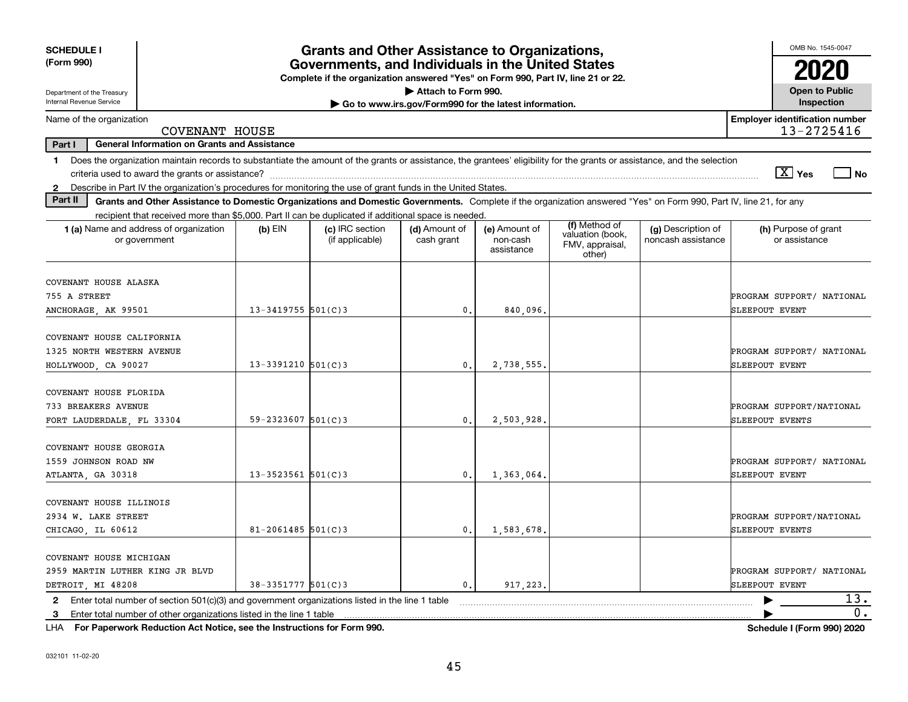**SCHEDULE I (Form 990)**

Department of the Treasury
Internal Revenue Service

# Grants and Other Assistance to Organizations, Governments, and Individuals in the United States

**Complete if the organization answered "Yes" on Form 990, Part IV, line 21 or 22.**

**▶ Attach to Form 990.**

**▶ Go to www.irs.gov/Form990 for the latest information.**

OMB No. 1545-0047

**2020**

**Open to Public Inspection**

Name of the organization: COVENANT HOUSE

Employer identification number: 13-2725416

**Part I — General Information on Grants and Assistance**

1 Does the organization maintain records to substantiate the amount of the grants or assistance, the grantees' eligibility for the grants or assistance, and the selection criteria used to award the grants or assistance? [X] Yes [ ] No

2 Describe in Part IV the organization's procedures for monitoring the use of grant funds in the United States.

**Part II — Grants and Other Assistance to Domestic Organizations and Domestic Governments.** Complete if the organization answered "Yes" on Form 990, Part IV, line 21, for any recipient that received more than $5,000. Part II can be duplicated if additional space is needed.

| 1 (a) Name and address of organization or government | (b) EIN | (c) IRC section (if applicable) | (d) Amount of cash grant | (e) Amount of non-cash assistance | (f) Method of valuation (book, FMV, appraisal, other) | (g) Description of noncash assistance | (h) Purpose of grant or assistance |
|---|---|---|---|---|---|---|---|
| COVENANT HOUSE ALASKA<br>755 A STREET<br>ANCHORAGE, AK 99501 | 13-3419755 | 501(C)3 | 0. | 840,096. | | | PROGRAM SUPPORT/ NATIONAL SLEEPOUT EVENT |
| COVENANT HOUSE CALIFORNIA<br>1325 NORTH WESTERN AVENUE<br>HOLLYWOOD, CA 90027 | 13-3391210 | 501(C)3 | 0. | 2,738,555. | | | PROGRAM SUPPORT/ NATIONAL SLEEPOUT EVENT |
| COVENANT HOUSE FLORIDA<br>733 BREAKERS AVENUE<br>FORT LAUDERDALE, FL 33304 | 59-2323607 | 501(C)3 | 0. | 2,503,928. | | | PROGRAM SUPPORT/NATIONAL SLEEPOUT EVENTS |
| COVENANT HOUSE GEORGIA<br>1559 JOHNSON ROAD NW<br>ATLANTA, GA 30318 | 13-3523561 | 501(C)3 | 0. | 1,363,064. | | | PROGRAM SUPPORT/ NATIONAL SLEEPOUT EVENT |
| COVENANT HOUSE ILLINOIS<br>2934 W. LAKE STREET<br>CHICAGO, IL 60612 | 81-2061485 | 501(C)3 | 0. | 1,583,678. | | | PROGRAM SUPPORT/NATIONAL SLEEPOUT EVENTS |
| COVENANT HOUSE MICHIGAN<br>2959 MARTIN LUTHER KING JR BLVD<br>DETROIT, MI 48208 | 38-3351777 | 501(C)3 | 0. | 917,223. | | | PROGRAM SUPPORT/ NATIONAL SLEEPOUT EVENT |

2 Enter total number of section 501(c)(3) and government organizations listed in the line 1 table ▶ 13.

3 Enter total number of other organizations listed in the line 1 table ▶ 0.

LHA **For Paperwork Reduction Act Notice, see the Instructions for Form 990.** **Schedule I (Form 990) 2020**

032101 11-02-20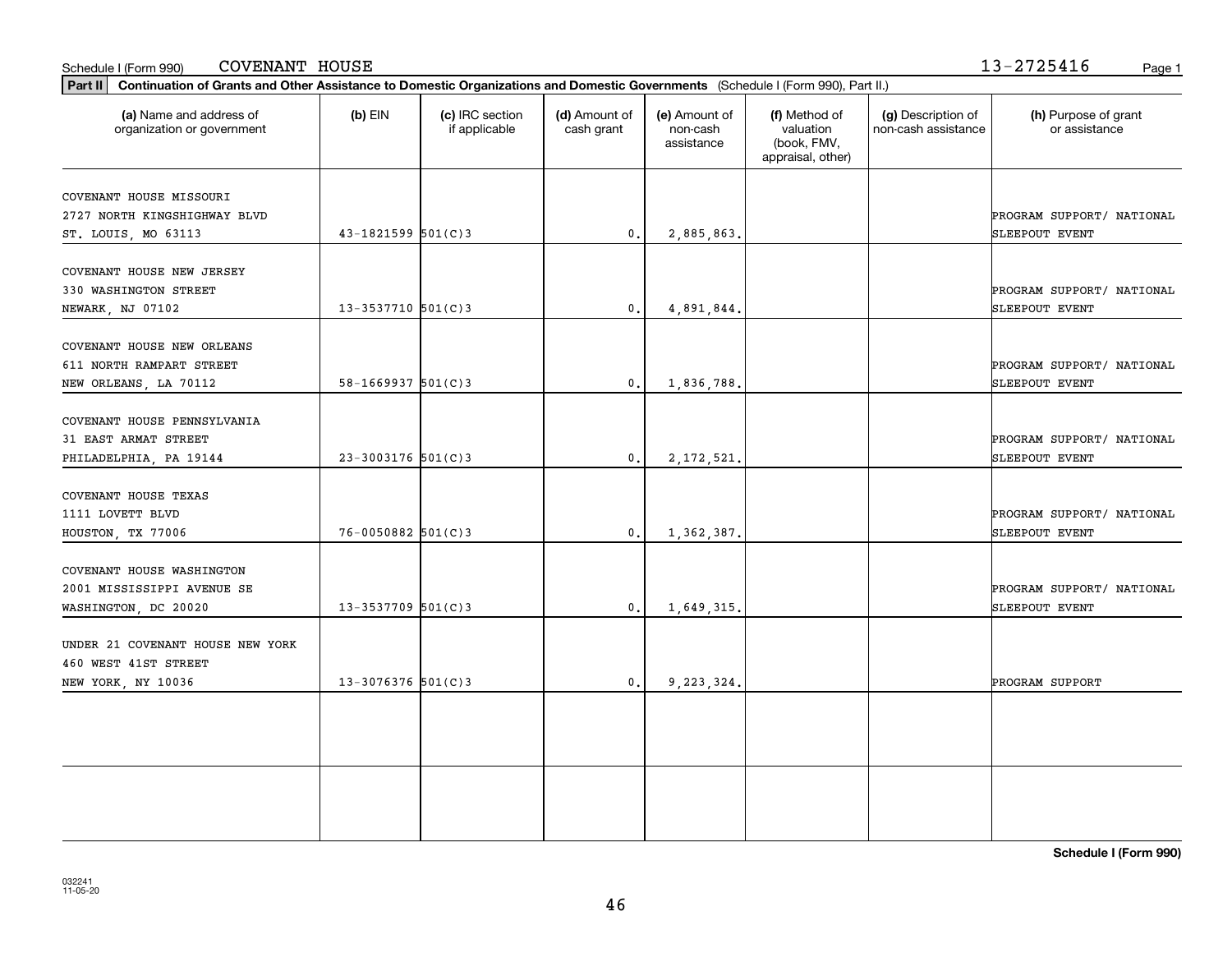Schedule I (Form 990) COVENANT HOUSE 13-2725416

**Part II** **Continuation of Grants and Other Assistance to Domestic Organizations and Domestic Governments** (Schedule I (Form 990), Part II.)

| (a) Name and address of organization or government | (b) EIN | (c) IRC section if applicable | (d) Amount of cash grant | (e) Amount of non-cash assistance | (f) Method of valuation (book, FMV, appraisal, other) | (g) Description of non-cash assistance | (h) Purpose of grant or assistance |
|---|---|---|---|---|---|---|---|
| COVENANT HOUSE MISSOURI<br>2727 NORTH KINGSHIGHWAY BLVD<br>ST. LOUIS, MO 63113 | 43-1821599 | 501(C)3 | 0. | 2,885,863. | | | PROGRAM SUPPORT/ NATIONAL SLEEPOUT EVENT |
| COVENANT HOUSE NEW JERSEY<br>330 WASHINGTON STREET<br>NEWARK, NJ 07102 | 13-3537710 | 501(C)3 | 0. | 4,891,844. | | | PROGRAM SUPPORT/ NATIONAL SLEEPOUT EVENT |
| COVENANT HOUSE NEW ORLEANS<br>611 NORTH RAMPART STREET<br>NEW ORLEANS, LA 70112 | 58-1669937 | 501(C)3 | 0. | 1,836,788. | | | PROGRAM SUPPORT/ NATIONAL SLEEPOUT EVENT |
| COVENANT HOUSE PENNSYLVANIA<br>31 EAST ARMAT STREET<br>PHILADELPHIA, PA 19144 | 23-3003176 | 501(C)3 | 0. | 2,172,521. | | | PROGRAM SUPPORT/ NATIONAL SLEEPOUT EVENT |
| COVENANT HOUSE TEXAS<br>1111 LOVETT BLVD<br>HOUSTON, TX 77006 | 76-0050882 | 501(C)3 | 0. | 1,362,387. | | | PROGRAM SUPPORT/ NATIONAL SLEEPOUT EVENT |
| COVENANT HOUSE WASHINGTON<br>2001 MISSISSIPPI AVENUE SE<br>WASHINGTON, DC 20020 | 13-3537709 | 501(C)3 | 0. | 1,649,315. | | | PROGRAM SUPPORT/ NATIONAL SLEEPOUT EVENT |
| UNDER 21 COVENANT HOUSE NEW YORK<br>460 WEST 41ST STREET<br>NEW YORK, NY 10036 | 13-3076376 | 501(C)3 | 0. | 9,223,324. | | | PROGRAM SUPPORT |
| | | | | | | | |
| | | | | | | | |

**Schedule I (Form 990)**

032241
11-05-20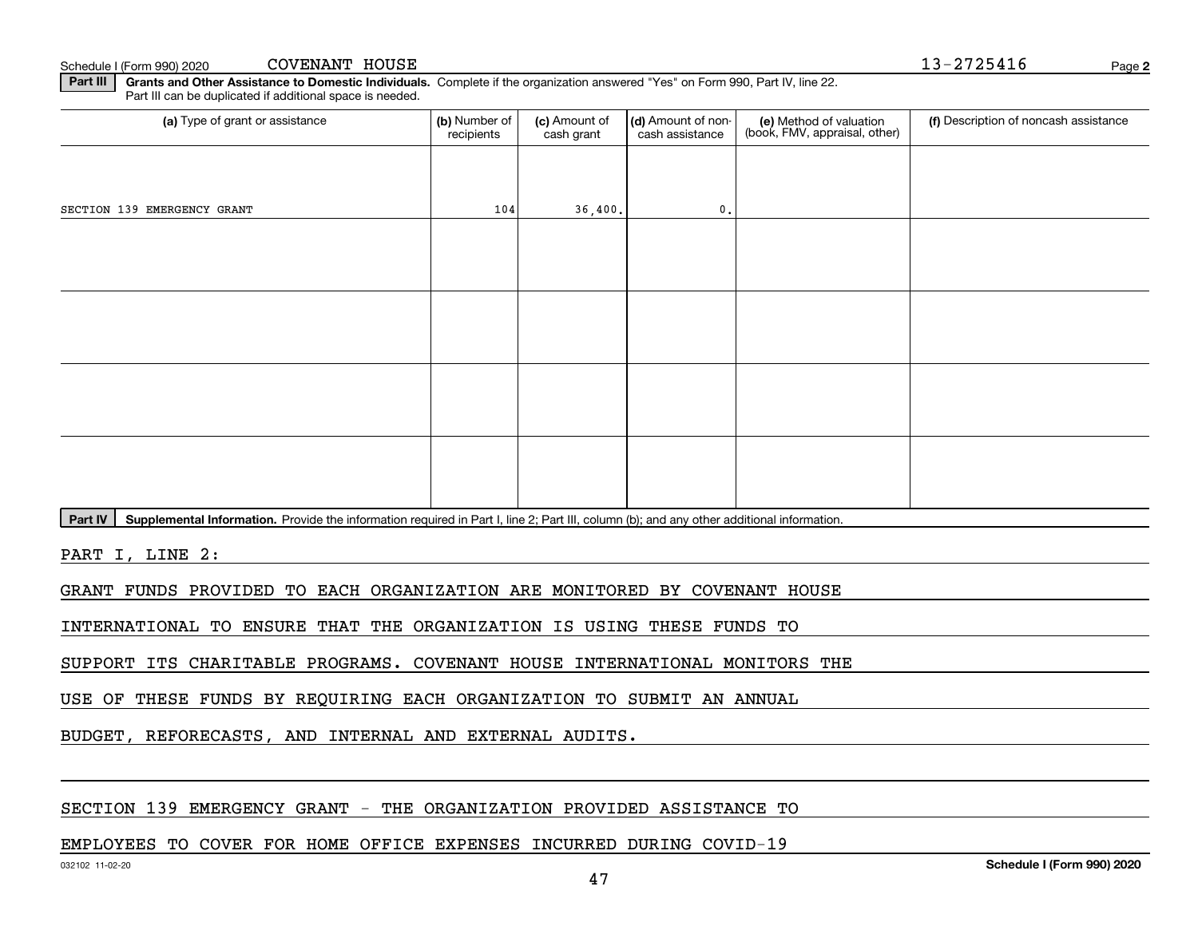Schedule I (Form 990) 2020 COVENANT HOUSE 13-2725416 Page 2

**Part III** **Grants and Other Assistance to Domestic Individuals.** Complete if the organization answered "Yes" on Form 990, Part IV, line 22. Part III can be duplicated if additional space is needed.

| (a) Type of grant or assistance | (b) Number of recipients | (c) Amount of cash grant | (d) Amount of non-cash assistance | (e) Method of valuation (book, FMV, appraisal, other) | (f) Description of noncash assistance |
|---|---|---|---|---|---|
| SECTION 139 EMERGENCY GRANT | 104 | 36,400. | 0. | | |
| | | | | | |
| | | | | | |
| | | | | | |
| | | | | | |

**Part IV** **Supplemental Information.** Provide the information required in Part I, line 2; Part III, column (b); and any other additional information.

PART I, LINE 2:

GRANT FUNDS PROVIDED TO EACH ORGANIZATION ARE MONITORED BY COVENANT HOUSE INTERNATIONAL TO ENSURE THAT THE ORGANIZATION IS USING THESE FUNDS TO SUPPORT ITS CHARITABLE PROGRAMS. COVENANT HOUSE INTERNATIONAL MONITORS THE USE OF THESE FUNDS BY REQUIRING EACH ORGANIZATION TO SUBMIT AN ANNUAL BUDGET, REFORECASTS, AND INTERNAL AND EXTERNAL AUDITS.

SECTION 139 EMERGENCY GRANT - THE ORGANIZATION PROVIDED ASSISTANCE TO EMPLOYEES TO COVER FOR HOME OFFICE EXPENSES INCURRED DURING COVID-19

032102 11-02-20 **Schedule I (Form 990) 2020**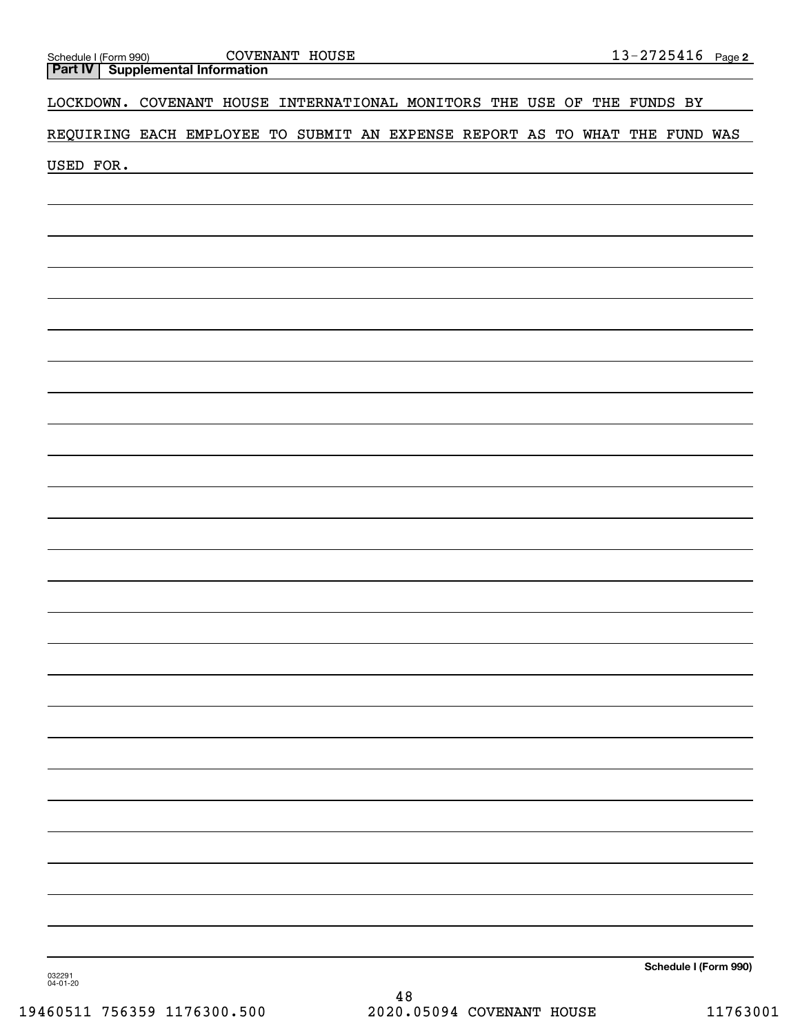**Part IV Supplemental Information**

LOCKDOWN. COVENANT HOUSE INTERNATIONAL MONITORS THE USE OF THE FUNDS BY REQUIRING EACH EMPLOYEE TO SUBMIT AN EXPENSE REPORT AS TO WHAT THE FUND WAS USED FOR.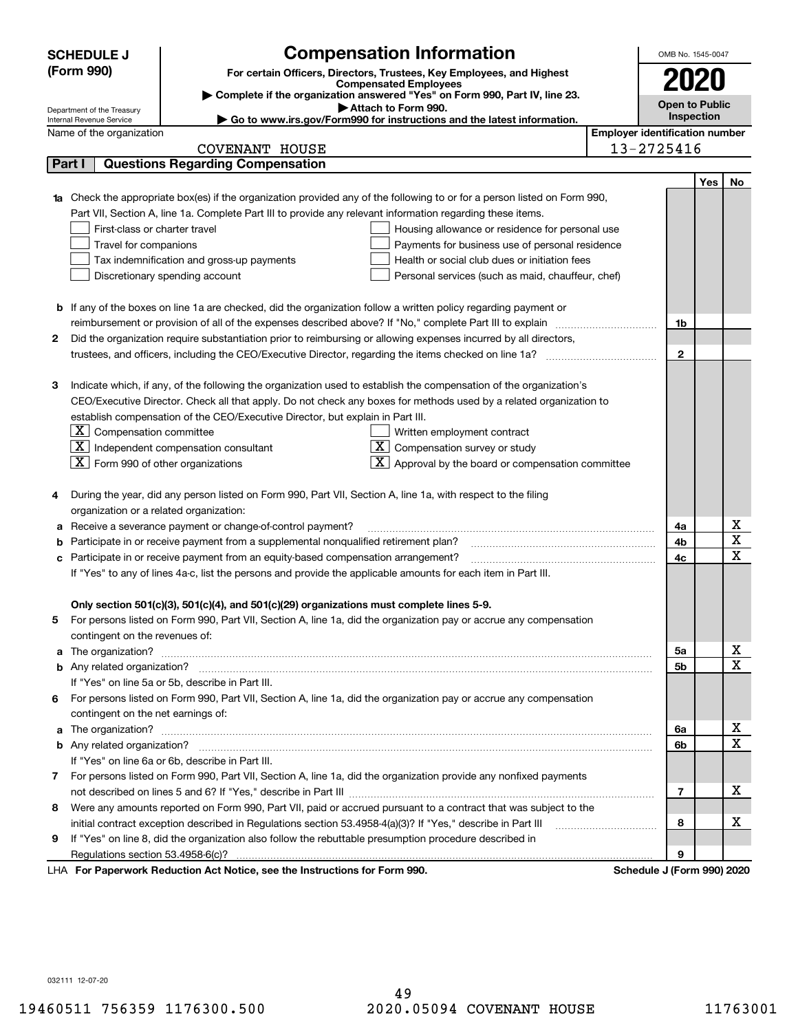**SCHEDULE J (Form 990)**

Department of the Treasury
Internal Revenue Service

# Compensation Information

**For certain Officers, Directors, Trustees, Key Employees, and Highest Compensated Employees**

▶ Complete if the organization answered "Yes" on Form 990, Part IV, line 23.
▶ Attach to Form 990.
▶ Go to www.irs.gov/Form990 for instructions and the latest information.

OMB No. 1545-0047

**2020**

**Open to Public Inspection**

Name of the organization: COVENANT HOUSE

Employer identification number: 13-2725416

## Part I Questions Regarding Compensation

| | | | Yes | No |
|---|---|---|---|---|
| **1a** | Check the appropriate box(es) if the organization provided any of the following to or for a person listed on Form 990, Part VII, Section A, line 1a. Complete Part III to provide any relevant information regarding these items.<br>☐ First-class or charter travel ☐ Housing allowance or residence for personal use<br>☐ Travel for companions ☐ Payments for business use of personal residence<br>☐ Tax indemnification and gross-up payments ☐ Health or social club dues or initiation fees<br>☐ Discretionary spending account ☐ Personal services (such as maid, chauffeur, chef) | | | |
| **b** | If any of the boxes on line 1a are checked, did the organization follow a written policy regarding payment or reimbursement or provision of all of the expenses described above? If "No," complete Part III to explain | 1b | | |
| **2** | Did the organization require substantiation prior to reimbursing or allowing expenses incurred by all directors, trustees, and officers, including the CEO/Executive Director, regarding the items checked on line 1a? | 2 | | |
| **3** | Indicate which, if any, of the following the organization used to establish the compensation of the organization's CEO/Executive Director. Check all that apply. Do not check any boxes for methods used by a related organization to establish compensation of the CEO/Executive Director, but explain in Part III.<br>☒ Compensation committee ☐ Written employment contract<br>☒ Independent compensation consultant ☒ Compensation survey or study<br>☒ Form 990 of other organizations ☒ Approval by the board or compensation committee | | | |
| **4** | During the year, did any person listed on Form 990, Part VII, Section A, line 1a, with respect to the filing organization or a related organization: | | | |
| **a** | Receive a severance payment or change-of-control payment? | 4a | | X |
| **b** | Participate in or receive payment from a supplemental nonqualified retirement plan? | 4b | | X |
| **c** | Participate in or receive payment from an equity-based compensation arrangement? | 4c | | X |
| | If "Yes" to any of lines 4a-c, list the persons and provide the applicable amounts for each item in Part III. | | | |
| | **Only section 501(c)(3), 501(c)(4), and 501(c)(29) organizations must complete lines 5-9.** | | | |
| **5** | For persons listed on Form 990, Part VII, Section A, line 1a, did the organization pay or accrue any compensation contingent on the revenues of: | | | |
| **a** | The organization? | 5a | | X |
| **b** | Any related organization? | 5b | | X |
| | If "Yes" on line 5a or 5b, describe in Part III. | | | |
| **6** | For persons listed on Form 990, Part VII, Section A, line 1a, did the organization pay or accrue any compensation contingent on the net earnings of: | | | |
| **a** | The organization? | 6a | | X |
| **b** | Any related organization? | 6b | | X |
| | If "Yes" on line 6a or 6b, describe in Part III. | | | |
| **7** | For persons listed on Form 990, Part VII, Section A, line 1a, did the organization provide any nonfixed payments not described on lines 5 and 6? If "Yes," describe in Part III | 7 | | X |
| **8** | Were any amounts reported on Form 990, Part VII, paid or accrued pursuant to a contract that was subject to the initial contract exception described in Regulations section 53.4958-4(a)(3)? If "Yes," describe in Part III | 8 | | X |
| **9** | If "Yes" on line 8, did the organization also follow the rebuttable presumption procedure described in Regulations section 53.4958-6(c)? | 9 | | |

LHA **For Paperwork Reduction Act Notice, see the Instructions for Form 990.** **Schedule J (Form 990) 2020**

032111 12-07-20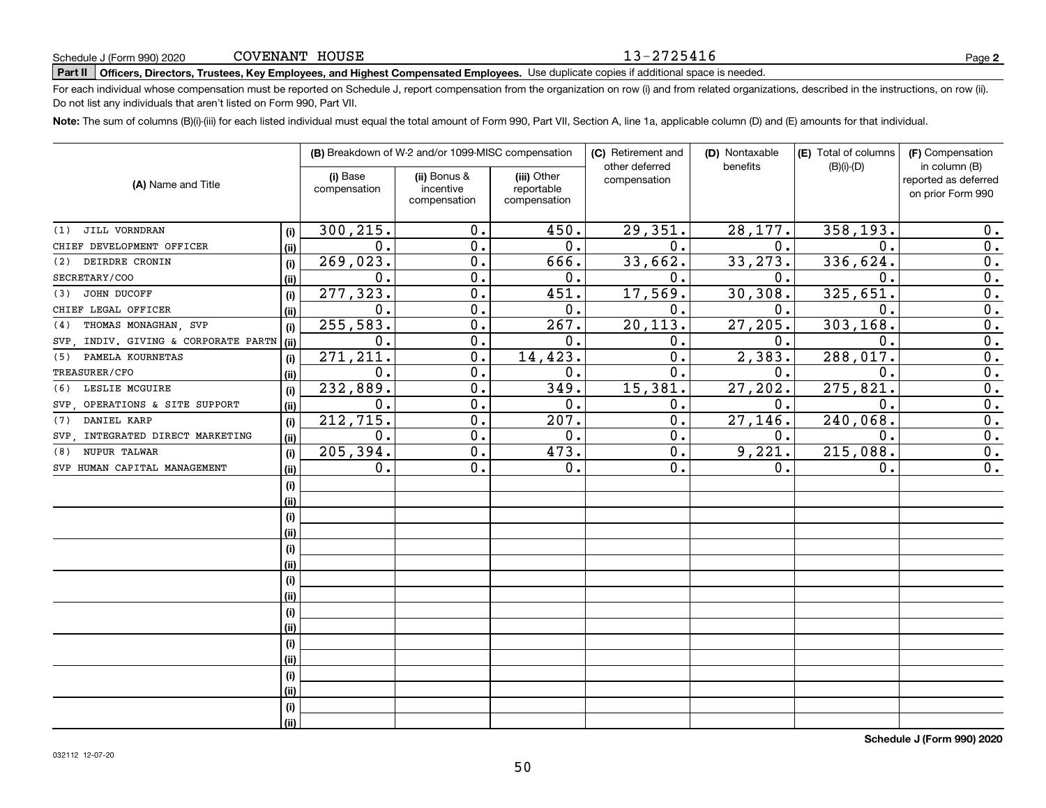Schedule J (Form 990) 2020 COVENANT HOUSE 13-2725416 Page **2**

**Part II** **Officers, Directors, Trustees, Key Employees, and Highest Compensated Employees.** Use duplicate copies if additional space is needed.

For each individual whose compensation must be reported on Schedule J, report compensation from the organization on row (i) and from related organizations, described in the instructions, on row (ii). Do not list any individuals that aren't listed on Form 990, Part VII.

**Note:** The sum of columns (B)(i)-(iii) for each listed individual must equal the total amount of Form 990, Part VII, Section A, line 1a, applicable column (D) and (E) amounts for that individual.

| (A) Name and Title | | (B) Breakdown of W-2 and/or 1099-MISC compensation | | | (C) Retirement and other deferred compensation | (D) Nontaxable benefits | (E) Total of columns (B)(i)-(D) | (F) Compensation in column (B) reported as deferred on prior Form 990 |
|---|---|---|---|---|---|---|---|---|
| | | (i) Base compensation | (ii) Bonus & incentive compensation | (iii) Other reportable compensation | | | | |
| (1) JILL VORNDRAN | (i) | 300,215. | 0. | 450. | 29,351. | 28,177. | 358,193. | 0. |
| CHIEF DEVELOPMENT OFFICER | (ii) | 0. | 0. | 0. | 0. | 0. | 0. | 0. |
| (2) DEIRDRE CRONIN | (i) | 269,023. | 0. | 666. | 33,662. | 33,273. | 336,624. | 0. |
| SECRETARY/COO | (ii) | 0. | 0. | 0. | 0. | 0. | 0. | 0. |
| (3) JOHN DUCOFF | (i) | 277,323. | 0. | 451. | 17,569. | 30,308. | 325,651. | 0. |
| CHIEF LEGAL OFFICER | (ii) | 0. | 0. | 0. | 0. | 0. | 0. | 0. |
| (4) THOMAS MONAGHAN, SVP | (i) | 255,583. | 0. | 267. | 20,113. | 27,205. | 303,168. | 0. |
| SVP, INDIV. GIVING & CORPORATE PARTN | (ii) | 0. | 0. | 0. | 0. | 0. | 0. | 0. |
| (5) PAMELA KOURNETAS | (i) | 271,211. | 0. | 14,423. | 0. | 2,383. | 288,017. | 0. |
| TREASURER/CFO | (ii) | 0. | 0. | 0. | 0. | 0. | 0. | 0. |
| (6) LESLIE MCGUIRE | (i) | 232,889. | 0. | 349. | 15,381. | 27,202. | 275,821. | 0. |
| SVP, OPERATIONS & SITE SUPPORT | (ii) | 0. | 0. | 0. | 0. | 0. | 0. | 0. |
| (7) DANIEL KARP | (i) | 212,715. | 0. | 207. | 0. | 27,146. | 240,068. | 0. |
| SVP, INTEGRATED DIRECT MARKETING | (ii) | 0. | 0. | 0. | 0. | 0. | 0. | 0. |
| (8) NUPUR TALWAR | (i) | 205,394. | 0. | 473. | 0. | 9,221. | 215,088. | 0. |
| SVP HUMAN CAPITAL MANAGEMENT | (ii) | 0. | 0. | 0. | 0. | 0. | 0. | 0. |
| | (i) | | | | | | | |
| | (ii) | | | | | | | |
| | (i) | | | | | | | |
| | (ii) | | | | | | | |
| | (i) | | | | | | | |
| | (ii) | | | | | | | |
| | (i) | | | | | | | |
| | (ii) | | | | | | | |
| | (i) | | | | | | | |
| | (ii) | | | | | | | |
| | (i) | | | | | | | |
| | (ii) | | | | | | | |
| | (i) | | | | | | | |
| | (ii) | | | | | | | |
| | (i) | | | | | | | |
| | (ii) | | | | | | | |

**Schedule J (Form 990) 2020**

032112 12-07-20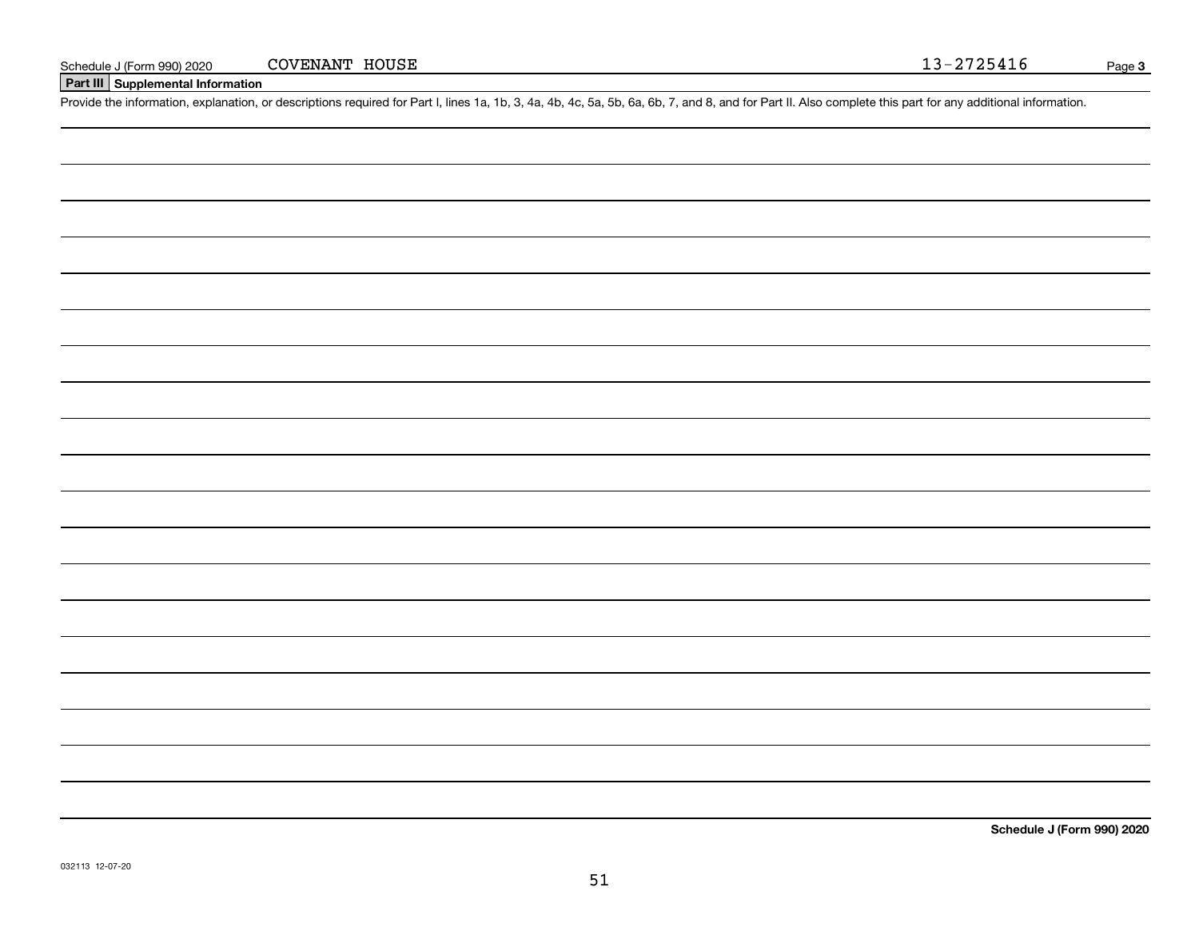Schedule J (Form 990) 2020 COVENANT HOUSE 13-2725416

## Part III Supplemental Information

Provide the information, explanation, or descriptions required for Part I, lines 1a, 1b, 3, 4a, 4b, 4c, 5a, 5b, 6a, 6b, 7, and 8, and for Part II. Also complete this part for any additional information.

**Schedule J (Form 990) 2020**

032113 12-07-20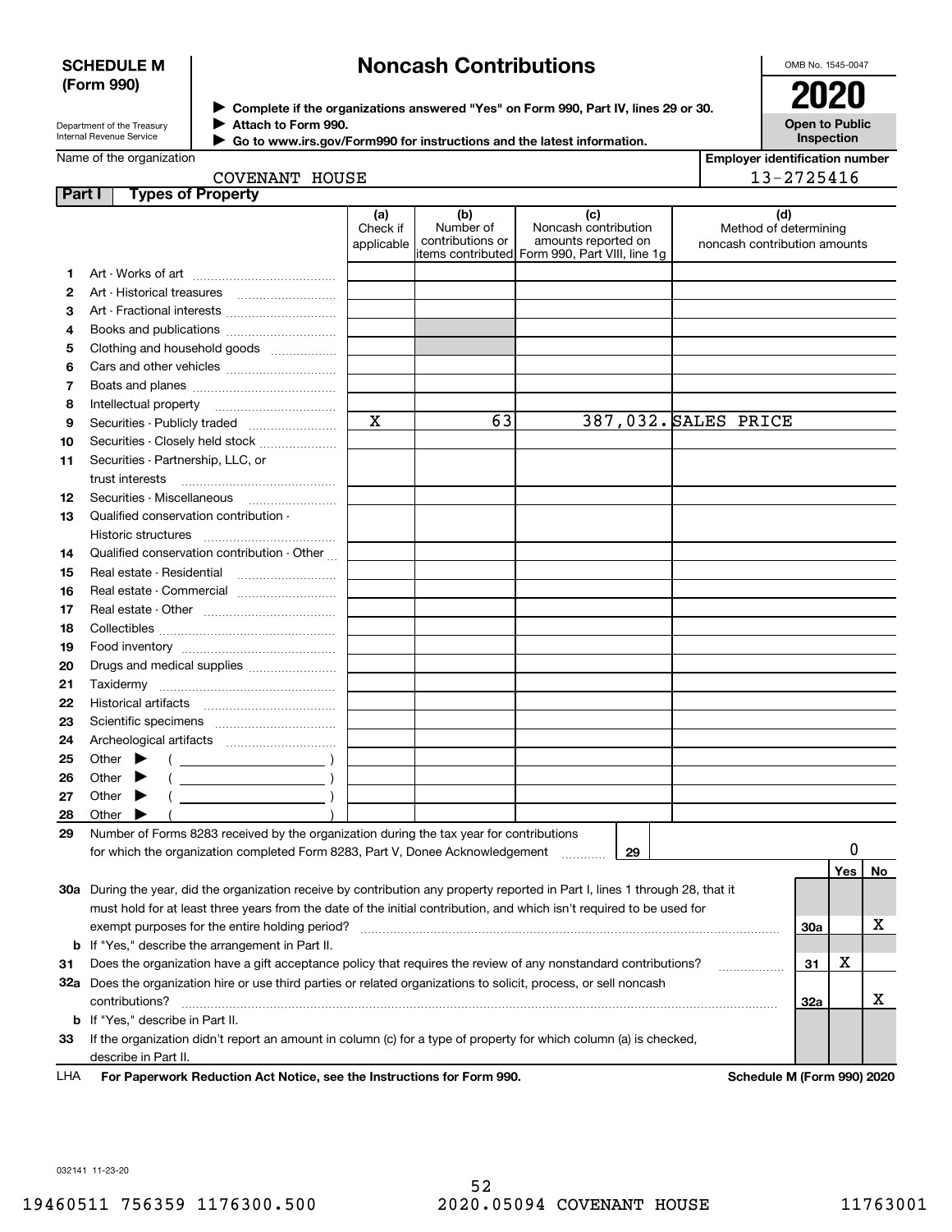**SCHEDULE M (Form 990)**

Department of the Treasury
Internal Revenue Service

# Noncash Contributions

▶ Complete if the organizations answered "Yes" on Form 990, Part IV, lines 29 or 30.
▶ Attach to Form 990.
▶ Go to www.irs.gov/Form990 for instructions and the latest information.

OMB No. 1545-0047

**2020**

**Open to Public Inspection**

Name of the organization: COVENANT HOUSE

Employer identification number: 13-2725416

**Part I Types of Property**

| | | (a) Check if applicable | (b) Number of contributions or items contributed | (c) Noncash contribution amounts reported on Form 990, Part VIII, line 1g | (d) Method of determining noncash contribution amounts |
|---|---|---|---|---|---|
| 1 | Art - Works of art | | | | |
| 2 | Art - Historical treasures | | | | |
| 3 | Art - Fractional interests | | | | |
| 4 | Books and publications | | | | |
| 5 | Clothing and household goods | | | | |
| 6 | Cars and other vehicles | | | | |
| 7 | Boats and planes | | | | |
| 8 | Intellectual property | | | | |
| 9 | Securities - Publicly traded | X | 63 | 387,032. | SALES PRICE |
| 10 | Securities - Closely held stock | | | | |
| 11 | Securities - Partnership, LLC, or trust interests | | | | |
| 12 | Securities - Miscellaneous | | | | |
| 13 | Qualified conservation contribution - Historic structures | | | | |
| 14 | Qualified conservation contribution - Other | | | | |
| 15 | Real estate - Residential | | | | |
| 16 | Real estate - Commercial | | | | |
| 17 | Real estate - Other | | | | |
| 18 | Collectibles | | | | |
| 19 | Food inventory | | | | |
| 20 | Drugs and medical supplies | | | | |
| 21 | Taxidermy | | | | |
| 22 | Historical artifacts | | | | |
| 23 | Scientific specimens | | | | |
| 24 | Archeological artifacts | | | | |
| 25 | Other ▶ ( ) | | | | |
| 26 | Other ▶ ( ) | | | | |
| 27 | Other ▶ ( ) | | | | |
| 28 | Other ▶ ( ) | | | | |

29 Number of Forms 8283 received by the organization during the tax year for contributions for which the organization completed Form 8283, Part V, Donee Acknowledgement ..... 29 | 0

| | | | Yes | No |
|---|---|---|---|---|
| 30a | During the year, did the organization receive by contribution any property reported in Part I, lines 1 through 28, that it must hold for at least three years from the date of the initial contribution, and which isn't required to be used for exempt purposes for the entire holding period? | 30a | | X |
| b | If "Yes," describe the arrangement in Part II. | | | |
| 31 | Does the organization have a gift acceptance policy that requires the review of any nonstandard contributions? | 31 | X | |
| 32a | Does the organization hire or use third parties or related organizations to solicit, process, or sell noncash contributions? | 32a | | X |
| b | If "Yes," describe in Part II. | | | |
| 33 | If the organization didn't report an amount in column (c) for a type of property for which column (a) is checked, describe in Part II. | | | |

LHA **For Paperwork Reduction Act Notice, see the Instructions for Form 990.** **Schedule M (Form 990) 2020**

032141 11-23-20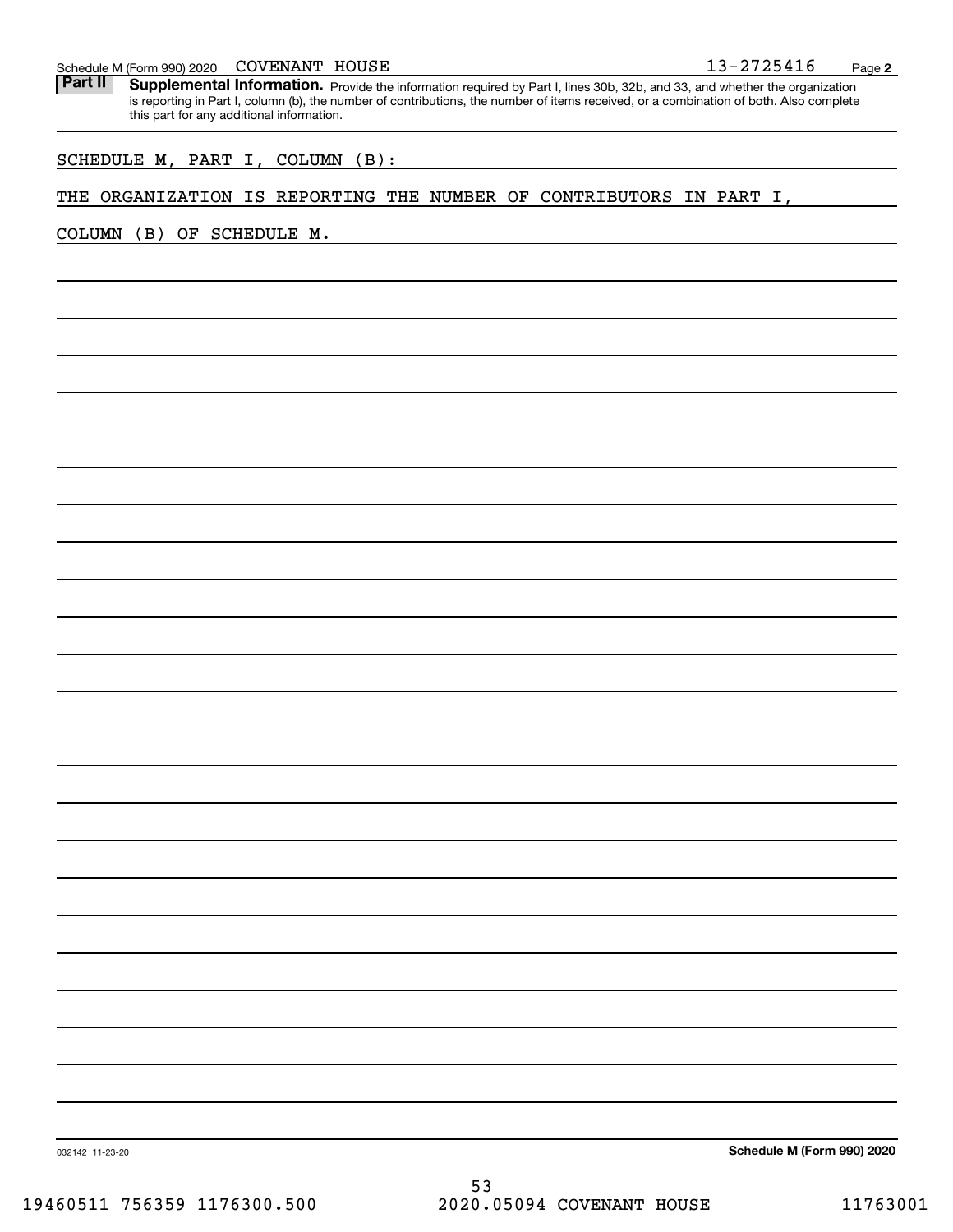Schedule M (Form 990) 2020 COVENANT HOUSE 13-2725416 Page 2

**Part II** **Supplemental Information.** Provide the information required by Part I, lines 30b, 32b, and 33, and whether the organization is reporting in Part I, column (b), the number of contributions, the number of items received, or a combination of both. Also complete this part for any additional information.

SCHEDULE M, PART I, COLUMN (B):

THE ORGANIZATION IS REPORTING THE NUMBER OF CONTRIBUTORS IN PART I, COLUMN (B) OF SCHEDULE M.

032142 11-23-20

**Schedule M (Form 990) 2020**

19460511 756359 1176300.500 2020.05094 COVENANT HOUSE 11763001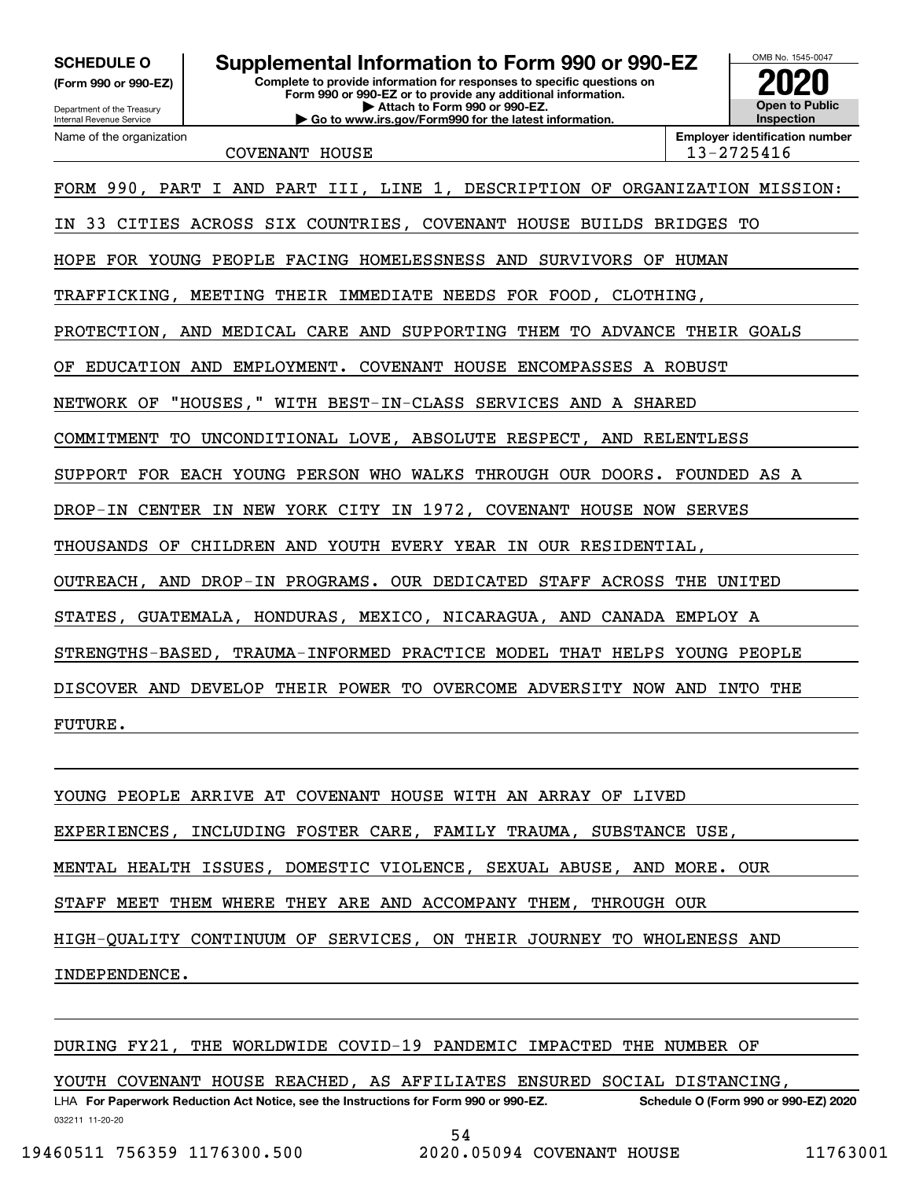**SCHEDULE O**
**(Form 990 or 990-EZ)**

Department of the Treasury
Internal Revenue Service

# Supplemental Information to Form 990 or 990-EZ

**Complete to provide information for responses to specific questions on Form 990 or 990-EZ or to provide any additional information.**
**▶ Attach to Form 990 or 990-EZ.**
**▶ Go to www.irs.gov/Form990 for the latest information.**

OMB No. 1545-0047

**2020**

**Open to Public Inspection**

Name of the organization: COVENANT HOUSE

**Employer identification number:** 13-2725416

FORM 990, PART I AND PART III, LINE 1, DESCRIPTION OF ORGANIZATION MISSION:

IN 33 CITIES ACROSS SIX COUNTRIES, COVENANT HOUSE BUILDS BRIDGES TO HOPE FOR YOUNG PEOPLE FACING HOMELESSNESS AND SURVIVORS OF HUMAN TRAFFICKING, MEETING THEIR IMMEDIATE NEEDS FOR FOOD, CLOTHING, PROTECTION, AND MEDICAL CARE AND SUPPORTING THEM TO ADVANCE THEIR GOALS OF EDUCATION AND EMPLOYMENT. COVENANT HOUSE ENCOMPASSES A ROBUST NETWORK OF "HOUSES," WITH BEST-IN-CLASS SERVICES AND A SHARED COMMITMENT TO UNCONDITIONAL LOVE, ABSOLUTE RESPECT, AND RELENTLESS SUPPORT FOR EACH YOUNG PERSON WHO WALKS THROUGH OUR DOORS. FOUNDED AS A DROP-IN CENTER IN NEW YORK CITY IN 1972, COVENANT HOUSE NOW SERVES THOUSANDS OF CHILDREN AND YOUTH EVERY YEAR IN OUR RESIDENTIAL, OUTREACH, AND DROP-IN PROGRAMS. OUR DEDICATED STAFF ACROSS THE UNITED STATES, GUATEMALA, HONDURAS, MEXICO, NICARAGUA, AND CANADA EMPLOY A STRENGTHS-BASED, TRAUMA-INFORMED PRACTICE MODEL THAT HELPS YOUNG PEOPLE DISCOVER AND DEVELOP THEIR POWER TO OVERCOME ADVERSITY NOW AND INTO THE FUTURE.

YOUNG PEOPLE ARRIVE AT COVENANT HOUSE WITH AN ARRAY OF LIVED EXPERIENCES, INCLUDING FOSTER CARE, FAMILY TRAUMA, SUBSTANCE USE, MENTAL HEALTH ISSUES, DOMESTIC VIOLENCE, SEXUAL ABUSE, AND MORE. OUR STAFF MEET THEM WHERE THEY ARE AND ACCOMPANY THEM, THROUGH OUR HIGH-QUALITY CONTINUUM OF SERVICES, ON THEIR JOURNEY TO WHOLENESS AND INDEPENDENCE.

DURING FY21, THE WORLDWIDE COVID-19 PANDEMIC IMPACTED THE NUMBER OF YOUTH COVENANT HOUSE REACHED, AS AFFILIATES ENSURED SOCIAL DISTANCING,

LHA **For Paperwork Reduction Act Notice, see the Instructions for Form 990 or 990-EZ.** **Schedule O (Form 990 or 990-EZ) 2020**

032211 11-20-20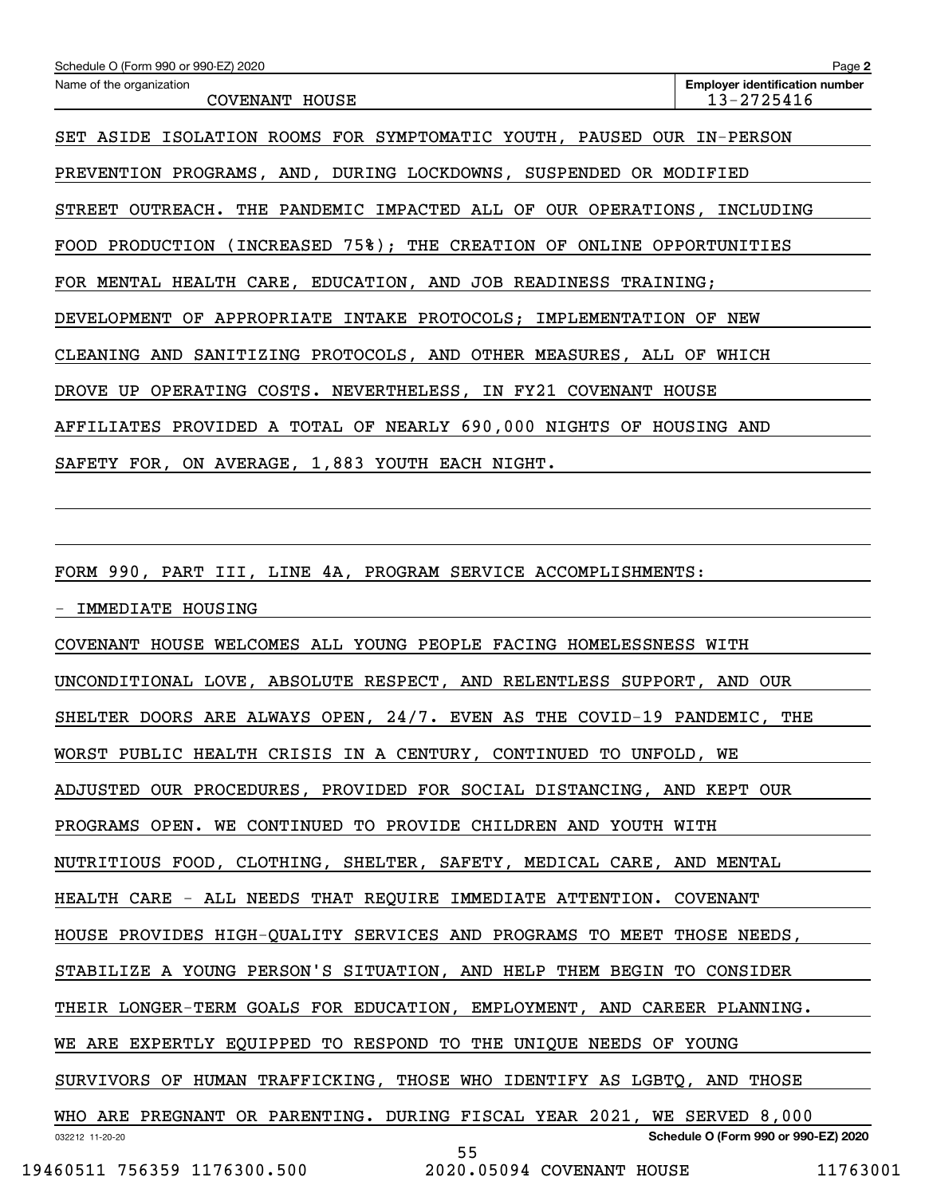Schedule O (Form 990 or 990-EZ) 2020

Name of the organization: COVENANT HOUSE

Employer identification number: 13-2725416

SET ASIDE ISOLATION ROOMS FOR SYMPTOMATIC YOUTH, PAUSED OUR IN-PERSON PREVENTION PROGRAMS, AND, DURING LOCKDOWNS, SUSPENDED OR MODIFIED STREET OUTREACH. THE PANDEMIC IMPACTED ALL OF OUR OPERATIONS, INCLUDING FOOD PRODUCTION (INCREASED 75%); THE CREATION OF ONLINE OPPORTUNITIES FOR MENTAL HEALTH CARE, EDUCATION, AND JOB READINESS TRAINING; DEVELOPMENT OF APPROPRIATE INTAKE PROTOCOLS; IMPLEMENTATION OF NEW CLEANING AND SANITIZING PROTOCOLS, AND OTHER MEASURES, ALL OF WHICH DROVE UP OPERATING COSTS. NEVERTHELESS, IN FY21 COVENANT HOUSE AFFILIATES PROVIDED A TOTAL OF NEARLY 690,000 NIGHTS OF HOUSING AND SAFETY FOR, ON AVERAGE, 1,883 YOUTH EACH NIGHT.

FORM 990, PART III, LINE 4A, PROGRAM SERVICE ACCOMPLISHMENTS:

- IMMEDIATE HOUSING

COVENANT HOUSE WELCOMES ALL YOUNG PEOPLE FACING HOMELESSNESS WITH UNCONDITIONAL LOVE, ABSOLUTE RESPECT, AND RELENTLESS SUPPORT, AND OUR SHELTER DOORS ARE ALWAYS OPEN, 24/7. EVEN AS THE COVID-19 PANDEMIC, THE WORST PUBLIC HEALTH CRISIS IN A CENTURY, CONTINUED TO UNFOLD, WE ADJUSTED OUR PROCEDURES, PROVIDED FOR SOCIAL DISTANCING, AND KEPT OUR PROGRAMS OPEN. WE CONTINUED TO PROVIDE CHILDREN AND YOUTH WITH NUTRITIOUS FOOD, CLOTHING, SHELTER, SAFETY, MEDICAL CARE, AND MENTAL HEALTH CARE - ALL NEEDS THAT REQUIRE IMMEDIATE ATTENTION. COVENANT HOUSE PROVIDES HIGH-QUALITY SERVICES AND PROGRAMS TO MEET THOSE NEEDS, STABILIZE A YOUNG PERSON'S SITUATION, AND HELP THEM BEGIN TO CONSIDER THEIR LONGER-TERM GOALS FOR EDUCATION, EMPLOYMENT, AND CAREER PLANNING. WE ARE EXPERTLY EQUIPPED TO RESPOND TO THE UNIQUE NEEDS OF YOUNG SURVIVORS OF HUMAN TRAFFICKING, THOSE WHO IDENTIFY AS LGBTQ, AND THOSE WHO ARE PREGNANT OR PARENTING. DURING FISCAL YEAR 2021, WE SERVED 8,000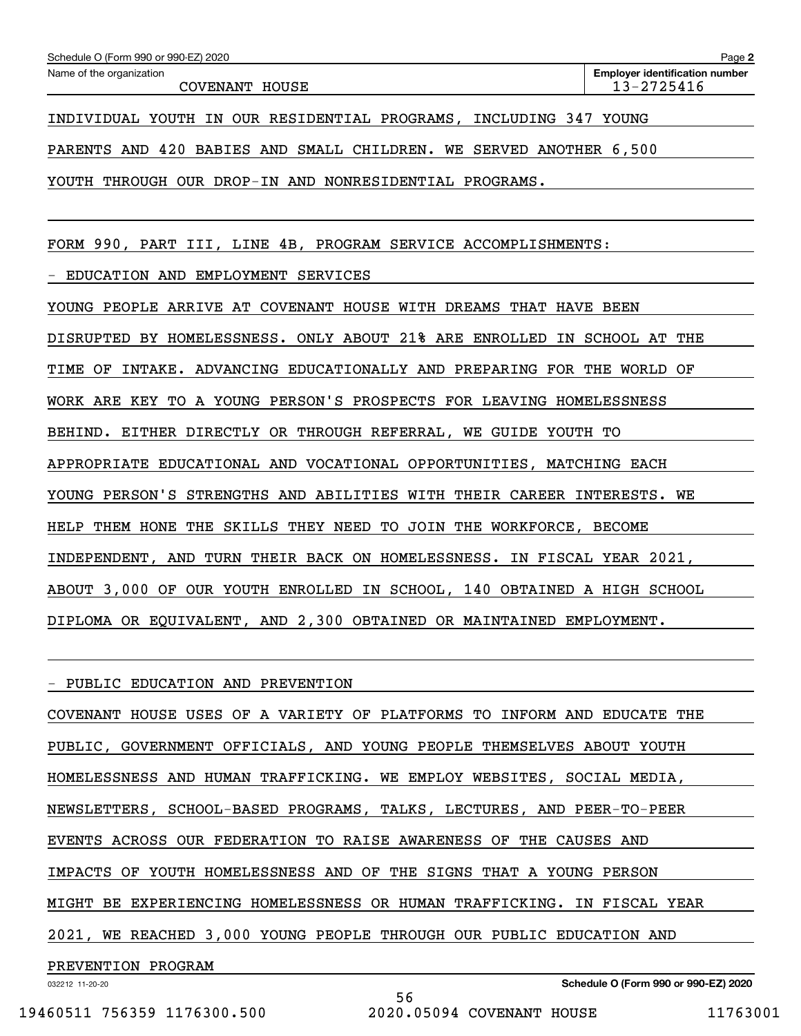INDIVIDUAL YOUTH IN OUR RESIDENTIAL PROGRAMS, INCLUDING 347 YOUNG PARENTS AND 420 BABIES AND SMALL CHILDREN. WE SERVED ANOTHER 6,500 YOUTH THROUGH OUR DROP-IN AND NONRESIDENTIAL PROGRAMS.

FORM 990, PART III, LINE 4B, PROGRAM SERVICE ACCOMPLISHMENTS:

- EDUCATION AND EMPLOYMENT SERVICES

YOUNG PEOPLE ARRIVE AT COVENANT HOUSE WITH DREAMS THAT HAVE BEEN DISRUPTED BY HOMELESSNESS. ONLY ABOUT 21% ARE ENROLLED IN SCHOOL AT THE TIME OF INTAKE. ADVANCING EDUCATIONALLY AND PREPARING FOR THE WORLD OF WORK ARE KEY TO A YOUNG PERSON'S PROSPECTS FOR LEAVING HOMELESSNESS BEHIND. EITHER DIRECTLY OR THROUGH REFERRAL, WE GUIDE YOUTH TO APPROPRIATE EDUCATIONAL AND VOCATIONAL OPPORTUNITIES, MATCHING EACH YOUNG PERSON'S STRENGTHS AND ABILITIES WITH THEIR CAREER INTERESTS. WE HELP THEM HONE THE SKILLS THEY NEED TO JOIN THE WORKFORCE, BECOME INDEPENDENT, AND TURN THEIR BACK ON HOMELESSNESS. IN FISCAL YEAR 2021, ABOUT 3,000 OF OUR YOUTH ENROLLED IN SCHOOL, 140 OBTAINED A HIGH SCHOOL DIPLOMA OR EQUIVALENT, AND 2,300 OBTAINED OR MAINTAINED EMPLOYMENT.

- PUBLIC EDUCATION AND PREVENTION

COVENANT HOUSE USES OF A VARIETY OF PLATFORMS TO INFORM AND EDUCATE THE PUBLIC, GOVERNMENT OFFICIALS, AND YOUNG PEOPLE THEMSELVES ABOUT YOUTH HOMELESSNESS AND HUMAN TRAFFICKING. WE EMPLOY WEBSITES, SOCIAL MEDIA, NEWSLETTERS, SCHOOL-BASED PROGRAMS, TALKS, LECTURES, AND PEER-TO-PEER EVENTS ACROSS OUR FEDERATION TO RAISE AWARENESS OF THE CAUSES AND IMPACTS OF YOUTH HOMELESSNESS AND OF THE SIGNS THAT A YOUNG PERSON MIGHT BE EXPERIENCING HOMELESSNESS OR HUMAN TRAFFICKING. IN FISCAL YEAR 2021, WE REACHED 3,000 YOUNG PEOPLE THROUGH OUR PUBLIC EDUCATION AND PREVENTION PROGRAM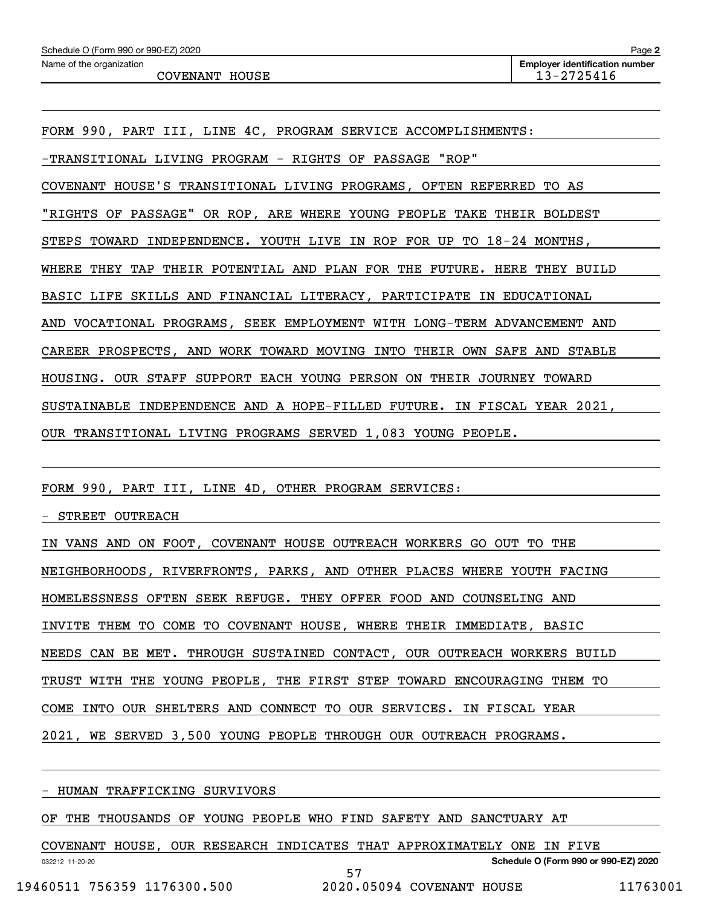Schedule O (Form 990 or 990-EZ) 2020

Name of the organization: COVENANT HOUSE

Employer identification number: 13-2725416

FORM 990, PART III, LINE 4C, PROGRAM SERVICE ACCOMPLISHMENTS:

-TRANSITIONAL LIVING PROGRAM - RIGHTS OF PASSAGE "ROP"

COVENANT HOUSE'S TRANSITIONAL LIVING PROGRAMS, OFTEN REFERRED TO AS "RIGHTS OF PASSAGE" OR ROP, ARE WHERE YOUNG PEOPLE TAKE THEIR BOLDEST STEPS TOWARD INDEPENDENCE. YOUTH LIVE IN ROP FOR UP TO 18-24 MONTHS, WHERE THEY TAP THEIR POTENTIAL AND PLAN FOR THE FUTURE. HERE THEY BUILD BASIC LIFE SKILLS AND FINANCIAL LITERACY, PARTICIPATE IN EDUCATIONAL AND VOCATIONAL PROGRAMS, SEEK EMPLOYMENT WITH LONG-TERM ADVANCEMENT AND CAREER PROSPECTS, AND WORK TOWARD MOVING INTO THEIR OWN SAFE AND STABLE HOUSING. OUR STAFF SUPPORT EACH YOUNG PERSON ON THEIR JOURNEY TOWARD SUSTAINABLE INDEPENDENCE AND A HOPE-FILLED FUTURE. IN FISCAL YEAR 2021, OUR TRANSITIONAL LIVING PROGRAMS SERVED 1,083 YOUNG PEOPLE.

FORM 990, PART III, LINE 4D, OTHER PROGRAM SERVICES:

- STREET OUTREACH

IN VANS AND ON FOOT, COVENANT HOUSE OUTREACH WORKERS GO OUT TO THE NEIGHBORHOODS, RIVERFRONTS, PARKS, AND OTHER PLACES WHERE YOUTH FACING HOMELESSNESS OFTEN SEEK REFUGE. THEY OFFER FOOD AND COUNSELING AND INVITE THEM TO COME TO COVENANT HOUSE, WHERE THEIR IMMEDIATE, BASIC NEEDS CAN BE MET. THROUGH SUSTAINED CONTACT, OUR OUTREACH WORKERS BUILD TRUST WITH THE YOUNG PEOPLE, THE FIRST STEP TOWARD ENCOURAGING THEM TO COME INTO OUR SHELTERS AND CONNECT TO OUR SERVICES. IN FISCAL YEAR 2021, WE SERVED 3,500 YOUNG PEOPLE THROUGH OUR OUTREACH PROGRAMS.

- HUMAN TRAFFICKING SURVIVORS

OF THE THOUSANDS OF YOUNG PEOPLE WHO FIND SAFETY AND SANCTUARY AT COVENANT HOUSE, OUR RESEARCH INDICATES THAT APPROXIMATELY ONE IN FIVE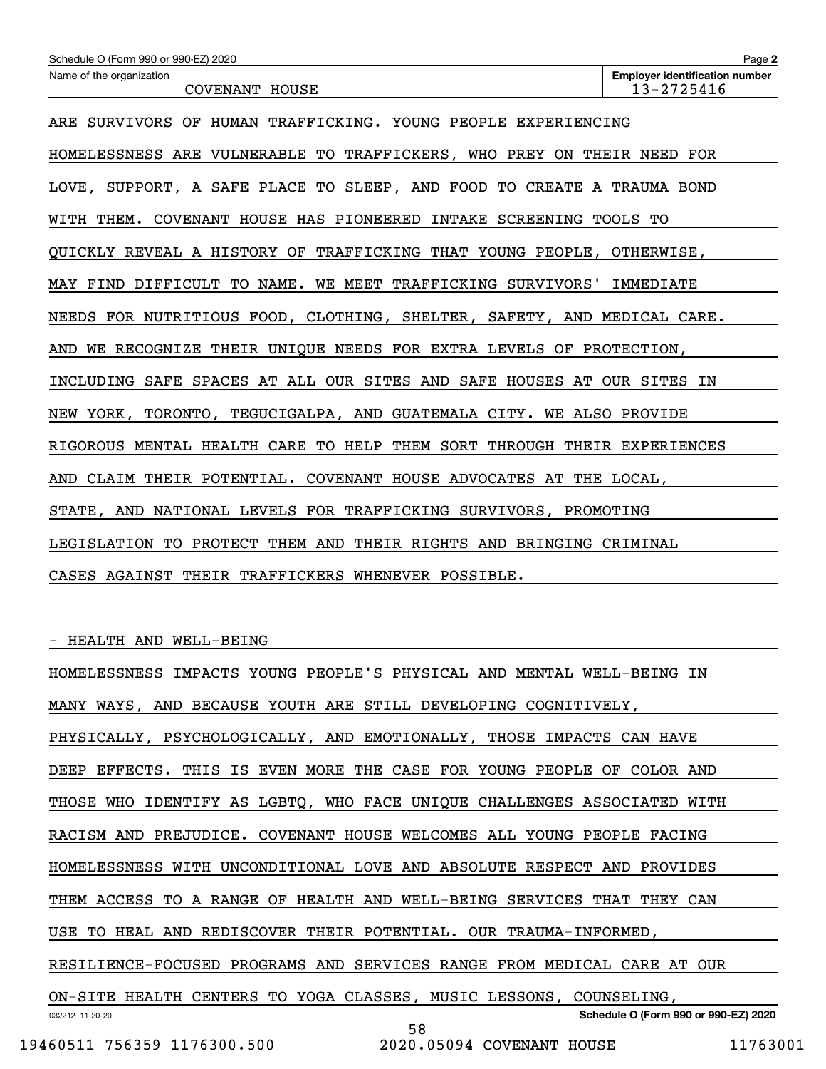ARE SURVIVORS OF HUMAN TRAFFICKING. YOUNG PEOPLE EXPERIENCING HOMELESSNESS ARE VULNERABLE TO TRAFFICKERS, WHO PREY ON THEIR NEED FOR LOVE, SUPPORT, A SAFE PLACE TO SLEEP, AND FOOD TO CREATE A TRAUMA BOND WITH THEM. COVENANT HOUSE HAS PIONEERED INTAKE SCREENING TOOLS TO QUICKLY REVEAL A HISTORY OF TRAFFICKING THAT YOUNG PEOPLE, OTHERWISE, MAY FIND DIFFICULT TO NAME. WE MEET TRAFFICKING SURVIVORS' IMMEDIATE NEEDS FOR NUTRITIOUS FOOD, CLOTHING, SHELTER, SAFETY, AND MEDICAL CARE. AND WE RECOGNIZE THEIR UNIQUE NEEDS FOR EXTRA LEVELS OF PROTECTION, INCLUDING SAFE SPACES AT ALL OUR SITES AND SAFE HOUSES AT OUR SITES IN NEW YORK, TORONTO, TEGUCIGALPA, AND GUATEMALA CITY. WE ALSO PROVIDE RIGOROUS MENTAL HEALTH CARE TO HELP THEM SORT THROUGH THEIR EXPERIENCES AND CLAIM THEIR POTENTIAL. COVENANT HOUSE ADVOCATES AT THE LOCAL, STATE, AND NATIONAL LEVELS FOR TRAFFICKING SURVIVORS, PROMOTING LEGISLATION TO PROTECT THEM AND THEIR RIGHTS AND BRINGING CRIMINAL CASES AGAINST THEIR TRAFFICKERS WHENEVER POSSIBLE.

- HEALTH AND WELL-BEING

HOMELESSNESS IMPACTS YOUNG PEOPLE'S PHYSICAL AND MENTAL WELL-BEING IN MANY WAYS, AND BECAUSE YOUTH ARE STILL DEVELOPING COGNITIVELY, PHYSICALLY, PSYCHOLOGICALLY, AND EMOTIONALLY, THOSE IMPACTS CAN HAVE DEEP EFFECTS. THIS IS EVEN MORE THE CASE FOR YOUNG PEOPLE OF COLOR AND THOSE WHO IDENTIFY AS LGBTQ, WHO FACE UNIQUE CHALLENGES ASSOCIATED WITH RACISM AND PREJUDICE. COVENANT HOUSE WELCOMES ALL YOUNG PEOPLE FACING HOMELESSNESS WITH UNCONDITIONAL LOVE AND ABSOLUTE RESPECT AND PROVIDES THEM ACCESS TO A RANGE OF HEALTH AND WELL-BEING SERVICES THAT THEY CAN USE TO HEAL AND REDISCOVER THEIR POTENTIAL. OUR TRAUMA-INFORMED, RESILIENCE-FOCUSED PROGRAMS AND SERVICES RANGE FROM MEDICAL CARE AT OUR ON-SITE HEALTH CENTERS TO YOGA CLASSES, MUSIC LESSONS, COUNSELING,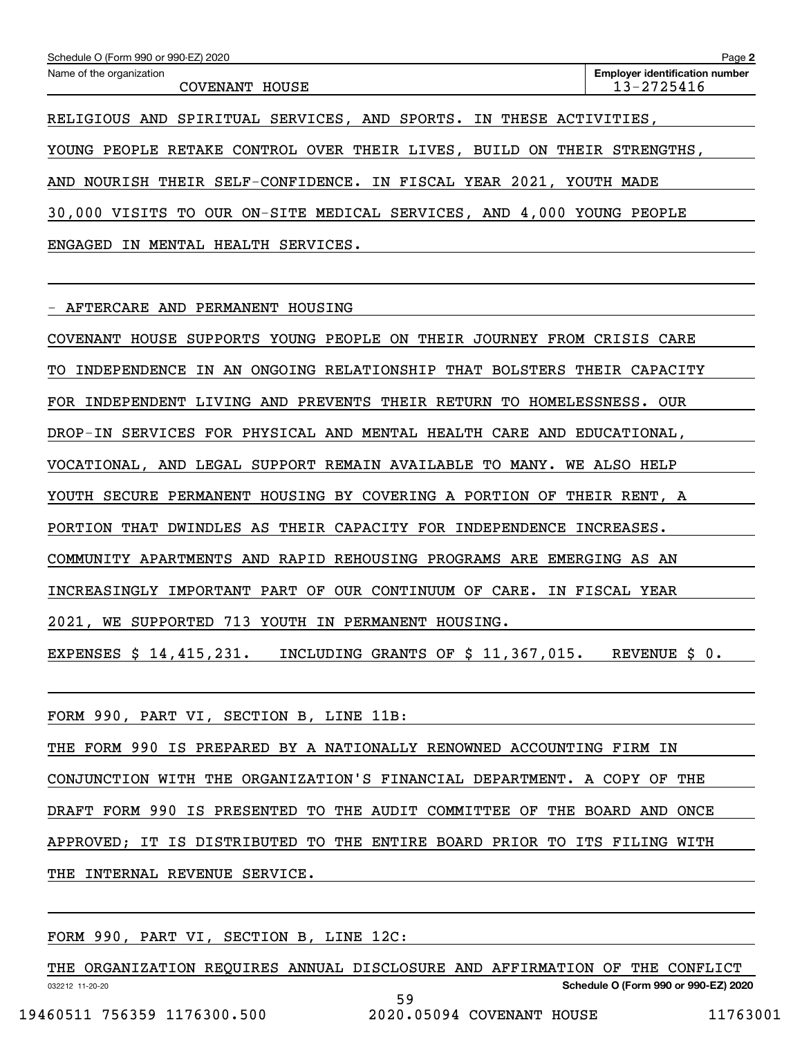Schedule O (Form 990 or 990-EZ) 2020

Name of the organization: COVENANT HOUSE

Employer identification number: 13-2725416

RELIGIOUS AND SPIRITUAL SERVICES, AND SPORTS. IN THESE ACTIVITIES, YOUNG PEOPLE RETAKE CONTROL OVER THEIR LIVES, BUILD ON THEIR STRENGTHS, AND NOURISH THEIR SELF-CONFIDENCE. IN FISCAL YEAR 2021, YOUTH MADE 30,000 VISITS TO OUR ON-SITE MEDICAL SERVICES, AND 4,000 YOUNG PEOPLE ENGAGED IN MENTAL HEALTH SERVICES.

- AFTERCARE AND PERMANENT HOUSING

COVENANT HOUSE SUPPORTS YOUNG PEOPLE ON THEIR JOURNEY FROM CRISIS CARE TO INDEPENDENCE IN AN ONGOING RELATIONSHIP THAT BOLSTERS THEIR CAPACITY FOR INDEPENDENT LIVING AND PREVENTS THEIR RETURN TO HOMELESSNESS. OUR DROP-IN SERVICES FOR PHYSICAL AND MENTAL HEALTH CARE AND EDUCATIONAL, VOCATIONAL, AND LEGAL SUPPORT REMAIN AVAILABLE TO MANY. WE ALSO HELP YOUTH SECURE PERMANENT HOUSING BY COVERING A PORTION OF THEIR RENT, A PORTION THAT DWINDLES AS THEIR CAPACITY FOR INDEPENDENCE INCREASES. COMMUNITY APARTMENTS AND RAPID REHOUSING PROGRAMS ARE EMERGING AS AN INCREASINGLY IMPORTANT PART OF OUR CONTINUUM OF CARE. IN FISCAL YEAR 2021, WE SUPPORTED 713 YOUTH IN PERMANENT HOUSING.

EXPENSES $ 14,415,231. INCLUDING GRANTS OF $ 11,367,015. REVENUE $ 0.

FORM 990, PART VI, SECTION B, LINE 11B:

THE FORM 990 IS PREPARED BY A NATIONALLY RENOWNED ACCOUNTING FIRM IN CONJUNCTION WITH THE ORGANIZATION'S FINANCIAL DEPARTMENT. A COPY OF THE DRAFT FORM 990 IS PRESENTED TO THE AUDIT COMMITTEE OF THE BOARD AND ONCE APPROVED; IT IS DISTRIBUTED TO THE ENTIRE BOARD PRIOR TO ITS FILING WITH THE INTERNAL REVENUE SERVICE.

FORM 990, PART VI, SECTION B, LINE 12C:

THE ORGANIZATION REQUIRES ANNUAL DISCLOSURE AND AFFIRMATION OF THE CONFLICT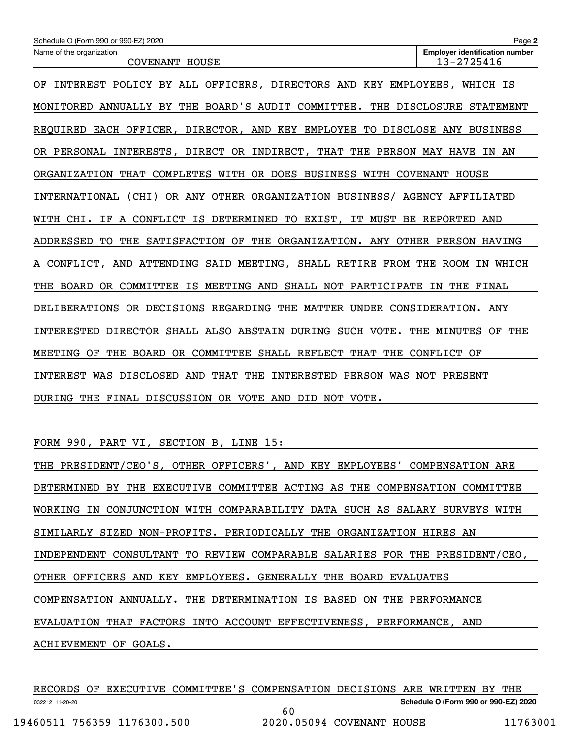Schedule O (Form 990 or 990-EZ) 2020

Name of the organization: COVENANT HOUSE

Employer identification number: 13-2725416

OF INTEREST POLICY BY ALL OFFICERS, DIRECTORS AND KEY EMPLOYEES, WHICH IS MONITORED ANNUALLY BY THE BOARD'S AUDIT COMMITTEE. THE DISCLOSURE STATEMENT REQUIRED EACH OFFICER, DIRECTOR, AND KEY EMPLOYEE TO DISCLOSE ANY BUSINESS OR PERSONAL INTERESTS, DIRECT OR INDIRECT, THAT THE PERSON MAY HAVE IN AN ORGANIZATION THAT COMPLETES WITH OR DOES BUSINESS WITH COVENANT HOUSE INTERNATIONAL (CHI) OR ANY OTHER ORGANIZATION BUSINESS/ AGENCY AFFILIATED WITH CHI. IF A CONFLICT IS DETERMINED TO EXIST, IT MUST BE REPORTED AND ADDRESSED TO THE SATISFACTION OF THE ORGANIZATION. ANY OTHER PERSON HAVING A CONFLICT, AND ATTENDING SAID MEETING, SHALL RETIRE FROM THE ROOM IN WHICH THE BOARD OR COMMITTEE IS MEETING AND SHALL NOT PARTICIPATE IN THE FINAL DELIBERATIONS OR DECISIONS REGARDING THE MATTER UNDER CONSIDERATION. ANY INTERESTED DIRECTOR SHALL ALSO ABSTAIN DURING SUCH VOTE. THE MINUTES OF THE MEETING OF THE BOARD OR COMMITTEE SHALL REFLECT THAT THE CONFLICT OF INTEREST WAS DISCLOSED AND THAT THE INTERESTED PERSON WAS NOT PRESENT DURING THE FINAL DISCUSSION OR VOTE AND DID NOT VOTE.

FORM 990, PART VI, SECTION B, LINE 15:

THE PRESIDENT/CEO'S, OTHER OFFICERS', AND KEY EMPLOYEES' COMPENSATION ARE DETERMINED BY THE EXECUTIVE COMMITTEE ACTING AS THE COMPENSATION COMMITTEE WORKING IN CONJUNCTION WITH COMPARABILITY DATA SUCH AS SALARY SURVEYS WITH SIMILARLY SIZED NON-PROFITS. PERIODICALLY THE ORGANIZATION HIRES AN INDEPENDENT CONSULTANT TO REVIEW COMPARABLE SALARIES FOR THE PRESIDENT/CEO, OTHER OFFICERS AND KEY EMPLOYEES. GENERALLY THE BOARD EVALUATES COMPENSATION ANNUALLY. THE DETERMINATION IS BASED ON THE PERFORMANCE EVALUATION THAT FACTORS INTO ACCOUNT EFFECTIVENESS, PERFORMANCE, AND ACHIEVEMENT OF GOALS.

RECORDS OF EXECUTIVE COMMITTEE'S COMPENSATION DECISIONS ARE WRITTEN BY THE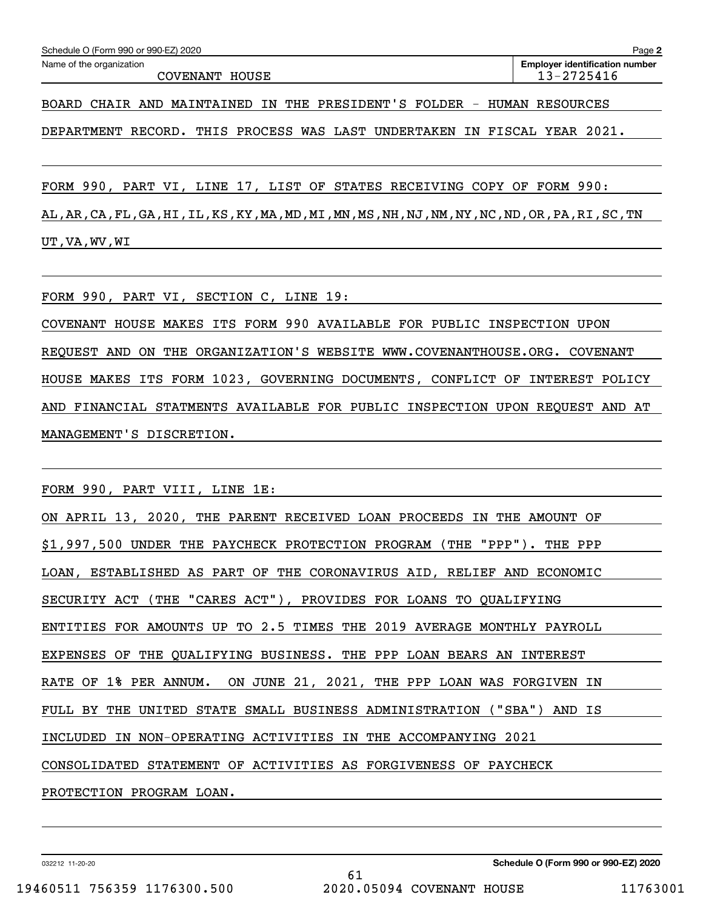Schedule O (Form 990 or 990-EZ) 2020

Name of the organization: COVENANT HOUSE

Employer identification number: 13-2725416

BOARD CHAIR AND MAINTAINED IN THE PRESIDENT'S FOLDER - HUMAN RESOURCES DEPARTMENT RECORD. THIS PROCESS WAS LAST UNDERTAKEN IN FISCAL YEAR 2021.

FORM 990, PART VI, LINE 17, LIST OF STATES RECEIVING COPY OF FORM 990:

AL,AR,CA,FL,GA,HI,IL,KS,KY,MA,MD,MI,MN,MS,NH,NJ,NM,NY,NC,ND,OR,PA,RI,SC,TN UT,VA,WV,WI

FORM 990, PART VI, SECTION C, LINE 19:

COVENANT HOUSE MAKES ITS FORM 990 AVAILABLE FOR PUBLIC INSPECTION UPON REQUEST AND ON THE ORGANIZATION'S WEBSITE WWW.COVENANTHOUSE.ORG. COVENANT HOUSE MAKES ITS FORM 1023, GOVERNING DOCUMENTS, CONFLICT OF INTEREST POLICY AND FINANCIAL STATMENTS AVAILABLE FOR PUBLIC INSPECTION UPON REQUEST AND AT MANAGEMENT'S DISCRETION.

FORM 990, PART VIII, LINE 1E:

ON APRIL 13, 2020, THE PARENT RECEIVED LOAN PROCEEDS IN THE AMOUNT OF $1,997,500 UNDER THE PAYCHECK PROTECTION PROGRAM (THE "PPP"). THE PPP LOAN, ESTABLISHED AS PART OF THE CORONAVIRUS AID, RELIEF AND ECONOMIC SECURITY ACT (THE "CARES ACT"), PROVIDES FOR LOANS TO QUALIFYING ENTITIES FOR AMOUNTS UP TO 2.5 TIMES THE 2019 AVERAGE MONTHLY PAYROLL EXPENSES OF THE QUALIFYING BUSINESS. THE PPP LOAN BEARS AN INTEREST RATE OF 1% PER ANNUM. ON JUNE 21, 2021, THE PPP LOAN WAS FORGIVEN IN FULL BY THE UNITED STATE SMALL BUSINESS ADMINISTRATION ("SBA") AND IS INCLUDED IN NON-OPERATING ACTIVITIES IN THE ACCOMPANYING 2021 CONSOLIDATED STATEMENT OF ACTIVITIES AS FORGIVENESS OF PAYCHECK PROTECTION PROGRAM LOAN.

Schedule O (Form 990 or 990-EZ) 2020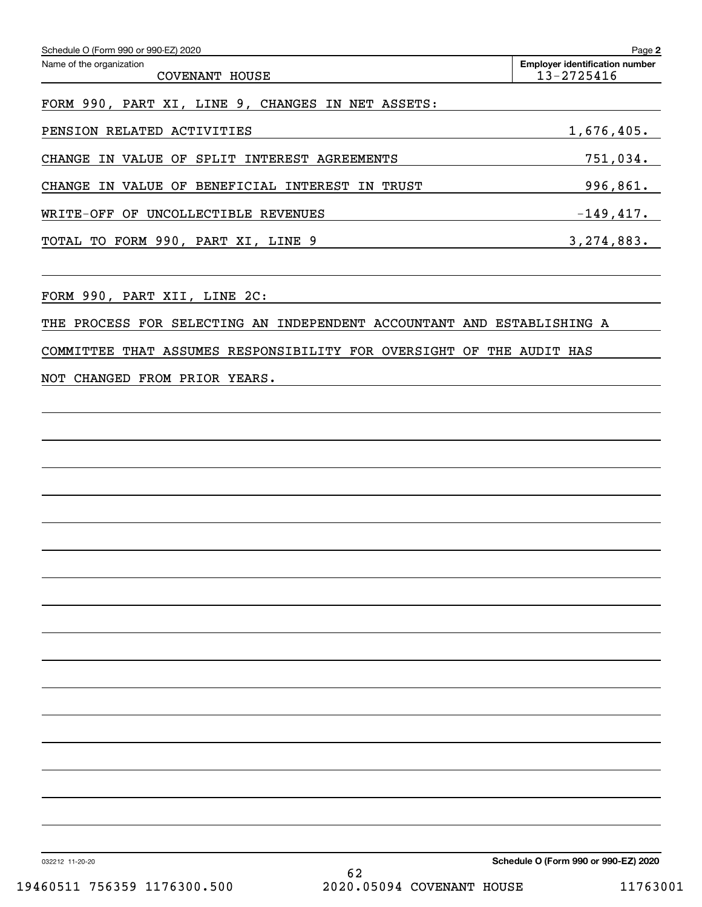Schedule O (Form 990 or 990-EZ) 2020 Page **2**

| Name of the organization | Employer identification number |
| --- | --- |
| COVENANT HOUSE | 13-2725416 |

FORM 990, PART XI, LINE 9, CHANGES IN NET ASSETS:

| | |
| --- | --- |
| PENSION RELATED ACTIVITIES | 1,676,405. |
| CHANGE IN VALUE OF SPLIT INTEREST AGREEMENTS | 751,034. |
| CHANGE IN VALUE OF BENEFICIAL INTEREST IN TRUST | 996,861. |
| WRITE-OFF OF UNCOLLECTIBLE REVENUES | -149,417. |
| TOTAL TO FORM 990, PART XI, LINE 9 | 3,274,883. |

FORM 990, PART XII, LINE 2C:

THE PROCESS FOR SELECTING AN INDEPENDENT ACCOUNTANT AND ESTABLISHING A COMMITTEE THAT ASSUMES RESPONSIBILITY FOR OVERSIGHT OF THE AUDIT HAS NOT CHANGED FROM PRIOR YEARS.

032212 11-20-20 **Schedule O (Form 990 or 990-EZ) 2020**

19460511 756359 1176300.500 2020.05094 COVENANT HOUSE 11763001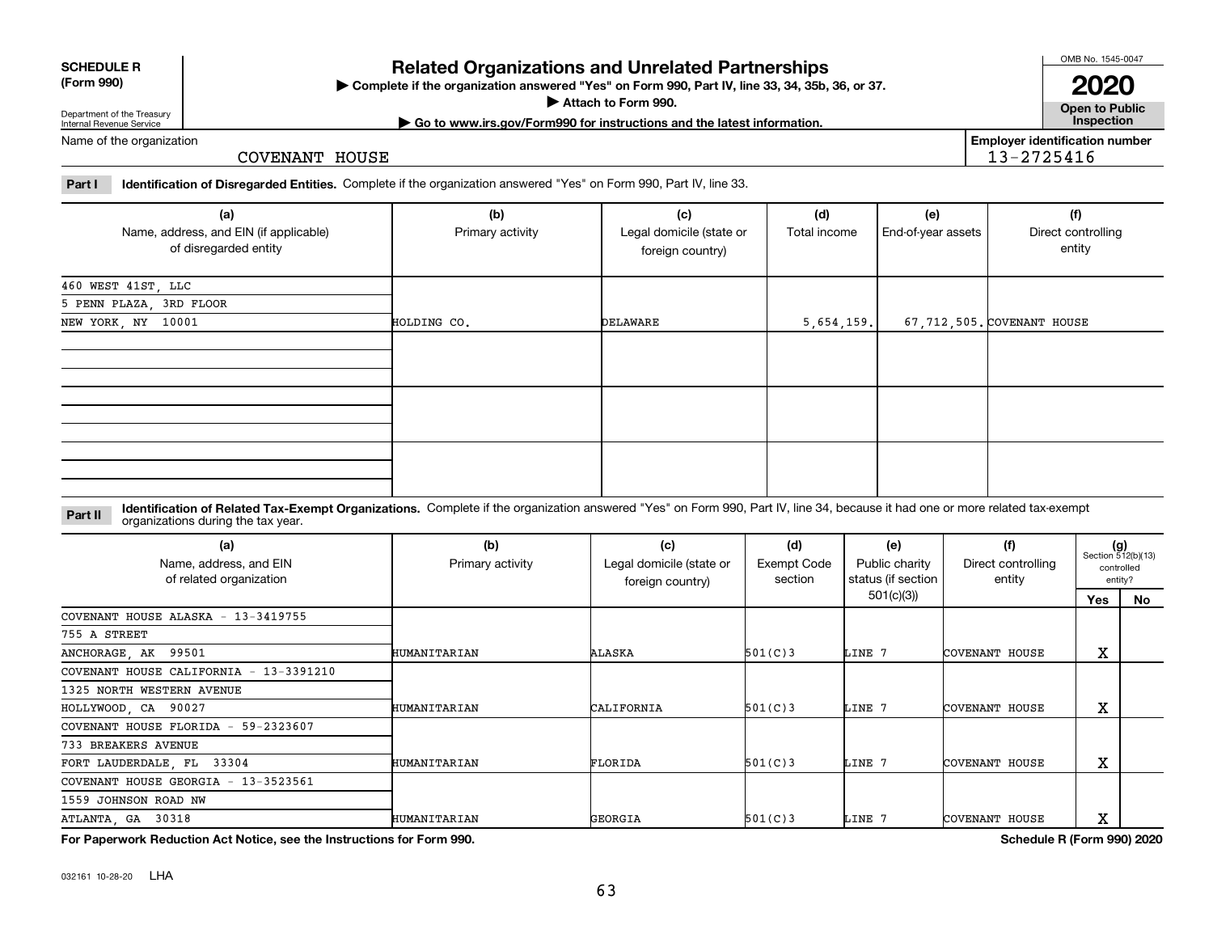**SCHEDULE R (Form 990)**

Department of the Treasury
Internal Revenue Service

# Related Organizations and Unrelated Partnerships

▶ Complete if the organization answered "Yes" on Form 990, Part IV, line 33, 34, 35b, 36, or 37.
▶ Attach to Form 990.
▶ Go to www.irs.gov/Form990 for instructions and the latest information.

OMB No. 1545-0047

**2020**

**Open to Public Inspection**

Name of the organization: COVENANT HOUSE

Employer identification number: 13-2725416

**Part I** **Identification of Disregarded Entities.** Complete if the organization answered "Yes" on Form 990, Part IV, line 33.

| (a) Name, address, and EIN (if applicable) of disregarded entity | (b) Primary activity | (c) Legal domicile (state or foreign country) | (d) Total income | (e) End-of-year assets | (f) Direct controlling entity |
|---|---|---|---|---|---|
| 460 WEST 41ST, LLC<br>5 PENN PLAZA, 3RD FLOOR<br>NEW YORK, NY 10001 | HOLDING CO. | DELAWARE | 5,654,159. | 67,712,505. | COVENANT HOUSE |
| | | | | | |
| | | | | | |
| | | | | | |

**Part II** **Identification of Related Tax-Exempt Organizations.** Complete if the organization answered "Yes" on Form 990, Part IV, line 34, because it had one or more related tax-exempt organizations during the tax year.

| (a) Name, address, and EIN of related organization | (b) Primary activity | (c) Legal domicile (state or foreign country) | (d) Exempt Code section | (e) Public charity status (if section 501(c)(3)) | (f) Direct controlling entity | (g) Section 512(b)(13) controlled entity? Yes | No |
|---|---|---|---|---|---|---|---|
| COVENANT HOUSE ALASKA - 13-3419755<br>755 A STREET<br>ANCHORAGE, AK 99501 | HUMANITARIAN | ALASKA | 501(C)3 | LINE 7 | COVENANT HOUSE | X | |
| COVENANT HOUSE CALIFORNIA - 13-3391210<br>1325 NORTH WESTERN AVENUE<br>HOLLYWOOD, CA 90027 | HUMANITARIAN | CALIFORNIA | 501(C)3 | LINE 7 | COVENANT HOUSE | X | |
| COVENANT HOUSE FLORIDA - 59-2323607<br>733 BREAKERS AVENUE<br>FORT LAUDERDALE, FL 33304 | HUMANITARIAN | FLORIDA | 501(C)3 | LINE 7 | COVENANT HOUSE | X | |
| COVENANT HOUSE GEORGIA - 13-3523561<br>1559 JOHNSON ROAD NW<br>ATLANTA, GA 30318 | HUMANITARIAN | GEORGIA | 501(C)3 | LINE 7 | COVENANT HOUSE | X | |

**For Paperwork Reduction Act Notice, see the Instructions for Form 990.**

**Schedule R (Form 990) 2020**

032161 10-28-20 LHA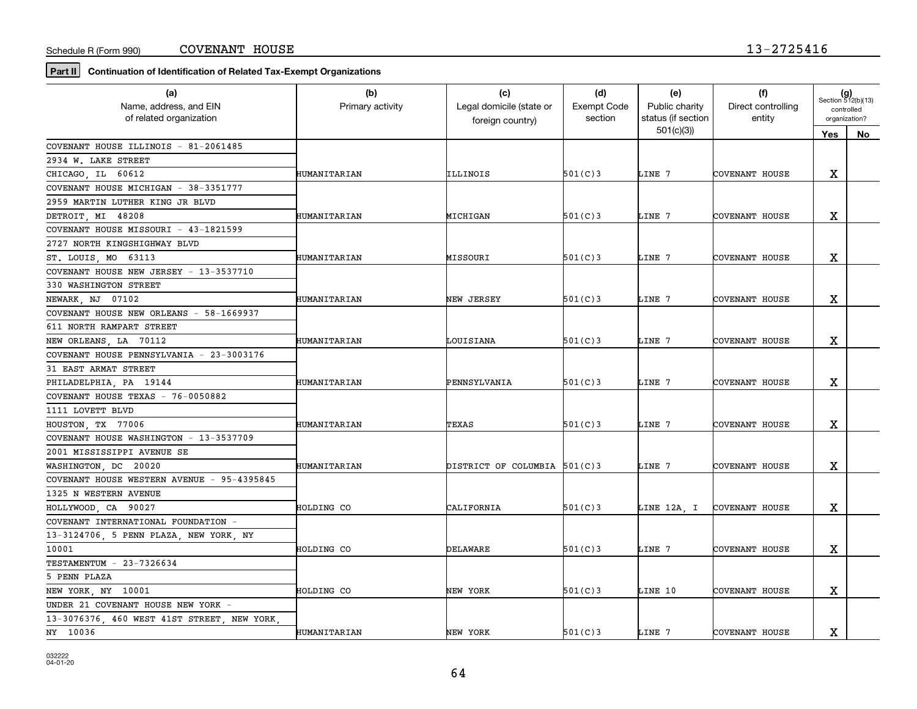Schedule R (Form 990) COVENANT HOUSE 13-2725416

**Part II** **Continuation of Identification of Related Tax-Exempt Organizations**

| (a) Name, address, and EIN of related organization | (b) Primary activity | (c) Legal domicile (state or foreign country) | (d) Exempt Code section | (e) Public charity status (if section 501(c)(3)) | (f) Direct controlling entity | (g) Section 512(b)(13) controlled organization? Yes | No |
|---|---|---|---|---|---|---|---|
| COVENANT HOUSE ILLINOIS - 81-2061485, 2934 W. LAKE STREET, CHICAGO, IL 60612 | HUMANITARIAN | ILLINOIS | 501(C)3 | LINE 7 | COVENANT HOUSE | X | |
| COVENANT HOUSE MICHIGAN - 38-3351777, 2959 MARTIN LUTHER KING JR BLVD, DETROIT, MI 48208 | HUMANITARIAN | MICHIGAN | 501(C)3 | LINE 7 | COVENANT HOUSE | X | |
| COVENANT HOUSE MISSOURI - 43-1821599, 2727 NORTH KINGSHIGHWAY BLVD, ST. LOUIS, MO 63113 | HUMANITARIAN | MISSOURI | 501(C)3 | LINE 7 | COVENANT HOUSE | X | |
| COVENANT HOUSE NEW JERSEY - 13-3537710, 330 WASHINGTON STREET, NEWARK, NJ 07102 | HUMANITARIAN | NEW JERSEY | 501(C)3 | LINE 7 | COVENANT HOUSE | X | |
| COVENANT HOUSE NEW ORLEANS - 58-1669937, 611 NORTH RAMPART STREET, NEW ORLEANS, LA 70112 | HUMANITARIAN | LOUISIANA | 501(C)3 | LINE 7 | COVENANT HOUSE | X | |
| COVENANT HOUSE PENNSYLVANIA - 23-3003176, 31 EAST ARMAT STREET, PHILADELPHIA, PA 19144 | HUMANITARIAN | PENNSYLVANIA | 501(C)3 | LINE 7 | COVENANT HOUSE | X | |
| COVENANT HOUSE TEXAS - 76-0050882, 1111 LOVETT BLVD, HOUSTON, TX 77006 | HUMANITARIAN | TEXAS | 501(C)3 | LINE 7 | COVENANT HOUSE | X | |
| COVENANT HOUSE WASHINGTON - 13-3537709, 2001 MISSISSIPPI AVENUE SE, WASHINGTON, DC 20020 | HUMANITARIAN | DISTRICT OF COLUMBIA | 501(C)3 | LINE 7 | COVENANT HOUSE | X | |
| COVENANT HOUSE WESTERN AVENUE - 95-4395845, 1325 N WESTERN AVENUE, HOLLYWOOD, CA 90027 | HOLDING CO | CALIFORNIA | 501(C)3 | LINE 12A, I | COVENANT HOUSE | X | |
| COVENANT INTERNATIONAL FOUNDATION - 13-3124706, 5 PENN PLAZA, NEW YORK, NY 10001 | HOLDING CO | DELAWARE | 501(C)3 | LINE 7 | COVENANT HOUSE | X | |
| TESTAMENTUM - 23-7326634, 5 PENN PLAZA, NEW YORK, NY 10001 | HOLDING CO | NEW YORK | 501(C)3 | LINE 10 | COVENANT HOUSE | X | |
| UNDER 21 COVENANT HOUSE NEW YORK - 13-3076376, 460 WEST 41ST STREET, NEW YORK, NY 10036 | HUMANITARIAN | NEW YORK | 501(C)3 | LINE 7 | COVENANT HOUSE | X | |

032222 04-01-20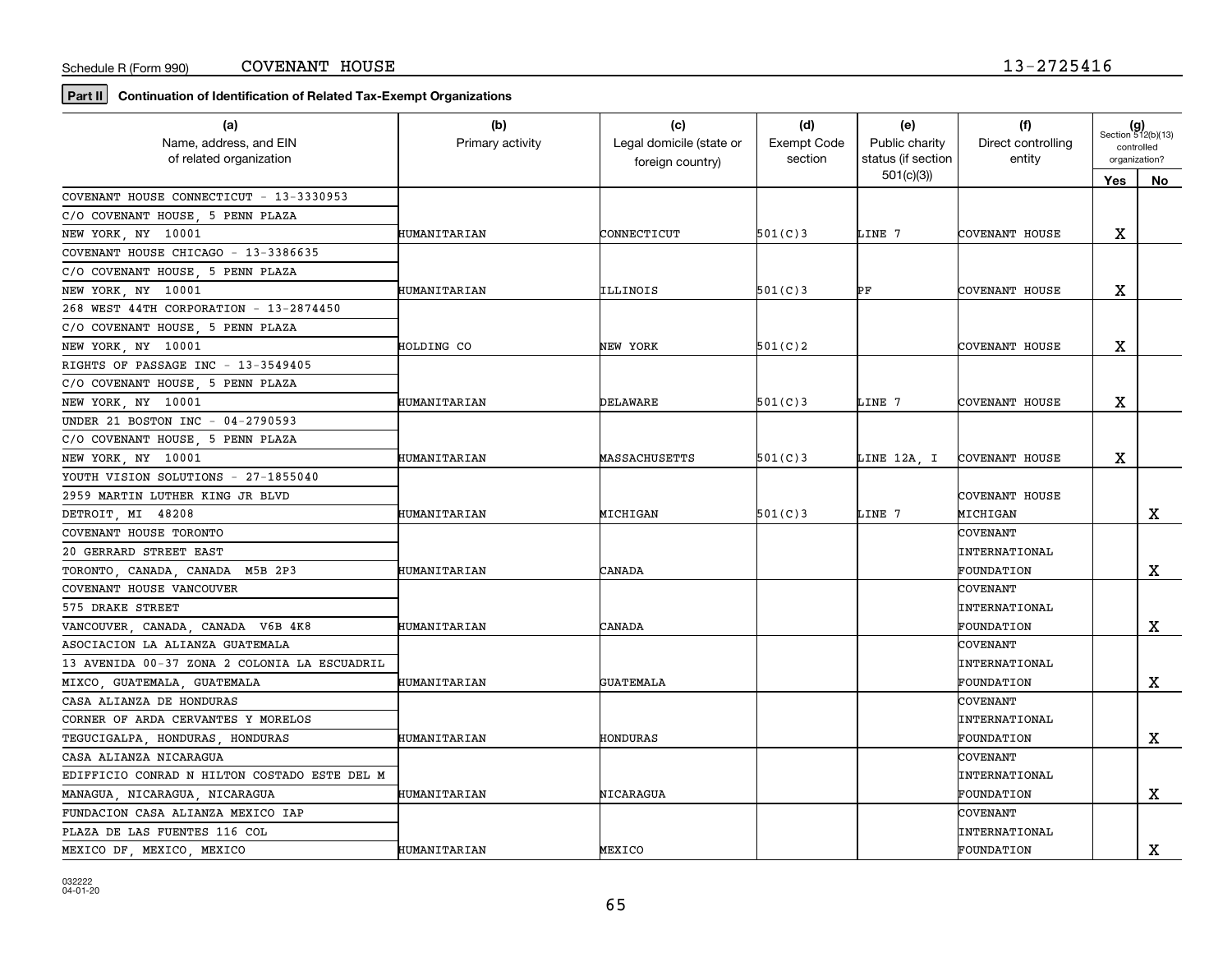Schedule R (Form 990) COVENANT HOUSE 13-2725416

**Part II** **Continuation of Identification of Related Tax-Exempt Organizations**

| (a) Name, address, and EIN of related organization | (b) Primary activity | (c) Legal domicile (state or foreign country) | (d) Exempt Code section | (e) Public charity status (if section 501(c)(3)) | (f) Direct controlling entity | (g) Section 512(b)(13) controlled organization? Yes | No |
|---|---|---|---|---|---|---|---|
| COVENANT HOUSE CONNECTICUT - 13-3330953 C/O COVENANT HOUSE, 5 PENN PLAZA NEW YORK, NY 10001 | HUMANITARIAN | CONNECTICUT | 501(C)3 | LINE 7 | COVENANT HOUSE | X | |
| COVENANT HOUSE CHICAGO - 13-3386635 C/O COVENANT HOUSE, 5 PENN PLAZA NEW YORK, NY 10001 | HUMANITARIAN | ILLINOIS | 501(C)3 | PF | COVENANT HOUSE | X | |
| 268 WEST 44TH CORPORATION - 13-2874450 C/O COVENANT HOUSE, 5 PENN PLAZA NEW YORK, NY 10001 | HOLDING CO | NEW YORK | 501(C)2 | | COVENANT HOUSE | X | |
| RIGHTS OF PASSAGE INC - 13-3549405 C/O COVENANT HOUSE, 5 PENN PLAZA NEW YORK, NY 10001 | HUMANITARIAN | DELAWARE | 501(C)3 | LINE 7 | COVENANT HOUSE | X | |
| UNDER 21 BOSTON INC - 04-2790593 C/O COVENANT HOUSE, 5 PENN PLAZA NEW YORK, NY 10001 | HUMANITARIAN | MASSACHUSETTS | 501(C)3 | LINE 12A, I | COVENANT HOUSE | X | |
| YOUTH VISION SOLUTIONS - 27-1855040 2959 MARTIN LUTHER KING JR BLVD DETROIT, MI 48208 | HUMANITARIAN | MICHIGAN | 501(C)3 | LINE 7 | COVENANT HOUSE MICHIGAN | | X |
| COVENANT HOUSE TORONTO 20 GERRARD STREET EAST TORONTO, CANADA, CANADA M5B 2P3 | HUMANITARIAN | CANADA | | | COVENANT INTERNATIONAL FOUNDATION | | X |
| COVENANT HOUSE VANCOUVER 575 DRAKE STREET VANCOUVER, CANADA, CANADA V6B 4K8 | HUMANITARIAN | CANADA | | | COVENANT INTERNATIONAL FOUNDATION | | X |
| ASOCIACION LA ALIANZA GUATEMALA 13 AVENIDA 00-37 ZONA 2 COLONIA LA ESCUADRIL MIXCO, GUATEMALA, GUATEMALA | HUMANITARIAN | GUATEMALA | | | COVENANT INTERNATIONAL FOUNDATION | | X |
| CASA ALIANZA DE HONDURAS CORNER OF ARDA CERVANTES Y MORELOS TEGUCIGALPA, HONDURAS, HONDURAS | HUMANITARIAN | HONDURAS | | | COVENANT INTERNATIONAL FOUNDATION | | X |
| CASA ALIANZA NICARAGUA EDIFFICIO CONRAD N HILTON COSTADO ESTE DEL M MANAGUA, NICARAGUA, NICARAGUA | HUMANITARIAN | NICARAGUA | | | COVENANT INTERNATIONAL FOUNDATION | | X |
| FUNDACION CASA ALIANZA MEXICO IAP PLAZA DE LAS FUENTES 116 COL MEXICO DF, MEXICO, MEXICO | HUMANITARIAN | MEXICO | | | COVENANT INTERNATIONAL FOUNDATION | | X |

032222 04-01-20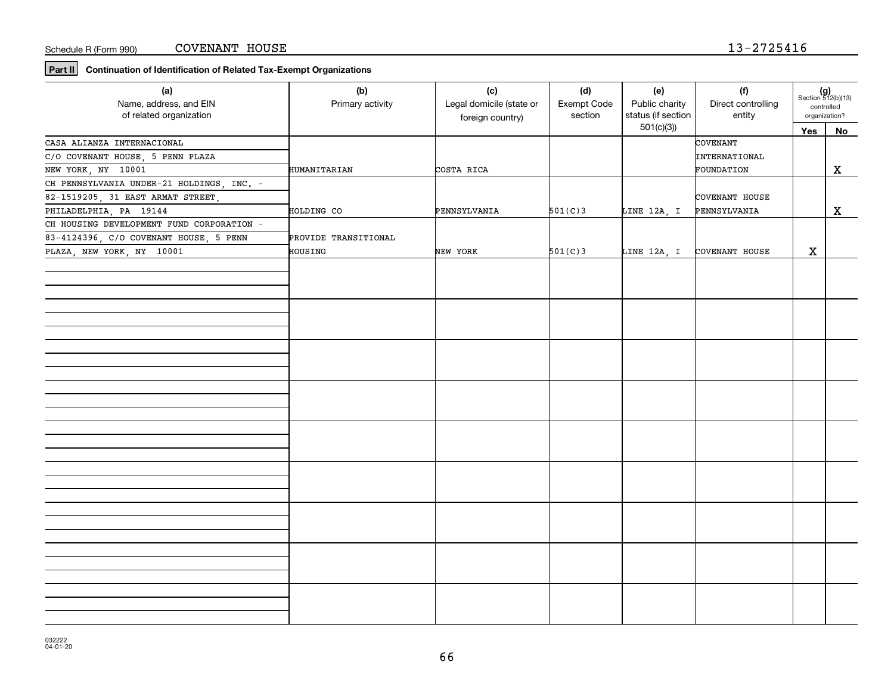Schedule R (Form 990) COVENANT HOUSE 13-2725416

**Part II** **Continuation of Identification of Related Tax-Exempt Organizations**

| (a) Name, address, and EIN of related organization | (b) Primary activity | (c) Legal domicile (state or foreign country) | (d) Exempt Code section | (e) Public charity status (if section 501(c)(3)) | (f) Direct controlling entity | (g) Section 512(b)(13) controlled organization? Yes | No |
|---|---|---|---|---|---|---|---|
| CASA ALIANZA INTERNACIONAL C/O COVENANT HOUSE, 5 PENN PLAZA NEW YORK, NY 10001 | HUMANITARIAN | COSTA RICA | | | COVENANT INTERNATIONAL FOUNDATION | | X |
| CH PENNSYLVANIA UNDER-21 HOLDINGS, INC. - 82-1519205, 31 EAST ARMAT STREET, PHILADELPHIA, PA 19144 | HOLDING CO | PENNSYLVANIA | 501(C)3 | LINE 12A, I | COVENANT HOUSE PENNSYLVANIA | | X |
| CH HOUSING DEVELOPMENT FUND CORPORATION - 83-4124396, C/O COVENANT HOUSE, 5 PENN PLAZA, NEW YORK, NY 10001 | PROVIDE TRANSITIONAL HOUSING | NEW YORK | 501(C)3 | LINE 12A, I | COVENANT HOUSE | X | |

032222 04-01-20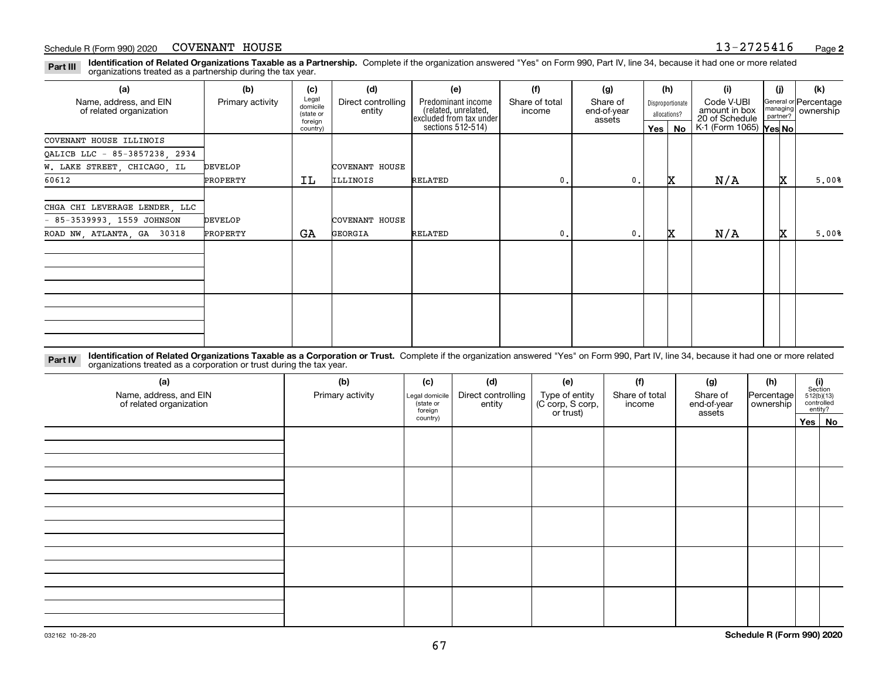Schedule R (Form 990) 2020 COVENANT HOUSE 13-2725416 Page **2**

**Part III** **Identification of Related Organizations Taxable as a Partnership.** Complete if the organization answered "Yes" on Form 990, Part IV, line 34, because it had one or more related organizations treated as a partnership during the tax year.

| (a) Name, address, and EIN of related organization | (b) Primary activity | (c) Legal domicile (state or foreign country) | (d) Direct controlling entity | (e) Predominant income (related, unrelated, excluded from tax under sections 512-514) | (f) Share of total income | (g) Share of end-of-year assets | (h) Disproportionate allocations? Yes | (h) No | (i) Code V-UBI amount in box 20 of Schedule K-1 (Form 1065) | (j) General or managing partner? Yes | (j) No | (k) Percentage ownership |
|---|---|---|---|---|---|---|---|---|---|---|---|---|
| COVENANT HOUSE ILLINOIS QALICB LLC - 85-3857238, 2934 W. LAKE STREET, CHICAGO, IL 60612 | DEVELOP PROPERTY | IL | COVENANT HOUSE ILLINOIS | RELATED | 0. | 0. | | X | N/A | | X | 5.00% |
| CHGA CHI LEVERAGE LENDER, LLC - 85-3539993, 1559 JOHNSON ROAD NW, ATLANTA, GA 30318 | DEVELOP PROPERTY | GA | COVENANT HOUSE GEORGIA | RELATED | 0. | 0. | | X | N/A | | X | 5.00% |
| | | | | | | | | | | | | |
| | | | | | | | | | | | | |

**Part IV** **Identification of Related Organizations Taxable as a Corporation or Trust.** Complete if the organization answered "Yes" on Form 990, Part IV, line 34, because it had one or more related organizations treated as a corporation or trust during the tax year.

| (a) Name, address, and EIN of related organization | (b) Primary activity | (c) Legal domicile (state or foreign country) | (d) Direct controlling entity | (e) Type of entity (C corp, S corp, or trust) | (f) Share of total income | (g) Share of end-of-year assets | (h) Percentage ownership | (i) Section 512(b)(13) controlled entity? Yes | (i) No |
|---|---|---|---|---|---|---|---|---|---|
| | | | | | | | | | |
| | | | | | | | | | |
| | | | | | | | | | |
| | | | | | | | | | |
| | | | | | | | | | |

032162 10-28-20 **Schedule R (Form 990) 2020**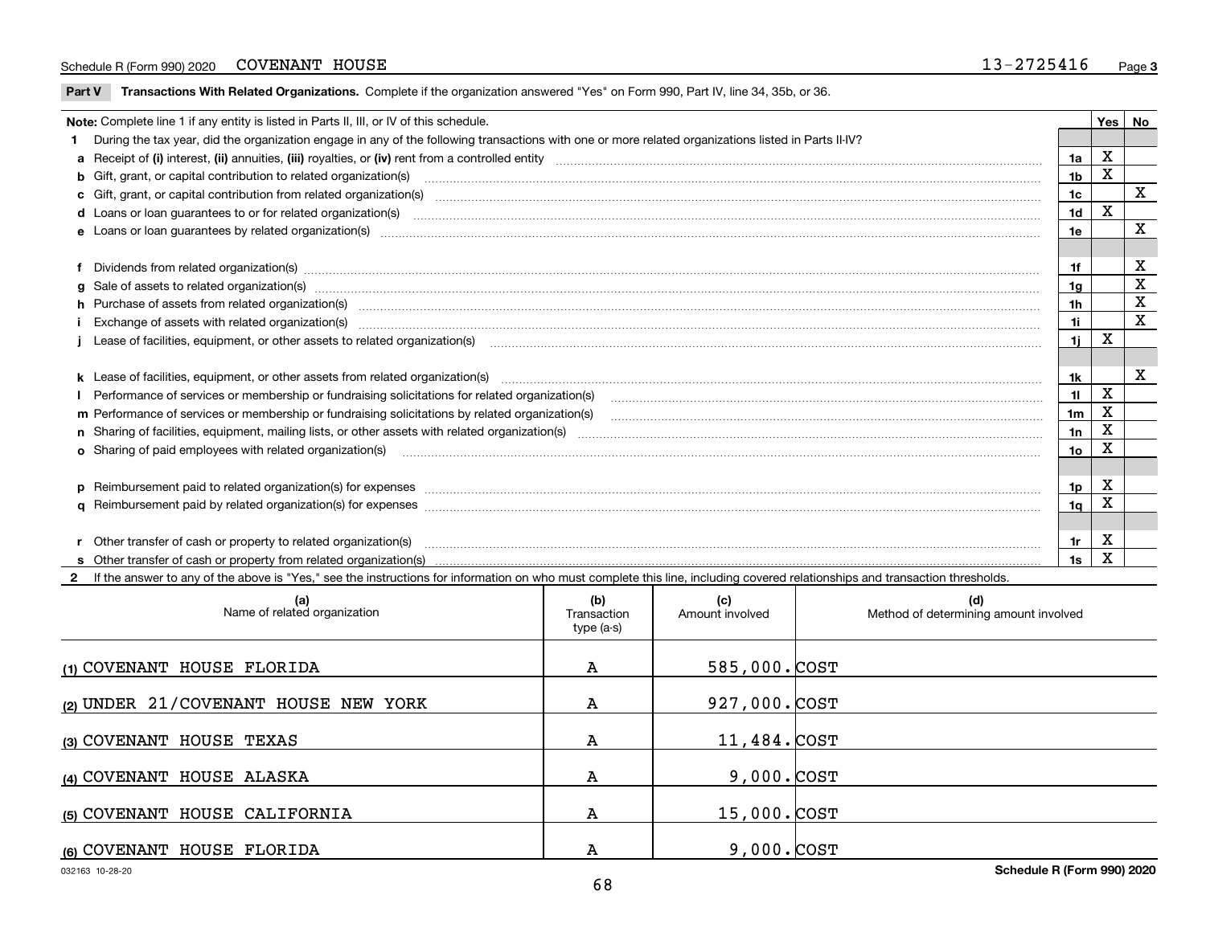Schedule R (Form 990) 2020 COVENANT HOUSE 13-2725416

**Part V** **Transactions With Related Organizations.** Complete if the organization answered "Yes" on Form 990, Part IV, line 34, 35b, or 36.

| **Note:** Complete line 1 if any entity is listed in Parts II, III, or IV of this schedule. | | Yes | No |
|---|---|---|---|
| **1** During the tax year, did the organization engage in any of the following transactions with one or more related organizations listed in Parts II-IV? | | | |
| **a** Receipt of **(i)** interest, **(ii)** annuities, **(iii)** royalties, or **(iv)** rent from a controlled entity | 1a | X | |
| **b** Gift, grant, or capital contribution to related organization(s) | 1b | X | |
| **c** Gift, grant, or capital contribution from related organization(s) | 1c | | X |
| **d** Loans or loan guarantees to or for related organization(s) | 1d | X | |
| **e** Loans or loan guarantees by related organization(s) | 1e | | X |
| **f** Dividends from related organization(s) | 1f | | X |
| **g** Sale of assets to related organization(s) | 1g | | X |
| **h** Purchase of assets from related organization(s) | 1h | | X |
| **i** Exchange of assets with related organization(s) | 1i | | X |
| **j** Lease of facilities, equipment, or other assets to related organization(s) | 1j | X | |
| **k** Lease of facilities, equipment, or other assets from related organization(s) | 1k | | X |
| **l** Performance of services or membership or fundraising solicitations for related organization(s) | 1l | X | |
| **m** Performance of services or membership or fundraising solicitations by related organization(s) | 1m | X | |
| **n** Sharing of facilities, equipment, mailing lists, or other assets with related organization(s) | 1n | X | |
| **o** Sharing of paid employees with related organization(s) | 1o | X | |
| **p** Reimbursement paid to related organization(s) for expenses | 1p | X | |
| **q** Reimbursement paid by related organization(s) for expenses | 1q | X | |
| **r** Other transfer of cash or property to related organization(s) | 1r | X | |
| **s** Other transfer of cash or property from related organization(s) | 1s | X | |

**2** If the answer to any of the above is "Yes," see the instructions for information on who must complete this line, including covered relationships and transaction thresholds.

| (a) Name of related organization | (b) Transaction type (a-s) | (c) Amount involved | (d) Method of determining amount involved |
|---|---|---|---|
| (1) COVENANT HOUSE FLORIDA | A | 585,000. | COST |
| (2) UNDER 21/COVENANT HOUSE NEW YORK | A | 927,000. | COST |
| (3) COVENANT HOUSE TEXAS | A | 11,484. | COST |
| (4) COVENANT HOUSE ALASKA | A | 9,000. | COST |
| (5) COVENANT HOUSE CALIFORNIA | A | 15,000. | COST |
| (6) COVENANT HOUSE FLORIDA | A | 9,000. | COST |

032163 10-28-20 **Schedule R (Form 990) 2020**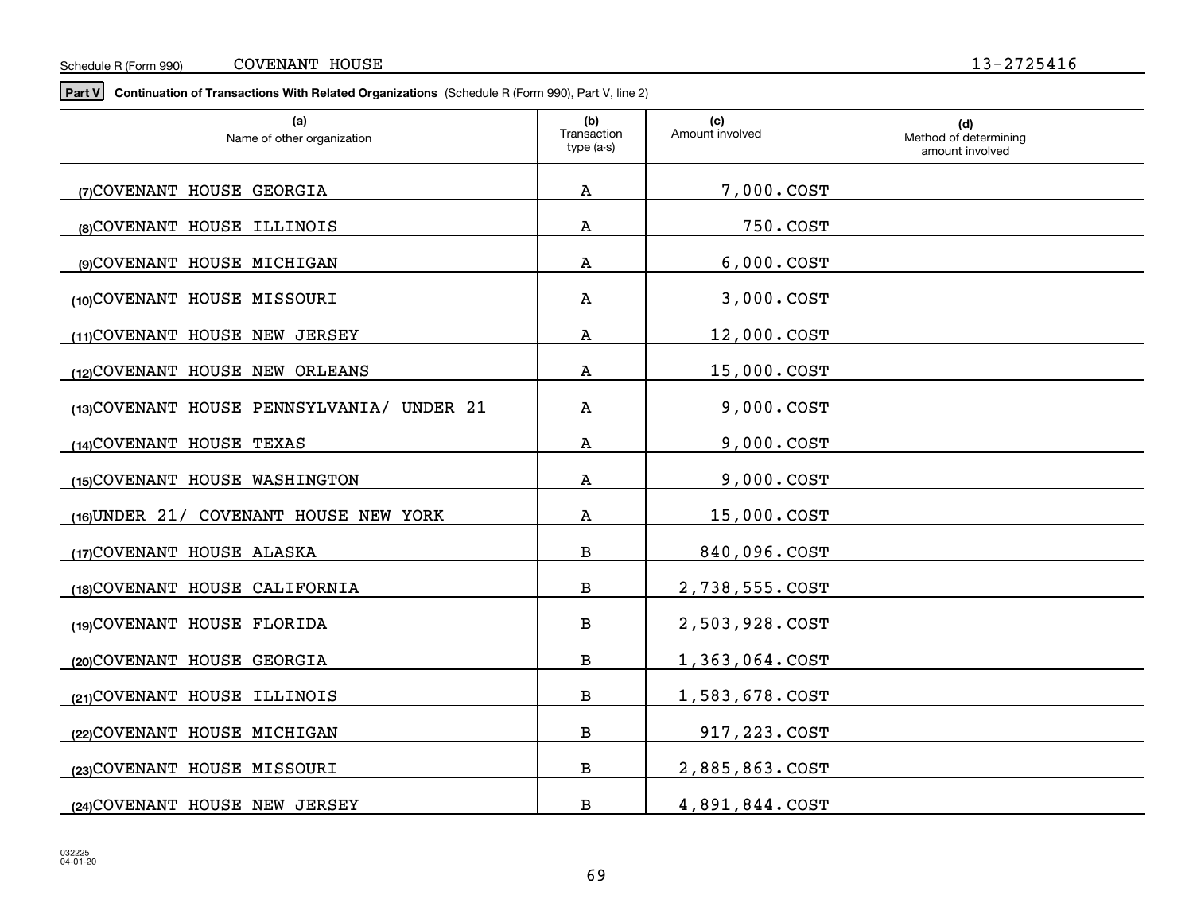Schedule R (Form 990) COVENANT HOUSE 13-2725416

**Part V** **Continuation of Transactions With Related Organizations** (Schedule R (Form 990), Part V, line 2)

| (a) Name of other organization | (b) Transaction type (a-s) | (c) Amount involved | (d) Method of determining amount involved |
|---|---|---|---|
| (7) COVENANT HOUSE GEORGIA | A | 7,000. | COST |
| (8) COVENANT HOUSE ILLINOIS | A | 750. | COST |
| (9) COVENANT HOUSE MICHIGAN | A | 6,000. | COST |
| (10) COVENANT HOUSE MISSOURI | A | 3,000. | COST |
| (11) COVENANT HOUSE NEW JERSEY | A | 12,000. | COST |
| (12) COVENANT HOUSE NEW ORLEANS | A | 15,000. | COST |
| (13) COVENANT HOUSE PENNSYLVANIA/ UNDER 21 | A | 9,000. | COST |
| (14) COVENANT HOUSE TEXAS | A | 9,000. | COST |
| (15) COVENANT HOUSE WASHINGTON | A | 9,000. | COST |
| (16) UNDER 21/ COVENANT HOUSE NEW YORK | A | 15,000. | COST |
| (17) COVENANT HOUSE ALASKA | B | 840,096. | COST |
| (18) COVENANT HOUSE CALIFORNIA | B | 2,738,555. | COST |
| (19) COVENANT HOUSE FLORIDA | B | 2,503,928. | COST |
| (20) COVENANT HOUSE GEORGIA | B | 1,363,064. | COST |
| (21) COVENANT HOUSE ILLINOIS | B | 1,583,678. | COST |
| (22) COVENANT HOUSE MICHIGAN | B | 917,223. | COST |
| (23) COVENANT HOUSE MISSOURI | B | 2,885,863. | COST |
| (24) COVENANT HOUSE NEW JERSEY | B | 4,891,844. | COST |

032225
04-01-20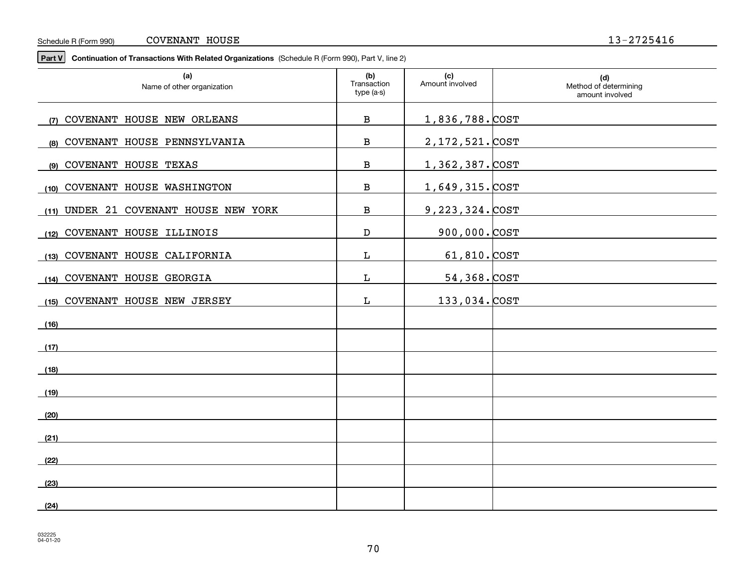Schedule R (Form 990) COVENANT HOUSE 13-2725416

**Part V** **Continuation of Transactions With Related Organizations** (Schedule R (Form 990), Part V, line 2)

| (a) Name of other organization | (b) Transaction type (a-s) | (c) Amount involved | (d) Method of determining amount involved |
|---|---|---|---|
| (7) COVENANT HOUSE NEW ORLEANS | B | 1,836,788. | COST |
| (8) COVENANT HOUSE PENNSYLVANIA | B | 2,172,521. | COST |
| (9) COVENANT HOUSE TEXAS | B | 1,362,387. | COST |
| (10) COVENANT HOUSE WASHINGTON | B | 1,649,315. | COST |
| (11) UNDER 21 COVENANT HOUSE NEW YORK | B | 9,223,324. | COST |
| (12) COVENANT HOUSE ILLINOIS | D | 900,000. | COST |
| (13) COVENANT HOUSE CALIFORNIA | L | 61,810. | COST |
| (14) COVENANT HOUSE GEORGIA | L | 54,368. | COST |
| (15) COVENANT HOUSE NEW JERSEY | L | 133,034. | COST |
| (16) | | | |
| (17) | | | |
| (18) | | | |
| (19) | | | |
| (20) | | | |
| (21) | | | |
| (22) | | | |
| (23) | | | |
| (24) | | | |

032225 04-01-20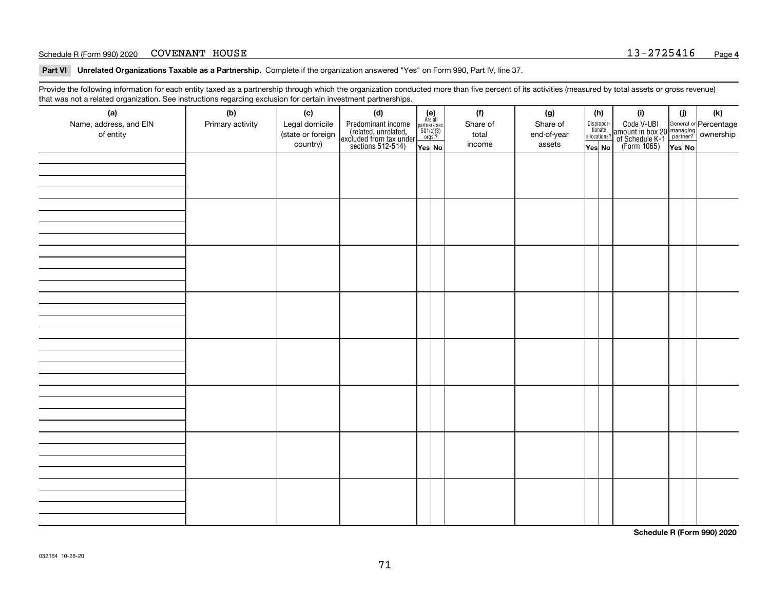Schedule R (Form 990) 2020 COVENANT HOUSE 13-2725416

**Part VI Unrelated Organizations Taxable as a Partnership.** Complete if the organization answered "Yes" on Form 990, Part IV, line 37.

Provide the following information for each entity taxed as a partnership through which the organization conducted more than five percent of its activities (measured by total assets or gross revenue) that was not a related organization. See instructions regarding exclusion for certain investment partnerships.

| (a) Name, address, and EIN of entity | (b) Primary activity | (c) Legal domicile (state or foreign country) | (d) Predominant income (related, unrelated, excluded from tax under sections 512-514) | (e) Are all partners sec. 501(c)(3) orgs.? | | (f) Share of total income | (g) Share of end-of-year assets | (h) Disproportionate allocations? | | (i) Code V-UBI amount in box 20 of Schedule K-1 (Form 1065) | (j) General or managing partner? | | (k) Percentage ownership |
|---|---|---|---|---|---|---|---|---|---|---|---|---|---|
| | | | | Yes | No | | | Yes | No | | Yes | No | |
| | | | | | | | | | | | | | |
| | | | | | | | | | | | | | |
| | | | | | | | | | | | | | |
| | | | | | | | | | | | | | |
| | | | | | | | | | | | | | |
| | | | | | | | | | | | | | |
| | | | | | | | | | | | | | |
| | | | | | | | | | | | | | |

**Schedule R (Form 990) 2020**

032164 10-28-20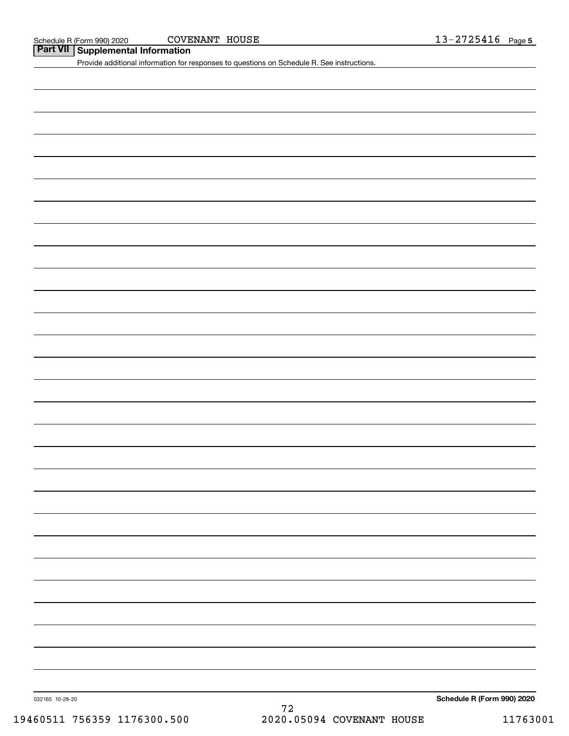## Part VII | Supplemental Information

Provide additional information for responses to questions on Schedule R. See instructions.